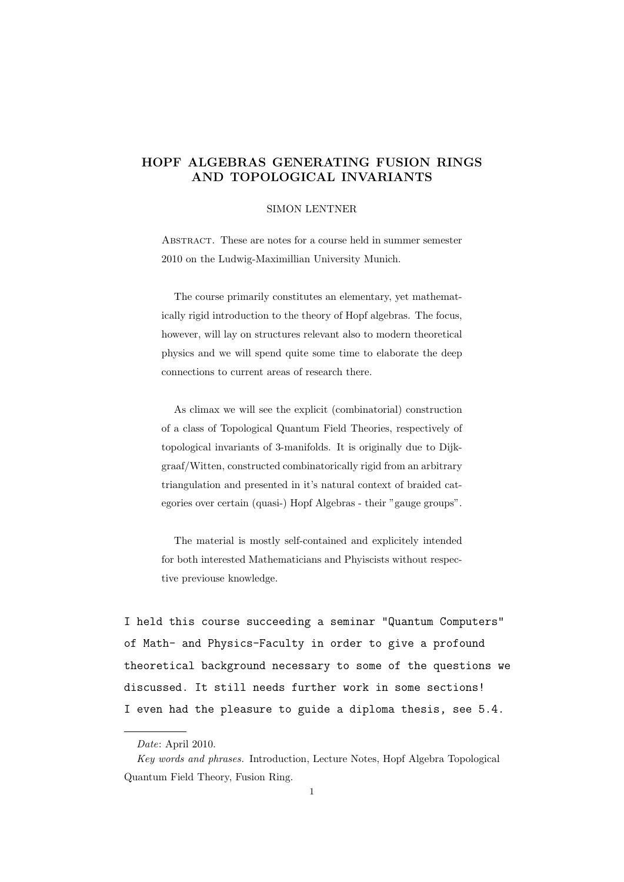# HOPF ALGEBRAS GENERATING FUSION RINGS AND TOPOLOGICAL INVARIANTS

SIMON LENTNER

Abstract. These are notes for a course held in summer semester 2010 on the Ludwig-Maximillian University Munich.

The course primarily constitutes an elementary, yet mathematically rigid introduction to the theory of Hopf algebras. The focus, however, will lay on structures relevant also to modern theoretical physics and we will spend quite some time to elaborate the deep connections to current areas of research there.

As climax we will see the explicit (combinatorial) construction of a class of Topological Quantum Field Theories, respectively of topological invariants of 3-manifolds. It is originally due to Dijkgraaf/Witten, constructed combinatorically rigid from an arbitrary triangulation and presented in it's natural context of braided categories over certain (quasi-) Hopf Algebras - their "gauge groups".

The material is mostly self-contained and explicitely intended for both interested Mathematicians and Phyiscists without respective previouse knowledge.

```
I held this course succeeding a seminar "Quantum Computers"
of Math- and Physics-Faculty in order to give a profound
theoretical background necessary to some of the questions we
discussed. It still needs further work in some sections!
I even had the pleasure to guide a diploma thesis, see 5.4.
```

---

*Date*: April 2010.

*Key words and phrases.* Introduction, Lecture Notes, Hopf Algebra Topological Quantum Field Theory, Fusion Ring.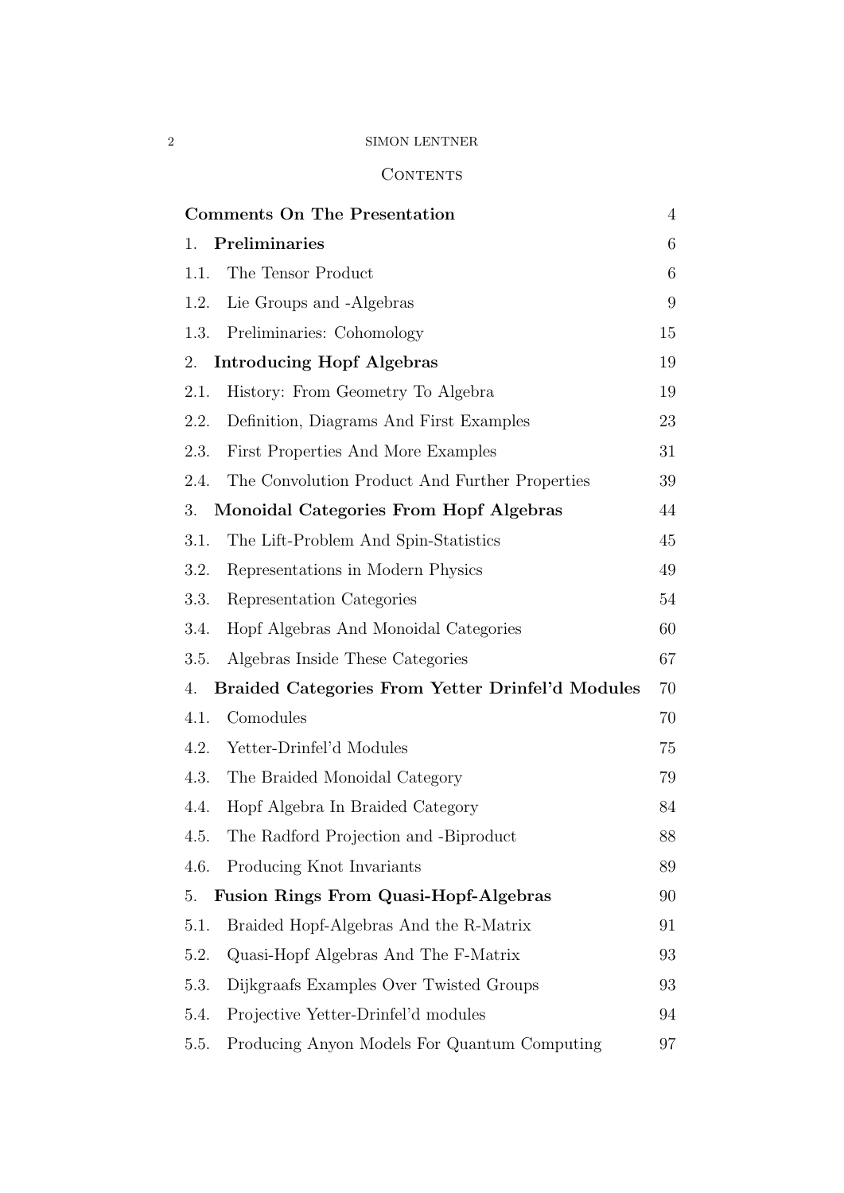## Contents

| | | |
|---|---|---|
| **Comments On The Presentation** | | 4 |
| 1. | **Preliminaries** | 6 |
| 1.1. | The Tensor Product | 6 |
| 1.2. | Lie Groups and -Algebras | 9 |
| 1.3. | Preliminaries: Cohomology | 15 |
| 2. | **Introducing Hopf Algebras** | 19 |
| 2.1. | History: From Geometry To Algebra | 19 |
| 2.2. | Definition, Diagrams And First Examples | 23 |
| 2.3. | First Properties And More Examples | 31 |
| 2.4. | The Convolution Product And Further Properties | 39 |
| 3. | **Monoidal Categories From Hopf Algebras** | 44 |
| 3.1. | The Lift-Problem And Spin-Statistics | 45 |
| 3.2. | Representations in Modern Physics | 49 |
| 3.3. | Representation Categories | 54 |
| 3.4. | Hopf Algebras And Monoidal Categories | 60 |
| 3.5. | Algebras Inside These Categories | 67 |
| 4. | **Braided Categories From Yetter Drinfel'd Modules** | 70 |
| 4.1. | Comodules | 70 |
| 4.2. | Yetter-Drinfel'd Modules | 75 |
| 4.3. | The Braided Monoidal Category | 79 |
| 4.4. | Hopf Algebra In Braided Category | 84 |
| 4.5. | The Radford Projection and -Biproduct | 88 |
| 4.6. | Producing Knot Invariants | 89 |
| 5. | **Fusion Rings From Quasi-Hopf-Algebras** | 90 |
| 5.1. | Braided Hopf-Algebras And the R-Matrix | 91 |
| 5.2. | Quasi-Hopf Algebras And The F-Matrix | 93 |
| 5.3. | Dijkgraafs Examples Over Twisted Groups | 93 |
| 5.4. | Projective Yetter-Drinfel'd modules | 94 |
| 5.5. | Producing Anyon Models For Quantum Computing | 97 |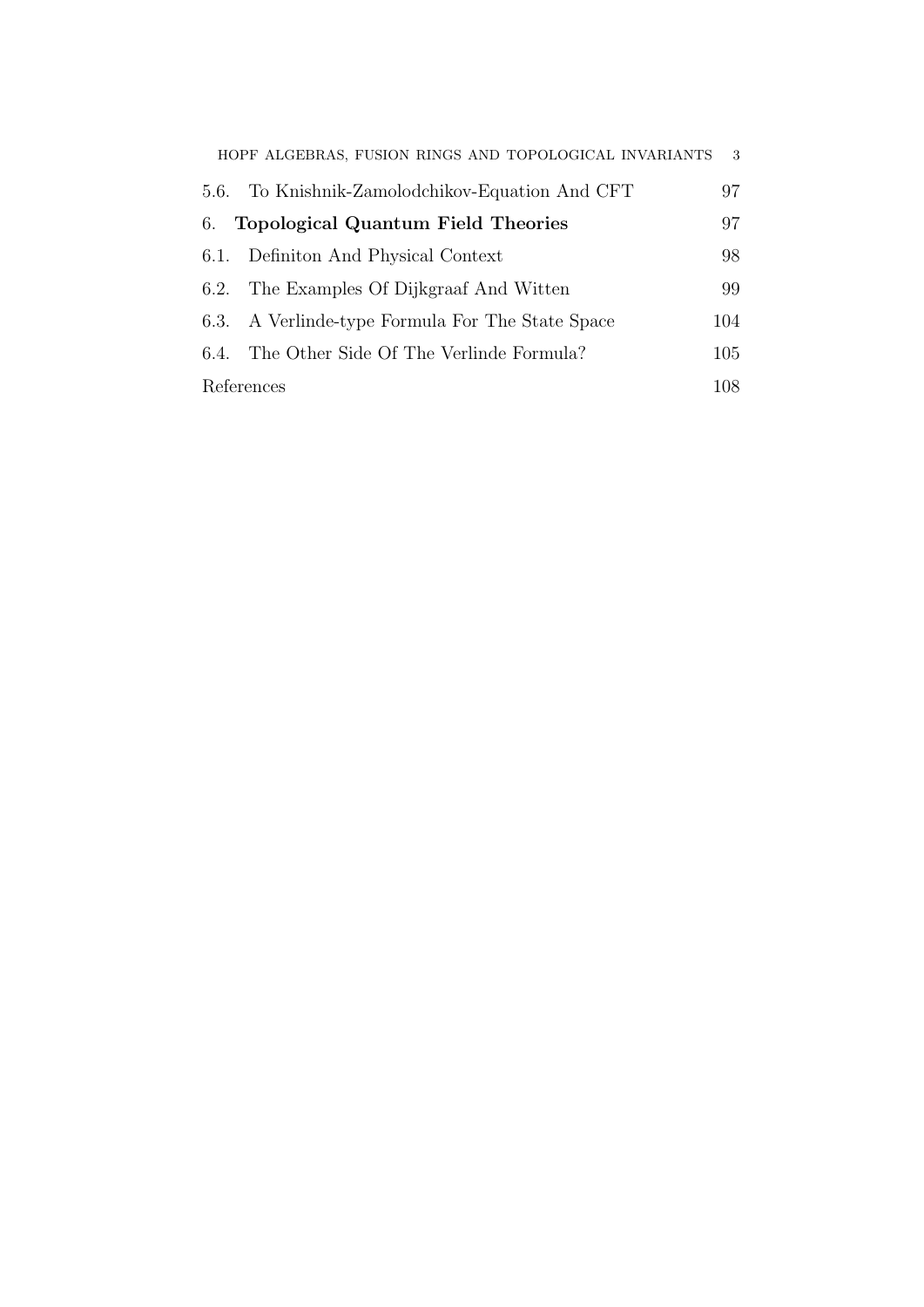5.6. To Knishnik-Zamolodchikov-Equation And CFT 97

**6. Topological Quantum Field Theories** 97

6.1. Definiton And Physical Context 98

6.2. The Examples Of Dijkgraaf And Witten 99

6.3. A Verlinde-type Formula For The State Space 104

6.4. The Other Side Of The Verlinde Formula? 105

References 108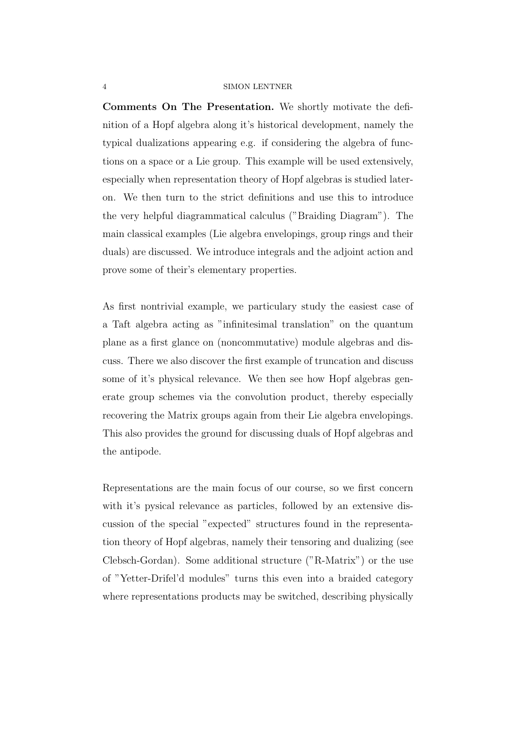**Comments On The Presentation.** We shortly motivate the definition of a Hopf algebra along it's historical development, namely the typical dualizations appearing e.g. if considering the algebra of functions on a space or a Lie group. This example will be used extensively, especially when representation theory of Hopf algebras is studied later-on. We then turn to the strict definitions and use this to introduce the very helpful diagrammatical calculus ("Braiding Diagram"). The main classical examples (Lie algebra envelopings, group rings and their duals) are discussed. We introduce integrals and the adjoint action and prove some of their's elementary properties.

As first nontrivial example, we particulary study the easiest case of a Taft algebra acting as "infinitesimal translation" on the quantum plane as a first glance on (noncommutative) module algebras and discuss. There we also discover the first example of truncation and discuss some of it's physical relevance. We then see how Hopf algebras generate group schemes via the convolution product, thereby especially recovering the Matrix groups again from their Lie algebra envelopings. This also provides the ground for discussing duals of Hopf algebras and the antipode.

Representations are the main focus of our course, so we first concern with it's pysical relevance as particles, followed by an extensive discussion of the special "expected" structures found in the representation theory of Hopf algebras, namely their tensoring and dualizing (see Clebsch-Gordan). Some additional structure ("R-Matrix") or the use of "Yetter-Drifel'd modules" turns this even into a braided category where representations products may be switched, describing physically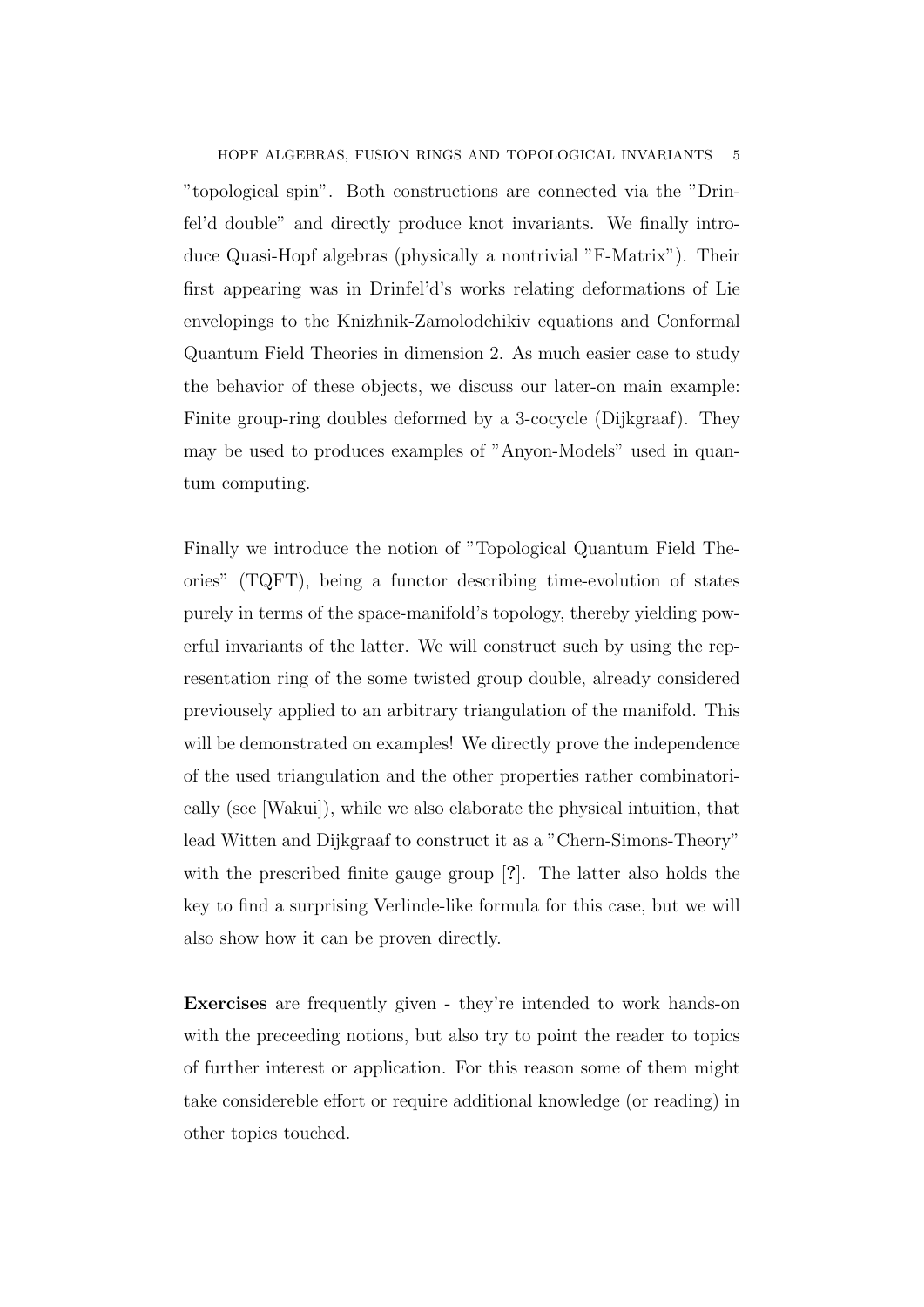"topological spin". Both constructions are connected via the "Drinfel'd double" and directly produce knot invariants. We finally introduce Quasi-Hopf algebras (physically a nontrivial "F-Matrix"). Their first appearing was in Drinfel'd's works relating deformations of Lie envelopings to the Knizhnik-Zamolodchikiv equations and Conformal Quantum Field Theories in dimension 2. As much easier case to study the behavior of these objects, we discuss our later-on main example: Finite group-ring doubles deformed by a 3-cocycle (Dijkgraaf). They may be used to produces examples of "Anyon-Models" used in quantum computing.

Finally we introduce the notion of "Topological Quantum Field Theories" (TQFT), being a functor describing time-evolution of states purely in terms of the space-manifold's topology, thereby yielding powerful invariants of the latter. We will construct such by using the representation ring of the some twisted group double, already considered previousely applied to an arbitrary triangulation of the manifold. This will be demonstrated on examples! We directly prove the independence of the used triangulation and the other properties rather combinatorically (see [Wakui]), while we also elaborate the physical intuition, that lead Witten and Dijkgraaf to construct it as a "Chern-Simons-Theory" with the prescribed finite gauge group [**?**]. The latter also holds the key to find a surprising Verlinde-like formula for this case, but we will also show how it can be proven directly.

**Exercises** are frequently given - they're intended to work hands-on with the preceeding notions, but also try to point the reader to topics of further interest or application. For this reason some of them might take considereble effort or require additional knowledge (or reading) in other topics touched.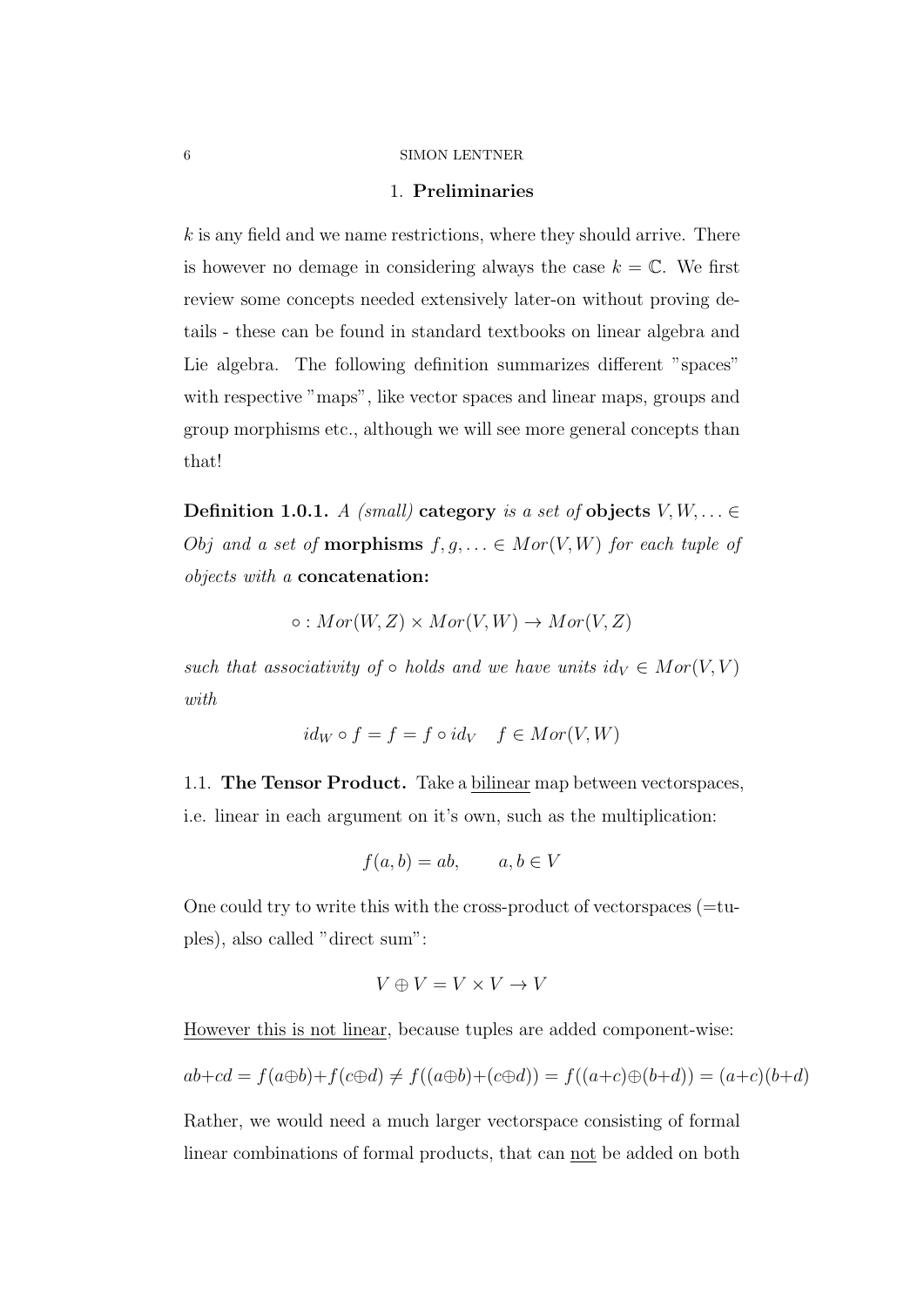# 1. Preliminaries

$k$ is any field and we name restrictions, where they should arrive. There is however no demage in considering always the case $k = \mathbb{C}$. We first review some concepts needed extensively later-on without proving details - these can be found in standard textbooks on linear algebra and Lie algebra. The following definition summarizes different "spaces" with respective "maps", like vector spaces and linear maps, groups and group morphisms etc., although we will see more general concepts than that!

**Definition 1.0.1.** *A (small)* **category** *is a set of* **objects** $V, W, \ldots \in Obj$ *and a set of* **morphisms** $f, g, \ldots \in Mor(V, W)$ *for each tuple of objects with a* **concatenation:**

$$\circ : Mor(W, Z) \times Mor(V, W) \to Mor(V, Z)$$

*such that associativity of* $\circ$ *holds and we have units* $id_V \in Mor(V, V)$ *with*

$$id_W \circ f = f = f \circ id_V \quad f \in Mor(V, W)$$

## 1.1. The Tensor Product.

Take a <u>bilinear</u> map between vectorspaces, i.e. linear in each argument on it's own, such as the multiplication:

$$f(a, b) = ab, \qquad a, b \in V$$

One could try to write this with the cross-product of vectorspaces (=tuples), also called "direct sum":

$$V \oplus V = V \times V \to V$$

<u>However this is not linear</u>, because tuples are added component-wise:

$$ab+cd = f(a\oplus b)+f(c\oplus d) \neq f((a\oplus b)+(c\oplus d)) = f((a+c)\oplus(b+d)) = (a+c)(b+d)$$

Rather, we would need a much larger vectorspace consisting of formal linear combinations of formal products, that can <u>not</u> be added on both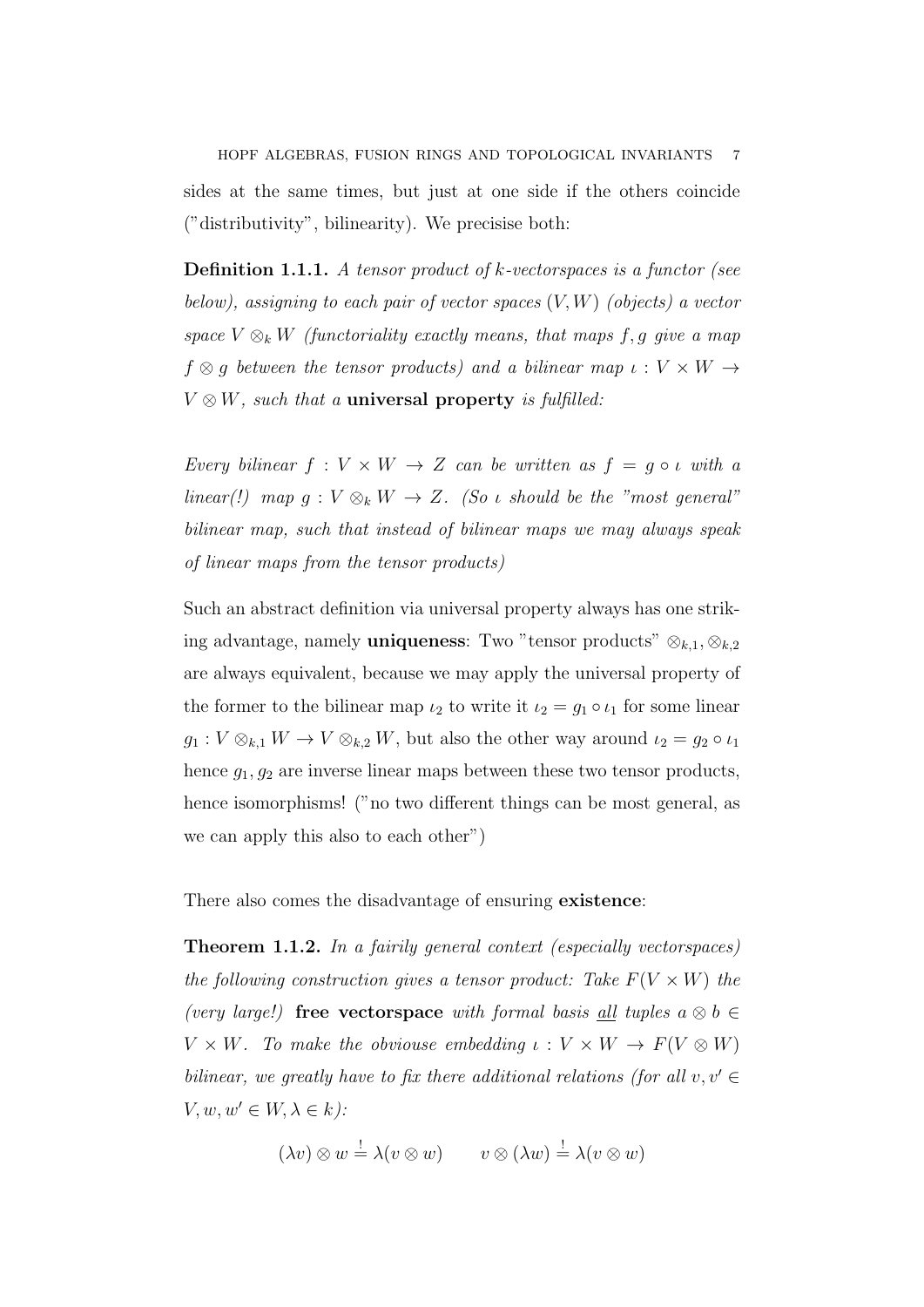sides at the same times, but just at one side if the others coincide ("distributivity", bilinearity). We precisise both:

**Definition 1.1.1.** *A tensor product of $k$-vectorspaces is a functor (see below), assigning to each pair of vector spaces $(V, W)$ (objects) a vector space $V \otimes_k W$ (functoriality exactly means, that maps $f, g$ give a map $f \otimes g$ between the tensor products) and a bilinear map $\iota : V \times W \to V \otimes W$, such that a* **universal property** *is fulfilled:*

*Every bilinear $f : V \times W \to Z$ can be written as $f = g \circ \iota$ with a linear(!) map $g : V \otimes_k W \to Z$. (So $\iota$ should be the "most general" bilinear map, such that instead of bilinear maps we may always speak of linear maps from the tensor products)*

Such an abstract definition via universal property always has one striking advantage, namely **uniqueness**: Two "tensor products" $\otimes_{k,1}, \otimes_{k,2}$ are always equivalent, because we may apply the universal property of the former to the bilinear map $\iota_2$ to write it $\iota_2 = g_1 \circ \iota_1$ for some linear $g_1 : V \otimes_{k,1} W \to V \otimes_{k,2} W$, but also the other way around $\iota_2 = g_2 \circ \iota_1$ hence $g_1, g_2$ are inverse linear maps between these two tensor products, hence isomorphisms! ("no two different things can be most general, as we can apply this also to each other")

There also comes the disadvantage of ensuring **existence**:

**Theorem 1.1.2.** *In a fairily general context (especially vectorspaces) the following construction gives a tensor product: Take $F(V \times W)$ the (very large!)* **free vectorspace** *with formal basis all tuples $a \otimes b \in V \times W$. To make the obviouse embedding $\iota : V \times W \to F(V \otimes W)$ bilinear, we greatly have to fix there additional relations (for all $v, v' \in V, w, w' \in W, \lambda \in k$):*

$$(\lambda v) \otimes w \overset{!}{=} \lambda (v \otimes w) \qquad v \otimes (\lambda w) \overset{!}{=} \lambda (v \otimes w)$$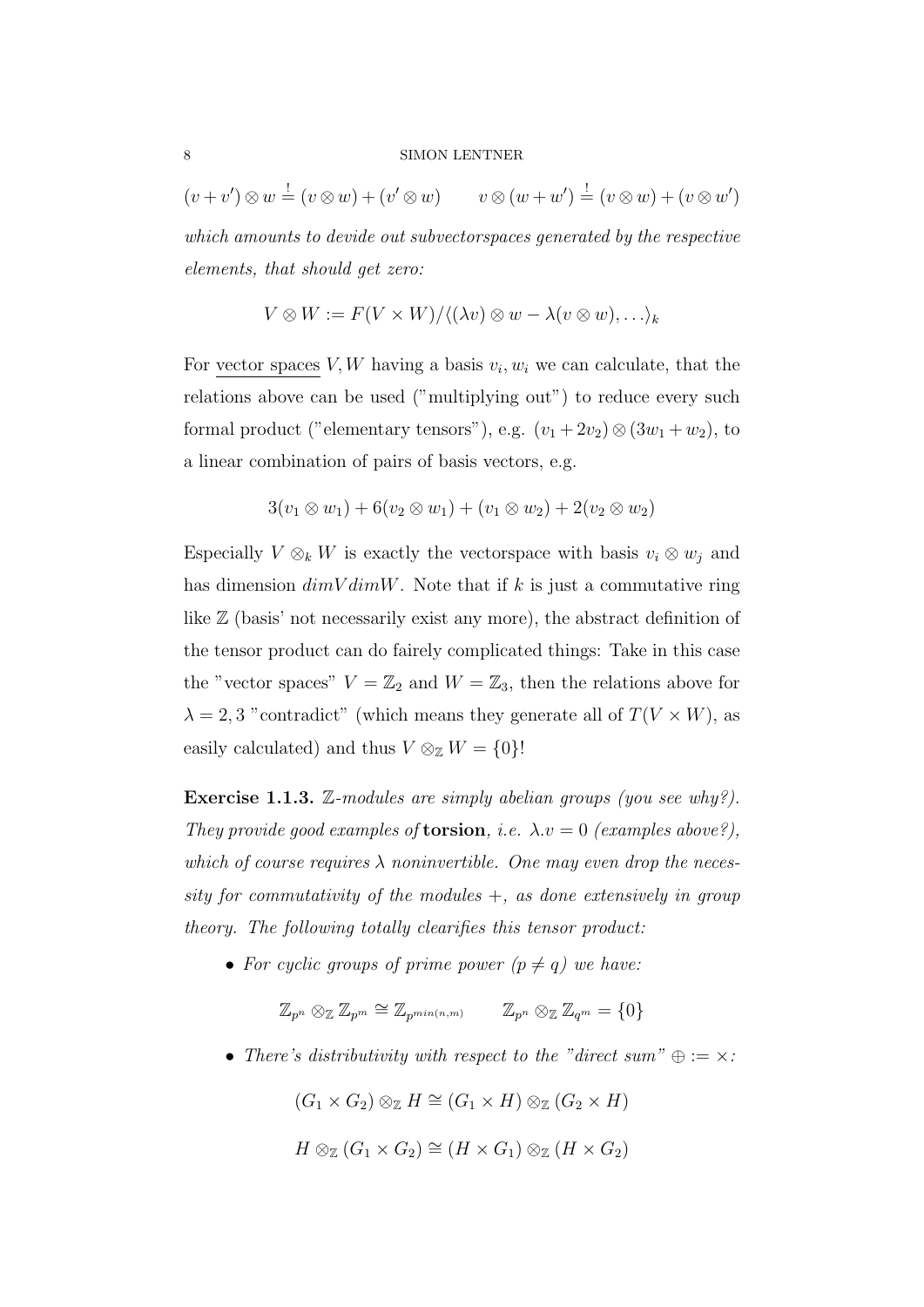$$(v+v')\otimes w \overset{!}{=} (v\otimes w)+(v'\otimes w) \qquad v\otimes(w+w') \overset{!}{=} (v\otimes w)+(v\otimes w')$$

*which amounts to devide out subvectorspaces generated by the respective elements, that should get zero:*

$$V\otimes W := F(V\times W)/\langle(\lambda v)\otimes w - \lambda(v\otimes w),\ldots\rangle_k$$

For vector spaces $V, W$ having a basis $v_i, w_i$ we can calculate, that the relations above can be used ("multiplying out") to reduce every such formal product ("elementary tensors"), e.g. $(v_1+2v_2)\otimes(3w_1+w_2)$, to a linear combination of pairs of basis vectors, e.g.

$$3(v_1\otimes w_1)+6(v_2\otimes w_1)+(v_1\otimes w_2)+2(v_2\otimes w_2)$$

Especially $V\otimes_k W$ is exactly the vectorspace with basis $v_i\otimes w_j$ and has dimension $dimV dimW$. Note that if $k$ is just a commutative ring like $\mathbb{Z}$ (basis' not necessarily exist any more), the abstract definition of the tensor product can do fairely complicated things: Take in this case the "vector spaces" $V=\mathbb{Z}_2$ and $W=\mathbb{Z}_3$, then the relations above for $\lambda=2,3$ "contradict" (which means they generate all of $T(V\times W)$, as easily calculated) and thus $V\otimes_{\mathbb{Z}} W=\{0\}$!

**Exercise 1.1.3.** *$\mathbb{Z}$-modules are simply abelian groups (you see why?). They provide good examples of* **torsion***, i.e. $\lambda.v=0$ (examples above?), which of course requires $\lambda$ noninvertible. One may even drop the necessity for commutativity of the modules $+$, as done extensively in group theory. The following totally clearifies this tensor product:*

- *For cyclic groups of prime power ($p\neq q$) we have:*

$$\mathbb{Z}_{p^n}\otimes_{\mathbb{Z}}\mathbb{Z}_{p^m}\cong\mathbb{Z}_{p^{min(n,m)}} \qquad \mathbb{Z}_{p^n}\otimes_{\mathbb{Z}}\mathbb{Z}_{q^m}=\{0\}$$

- *There's distributivity with respect to the "direct sum" $\oplus := \times$:*

$$(G_1\times G_2)\otimes_{\mathbb{Z}} H\cong(G_1\times H)\otimes_{\mathbb{Z}}(G_2\times H)$$

$$H\otimes_{\mathbb{Z}}(G_1\times G_2)\cong(H\times G_1)\otimes_{\mathbb{Z}}(H\times G_2)$$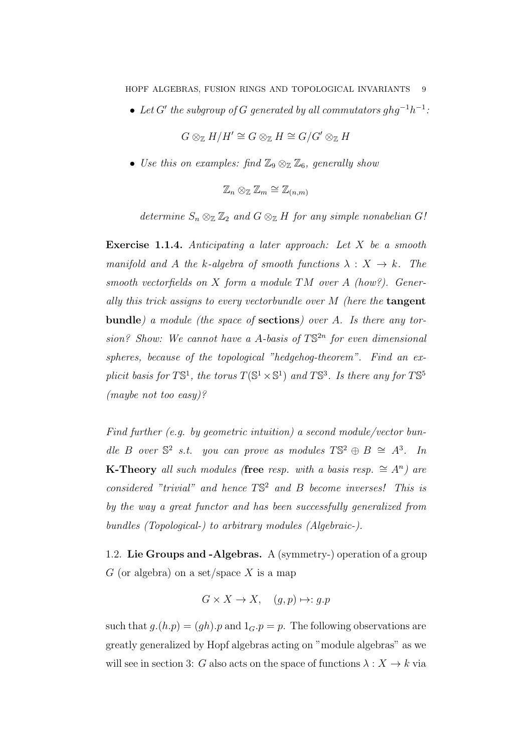- *Let $G'$ the subgroup of $G$ generated by all commutators $ghg^{-1}h^{-1}$:*

$$G \otimes_{\mathbb{Z}} H/H' \cong G \otimes_{\mathbb{Z}} H \cong G/G' \otimes_{\mathbb{Z}} H$$

- *Use this on examples: find $\mathbb{Z}_9 \otimes_{\mathbb{Z}} \mathbb{Z}_6$, generally show*

$$\mathbb{Z}_n \otimes_{\mathbb{Z}} \mathbb{Z}_m \cong \mathbb{Z}_{(n,m)}$$

*determine $S_n \otimes_{\mathbb{Z}} \mathbb{Z}_2$ and $G \otimes_{\mathbb{Z}} H$ for any simple nonabelian $G$!*

**Exercise 1.1.4.** *Anticipating a later approach: Let $X$ be a smooth manifold and $A$ the $k$-algebra of smooth functions $\lambda : X \to k$. The smooth vectorfields on $X$ form a module $TM$ over $A$ (how?). Generally this trick assigns to every vectorbundle over $M$ (here the* **tangent bundle***) a module (the space of* **sections***) over $A$. Is there any torsion? Show: We cannot have a $A$-basis of $T\mathbb{S}^{2n}$ for even dimensional spheres, because of the topological "hedgehog-theorem". Find an explicit basis for $T\mathbb{S}^1$, the torus $T(\mathbb{S}^1 \times \mathbb{S}^1)$ and $T\mathbb{S}^3$. Is there any for $T\mathbb{S}^5$ (maybe not too easy)?*

*Find further (e.g. by geometric intuition) a second module/vector bundle $B$ over $\mathbb{S}^2$ s.t. you can prove as modules $T\mathbb{S}^2 \oplus B \cong A^3$. In* **K-Theory** *all such modules (***free** *resp. with a basis resp. $\cong A^n$) are considered "trivial" and hence $T\mathbb{S}^2$ and $B$ become inverses! This is by the way a great functor and has been successfully generalized from bundles (Topological-) to arbitrary modules (Algebraic-).*

1.2. **Lie Groups and -Algebras.** A (symmetry-) operation of a group $G$ (or algebra) on a set/space $X$ is a map

$$G \times X \to X, \quad (g, p) \mapsto: g.p$$

such that $g.(h.p) = (gh).p$ and $1_G.p = p$. The following observations are greatly generalized by Hopf algebras acting on "module algebras" as we will see in section 3: $G$ also acts on the space of functions $\lambda : X \to k$ via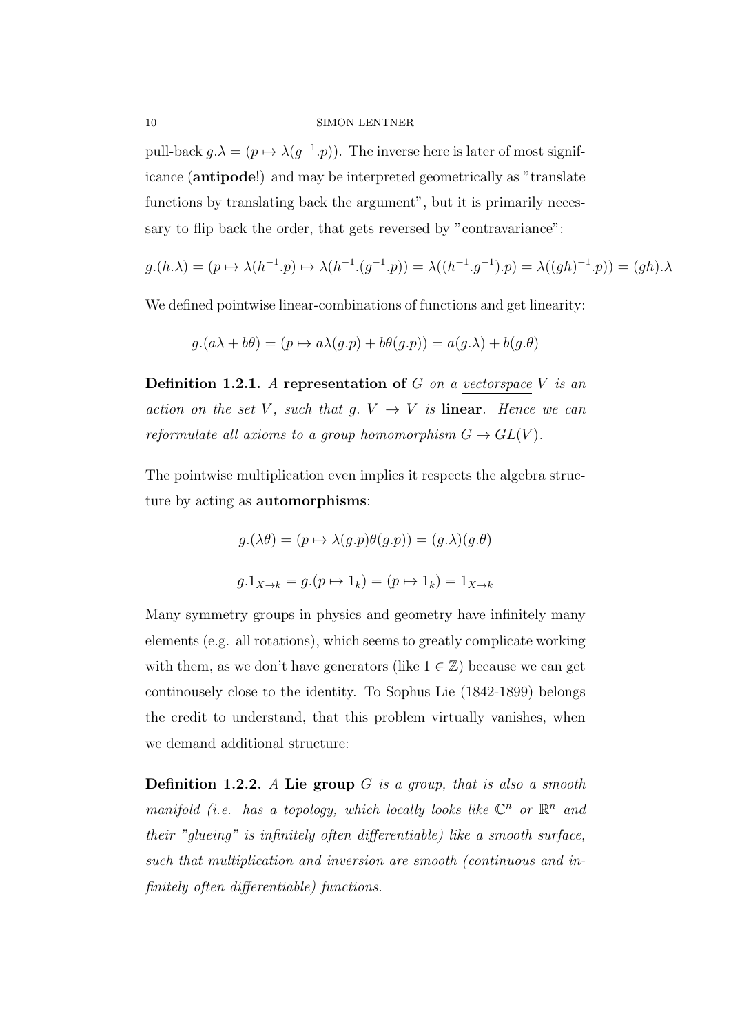pull-back $g.\lambda = (p \mapsto \lambda(g^{-1}.p))$. The inverse here is later of most significance (**antipode**!) and may be interpreted geometrically as "translate functions by translating back the argument", but it is primarily necessary to flip back the order, that gets reversed by "contravariance":

$$g.(h.\lambda) = (p \mapsto \lambda(h^{-1}.p) \mapsto \lambda(h^{-1}.(g^{-1}.p)) = \lambda((h^{-1}.g^{-1}).p) = \lambda((gh)^{-1}.p)) = (gh).\lambda$$

We defined pointwise <u>linear-combinations</u> of functions and get linearity:

$$g.(a\lambda + b\theta) = (p \mapsto a\lambda(g.p) + b\theta(g.p)) = a(g.\lambda) + b(g.\theta)$$

**Definition 1.2.1.** *A* **representation of** *$G$ on a <u>vectorspace</u> $V$ is an action on the set $V$, such that $g.\ V \to V$ is* **linear**. *Hence we can reformulate all axioms to a group homomorphism $G \to GL(V)$.*

The pointwise <u>multiplication</u> even implies it respects the algebra structure by acting as **automorphisms**:

$$g.(\lambda\theta) = (p \mapsto \lambda(g.p)\theta(g.p)) = (g.\lambda)(g.\theta)$$

$$g.1_{X \to k} = g.(p \mapsto 1_k) = (p \mapsto 1_k) = 1_{X \to k}$$

Many symmetry groups in physics and geometry have infinitely many elements (e.g. all rotations), which seems to greatly complicate working with them, as we don't have generators (like $1 \in \mathbb{Z}$) because we can get continousely close to the identity. To Sophus Lie (1842-1899) belongs the credit to understand, that this problem virtually vanishes, when we demand additional structure:

**Definition 1.2.2.** *A* **Lie group** *$G$ is a group, that is also a smooth manifold (i.e. has a topology, which locally looks like $\mathbb{C}^n$ or $\mathbb{R}^n$ and their "glueing" is infinitely often differentiable) like a smooth surface, such that multiplication and inversion are smooth (continuous and infinitely often differentiable) functions.*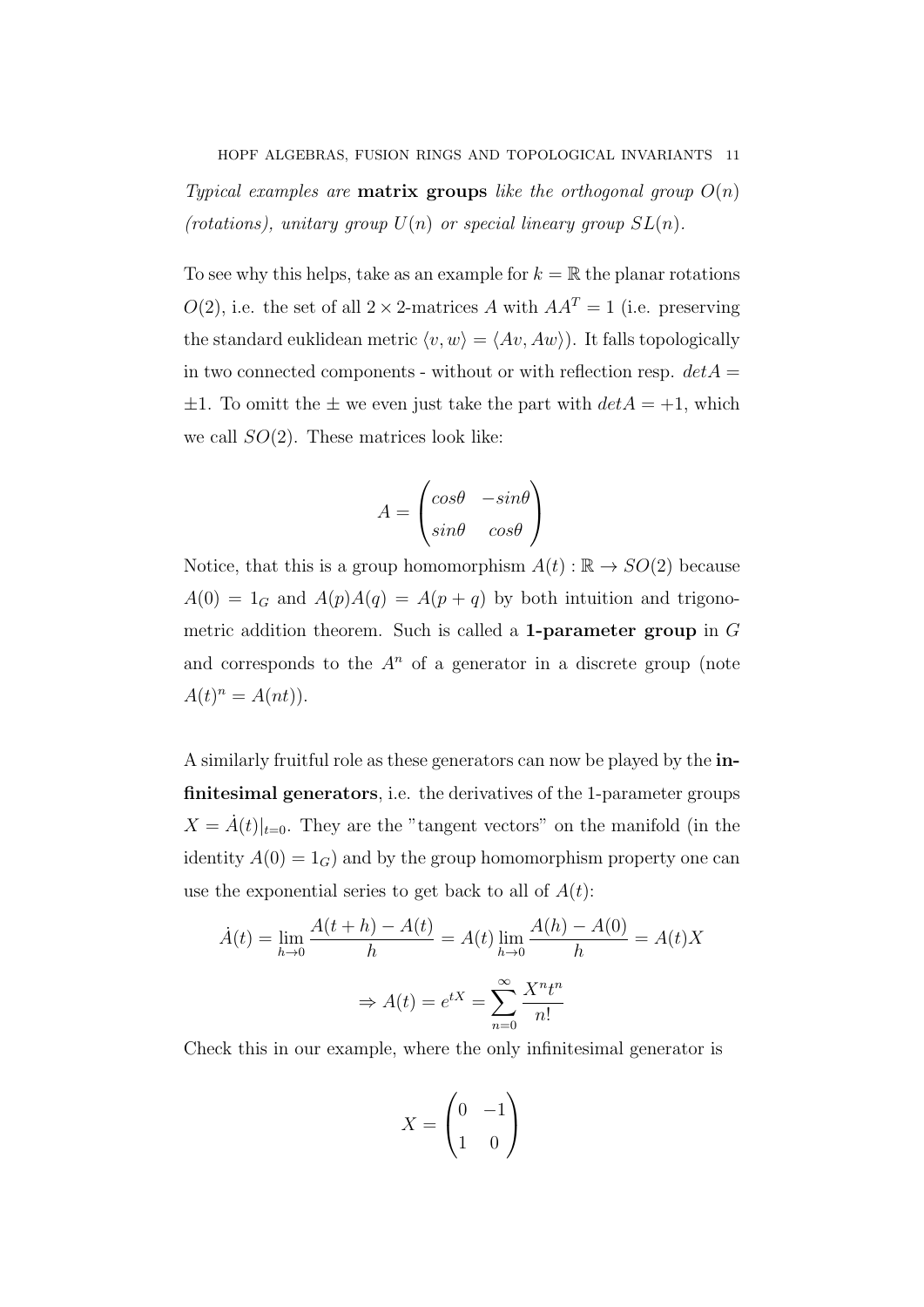*Typical examples are* **matrix groups** *like the orthogonal group $O(n)$ (rotations), unitary group $U(n)$ or special lineary group $SL(n)$.*

To see why this helps, take as an example for $k = \mathbb{R}$ the planar rotations $O(2)$, i.e. the set of all $2 \times 2$-matrices $A$ with $AA^T = 1$ (i.e. preserving the standard euklidean metric $\langle v, w\rangle = \langle Av, Aw\rangle$). It falls topologically in two connected components - without or with reflection resp. $detA = \pm 1$. To omitt the $\pm$ we even just take the part with $detA = +1$, which we call $SO(2)$. These matrices look like:

$$A = \begin{pmatrix} cos\theta & -sin\theta \\ sin\theta & cos\theta \end{pmatrix}$$

Notice, that this is a group homomorphism $A(t) : \mathbb{R} \to SO(2)$ because $A(0) = 1_G$ and $A(p)A(q) = A(p+q)$ by both intuition and trigonometric addition theorem. Such is called a **1-parameter group** in $G$ and corresponds to the $A^n$ of a generator in a discrete group (note $A(t)^n = A(nt)$).

A similarly fruitful role as these generators can now be played by the **infinitesimal generators**, i.e. the derivatives of the 1-parameter groups $X = \dot{A}(t)|_{t=0}$. They are the "tangent vectors" on the manifold (in the identity $A(0) = 1_G$) and by the group homomorphism property one can use the exponential series to get back to all of $A(t)$:

$$\dot{A}(t) = \lim_{h\to 0} \frac{A(t+h) - A(t)}{h} = A(t) \lim_{h\to 0} \frac{A(h) - A(0)}{h} = A(t)X$$

$$\Rightarrow A(t) = e^{tX} = \sum_{n=0}^{\infty} \frac{X^n t^n}{n!}$$

Check this in our example, where the only infinitesimal generator is

$$X = \begin{pmatrix} 0 & -1 \\ 1 & 0 \end{pmatrix}$$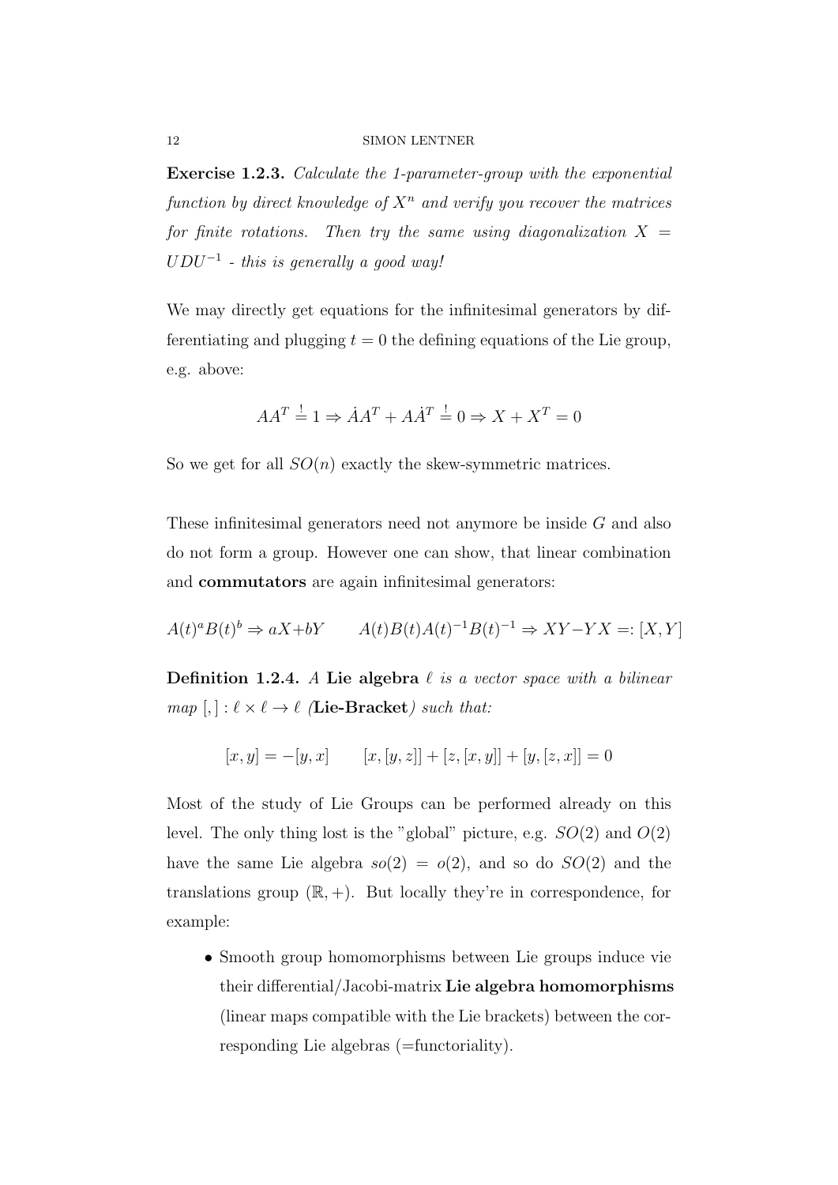**Exercise 1.2.3.** *Calculate the 1-parameter-group with the exponential function by direct knowledge of $X^n$ and verify you recover the matrices for finite rotations. Then try the same using diagonalization $X = UDU^{-1}$ - this is generally a good way!*

We may directly get equations for the infinitesimal generators by differentiating and plugging $t = 0$ the defining equations of the Lie group, e.g. above:

$$AA^T \stackrel{!}{=} 1 \Rightarrow \dot{A}A^T + A\dot{A}^T \stackrel{!}{=} 0 \Rightarrow X + X^T = 0$$

So we get for all $SO(n)$ exactly the skew-symmetric matrices.

These infinitesimal generators need not anymore be inside $G$ and also do not form a group. However one can show, that linear combination and **commutators** are again infinitesimal generators:

$$A(t)^a B(t)^b \Rightarrow aX + bY \qquad A(t)B(t)A(t)^{-1}B(t)^{-1} \Rightarrow XY - YX =: [X, Y]$$

**Definition 1.2.4.** *A* **Lie algebra** *$\ell$ is a vector space with a bilinear map $[,] : \ell \times \ell \to \ell$ (***Lie-Bracket***) such that:*

$$[x, y] = -[y, x] \qquad [x, [y, z]] + [z, [x, y]] + [y, [z, x]] = 0$$

Most of the study of Lie Groups can be performed already on this level. The only thing lost is the "global" picture, e.g. $SO(2)$ and $O(2)$ have the same Lie algebra $so(2) = o(2)$, and so do $SO(2)$ and the translations group $(\mathbb{R}, +)$. But locally they're in correspondence, for example:

- Smooth group homomorphisms between Lie groups induce vie their differential/Jacobi-matrix **Lie algebra homomorphisms** (linear maps compatible with the Lie brackets) between the corresponding Lie algebras (=functoriality).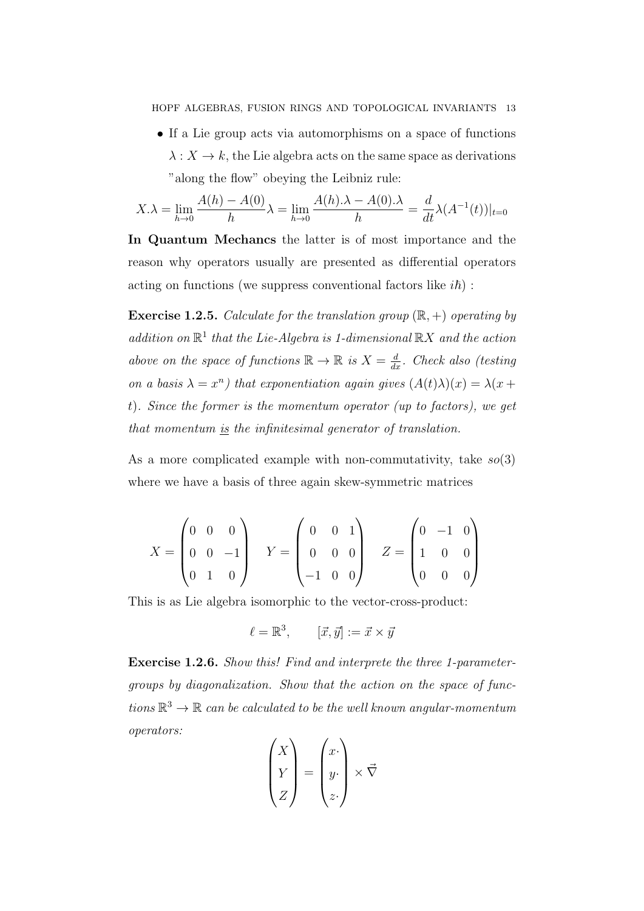- If a Lie group acts via automorphisms on a space of functions $\lambda : X \to k$, the Lie algebra acts on the same space as derivations "along the flow" obeying the Leibniz rule:

$$X.\lambda = \lim_{h \to 0} \frac{A(h) - A(0)}{h}\lambda = \lim_{h \to 0} \frac{A(h).\lambda - A(0).\lambda}{h} = \frac{d}{dt}\lambda(A^{-1}(t))|_{t=0}$$

**In Quantum Mechancs** the latter is of most importance and the reason why operators usually are presented as differential operators acting on functions (we suppress conventional factors like $i\hbar$) :

**Exercise 1.2.5.** *Calculate for the translation group $(\mathbb{R}, +)$ operating by addition on $\mathbb{R}^1$ that the Lie-Algebra is 1-dimensional $\mathbb{R}X$ and the action above on the space of functions $\mathbb{R} \to \mathbb{R}$ is $X = \frac{d}{dx}$. Check also (testing on a basis $\lambda = x^n$) that exponentiation again gives $(A(t)\lambda)(x) = \lambda(x + t)$. Since the former is the momentum operator (up to factors), we get that momentum <u>is</u> the infinitesimal generator of translation.*

As a more complicated example with non-commutativity, take $so(3)$ where we have a basis of three again skew-symmetric matrices

$$X = \begin{pmatrix} 0 & 0 & 0 \\ 0 & 0 & -1 \\ 0 & 1 & 0 \end{pmatrix} \quad Y = \begin{pmatrix} 0 & 0 & 1 \\ 0 & 0 & 0 \\ -1 & 0 & 0 \end{pmatrix} \quad Z = \begin{pmatrix} 0 & -1 & 0 \\ 1 & 0 & 0 \\ 0 & 0 & 0 \end{pmatrix}$$

This is as Lie algebra isomorphic to the vector-cross-product:

$$\ell = \mathbb{R}^3, \qquad [\vec{x}, \vec{y}] := \vec{x} \times \vec{y}$$

**Exercise 1.2.6.** *Show this! Find and interprete the three 1-parameter-groups by diagonalization. Show that the action on the space of functions $\mathbb{R}^3 \to \mathbb{R}$ can be calculated to be the well known angular-momentum operators:*

$$\begin{pmatrix} X \\ Y \\ Z \end{pmatrix} = \begin{pmatrix} x\cdot \\ y\cdot \\ z\cdot \end{pmatrix} \times \vec{\nabla}$$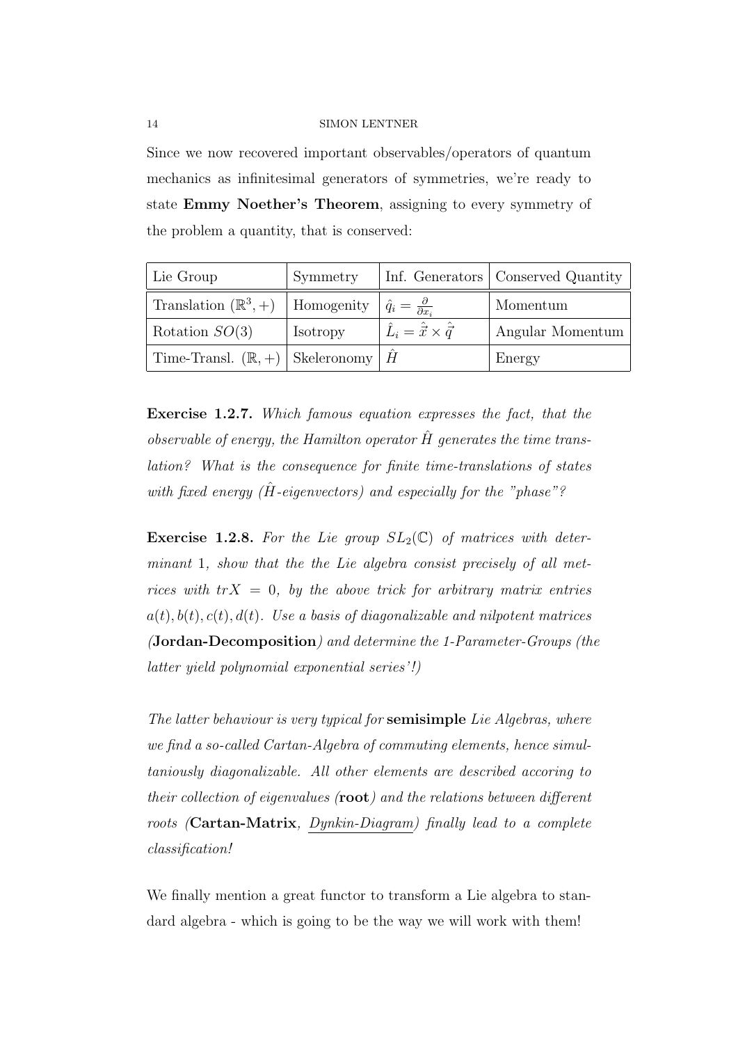Since we now recovered important observables/operators of quantum mechanics as infinitesimal generators of symmetries, we're ready to state **Emmy Noether's Theorem**, assigning to every symmetry of the problem a quantity, that is conserved:

| Lie Group | Symmetry | Inf. Generators | Conserved Quantity |
|---|---|---|---|
| Translation $(\mathbb{R}^3, +)$ | Homogenity | $\hat{q}_i = \frac{\partial}{\partial x_i}$ | Momentum |
| Rotation $SO(3)$ | Isotropy | $\hat{L}_i = \hat{\vec{x}} \times \hat{\vec{q}}$ | Angular Momentum |
| Time-Transl. $(\mathbb{R}, +)$ | Skeleronomy | $\hat{H}$ | Energy |

**Exercise 1.2.7.** *Which famous equation expresses the fact, that the observable of energy, the Hamilton operator $\hat{H}$ generates the time translation? What is the consequence for finite time-translations of states with fixed energy ($\hat{H}$-eigenvectors) and especially for the "phase"?*

**Exercise 1.2.8.** *For the Lie group $SL_2(\mathbb{C})$ of matrices with determinant 1, show that the the Lie algebra consist precisely of all metrices with $trX = 0$, by the above trick for arbitrary matrix entries $a(t), b(t), c(t), d(t)$. Use a basis of diagonalizable and nilpotent matrices (**Jordan-Decomposition**) and determine the 1-Parameter-Groups (the latter yield polynomial exponential series'!)*

*The latter behaviour is very typical for **semisimple** Lie Algebras, where we find a so-called Cartan-Algebra of commuting elements, hence simultaniously diagonalizable. All other elements are described accoring to their collection of eigenvalues (**root**) and the relations between different roots (**Cartan-Matrix**, Dynkin-Diagram) finally lead to a complete classification!*

We finally mention a great functor to transform a Lie algebra to standard algebra - which is going to be the way we will work with them!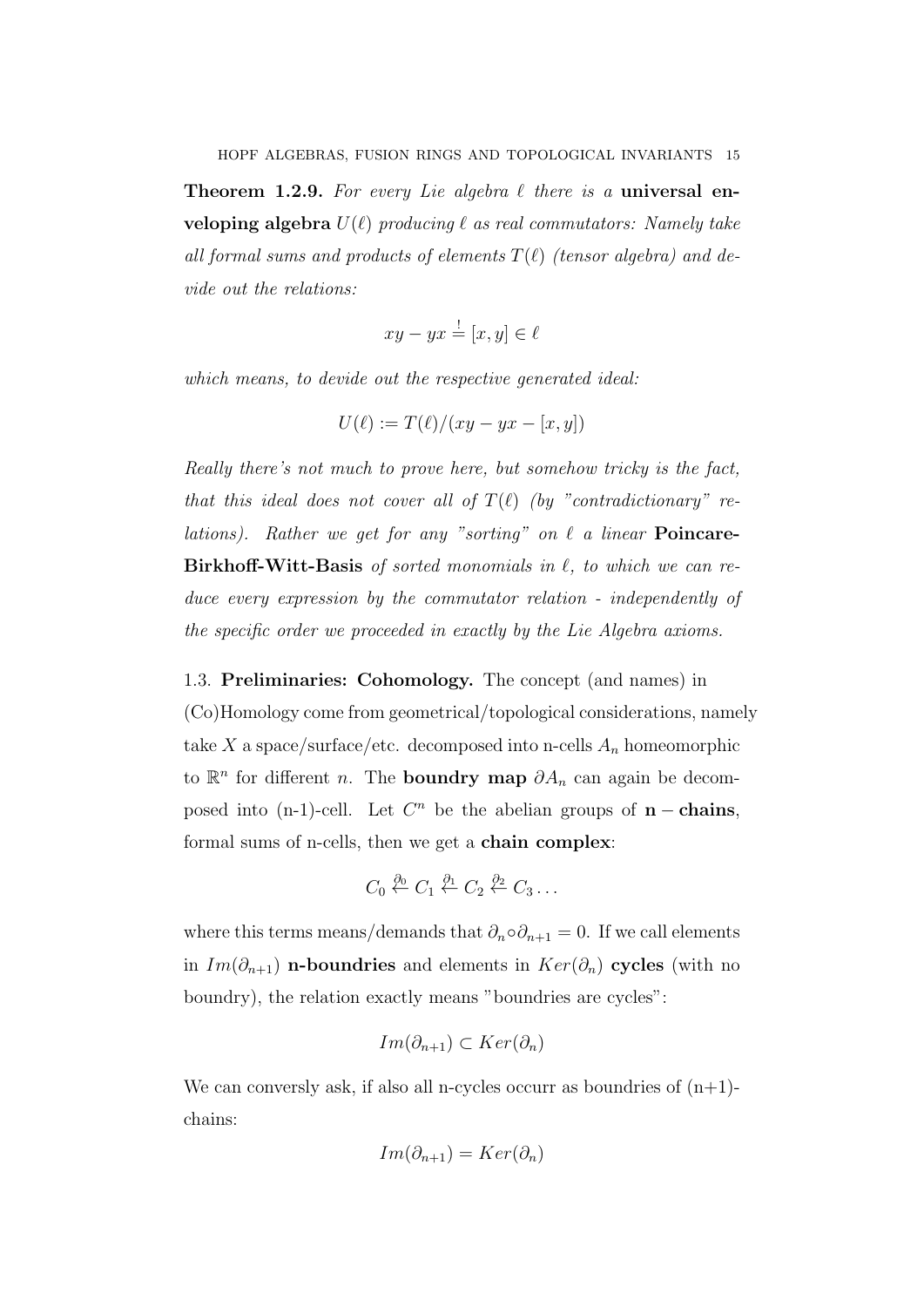**Theorem 1.2.9.** *For every Lie algebra $\ell$ there is a* **universal enveloping algebra** $U(\ell)$ *producing $\ell$ as real commutators: Namely take all formal sums and products of elements $T(\ell)$ (tensor algebra) and devide out the relations:*

$$xy - yx \stackrel{!}{=} [x,y] \in \ell$$

*which means, to devide out the respective generated ideal:*

$$U(\ell) := T(\ell)/(xy - yx - [x,y])$$

*Really there's not much to prove here, but somehow tricky is the fact, that this ideal does not cover all of $T(\ell)$ (by "contradictionary" relations). Rather we get for any "sorting" on $\ell$ a linear* **Poincare-Birkhoff-Witt-Basis** *of sorted monomials in $\ell$, to which we can reduce every expression by the commutator relation - independently of the specific order we proceeded in exactly by the Lie Algebra axioms.*

## 1.3. Preliminaries: Cohomology.

The concept (and names) in (Co)Homology come from geometrical/topological considerations, namely take $X$ a space/surface/etc. decomposed into n-cells $A_n$ homeomorphic to $\mathbb{R}^n$ for different $n$. The **boundry map** $\partial A_n$ can again be decomposed into (n-1)-cell. Let $C^n$ be the abelian groups of $\mathbf{n-chains}$, formal sums of n-cells, then we get a **chain complex**:

$$C_0 \stackrel{\partial_0}{\leftarrow} C_1 \stackrel{\partial_1}{\leftarrow} C_2 \stackrel{\partial_2}{\leftarrow} C_3 \ldots$$

where this terms means/demands that $\partial_n \circ \partial_{n+1} = 0$. If we call elements in $Im(\partial_{n+1})$ **n-boundries** and elements in $Ker(\partial_n)$ **cycles** (with no boundry), the relation exactly means "boundries are cycles":

$$Im(\partial_{n+1}) \subset Ker(\partial_n)$$

We can conversly ask, if also all n-cycles occurr as boundries of (n+1)-chains:

$$Im(\partial_{n+1}) = Ker(\partial_n)$$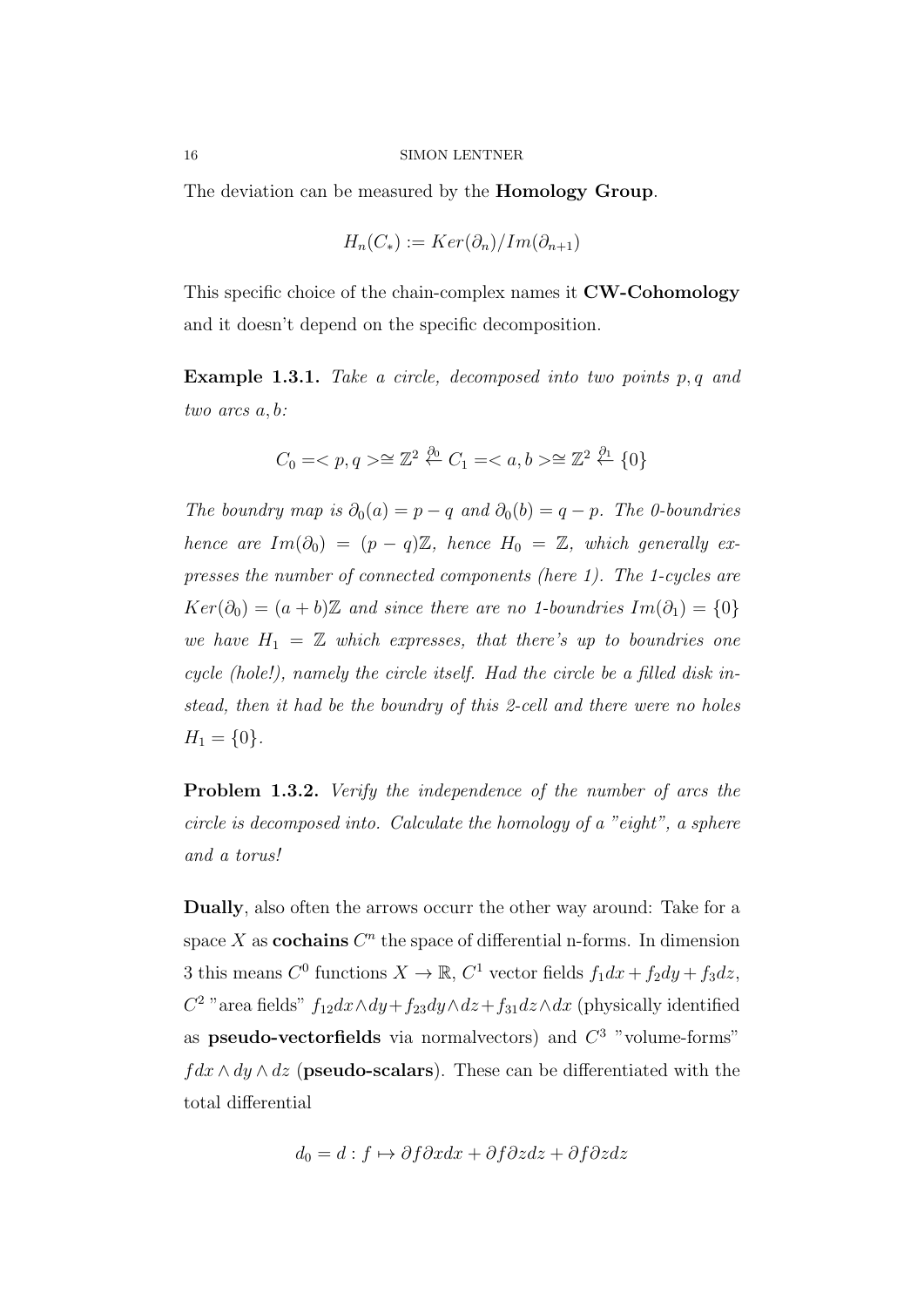The deviation can be measured by the **Homology Group**.

$$H_n(C_*) := Ker(\partial_n)/Im(\partial_{n+1})$$

This specific choice of the chain-complex names it **CW-Cohomology** and it doesn't depend on the specific decomposition.

**Example 1.3.1.** *Take a circle, decomposed into two points $p, q$ and two arcs $a, b$:*

$$C_0 =< p, q >\cong \mathbb{Z}^2 \overset{\partial_0}{\leftarrow} C_1 =< a, b >\cong \mathbb{Z}^2 \overset{\partial_1}{\leftarrow} \{0\}$$

*The boundry map is $\partial_0(a) = p - q$ and $\partial_0(b) = q - p$. The 0-boundries hence are $Im(\partial_0) = (p - q)\mathbb{Z}$, hence $H_0 = \mathbb{Z}$, which generally expresses the number of connected components (here 1). The 1-cycles are $Ker(\partial_0) = (a + b)\mathbb{Z}$ and since there are no 1-boundries $Im(\partial_1) = \{0\}$ we have $H_1 = \mathbb{Z}$ which expresses, that there's up to boundries one cycle (hole!), namely the circle itself. Had the circle be a filled disk instead, then it had be the boundry of this 2-cell and there were no holes $H_1 = \{0\}$.*

**Problem 1.3.2.** *Verify the independence of the number of arcs the circle is decomposed into. Calculate the homology of a "eight", a sphere and a torus!*

**Dually**, also often the arrows occurr the other way around: Take for a space $X$ as **cochains** $C^n$ the space of differential n-forms. In dimension 3 this means $C^0$ functions $X \to \mathbb{R}$, $C^1$ vector fields $f_1dx + f_2dy + f_3dz$, $C^2$ "area fields" $f_{12}dx\wedge dy + f_{23}dy\wedge dz + f_{31}dz\wedge dx$ (physically identified as **pseudo-vectorfields** via normalvectors) and $C^3$ "volume-forms" $f dx \wedge dy \wedge dz$ (**pseudo-scalars**). These can be differentiated with the total differential

$$d_0 = d : f \mapsto \partial f \partial x dx + \partial f \partial z dz + \partial f \partial z dz$$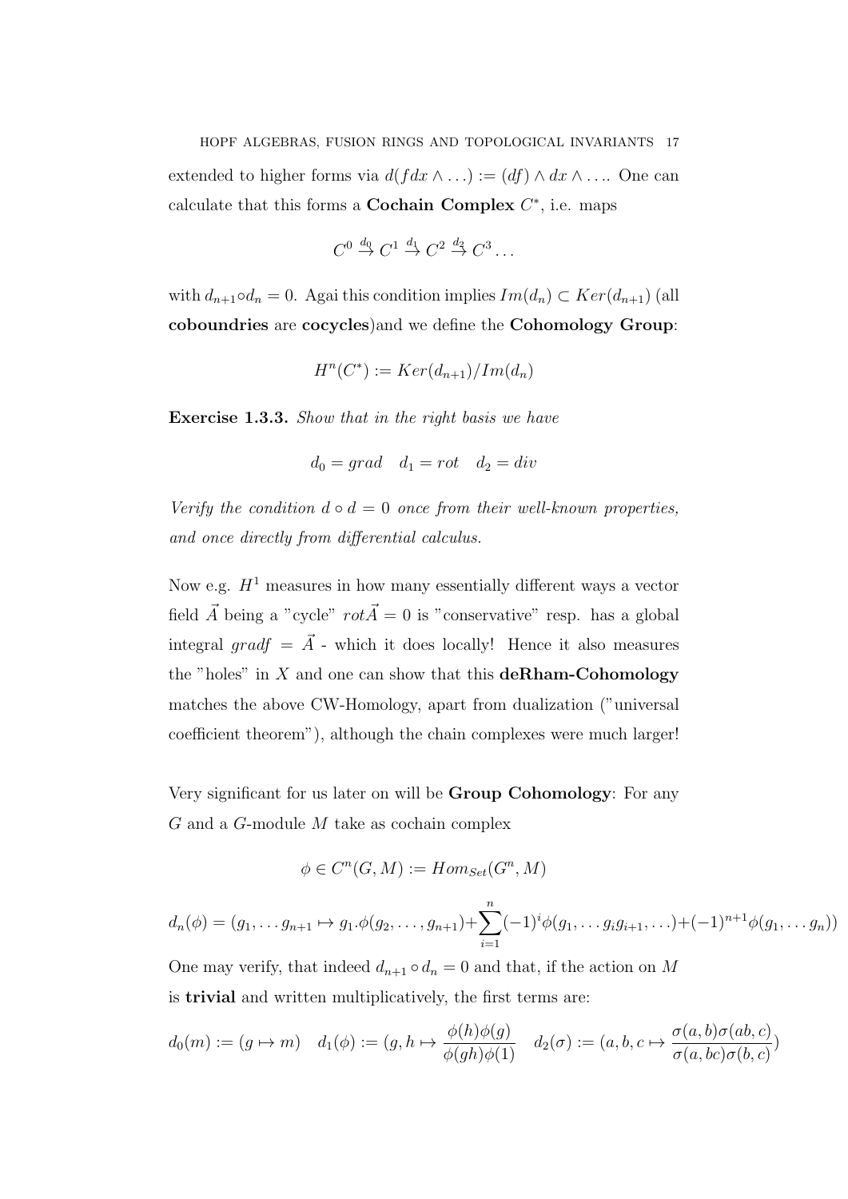extended to higher forms via $d(f dx \wedge \ldots) := (df) \wedge dx \wedge \ldots$. One can calculate that this forms a **Cochain Complex** $C^*$, i.e. maps

$$C^0 \xrightarrow{d_0} C^1 \xrightarrow{d_1} C^2 \xrightarrow{d_2} C^3 \ldots$$

with $d_{n+1} \circ d_n = 0$. Agai this condition implies $Im(d_n) \subset Ker(d_{n+1})$ (all **coboundries** are **cocycles**)and we define the **Cohomology Group**:

$$H^n(C^*) := Ker(d_{n+1})/Im(d_n)$$

**Exercise 1.3.3.** *Show that in the right basis we have*

$$d_0 = grad \quad d_1 = rot \quad d_2 = div$$

*Verify the condition $d \circ d = 0$ once from their well-known properties, and once directly from differential calculus.*

Now e.g. $H^1$ measures in how many essentially different ways a vector field $\vec{A}$ being a "cycle" $rot\vec{A} = 0$ is "conservative" resp. has a global integral $gradf = \vec{A}$ - which it does locally! Hence it also measures the "holes" in $X$ and one can show that this **deRham-Cohomology** matches the above CW-Homology, apart from dualization ("universal coefficient theorem"), although the chain complexes were much larger!

Very significant for us later on will be **Group Cohomology**: For any $G$ and a $G$-module $M$ take as cochain complex

$$\phi \in C^n(G, M) := Hom_{Set}(G^n, M)$$

$$d_n(\phi) = (g_1, \ldots g_{n+1} \mapsto g_1.\phi(g_2, \ldots, g_{n+1}) + \sum_{i=1}^{n} (-1)^i \phi(g_1, \ldots g_i g_{i+1}, \ldots) + (-1)^{n+1} \phi(g_1, \ldots g_n))$$

One may verify, that indeed $d_{n+1} \circ d_n = 0$ and that, if the action on $M$ is **trivial** and written multiplicatively, the first terms are:

$$d_0(m) := (g \mapsto m) \quad d_1(\phi) := (g, h \mapsto \frac{\phi(h)\phi(g)}{\phi(gh)\phi(1)} \quad d_2(\sigma) := (a, b, c \mapsto \frac{\sigma(a,b)\sigma(ab,c)}{\sigma(a,bc)\sigma(b,c)})$$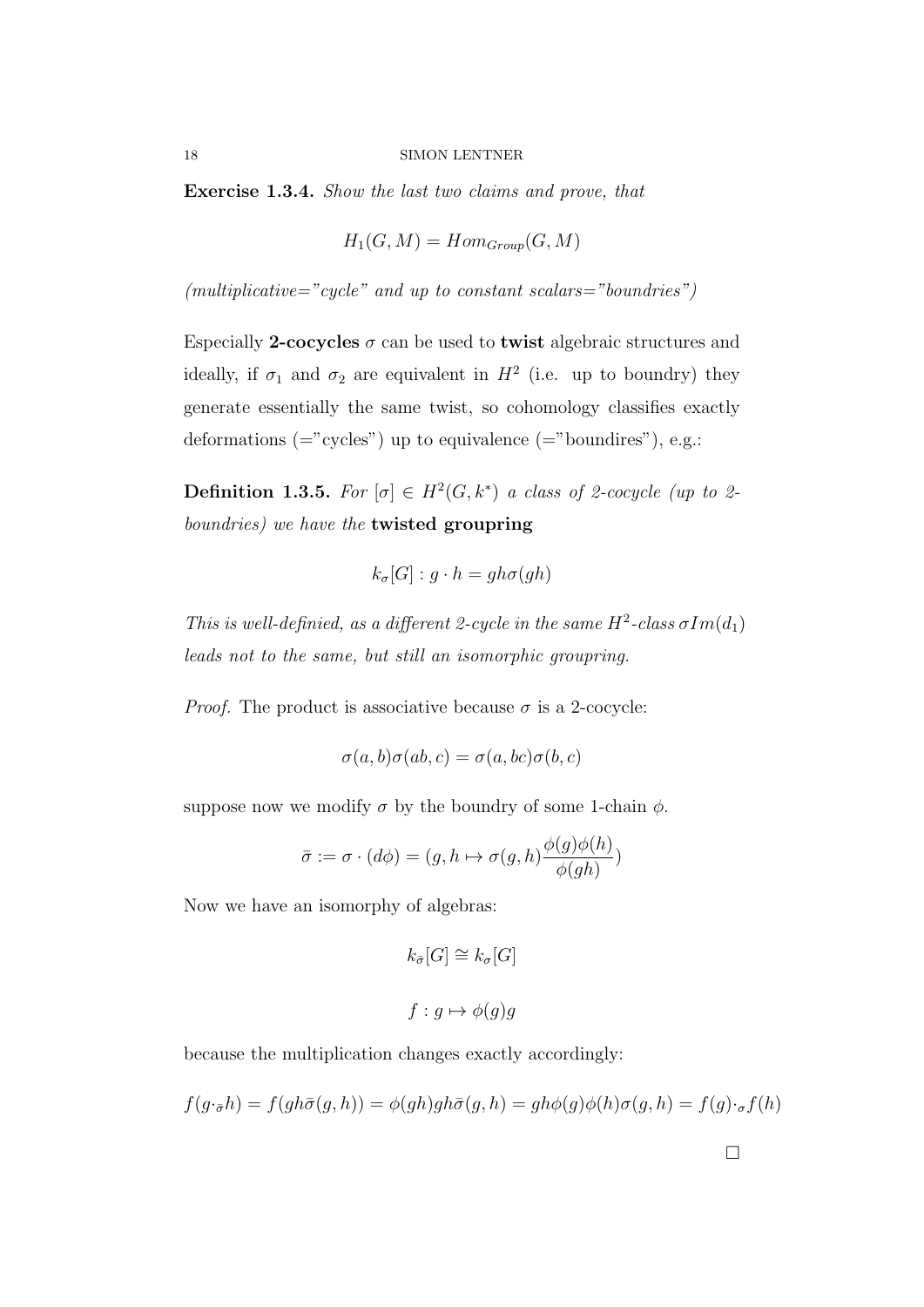**Exercise 1.3.4.** *Show the last two claims and prove, that*

$$H_1(G, M) = Hom_{Group}(G, M)$$

*(multiplicative="cycle" and up to constant scalars="boundries")*

Especially **2-cocycles** $\sigma$ can be used to **twist** algebraic structures and ideally, if $\sigma_1$ and $\sigma_2$ are equivalent in $H^2$ (i.e. up to boundry) they generate essentially the same twist, so cohomology classifies exactly deformations (="cycles") up to equivalence (="boundires"), e.g.:

**Definition 1.3.5.** *For* $[\sigma] \in H^2(G, k^*)$ *a class of 2-cocycle (up to 2-boundries) we have the* **twisted groupring**

$$k_\sigma[G] : g \cdot h = gh\sigma(gh)$$

*This is well-definied, as a different 2-cycle in the same* $H^2$*-class* $\sigma Im(d_1)$ *leads not to the same, but still an isomorphic groupring.*

*Proof.* The product is associative because $\sigma$ is a 2-cocycle:

$$\sigma(a, b)\sigma(ab, c) = \sigma(a, bc)\sigma(b, c)$$

suppose now we modify $\sigma$ by the boundry of some 1-chain $\phi$.

$$\bar{\sigma} := \sigma \cdot (d\phi) = (g, h \mapsto \sigma(g, h)\frac{\phi(g)\phi(h)}{\phi(gh)})$$

Now we have an isomorphy of algebras:

$$k_{\bar{\sigma}}[G] \cong k_\sigma[G]$$

$$f : g \mapsto \phi(g)g$$

because the multiplication changes exactly accordingly:

$$f(g \cdot_{\bar{\sigma}} h) = f(gh\bar{\sigma}(g, h)) = \phi(gh)gh\bar{\sigma}(g, h) = gh\phi(g)\phi(h)\sigma(g, h) = f(g) \cdot_\sigma f(h)$$

$\square$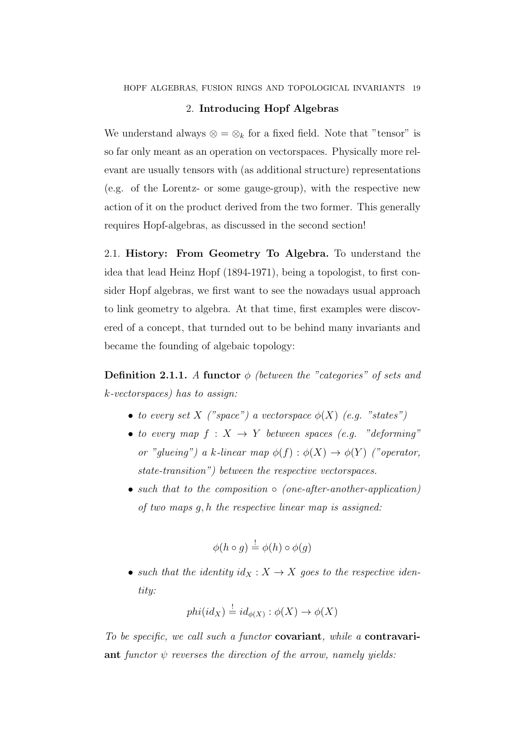## 2. **Introducing Hopf Algebras**

We understand always $\otimes = \otimes_k$ for a fixed field. Note that "tensor" is so far only meant as an operation on vectorspaces. Physically more relevant are usually tensors with (as additional structure) representations (e.g. of the Lorentz- or some gauge-group), with the respective new action of it on the product derived from the two former. This generally requires Hopf-algebras, as discussed in the second section!

### 2.1. **History: From Geometry To Algebra.**

To understand the idea that lead Heinz Hopf (1894-1971), being a topologist, to first consider Hopf algebras, we first want to see the nowadays usual approach to link geometry to algebra. At that time, first examples were discovered of a concept, that turnded out to be behind many invariants and became the founding of algebaic topology:

**Definition 2.1.1.** *A* **functor** $\phi$ *(between the "categories" of sets and k-vectorspaces) has to assign:*

- *to every set $X$ ("space") a vectorspace $\phi(X)$ (e.g. "states")*
- *to every map $f : X \to Y$ between spaces (e.g. "deforming" or "glueing") a k-linear map $\phi(f) : \phi(X) \to \phi(Y)$ ("operator, state-transition") between the respective vectorspaces.*
- *such that to the composition $\circ$ (one-after-another-application) of two maps $g, h$ the respective linear map is assigned:*

$$\phi(h \circ g) \overset{!}{=} \phi(h) \circ \phi(g)$$

- *such that the identity $id_X : X \to X$ goes to the respective identity:*

$$phi(id_X) \overset{!}{=} id_{\phi(X)} : \phi(X) \to \phi(X)$$

*To be specific, we call such a functor* **covariant***, while a* **contravariant** *functor $\psi$ reverses the direction of the arrow, namely yields:*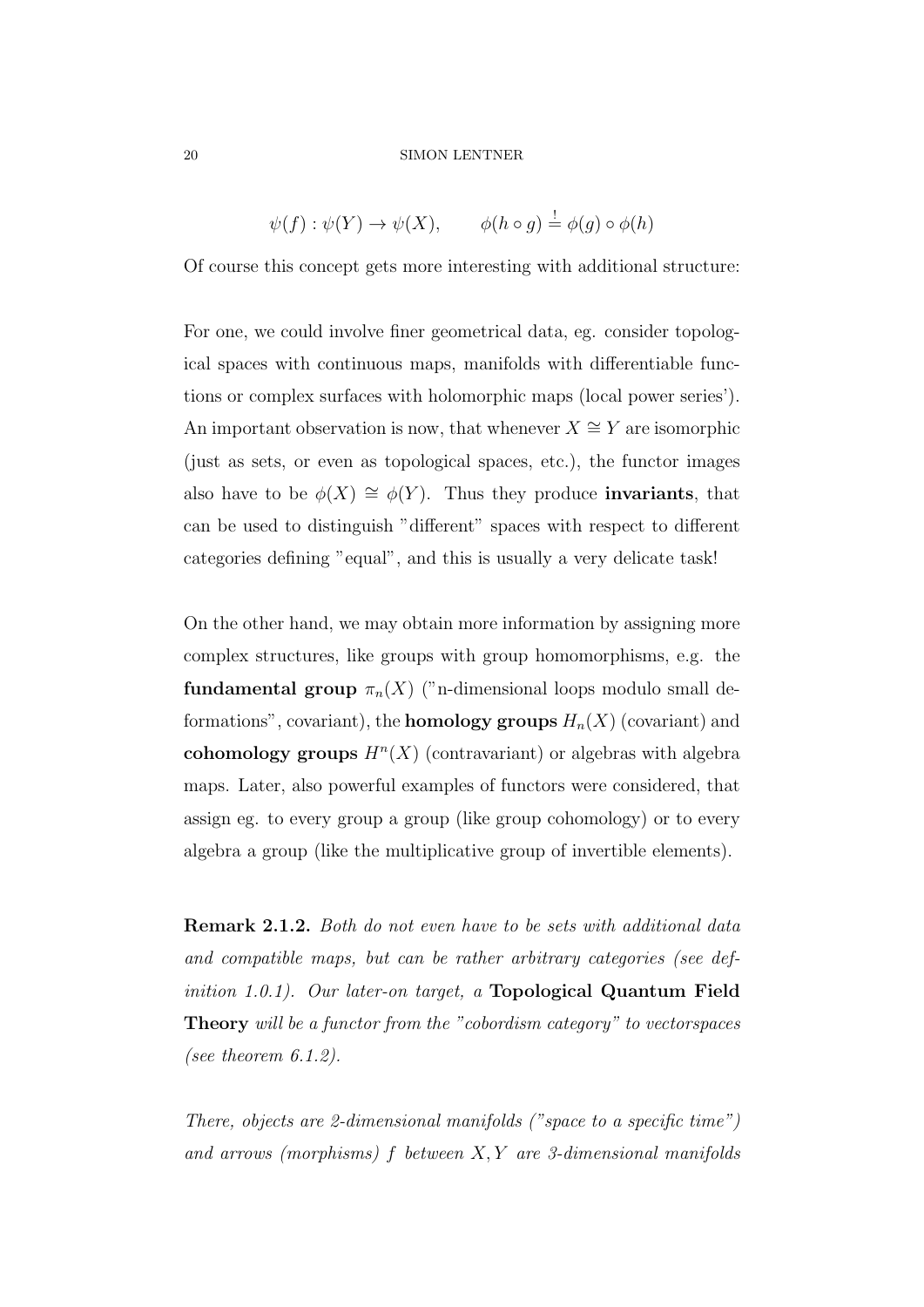$$\psi(f) : \psi(Y) \to \psi(X), \qquad \phi(h \circ g) \stackrel{!}{=} \phi(g) \circ \phi(h)$$

Of course this concept gets more interesting with additional structure:

For one, we could involve finer geometrical data, eg. consider topological spaces with continuous maps, manifolds with differentiable functions or complex surfaces with holomorphic maps (local power series'). An important observation is now, that whenever $X \cong Y$ are isomorphic (just as sets, or even as topological spaces, etc.), the functor images also have to be $\phi(X) \cong \phi(Y)$. Thus they produce **invariants**, that can be used to distinguish "different" spaces with respect to different categories defining "equal", and this is usually a very delicate task!

On the other hand, we may obtain more information by assigning more complex structures, like groups with group homomorphisms, e.g. the **fundamental group** $\pi_n(X)$ ("n-dimensional loops modulo small deformations", covariant), the **homology groups** $H_n(X)$ (covariant) and **cohomology groups** $H^n(X)$ (contravariant) or algebras with algebra maps. Later, also powerful examples of functors were considered, that assign eg. to every group a group (like group cohomology) or to every algebra a group (like the multiplicative group of invertible elements).

**Remark 2.1.2.** *Both do not even have to be sets with additional data and compatible maps, but can be rather arbitrary categories (see definition 1.0.1). Our later-on target, a* **Topological Quantum Field Theory** *will be a functor from the "cobordism category" to vectorspaces (see theorem 6.1.2).*

*There, objects are 2-dimensional manifolds ("space to a specific time") and arrows (morphisms) $f$ between $X, Y$ are 3-dimensional manifolds*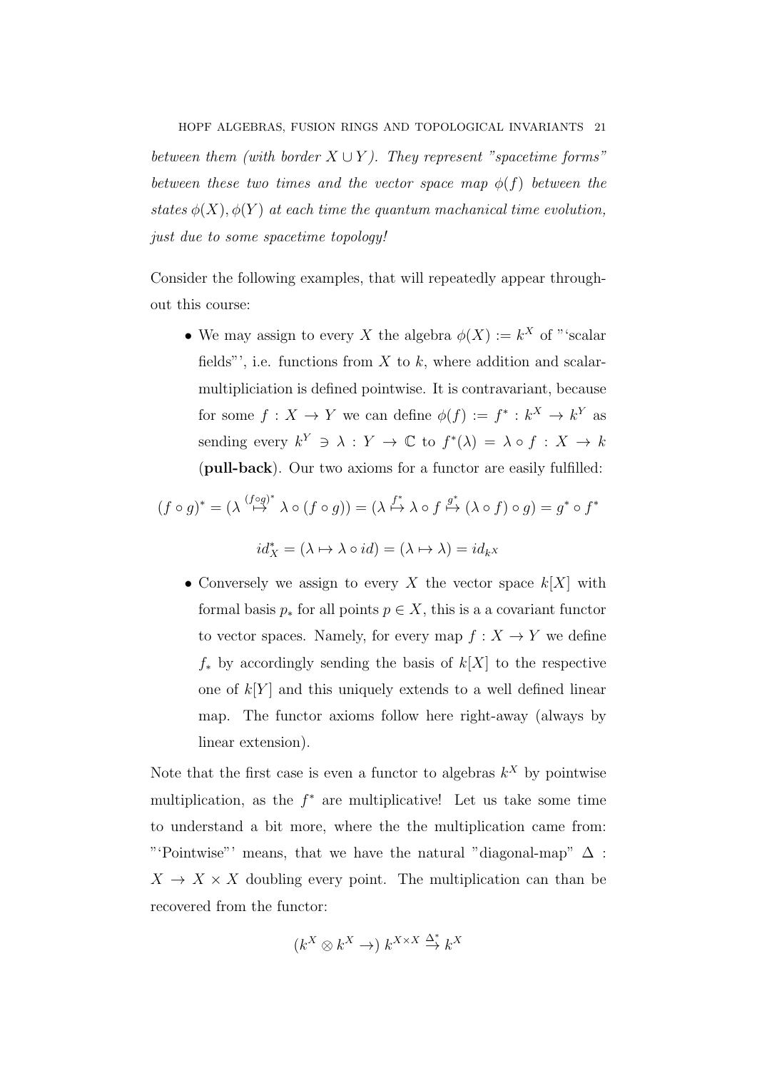*between them (with border $X \cup Y$). They represent "spacetime forms" between these two times and the vector space map $\phi(f)$ between the states $\phi(X), \phi(Y)$ at each time the quantum machanical time evolution, just due to some spacetime topology!*

Consider the following examples, that will repeatedly appear throughout this course:

- We may assign to every $X$ the algebra $\phi(X) := k^X$ of "'scalar fields"', i.e. functions from $X$ to $k$, where addition and scalar-multipliciation is defined pointwise. It is contravariant, because for some $f : X \to Y$ we can define $\phi(f) := f^* : k^X \to k^Y$ as sending every $k^Y \ni \lambda : Y \to \mathbb{C}$ to $f^*(\lambda) = \lambda \circ f : X \to k$ (**pull-back**). Our two axioms for a functor are easily fulfilled:

$$(f \circ g)^* = (\lambda \stackrel{(f\circ g)^*}{\mapsto} \lambda \circ (f \circ g)) = (\lambda \stackrel{f^*}{\mapsto} \lambda \circ f \stackrel{g^*}{\mapsto} (\lambda \circ f) \circ g) = g^* \circ f^*$$

$$id_X^* = (\lambda \mapsto \lambda \circ id) = (\lambda \mapsto \lambda) = id_{k^X}$$

- Conversely we assign to every $X$ the vector space $k[X]$ with formal basis $p_*$ for all points $p \in X$, this is a a covariant functor to vector spaces. Namely, for every map $f : X \to Y$ we define $f_*$ by accordingly sending the basis of $k[X]$ to the respective one of $k[Y]$ and this uniquely extends to a well defined linear map. The functor axioms follow here right-away (always by linear extension).

Note that the first case is even a functor to algebras $k^X$ by pointwise multiplication, as the $f^*$ are multiplicative! Let us take some time to understand a bit more, where the the multiplication came from: "'Pointwise"' means, that we have the natural "diagonal-map" $\Delta : X \to X \times X$ doubling every point. The multiplication can than be recovered from the functor:

$$(k^X \otimes k^X \to)\; k^{X\times X} \stackrel{\Delta^*}{\to} k^X$$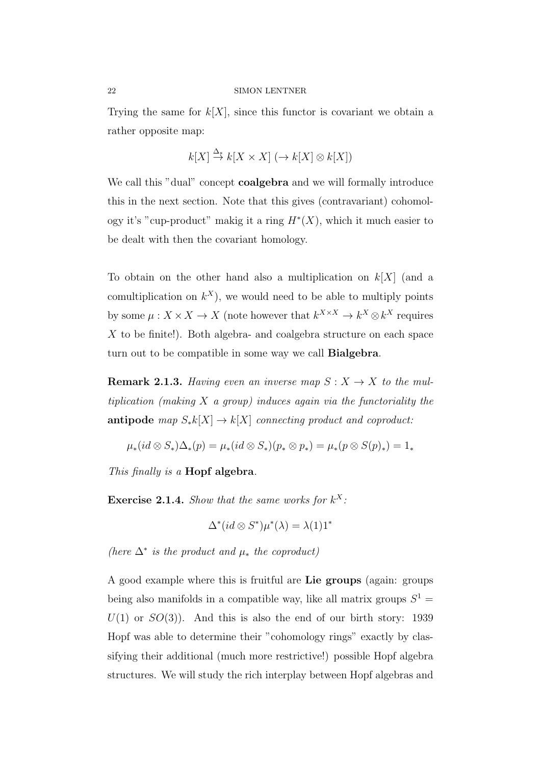Trying the same for $k[X]$, since this functor is covariant we obtain a rather opposite map:

$$k[X] \stackrel{\Delta_*}{\to} k[X \times X] \; (\to k[X] \otimes k[X])$$

We call this "dual" concept **coalgebra** and we will formally introduce this in the next section. Note that this gives (contravariant) cohomology it's "cup-product" makig it a ring $H^*(X)$, which it much easier to be dealt with then the covariant homology.

To obtain on the other hand also a multiplication on $k[X]$ (and a comultiplication on $k^X$), we would need to be able to multiply points by some $\mu : X \times X \to X$ (note however that $k^{X \times X} \to k^X \otimes k^X$ requires $X$ to be finite!). Both algebra- and coalgebra structure on each space turn out to be compatible in some way we call **Bialgebra**.

**Remark 2.1.3.** *Having even an inverse map $S : X \to X$ to the multiplication (making $X$ a group) induces again via the functoriality the* **antipode** *map $S_* k[X] \to k[X]$ connecting product and coproduct:*

$$\mu_*(id \otimes S_*)\Delta_*(p) = \mu_*(id \otimes S_*)(p_* \otimes p_*) = \mu_*(p \otimes S(p)_*) = 1_*$$

*This finally is a* **Hopf algebra**.

**Exercise 2.1.4.** *Show that the same works for $k^X$:*

$$\Delta^*(id \otimes S^*)\mu^*(\lambda) = \lambda(1)1^*$$

*(here $\Delta^*$ is the product and $\mu_*$ the coproduct)*

A good example where this is fruitful are **Lie groups** (again: groups being also manifolds in a compatible way, like all matrix groups $S^1 = U(1)$ or $SO(3)$). And this is also the end of our birth story: 1939 Hopf was able to determine their "cohomology rings" exactly by classifying their additional (much more restrictive!) possible Hopf algebra structures. We will study the rich interplay between Hopf algebras and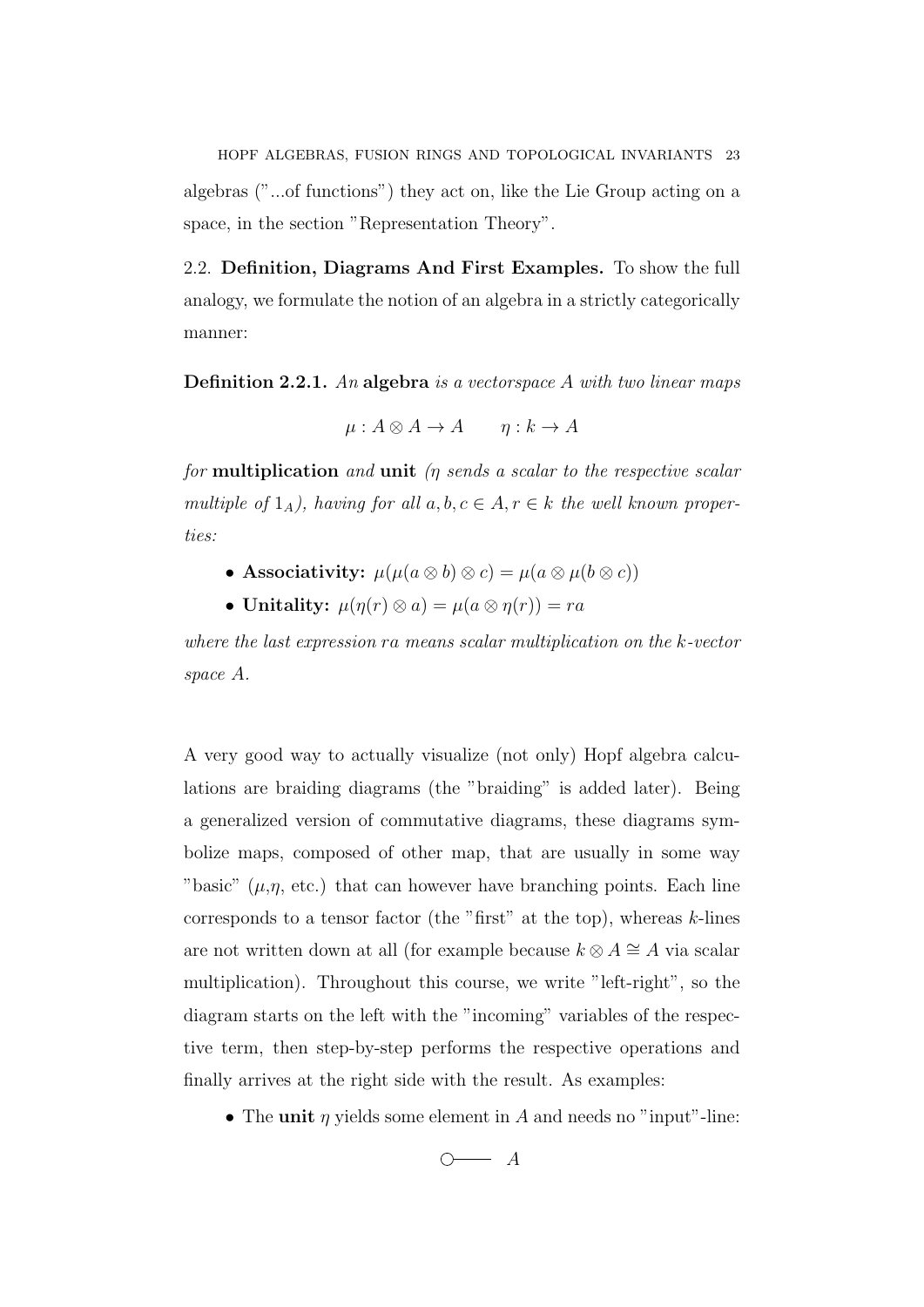algebras (”...of functions”) they act on, like the Lie Group acting on a space, in the section ”Representation Theory”.

### 2.2. Definition, Diagrams And First Examples.

To show the full analogy, we formulate the notion of an algebra in a strictly categorically manner:

**Definition 2.2.1.** *An* **algebra** *is a vectorspace $A$ with two linear maps*

$$\mu : A \otimes A \to A \qquad \eta : k \to A$$

*for* **multiplication** *and* **unit** *($\eta$ sends a scalar to the respective scalar multiple of $1_A$), having for all $a, b, c \in A, r \in k$ the well known properties:*

- **Associativity:** $\mu(\mu(a \otimes b) \otimes c) = \mu(a \otimes \mu(b \otimes c))$
- **Unitality:** $\mu(\eta(r) \otimes a) = \mu(a \otimes \eta(r)) = ra$

*where the last expression $ra$ means scalar multiplication on the $k$-vector space $A$.*

A very good way to actually visualize (not only) Hopf algebra calculations are braiding diagrams (the ”braiding” is added later). Being a generalized version of commutative diagrams, these diagrams symbolize maps, composed of other map, that are usually in some way ”basic” ($\mu$,$\eta$, etc.) that can however have branching points. Each line corresponds to a tensor factor (the ”first” at the top), whereas $k$-lines are not written down at all (for example because $k \otimes A \cong A$ via scalar multiplication). Throughout this course, we write ”left-right”, so the diagram starts on the left with the ”incoming” variables of the respective term, then step-by-step performs the respective operations and finally arrives at the right side with the result. As examples:

- The **unit** $\eta$ yields some element in $A$ and needs no ”input”-line:

$$\bigcirc\!\!-\!\!-\!\!-\; A$$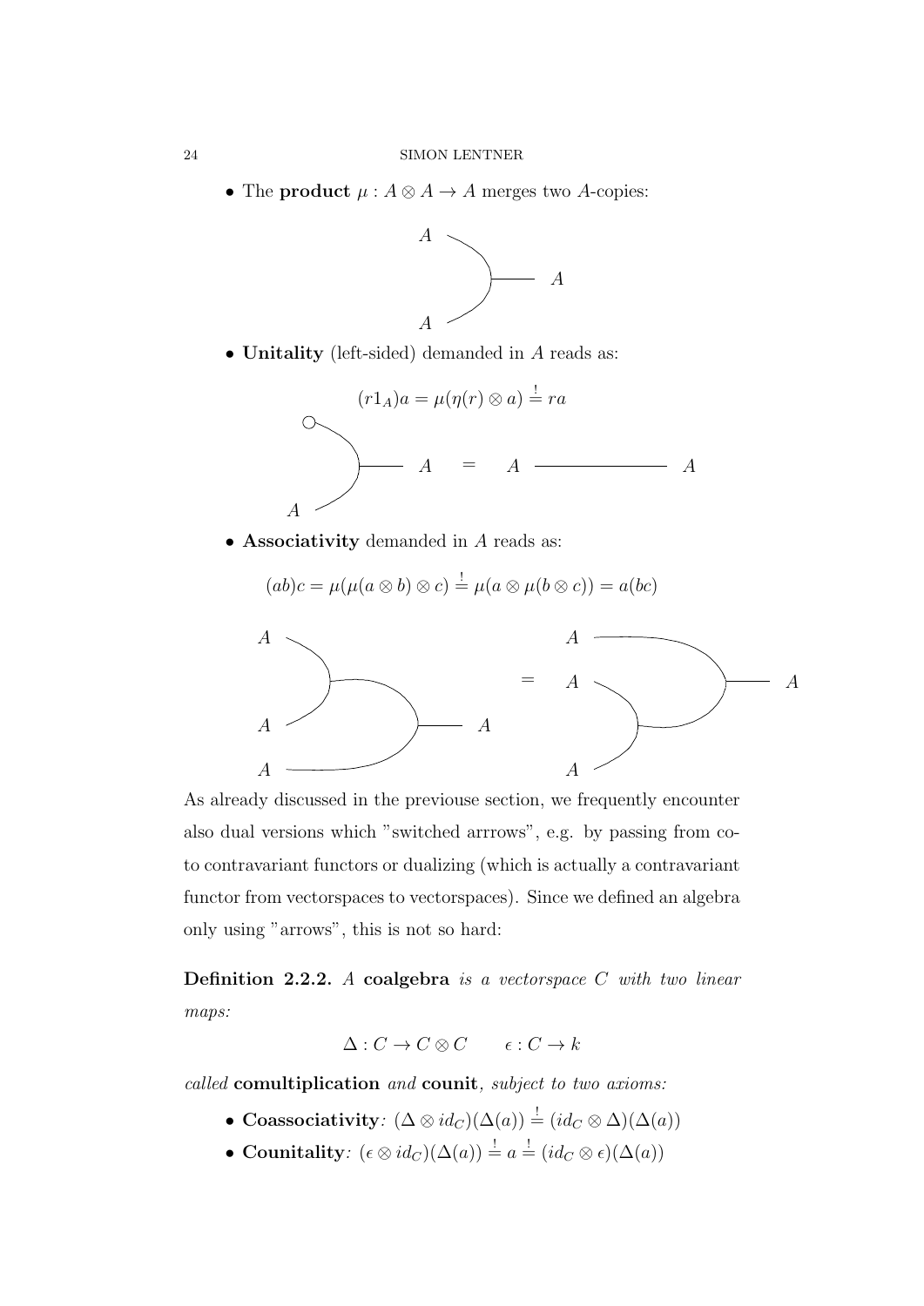- The **product** $\mu : A \otimes A \to A$ merges two $A$-copies:

- **Unitality** (left-sided) demanded in $A$ reads as:

$$(r1_A)a = \mu(\eta(r) \otimes a) \stackrel{!}{=} ra$$

- **Associativity** demanded in $A$ reads as:

$$(ab)c = \mu(\mu(a \otimes b) \otimes c) \stackrel{!}{=} \mu(a \otimes \mu(b \otimes c)) = a(bc)$$

As already discussed in the previouse section, we frequently encounter also dual versions which "switched arrrows", e.g. by passing from co- to contravariant functors or dualizing (which is actually a contravariant functor from vectorspaces to vectorspaces). Since we defined an algebra only using "arrows", this is not so hard:

**Definition 2.2.2.** *A* **coalgebra** *is a vectorspace $C$ with two linear maps:*

$$\Delta : C \to C \otimes C \qquad \epsilon : C \to k$$

*called* **comultiplication** *and* **counit***, subject to two axioms:*

- **Coassociativity***:* $(\Delta \otimes id_C)(\Delta(a)) \stackrel{!}{=} (id_C \otimes \Delta)(\Delta(a))$
- **Counitality***:* $(\epsilon \otimes id_C)(\Delta(a)) \stackrel{!}{=} a \stackrel{!}{=} (id_C \otimes \epsilon)(\Delta(a))$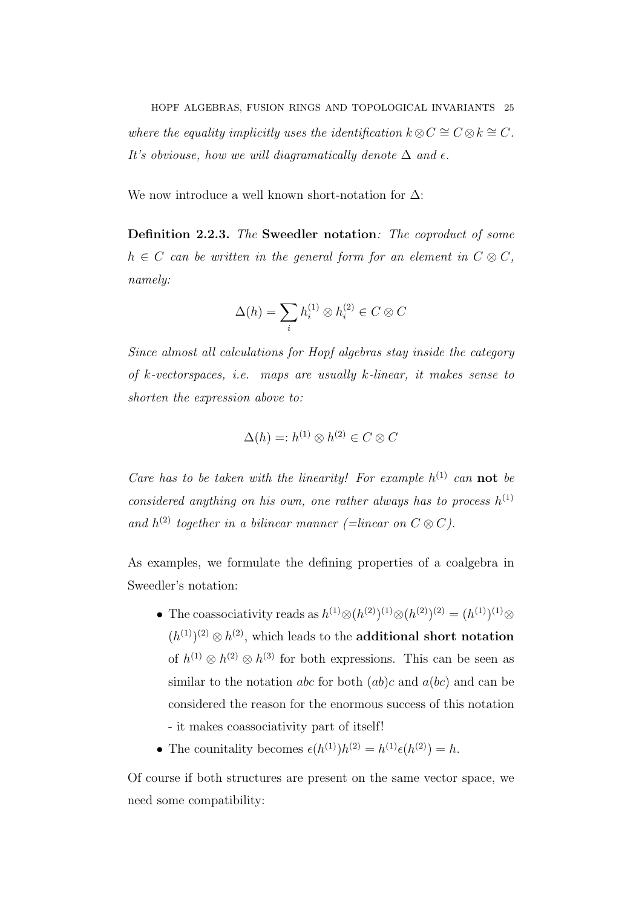*where the equality implicitly uses the identification $k \otimes C \cong C \otimes k \cong C$. It's obviouse, how we will diagramatically denote $\Delta$ and $\epsilon$.*

We now introduce a well known short-notation for $\Delta$:

**Definition 2.2.3.** *The* **Sweedler notation***: The coproduct of some $h \in C$ can be written in the general form for an element in $C \otimes C$, namely:*

$$\Delta(h) = \sum_i h_i^{(1)} \otimes h_i^{(2)} \in C \otimes C$$

*Since almost all calculations for Hopf algebras stay inside the category of $k$-vectorspaces, i.e. maps are usually $k$-linear, it makes sense to shorten the expression above to:*

$$\Delta(h) =: h^{(1)} \otimes h^{(2)} \in C \otimes C$$

*Care has to be taken with the linearity! For example $h^{(1)}$ can* **not** *be considered anything on his own, one rather always has to process $h^{(1)}$ and $h^{(2)}$ together in a bilinear manner (=linear on $C \otimes C$).*

As examples, we formulate the defining properties of a coalgebra in Sweedler's notation:

- The coassociativity reads as $h^{(1)} \otimes (h^{(2)})^{(1)} \otimes (h^{(2)})^{(2)} = (h^{(1)})^{(1)} \otimes (h^{(1)})^{(2)} \otimes h^{(2)}$, which leads to the **additional short notation** of $h^{(1)} \otimes h^{(2)} \otimes h^{(3)}$ for both expressions. This can be seen as similar to the notation $abc$ for both $(ab)c$ and $a(bc)$ and can be considered the reason for the enormous success of this notation - it makes coassociativity part of itself!
- The counitality becomes $\epsilon(h^{(1)})h^{(2)} = h^{(1)}\epsilon(h^{(2)}) = h$.

Of course if both structures are present on the same vector space, we need some compatibility: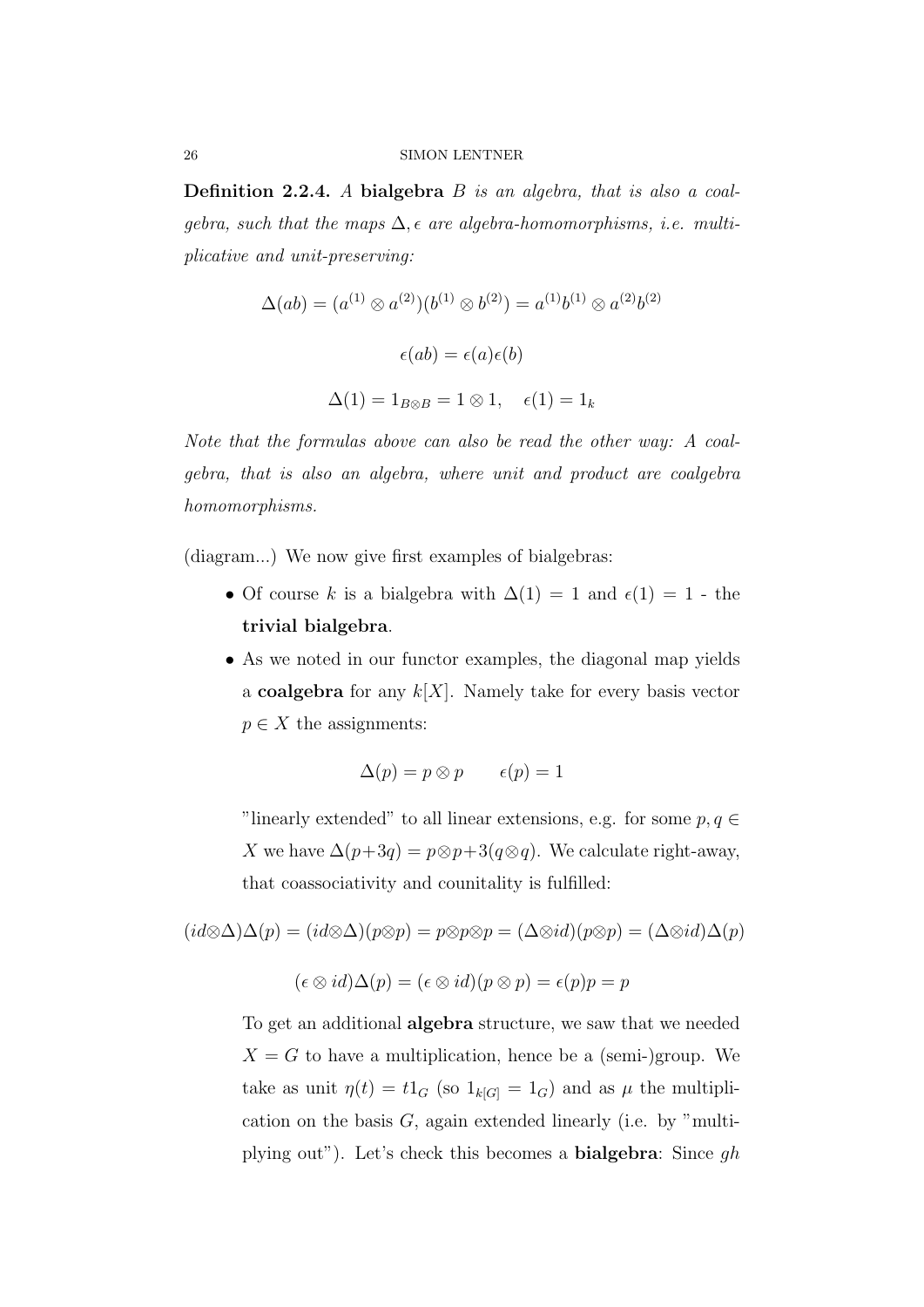**Definition 2.2.4.** *A* **bialgebra** $B$ *is an algebra, that is also a coalgebra, such that the maps* $\Delta, \epsilon$ *are algebra-homomorphisms, i.e. multiplicative and unit-preserving:*

$$\Delta(ab) = (a^{(1)} \otimes a^{(2)})(b^{(1)} \otimes b^{(2)}) = a^{(1)}b^{(1)} \otimes a^{(2)}b^{(2)}$$

$$\epsilon(ab) = \epsilon(a)\epsilon(b)$$

$$\Delta(1) = 1_{B \otimes B} = 1 \otimes 1, \quad \epsilon(1) = 1_k$$

*Note that the formulas above can also be read the other way: A coalgebra, that is also an algebra, where unit and product are coalgebra homomorphisms.*

(diagram...) We now give first examples of bialgebras:

- Of course $k$ is a bialgebra with $\Delta(1) = 1$ and $\epsilon(1) = 1$ - the **trivial bialgebra**.
- As we noted in our functor examples, the diagonal map yields a **coalgebra** for any $k[X]$. Namely take for every basis vector $p \in X$ the assignments:

  $$\Delta(p) = p \otimes p \qquad \epsilon(p) = 1$$

  "linearly extended" to all linear extensions, e.g. for some $p, q \in X$ we have $\Delta(p + 3q) = p \otimes p + 3(q \otimes q)$. We calculate right-away, that coassociativity and counitality is fulfilled:

$$(id \otimes \Delta)\Delta(p) = (id \otimes \Delta)(p \otimes p) = p \otimes p \otimes p = (\Delta \otimes id)(p \otimes p) = (\Delta \otimes id)\Delta(p)$$

$$(\epsilon \otimes id)\Delta(p) = (\epsilon \otimes id)(p \otimes p) = \epsilon(p)p = p$$

  To get an additional **algebra** structure, we saw that we needed $X = G$ to have a multiplication, hence be a (semi-)group. We take as unit $\eta(t) = t1_G$ (so $1_{k[G]} = 1_G$) and as $\mu$ the multiplication on the basis $G$, again extended linearly (i.e. by "multiplying out"). Let's check this becomes a **bialgebra**: Since $gh$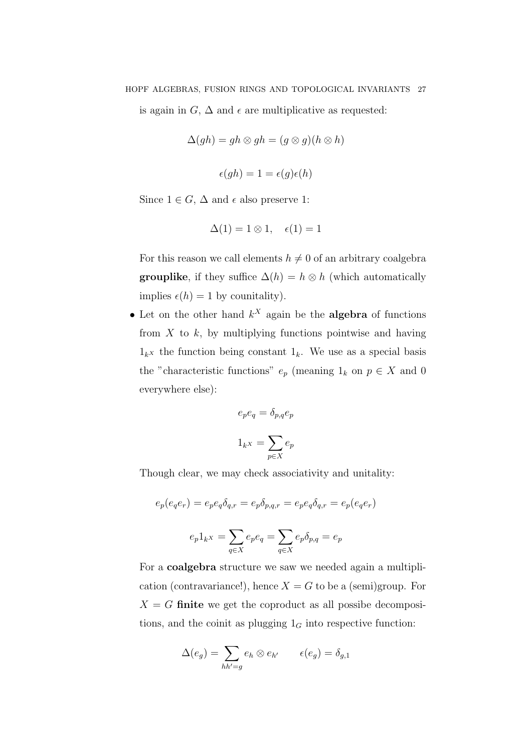is again in $G$, $\Delta$ and $\epsilon$ are multiplicative as requested:

$$\Delta(gh) = gh \otimes gh = (g \otimes g)(h \otimes h)$$

$$\epsilon(gh) = 1 = \epsilon(g)\epsilon(h)$$

Since $1 \in G$, $\Delta$ and $\epsilon$ also preserve 1:

$$\Delta(1) = 1 \otimes 1, \quad \epsilon(1) = 1$$

For this reason we call elements $h \neq 0$ of an arbitrary coalgebra **grouplike**, if they suffice $\Delta(h) = h \otimes h$ (which automatically implies $\epsilon(h) = 1$ by counitality).

- Let on the other hand $k^X$ again be the **algebra** of functions from $X$ to $k$, by multiplying functions pointwise and having $1_{k^X}$ the function being constant $1_k$. We use as a special basis the "characteristic functions" $e_p$ (meaning $1_k$ on $p \in X$ and 0 everywhere else):

$$e_p e_q = \delta_{p,q} e_p$$

$$1_{k^X} = \sum_{p \in X} e_p$$

Though clear, we may check associativity and unitality:

$$e_p(e_q e_r) = e_p e_q \delta_{q,r} = e_p \delta_{p,q,r} = e_p e_q \delta_{q,r} = e_p(e_q e_r)$$

$$e_p 1_{k^X} = \sum_{q \in X} e_p e_q = \sum_{q \in X} e_p \delta_{p,q} = e_p$$

For a **coalgebra** structure we saw we needed again a multiplication (contravariance!), hence $X = G$ to be a (semi)group. For $X = G$ **finite** we get the coproduct as all possibe decompositions, and the coinit as plugging $1_G$ into respective function:

$$\Delta(e_g) = \sum_{hh'=g} e_h \otimes e_{h'} \qquad \epsilon(e_g) = \delta_{g,1}$$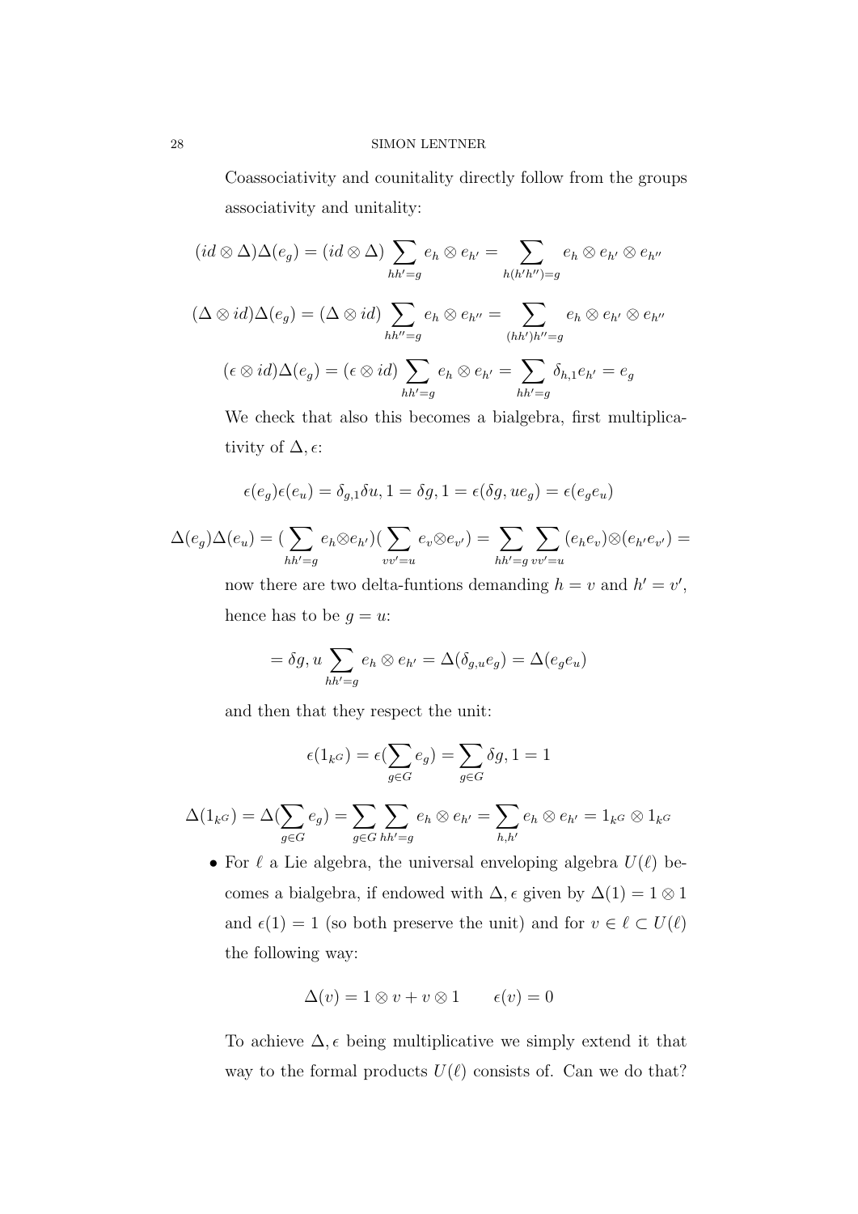Coassociativity and counitality directly follow from the groups associativity and unitality:

$$(id \otimes \Delta)\Delta(e_g) = (id \otimes \Delta) \sum_{hh'=g} e_h \otimes e_{h'} = \sum_{h(h'h'')=g} e_h \otimes e_{h'} \otimes e_{h''}$$

$$(\Delta \otimes id)\Delta(e_g) = (\Delta \otimes id) \sum_{hh''=g} e_h \otimes e_{h''} = \sum_{(hh')h''=g} e_h \otimes e_{h'} \otimes e_{h''}$$

$$(\epsilon \otimes id)\Delta(e_g) = (\epsilon \otimes id) \sum_{hh'=g} e_h \otimes e_{h'} = \sum_{hh'=g} \delta_{h,1} e_{h'} = e_g$$

We check that also this becomes a bialgebra, first multiplicativity of $\Delta, \epsilon$:

$$\epsilon(e_g)\epsilon(e_u) = \delta_{g,1}\delta u, 1 = \delta g, 1 = \epsilon(\delta g, u e_g) = \epsilon(e_g e_u)$$

$$\Delta(e_g)\Delta(e_u) = (\sum_{hh'=g} e_h \otimes e_{h'})(\sum_{vv'=u} e_v \otimes e_{v'}) = \sum_{hh'=g} \sum_{vv'=u} (e_h e_v) \otimes (e_{h'} e_{v'}) =$$

now there are two delta-funtions demanding $h = v$ and $h' = v'$, hence has to be $g = u$:

$$= \delta g, u \sum_{hh'=g} e_h \otimes e_{h'} = \Delta(\delta_{g,u} e_g) = \Delta(e_g e_u)$$

and then that they respect the unit:

$$\epsilon(1_{k^G}) = \epsilon(\sum_{g \in G} e_g) = \sum_{g \in G} \delta g, 1 = 1$$

$$\Delta(1_{k^G}) = \Delta(\sum_{g \in G} e_g) = \sum_{g \in G} \sum_{hh'=g} e_h \otimes e_{h'} = \sum_{h,h'} e_h \otimes e_{h'} = 1_{k^G} \otimes 1_{k^G}$$

- For $\ell$ a Lie algebra, the universal enveloping algebra $U(\ell)$ becomes a bialgebra, if endowed with $\Delta, \epsilon$ given by $\Delta(1) = 1 \otimes 1$ and $\epsilon(1) = 1$ (so both preserve the unit) and for $v \in \ell \subset U(\ell)$ the following way:

$$\Delta(v) = 1 \otimes v + v \otimes 1 \qquad \epsilon(v) = 0$$

To achieve $\Delta, \epsilon$ being multiplicative we simply extend it that way to the formal products $U(\ell)$ consists of. Can we do that?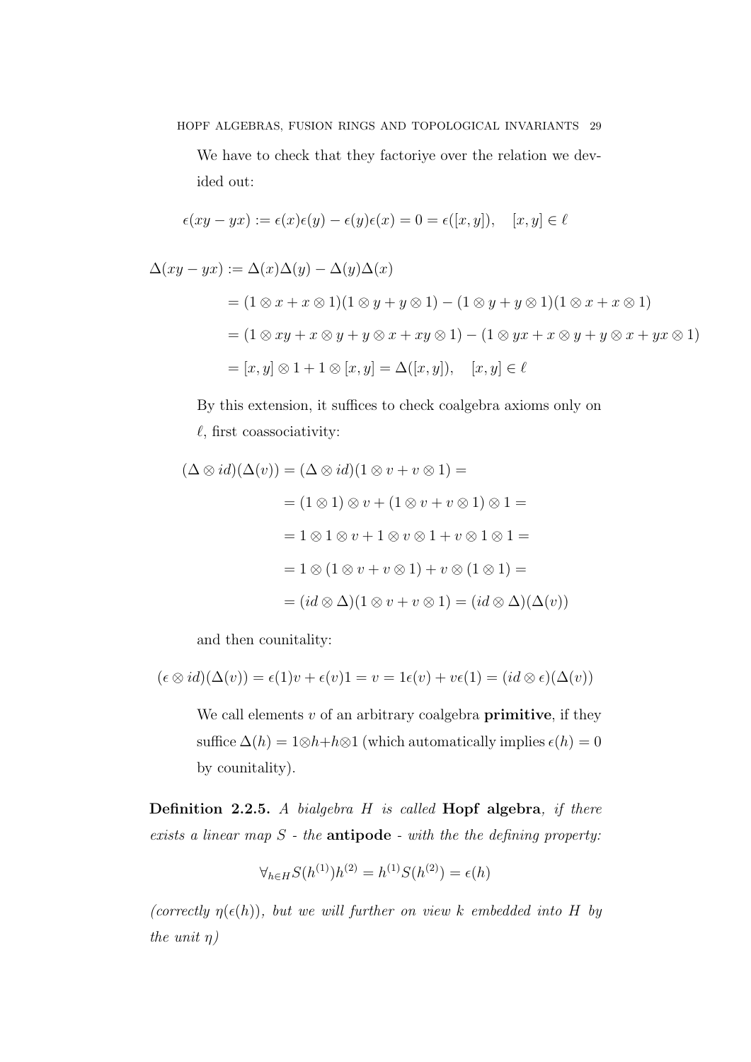We have to check that they factoriye over the relation we devided out:

$$\epsilon(xy - yx) := \epsilon(x)\epsilon(y) - \epsilon(y)\epsilon(x) = 0 = \epsilon([x,y]), \quad [x,y] \in \ell$$

$$\begin{aligned}
\Delta(xy - yx) &:= \Delta(x)\Delta(y) - \Delta(y)\Delta(x) \\
&= (1 \otimes x + x \otimes 1)(1 \otimes y + y \otimes 1) - (1 \otimes y + y \otimes 1)(1 \otimes x + x \otimes 1) \\
&= (1 \otimes xy + x \otimes y + y \otimes x + xy \otimes 1) - (1 \otimes yx + x \otimes y + y \otimes x + yx \otimes 1) \\
&= [x,y] \otimes 1 + 1 \otimes [x,y] = \Delta([x,y]), \quad [x,y] \in \ell
\end{aligned}$$

By this extension, it suffices to check coalgebra axioms only on $\ell$, first coassociativity:

$$\begin{aligned}
(\Delta \otimes id)(\Delta(v)) &= (\Delta \otimes id)(1 \otimes v + v \otimes 1) = \\
&= (1 \otimes 1) \otimes v + (1 \otimes v + v \otimes 1) \otimes 1 = \\
&= 1 \otimes 1 \otimes v + 1 \otimes v \otimes 1 + v \otimes 1 \otimes 1 = \\
&= 1 \otimes (1 \otimes v + v \otimes 1) + v \otimes (1 \otimes 1) = \\
&= (id \otimes \Delta)(1 \otimes v + v \otimes 1) = (id \otimes \Delta)(\Delta(v))
\end{aligned}$$

and then counitality:

$$(\epsilon \otimes id)(\Delta(v)) = \epsilon(1)v + \epsilon(v)1 = v = 1\epsilon(v) + v\epsilon(1) = (id \otimes \epsilon)(\Delta(v))$$

We call elements $v$ of an arbitrary coalgebra **primitive**, if they suffice $\Delta(h) = 1 \otimes h + h \otimes 1$ (which automatically implies $\epsilon(h) = 0$ by counitality).

**Definition 2.2.5.** *A bialgebra $H$ is called* **Hopf algebra***, if there exists a linear map $S$ - the* **antipode** *- with the the defining property:*

$$\forall_{h \in H} S(h^{(1)})h^{(2)} = h^{(1)}S(h^{(2)}) = \epsilon(h)$$

*(correctly $\eta(\epsilon(h))$, but we will further on view $k$ embedded into $H$ by the unit $\eta$)*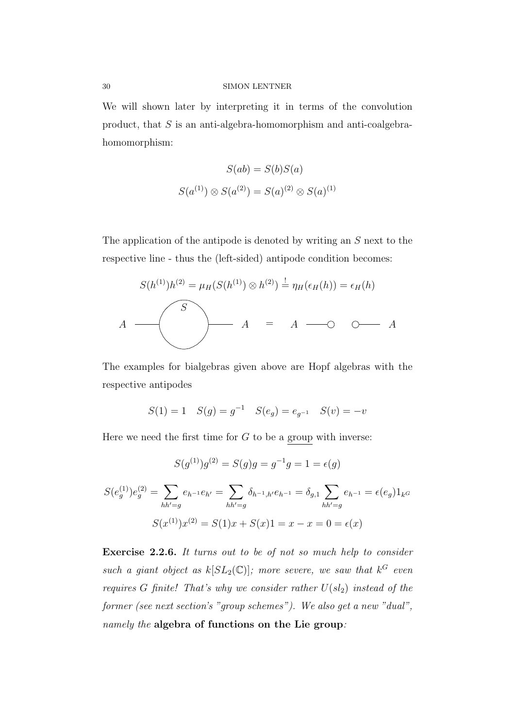We will shown later by interpreting it in terms of the convolution product, that $S$ is an anti-algebra-homomorphism and anti-coalgebra-homomorphism:

$$S(ab) = S(b)S(a)$$

$$S(a^{(1)}) \otimes S(a^{(2)}) = S(a)^{(2)} \otimes S(a)^{(1)}$$

The application of the antipode is denoted by writing an $S$ next to the respective line - thus the (left-sided) antipode condition becomes:

$$S(h^{(1)})h^{(2)} = \mu_H(S(h^{(1)}) \otimes h^{(2)}) \overset{!}{=} \eta_H(\epsilon_H(h)) = \epsilon_H(h)$$

A —(S)— A = A —○ ○— A

The examples for bialgebras given above are Hopf algebras with the respective antipodes

$$S(1) = 1 \quad S(g) = g^{-1} \quad S(e_g) = e_{g^{-1}} \quad S(v) = -v$$

Here we need the first time for $G$ to be a group with inverse:

$$S(g^{(1)})g^{(2)} = S(g)g = g^{-1}g = 1 = \epsilon(g)$$

$$S(e_g^{(1)})e_g^{(2)} = \sum_{hh'=g} e_{h^{-1}}e_{h'} = \sum_{hh'=g} \delta_{h^{-1},h'}e_{h^{-1}} = \delta_{g,1}\sum_{hh'=g} e_{h^{-1}} = \epsilon(e_g)1_{k^G}$$

$$S(x^{(1)})x^{(2)} = S(1)x + S(x)1 = x - x = 0 = \epsilon(x)$$

**Exercise 2.2.6.** *It turns out to be of not so much help to consider such a giant object as $k[SL_2(\mathbb{C})]$; more severe, we saw that $k^G$ even requires $G$ finite! That's why we consider rather $U(sl_2)$ instead of the former (see next section's "group schemes"). We also get a new "dual", namely the* **algebra of functions on the Lie group***:*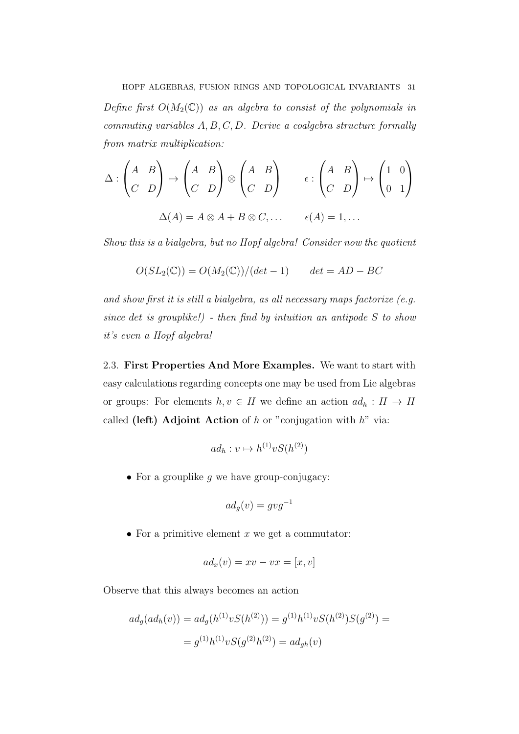*Define first $O(M_2(\mathbb{C}))$ as an algebra to consist of the polynomials in commuting variables $A, B, C, D$. Derive a coalgebra structure formally from matrix multiplication:*

$$\Delta : \begin{pmatrix} A & B \\ C & D \end{pmatrix} \mapsto \begin{pmatrix} A & B \\ C & D \end{pmatrix} \otimes \begin{pmatrix} A & B \\ C & D \end{pmatrix} \qquad \epsilon : \begin{pmatrix} A & B \\ C & D \end{pmatrix} \mapsto \begin{pmatrix} 1 & 0 \\ 0 & 1 \end{pmatrix}$$

$$\Delta(A) = A \otimes A + B \otimes C, \ldots \qquad \epsilon(A) = 1, \ldots$$

*Show this is a bialgebra, but no Hopf algebra! Consider now the quotient*

$$O(SL_2(\mathbb{C})) = O(M_2(\mathbb{C}))/(det - 1) \qquad det = AD - BC$$

*and show first it is still a bialgebra, as all necessary maps factorize (e.g. since det is grouplike!) - then find by intuition an antipode $S$ to show it's even a Hopf algebra!*

2.3. **First Properties And More Examples.** We want to start with easy calculations regarding concepts one may be used from Lie algebras or groups: For elements $h, v \in H$ we define an action $ad_h : H \to H$ called **(left) Adjoint Action** of $h$ or "conjugation with $h$" via:

$$ad_h : v \mapsto h^{(1)} v S(h^{(2)})$$

- For a grouplike $g$ we have group-conjugacy:

$$ad_g(v) = gvg^{-1}$$

- For a primitive element $x$ we get a commutator:

$$ad_x(v) = xv - vx = [x, v]$$

Observe that this always becomes an action

$$ad_g(ad_h(v)) = ad_g(h^{(1)} v S(h^{(2)})) = g^{(1)} h^{(1)} v S(h^{(2)}) S(g^{(2)}) =$$
$$= g^{(1)} h^{(1)} v S(g^{(2)} h^{(2)}) = ad_{gh}(v)$$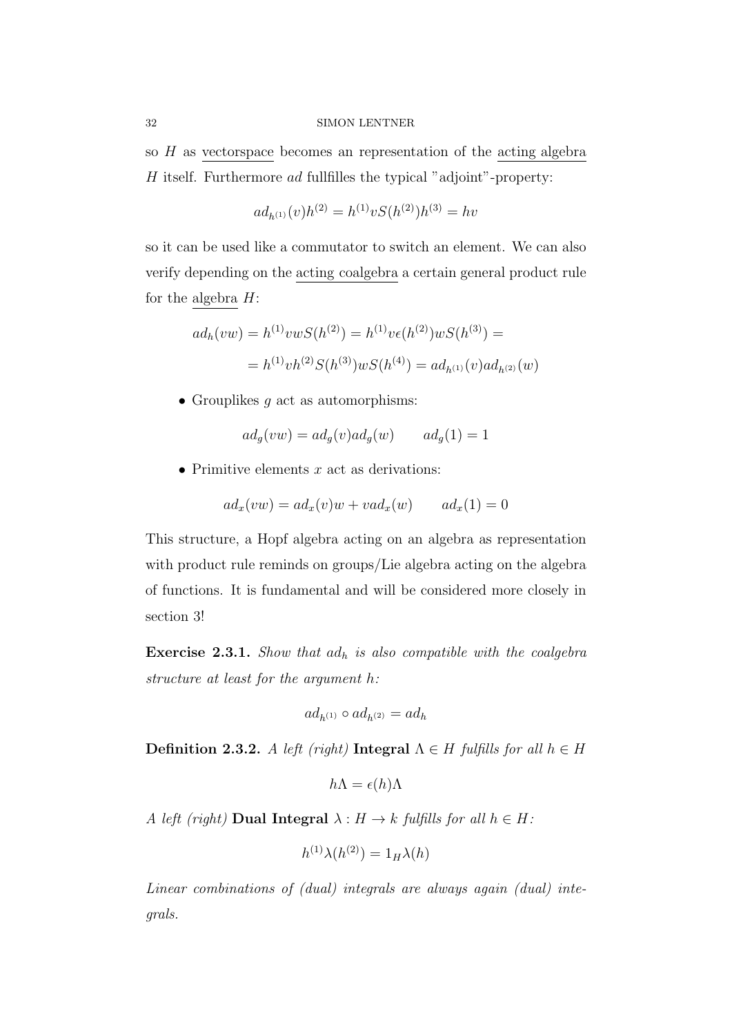so $H$ as vectorspace becomes an representation of the acting algebra $H$ itself. Furthermore *ad* fullfilles the typical "adjoint"-property:

$$ad_{h^{(1)}}(v)h^{(2)} = h^{(1)}vS(h^{(2)})h^{(3)} = hv$$

so it can be used like a commutator to switch an element. We can also verify depending on the acting coalgebra a certain general product rule for the algebra $H$:

$$ad_h(vw) = h^{(1)}vwS(h^{(2)}) = h^{(1)}v\epsilon(h^{(2)})wS(h^{(3)}) =$$

$$= h^{(1)}vh^{(2)}S(h^{(3)})wS(h^{(4)}) = ad_{h^{(1)}}(v)ad_{h^{(2)}}(w)$$

- Grouplikes $g$ act as automorphisms:

$$ad_g(vw) = ad_g(v)ad_g(w) \qquad ad_g(1) = 1$$

- Primitive elements $x$ act as derivations:

$$ad_x(vw) = ad_x(v)w + vad_x(w) \qquad ad_x(1) = 0$$

This structure, a Hopf algebra acting on an algebra as representation with product rule reminds on groups/Lie algebra acting on the algebra of functions. It is fundamental and will be considered more closely in section 3!

**Exercise 2.3.1.** *Show that $ad_h$ is also compatible with the coalgebra structure at least for the argument h:*

$$ad_{h^{(1)}} \circ ad_{h^{(2)}} = ad_h$$

**Definition 2.3.2.** *A left (right)* **Integral** $\Lambda \in H$ *fulfills for all* $h \in H$

$$h\Lambda = \epsilon(h)\Lambda$$

*A left (right)* **Dual Integral** $\lambda : H \to k$ *fulfills for all* $h \in H$*:*

$$h^{(1)}\lambda(h^{(2)}) = 1_H\lambda(h)$$

*Linear combinations of (dual) integrals are always again (dual) integrals.*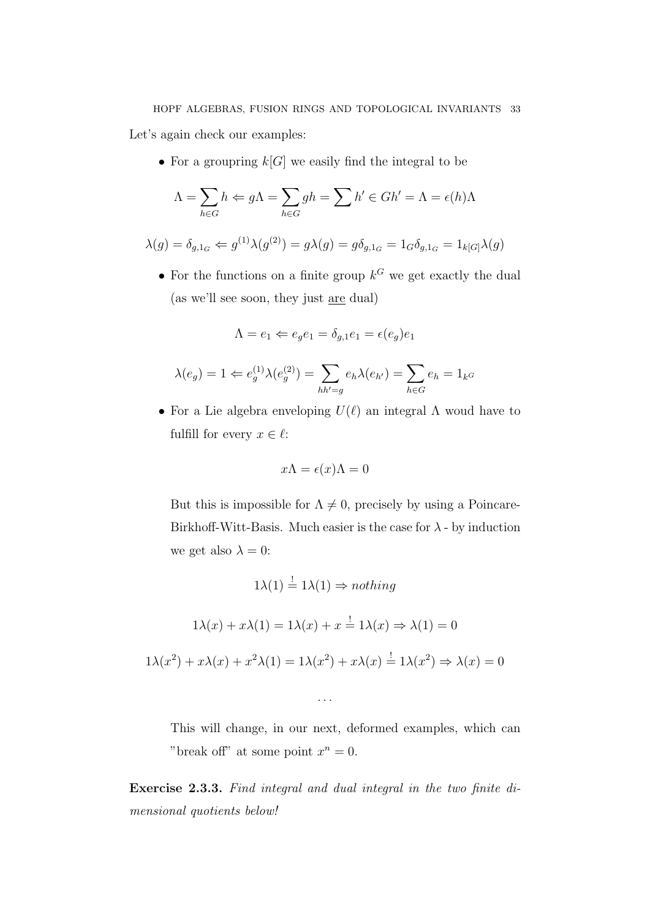Let's again check our examples:

- For a groupring $k[G]$ we easily find the integral to be

$$\Lambda = \sum_{h \in G} h \Leftarrow g\Lambda = \sum_{h \in G} gh = \sum h' \in Gh' = \Lambda = \epsilon(h)\Lambda$$

$$\lambda(g) = \delta_{g,1_G} \Leftarrow g^{(1)}\lambda(g^{(2)}) = g\lambda(g) = g\delta_{g,1_G} = 1_G\delta_{g,1_G} = 1_{k[G]}\lambda(g)$$

- For the functions on a finite group $k^G$ we get exactly the dual (as we'll see soon, they just <u>are</u> dual)

$$\Lambda = e_1 \Leftarrow e_g e_1 = \delta_{g,1} e_1 = \epsilon(e_g) e_1$$

$$\lambda(e_g) = 1 \Leftarrow e_g^{(1)}\lambda(e_g^{(2)}) = \sum_{hh'=g} e_h \lambda(e_{h'}) = \sum_{h \in G} e_h = 1_{k^G}$$

- For a Lie algebra enveloping $U(\ell)$ an integral $\Lambda$ woud have to fulfill for every $x \in \ell$:

$$x\Lambda = \epsilon(x)\Lambda = 0$$

  But this is impossible for $\Lambda \neq 0$, precisely by using a Poincare-Birkhoff-Witt-Basis. Much easier is the case for $\lambda$ - by induction we get also $\lambda = 0$:

$$1\lambda(1) \stackrel{!}{=} 1\lambda(1) \Rightarrow nothing$$

$$1\lambda(x) + x\lambda(1) = 1\lambda(x) + x \stackrel{!}{=} 1\lambda(x) \Rightarrow \lambda(1) = 0$$

$$1\lambda(x^2) + x\lambda(x) + x^2\lambda(1) = 1\lambda(x^2) + x\lambda(x) \stackrel{!}{=} 1\lambda(x^2) \Rightarrow \lambda(x) = 0$$

$$\ldots$$

  This will change, in our next, deformed examples, which can "break off" at some point $x^n = 0$.

**Exercise 2.3.3.** *Find integral and dual integral in the two finite dimensional quotients below!*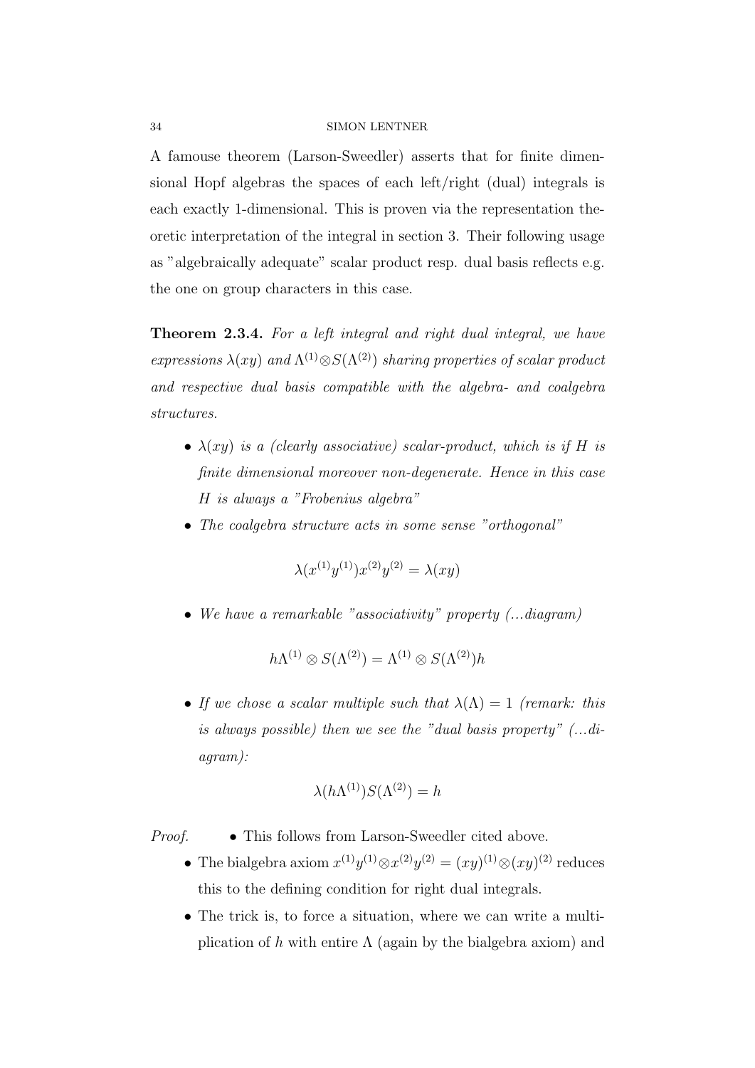A famouse theorem (Larson-Sweedler) asserts that for finite dimensional Hopf algebras the spaces of each left/right (dual) integrals is each exactly 1-dimensional. This is proven via the representation theoretic interpretation of the integral in section 3. Their following usage as "algebraically adequate" scalar product resp. dual basis reflects e.g. the one on group characters in this case.

**Theorem 2.3.4.** *For a left integral and right dual integral, we have expressions $\lambda(xy)$ and $\Lambda^{(1)}\otimes S(\Lambda^{(2)})$ sharing properties of scalar product and respective dual basis compatible with the algebra- and coalgebra structures.*

- *$\lambda(xy)$ is a (clearly associative) scalar-product, which is if $H$ is finite dimensional moreover non-degenerate. Hence in this case $H$ is always a "Frobenius algebra"*
- *The coalgebra structure acts in some sense "orthogonal"*

$$\lambda(x^{(1)}y^{(1)})x^{(2)}y^{(2)} = \lambda(xy)$$

- *We have a remarkable "associativity" property (...diagram)*

$$h\Lambda^{(1)} \otimes S(\Lambda^{(2)}) = \Lambda^{(1)} \otimes S(\Lambda^{(2)})h$$

- *If we chose a scalar multiple such that $\lambda(\Lambda) = 1$ (remark: this is always possible) then we see the "dual basis property" (...diagram):*

$$\lambda(h\Lambda^{(1)})S(\Lambda^{(2)}) = h$$

*Proof.*

- This follows from Larson-Sweedler cited above.
- The bialgebra axiom $x^{(1)}y^{(1)}\otimes x^{(2)}y^{(2)} = (xy)^{(1)}\otimes(xy)^{(2)}$ reduces this to the defining condition for right dual integrals.
- The trick is, to force a situation, where we can write a multiplication of $h$ with entire $\Lambda$ (again by the bialgebra axiom) and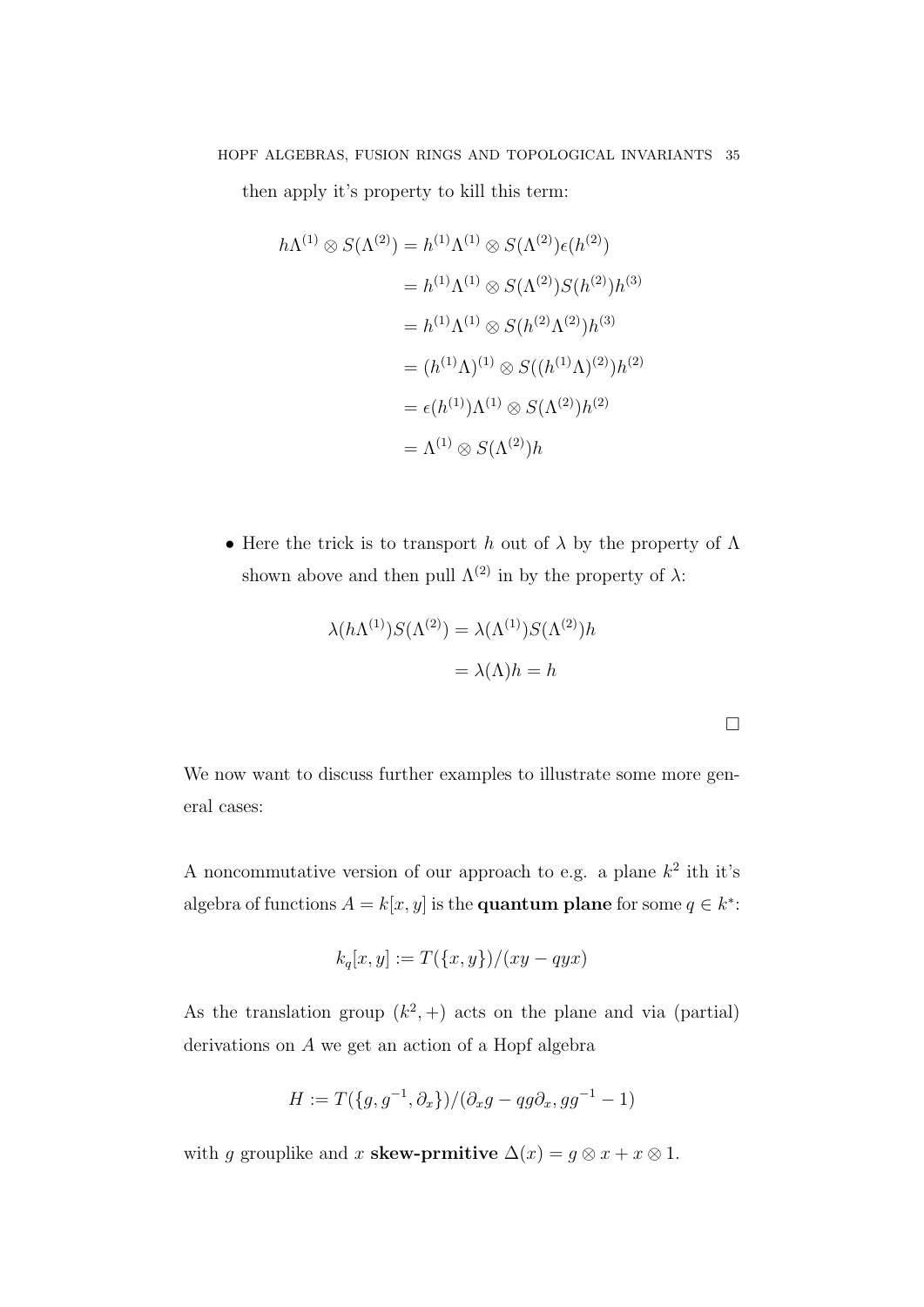then apply it's property to kill this term:

$$
\begin{aligned}
h\Lambda^{(1)} \otimes S(\Lambda^{(2)}) &= h^{(1)}\Lambda^{(1)} \otimes S(\Lambda^{(2)})\epsilon(h^{(2)}) \\
&= h^{(1)}\Lambda^{(1)} \otimes S(\Lambda^{(2)})S(h^{(2)})h^{(3)} \\
&= h^{(1)}\Lambda^{(1)} \otimes S(h^{(2)}\Lambda^{(2)})h^{(3)} \\
&= (h^{(1)}\Lambda)^{(1)} \otimes S((h^{(1)}\Lambda)^{(2)})h^{(2)} \\
&= \epsilon(h^{(1)})\Lambda^{(1)} \otimes S(\Lambda^{(2)})h^{(2)} \\
&= \Lambda^{(1)} \otimes S(\Lambda^{(2)})h
\end{aligned}
$$

- Here the trick is to transport $h$ out of $\lambda$ by the property of $\Lambda$ shown above and then pull $\Lambda^{(2)}$ in by the property of $\lambda$:

$$
\begin{aligned}
\lambda(h\Lambda^{(1)})S(\Lambda^{(2)}) &= \lambda(\Lambda^{(1)})S(\Lambda^{(2)})h \\
&= \lambda(\Lambda)h = h
\end{aligned}
$$

□

We now want to discuss further examples to illustrate some more general cases:

A noncommutative version of our approach to e.g. a plane $k^2$ ith it's algebra of functions $A = k[x, y]$ is the **quantum plane** for some $q \in k^*$:

$$k_q[x, y] := T(\{x, y\})/(xy - qyx)$$

As the translation group $(k^2, +)$ acts on the plane and via (partial) derivations on $A$ we get an action of a Hopf algebra

$$H := T(\{g, g^{-1}, \partial_x\})/(\partial_x g - qg\partial_x, gg^{-1} - 1)$$

with $g$ grouplike and $x$ **skew-prmitive** $\Delta(x) = g \otimes x + x \otimes 1$.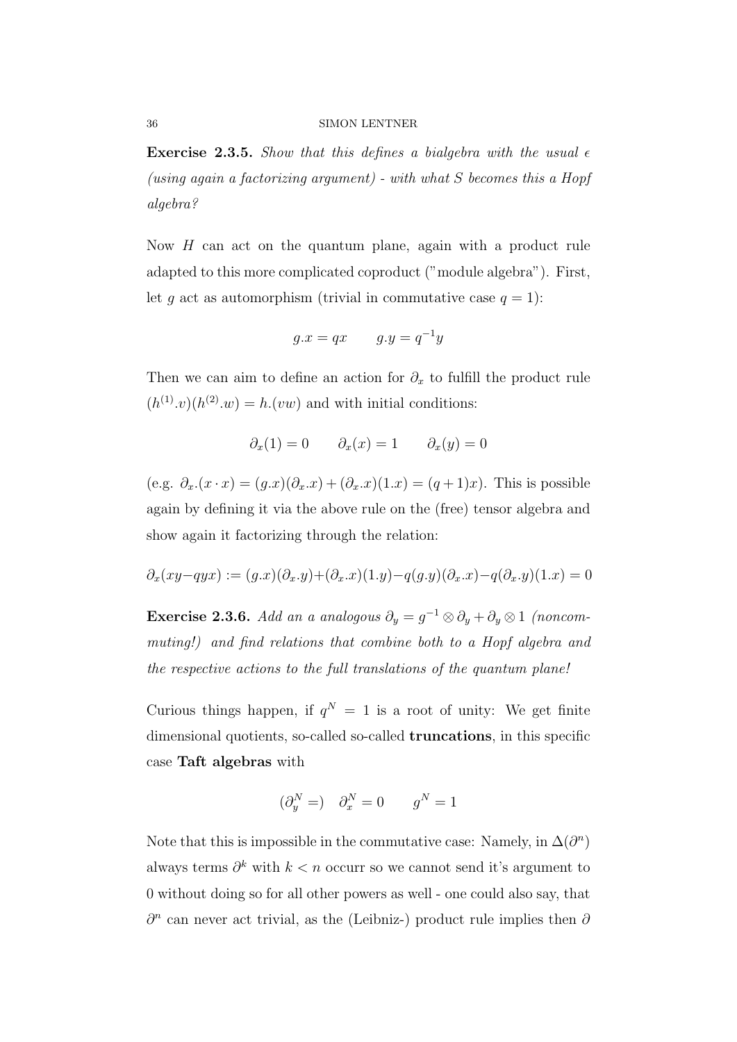**Exercise 2.3.5.** *Show that this defines a bialgebra with the usual $\epsilon$ (using again a factorizing argument) - with what $S$ becomes this a Hopf algebra?*

Now $H$ can act on the quantum plane, again with a product rule adapted to this more complicated coproduct ("module algebra"). First, let $g$ act as automorphism (trivial in commutative case $q = 1$):

$$g.x = qx \qquad g.y = q^{-1}y$$

Then we can aim to define an action for $\partial_x$ to fulfill the product rule $(h^{(1)}.v)(h^{(2)}.w) = h.(vw)$ and with initial conditions:

$$\partial_x(1) = 0 \qquad \partial_x(x) = 1 \qquad \partial_x(y) = 0$$

(e.g. $\partial_x.(x \cdot x) = (g.x)(\partial_x.x) + (\partial_x.x)(1.x) = (q+1)x$). This is possible again by defining it via the above rule on the (free) tensor algebra and show again it factorizing through the relation:

$$\partial_x(xy - qyx) := (g.x)(\partial_x.y) + (\partial_x.x)(1.y) - q(g.y)(\partial_x.x) - q(\partial_x.y)(1.x) = 0$$

**Exercise 2.3.6.** *Add an a analogous $\partial_y = g^{-1} \otimes \partial_y + \partial_y \otimes 1$ (noncommuting!) and find relations that combine both to a Hopf algebra and the respective actions to the full translations of the quantum plane!*

Curious things happen, if $q^N = 1$ is a root of unity: We get finite dimensional quotients, so-called so-called **truncations**, in this specific case **Taft algebras** with

$$(\partial_y^N =) \quad \partial_x^N = 0 \qquad g^N = 1$$

Note that this is impossible in the commutative case: Namely, in $\Delta(\partial^n)$ always terms $\partial^k$ with $k < n$ occurr so we cannot send it's argument to 0 without doing so for all other powers as well - one could also say, that $\partial^n$ can never act trivial, as the (Leibniz-) product rule implies then $\partial$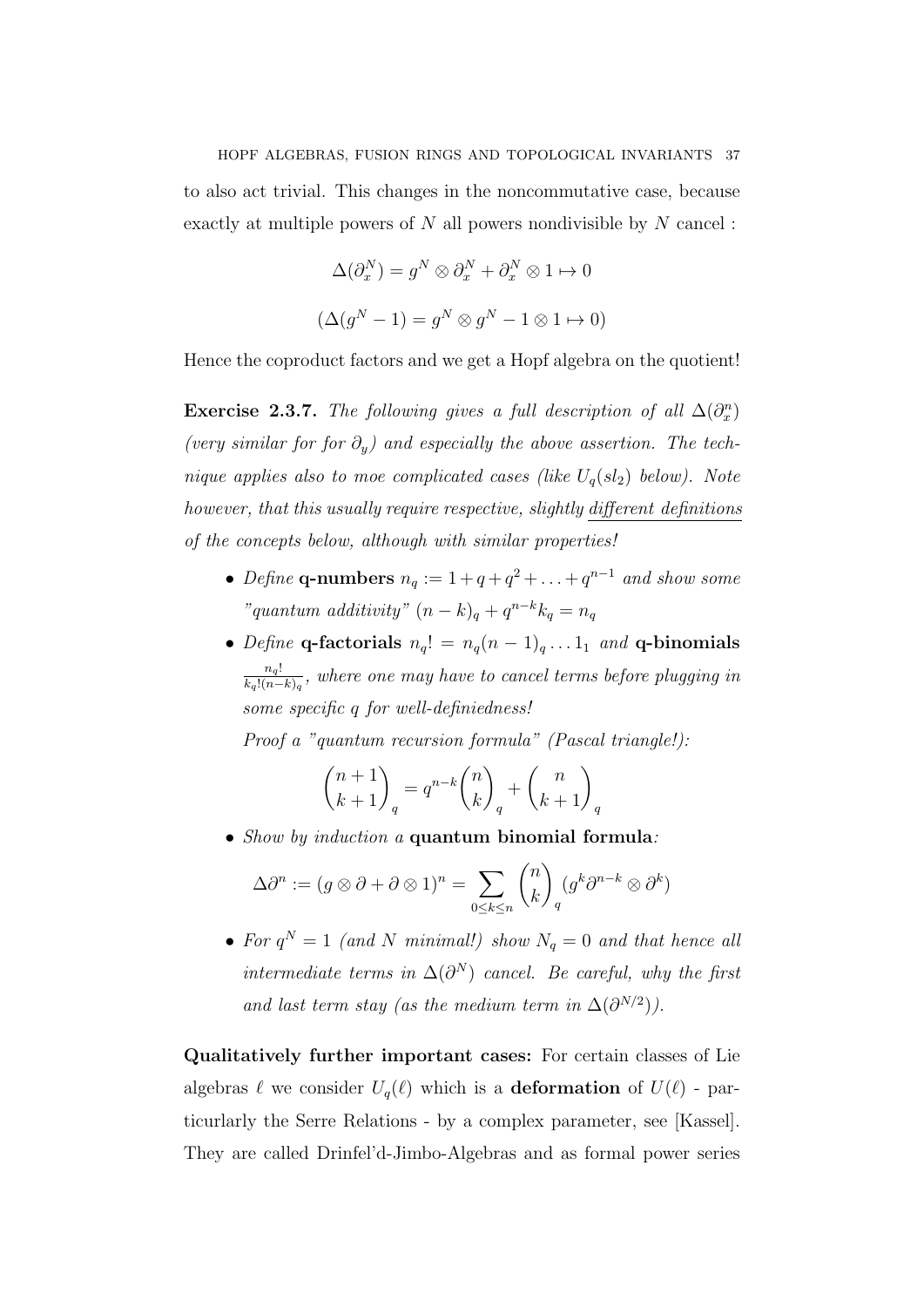to also act trivial. This changes in the noncommutative case, because exactly at multiple powers of $N$ all powers nondivisible by $N$ cancel :

$$\Delta(\partial_x^N) = g^N \otimes \partial_x^N + \partial_x^N \otimes 1 \mapsto 0$$

$$(\Delta(g^N - 1) = g^N \otimes g^N - 1 \otimes 1 \mapsto 0)$$

Hence the coproduct factors and we get a Hopf algebra on the quotient!

**Exercise 2.3.7.** *The following gives a full description of all $\Delta(\partial_x^n)$ (very similar for for $\partial_y$) and especially the above assertion. The technique applies also to moe complicated cases (like $U_q(sl_2)$ below). Note however, that this usually require respective, slightly* <u>*different definitions*</u> *of the concepts below, although with similar properties!*

- *Define* **q-numbers** $n_q := 1 + q + q^2 + \ldots + q^{n-1}$ *and show some "quantum additivity"* $(n-k)_q + q^{n-k} k_q = n_q$
- *Define* **q-factorials** $n_q! = n_q (n-1)_q \ldots 1_1$ *and* **q-binomials** $\frac{n_q!}{k_q!(n-k)_q}$, *where one may have to cancel terms before plugging in some specific $q$ for well-definiedness!*

  *Proof a "quantum recursion formula" (Pascal triangle!):*

  $$\binom{n+1}{k+1}_q = q^{n-k} \binom{n}{k}_q + \binom{n}{k+1}_q$$

- *Show by induction a* **quantum binomial formula***:*

  $$\Delta \partial^n := (g \otimes \partial + \partial \otimes 1)^n = \sum_{0 \le k \le n} \binom{n}{k}_q (g^k \partial^{n-k} \otimes \partial^k)$$

- *For $q^N = 1$ (and $N$ minimal!) show $N_q = 0$ and that hence all intermediate terms in $\Delta(\partial^N)$ cancel. Be careful, why the first and last term stay (as the medium term in $\Delta(\partial^{N/2})$).*

**Qualitatively further important cases:** For certain classes of Lie algebras $\ell$ we consider $U_q(\ell)$ which is a **deformation** of $U(\ell)$ - particurlarly the Serre Relations - by a complex parameter, see [Kassel]. They are called Drinfel'd-Jimbo-Algebras and as formal power series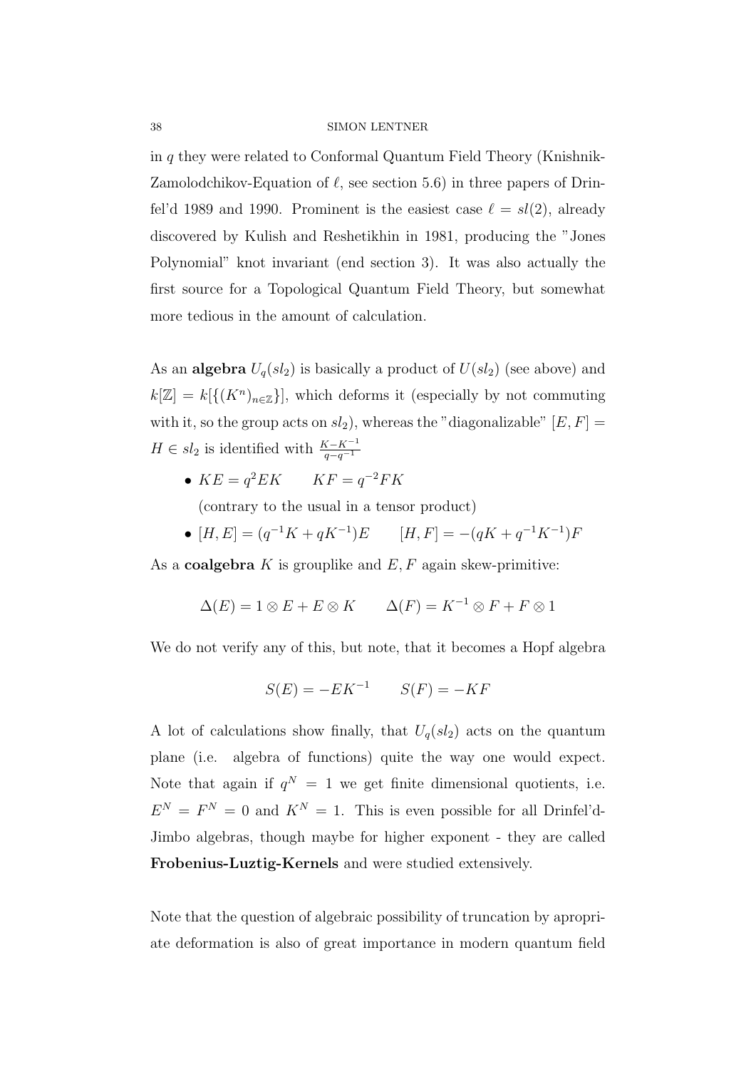in $q$ they were related to Conformal Quantum Field Theory (Knishnik-Zamolodchikov-Equation of $\ell$, see section 5.6) in three papers of Drinfel'd 1989 and 1990. Prominent is the easiest case $\ell = sl(2)$, already discovered by Kulish and Reshetikhin in 1981, producing the "Jones Polynomial" knot invariant (end section 3). It was also actually the first source for a Topological Quantum Field Theory, but somewhat more tedious in the amount of calculation.

As an **algebra** $U_q(sl_2)$ is basically a product of $U(sl_2)$ (see above) and $k[\mathbb{Z}] = k[\{(K^n)_{n\in\mathbb{Z}}\}]$, which deforms it (especially by not commuting with it, so the group acts on $sl_2$), whereas the "diagonalizable" $[E, F] = H \in sl_2$ is identified with $\frac{K-K^{-1}}{q-q^{-1}}$

- $KE = q^2EK \qquad KF = q^{-2}FK$
  
  (contrary to the usual in a tensor product)
- $[H, E] = (q^{-1}K + qK^{-1})E \qquad [H, F] = -(qK + q^{-1}K^{-1})F$

As a **coalgebra** $K$ is grouplike and $E, F$ again skew-primitive:

$$\Delta(E) = 1 \otimes E + E \otimes K \qquad \Delta(F) = K^{-1} \otimes F + F \otimes 1$$

We do not verify any of this, but note, that it becomes a Hopf algebra

$$S(E) = -EK^{-1} \qquad S(F) = -KF$$

A lot of calculations show finally, that $U_q(sl_2)$ acts on the quantum plane (i.e. algebra of functions) quite the way one would expect. Note that again if $q^N = 1$ we get finite dimensional quotients, i.e. $E^N = F^N = 0$ and $K^N = 1$. This is even possible for all Drinfel'd-Jimbo algebras, though maybe for higher exponent - they are called **Frobenius-Luztig-Kernels** and were studied extensively.

Note that the question of algebraic possibility of truncation by apropriate deformation is also of great importance in modern quantum field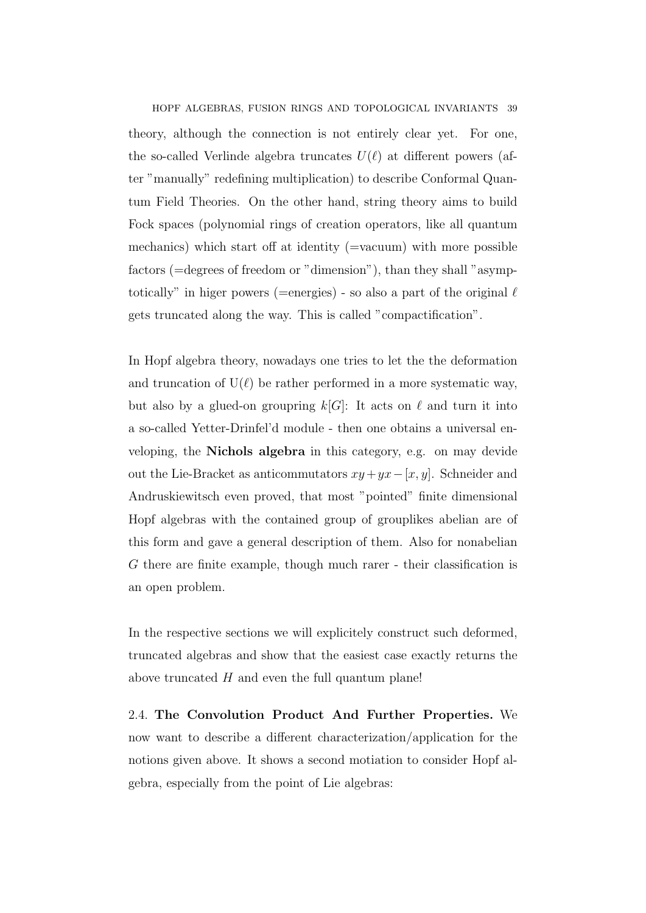theory, although the connection is not entirely clear yet. For one, the so-called Verlinde algebra truncates $U(\ell)$ at different powers (after "manually" redefining multiplication) to describe Conformal Quantum Field Theories. On the other hand, string theory aims to build Fock spaces (polynomial rings of creation operators, like all quantum mechanics) which start off at identity (=vacuum) with more possible factors (=degrees of freedom or "dimension"), than they shall "asymptotically" in higer powers (=energies) - so also a part of the original $\ell$ gets truncated along the way. This is called "compactification".

In Hopf algebra theory, nowadays one tries to let the the deformation and truncation of $\mathrm{U}(\ell)$ be rather performed in a more systematic way, but also by a glued-on groupring $k[G]$: It acts on $\ell$ and turn it into a so-called Yetter-Drinfel'd module - then one obtains a universal enveloping, the **Nichols algebra** in this category, e.g. on may devide out the Lie-Bracket as anticommutators $xy + yx - [x, y]$. Schneider and Andruskiewitsch even proved, that most "pointed" finite dimensional Hopf algebras with the contained group of grouplikes abelian are of this form and gave a general description of them. Also for nonabelian $G$ there are finite example, though much rarer - their classification is an open problem.

In the respective sections we will explicitely construct such deformed, truncated algebras and show that the easiest case exactly returns the above truncated $H$ and even the full quantum plane!

2.4. **The Convolution Product And Further Properties.** We now want to describe a different characterization/application for the notions given above. It shows a second motiation to consider Hopf algebra, especially from the point of Lie algebras: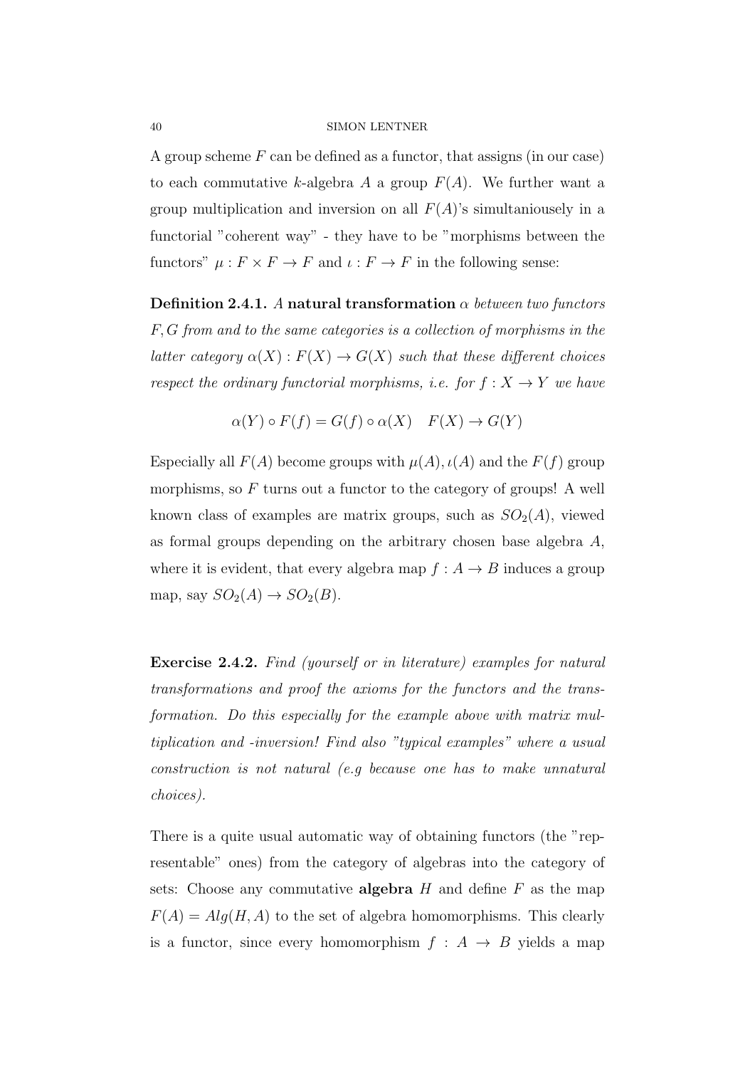A group scheme $F$ can be defined as a functor, that assigns (in our case) to each commutative $k$-algebra $A$ a group $F(A)$. We further want a group multiplication and inversion on all $F(A)$'s simultaniousely in a functorial "coherent way" - they have to be "morphisms between the functors" $\mu : F \times F \to F$ and $\iota : F \to F$ in the following sense:

**Definition 2.4.1.** *A* **natural transformation** $\alpha$ *between two functors* $F, G$ *from and to the same categories is a collection of morphisms in the latter category* $\alpha(X) : F(X) \to G(X)$ *such that these different choices respect the ordinary functorial morphisms, i.e. for* $f : X \to Y$ *we have*

$$\alpha(Y) \circ F(f) = G(f) \circ \alpha(X) \quad F(X) \to G(Y)$$

Especially all $F(A)$ become groups with $\mu(A), \iota(A)$ and the $F(f)$ group morphisms, so $F$ turns out a functor to the category of groups! A well known class of examples are matrix groups, such as $SO_2(A)$, viewed as formal groups depending on the arbitrary chosen base algebra $A$, where it is evident, that every algebra map $f : A \to B$ induces a group map, say $SO_2(A) \to SO_2(B)$.

**Exercise 2.4.2.** *Find (yourself or in literature) examples for natural transformations and proof the axioms for the functors and the transformation. Do this especially for the example above with matrix multiplication and -inversion! Find also "typical examples" where a usual construction is not natural (e.g because one has to make unnatural choices).*

There is a quite usual automatic way of obtaining functors (the "representable" ones) from the category of algebras into the category of sets: Choose any commutative **algebra** $H$ and define $F$ as the map $F(A) = Alg(H, A)$ to the set of algebra homomorphisms. This clearly is a functor, since every homomorphism $f : A \to B$ yields a map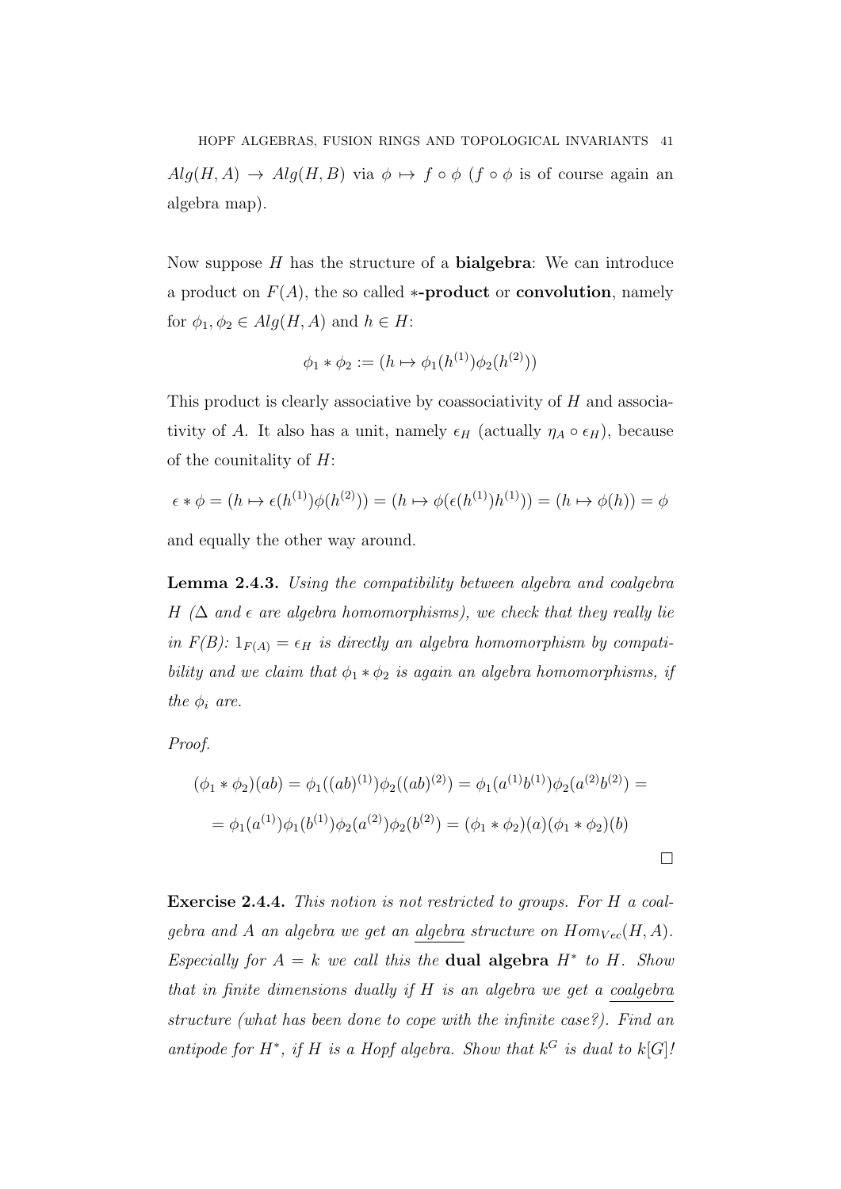$Alg(H,A) \to Alg(H,B)$ via $\phi \mapsto f \circ \phi$ ($f \circ \phi$ is of course again an algebra map).

Now suppose $H$ has the structure of a **bialgebra**: We can introduce a product on $F(A)$, the so called **$*$-product** or **convolution**, namely for $\phi_1, \phi_2 \in Alg(H,A)$ and $h \in H$:

$$\phi_1 * \phi_2 := (h \mapsto \phi_1(h^{(1)})\phi_2(h^{(2)}))$$

This product is clearly associative by coassociativity of $H$ and associativity of $A$. It also has a unit, namely $\epsilon_H$ (actually $\eta_A \circ \epsilon_H$), because of the counitality of $H$:

$$\epsilon * \phi = (h \mapsto \epsilon(h^{(1)})\phi(h^{(2)})) = (h \mapsto \phi(\epsilon(h^{(1)})h^{(1)})) = (h \mapsto \phi(h)) = \phi$$

and equally the other way around.

**Lemma 2.4.3.** *Using the compatibility between algebra and coalgebra $H$ ($\Delta$ and $\epsilon$ are algebra homomorphisms), we check that they really lie in $F(B)$: $1_{F(A)} = \epsilon_H$ is directly an algebra homomorphism by compatibility and we claim that $\phi_1 * \phi_2$ is again an algebra homomorphisms, if the $\phi_i$ are.*

*Proof.*

$$(\phi_1 * \phi_2)(ab) = \phi_1((ab)^{(1)})\phi_2((ab)^{(2)}) = \phi_1(a^{(1)}b^{(1)})\phi_2(a^{(2)}b^{(2)}) =$$

$$= \phi_1(a^{(1)})\phi_1(b^{(1)})\phi_2(a^{(2)})\phi_2(b^{(2)}) = (\phi_1 * \phi_2)(a)(\phi_1 * \phi_2)(b)$$

□

**Exercise 2.4.4.** *This notion is not restricted to groups. For $H$ a coalgebra and $A$ an algebra we get an <u>algebra</u> structure on $Hom_{Vec}(H,A)$. Especially for $A = k$ we call this the* **dual algebra** *$H^*$ to $H$. Show that in finite dimensions dually if $H$ is an algebra we get a <u>coalgebra</u> structure (what has been done to cope with the infinite case?). Find an antipode for $H^*$, if $H$ is a Hopf algebra. Show that $k^G$ is dual to $k[G]$!*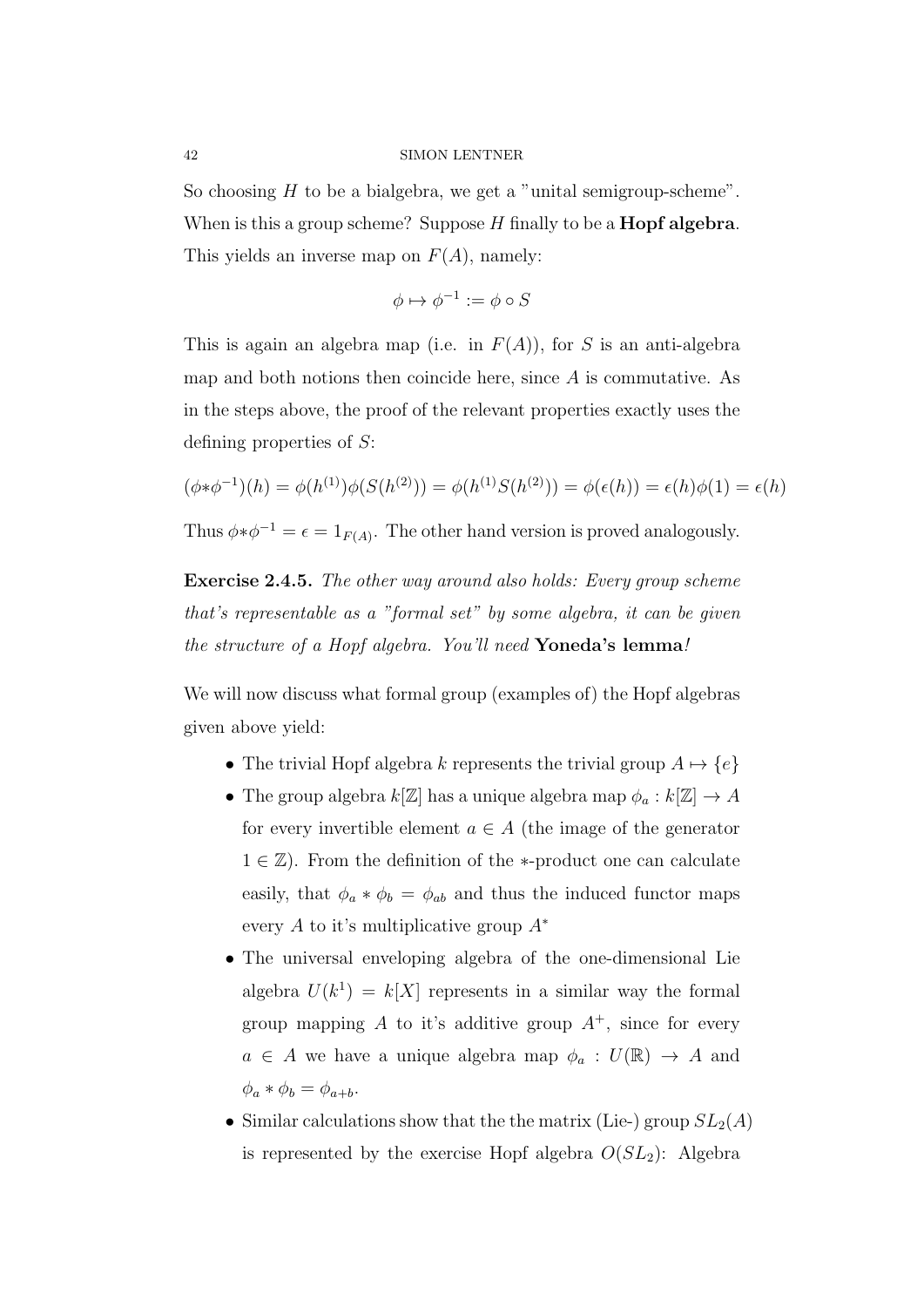So choosing $H$ to be a bialgebra, we get a "unital semigroup-scheme". When is this a group scheme? Suppose $H$ finally to be a **Hopf algebra**. This yields an inverse map on $F(A)$, namely:

$$\phi \mapsto \phi^{-1} := \phi \circ S$$

This is again an algebra map (i.e. in $F(A)$), for $S$ is an anti-algebra map and both notions then coincide here, since $A$ is commutative. As in the steps above, the proof of the relevant properties exactly uses the defining properties of $S$:

$$(\phi * \phi^{-1})(h) = \phi(h^{(1)})\phi(S(h^{(2)})) = \phi(h^{(1)}S(h^{(2)})) = \phi(\epsilon(h)) = \epsilon(h)\phi(1) = \epsilon(h)$$

Thus $\phi * \phi^{-1} = \epsilon = 1_{F(A)}$. The other hand version is proved analogously.

**Exercise 2.4.5.** *The other way around also holds: Every group scheme that's representable as a "formal set" by some algebra, it can be given the structure of a Hopf algebra. You'll need* **Yoneda's lemma***!*

We will now discuss what formal group (examples of) the Hopf algebras given above yield:

- The trivial Hopf algebra $k$ represents the trivial group $A \mapsto \{e\}$
- The group algebra $k[\mathbb{Z}]$ has a unique algebra map $\phi_a : k[\mathbb{Z}] \to A$ for every invertible element $a \in A$ (the image of the generator $1 \in \mathbb{Z}$). From the definition of the $*$-product one can calculate easily, that $\phi_a * \phi_b = \phi_{ab}$ and thus the induced functor maps every $A$ to it's multiplicative group $A^*$
- The universal enveloping algebra of the one-dimensional Lie algebra $U(k^1) = k[X]$ represents in a similar way the formal group mapping $A$ to it's additive group $A^+$, since for every $a \in A$ we have a unique algebra map $\phi_a : U(\mathbb{R}) \to A$ and $\phi_a * \phi_b = \phi_{a+b}$.
- Similar calculations show that the the matrix (Lie-) group $SL_2(A)$ is represented by the exercise Hopf algebra $O(SL_2)$: Algebra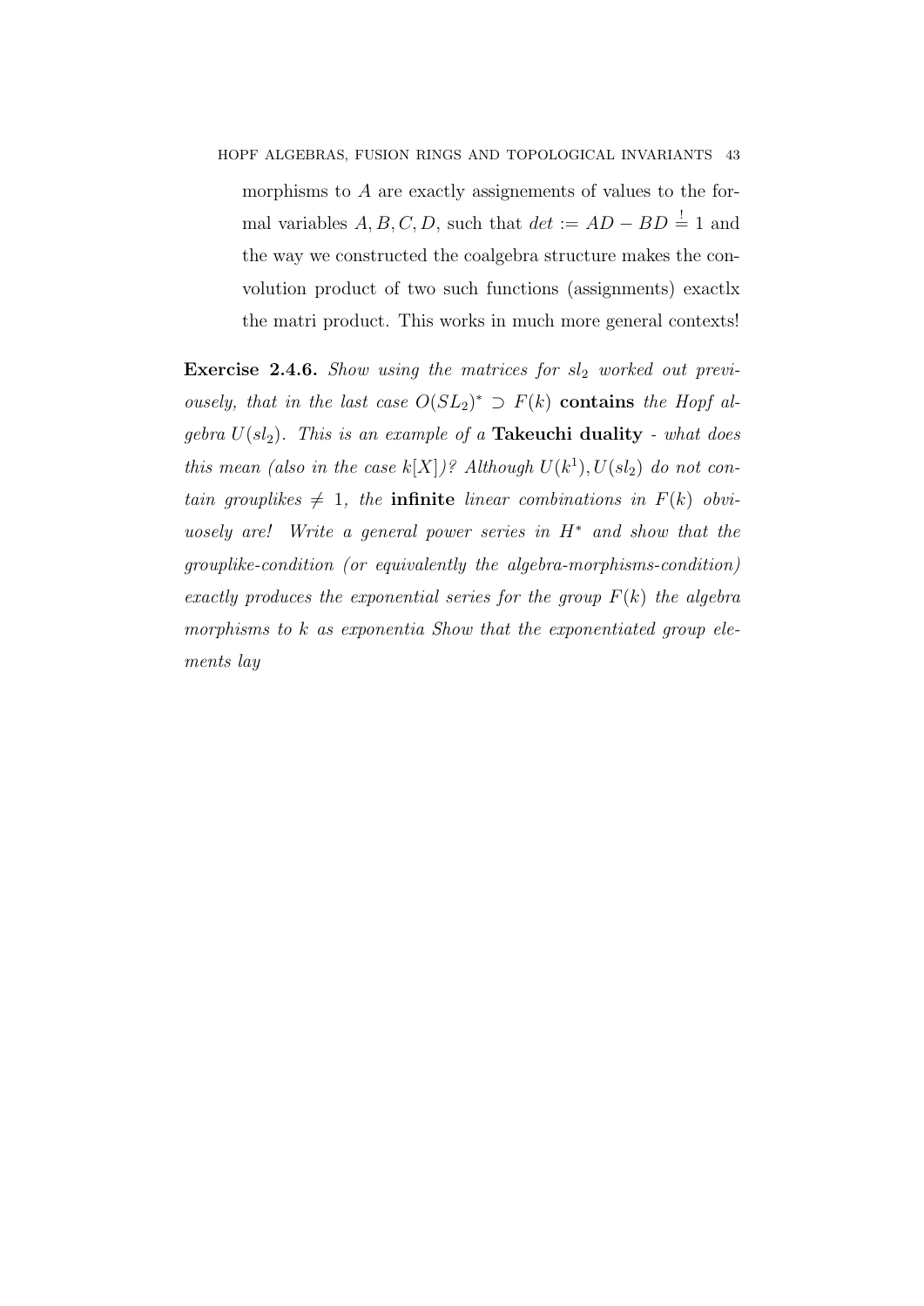morphisms to $A$ are exactly assignements of values to the formal variables $A, B, C, D$, such that $det := AD - BD \overset{!}{=} 1$ and the way we constructed the coalgebra structure makes the convolution product of two such functions (assignments) exactlx the matri product. This works in much more general contexts!

**Exercise 2.4.6.** *Show using the matrices for $sl_2$ worked out previously, that in the last case $O(SL_2)^* \supset F(k)$* **contains** *the Hopf algebra $U(sl_2)$. This is an example of a* **Takeuchi duality** *- what does this mean (also in the case $k[X]$)? Although $U(k^1), U(sl_2)$ do not contain grouplikes $\neq 1$, the* **infinite** *linear combinations in $F(k)$ obviuosely are! Write a general power series in $H^*$ and show that the grouplike-condition (or equivalently the algebra-morphisms-condition) exactly produces the exponential series for the group $F(k)$ the algebra morphisms to $k$ as exponentia Show that the exponentiated group elements lay*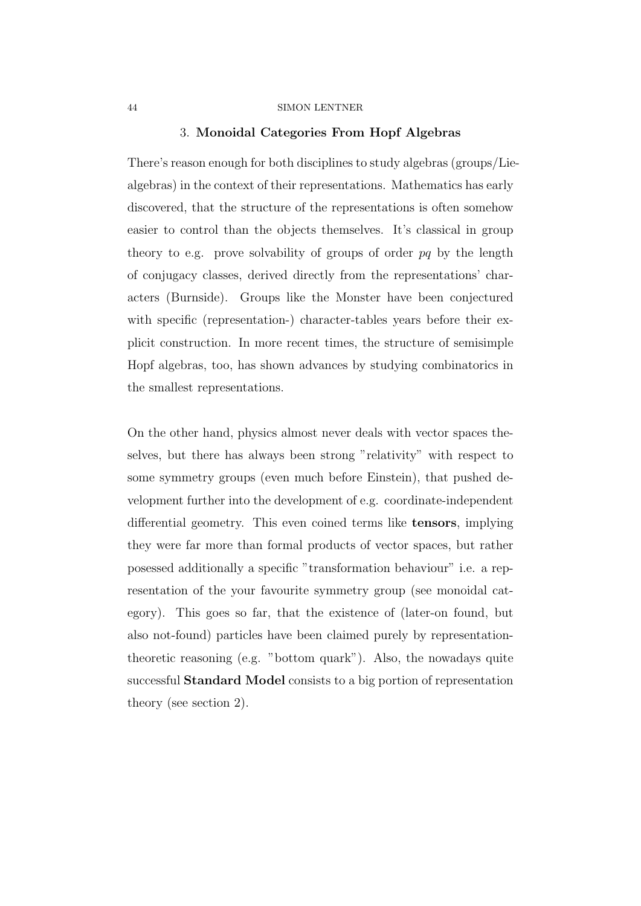## 3. **Monoidal Categories From Hopf Algebras**

There's reason enough for both disciplines to study algebras (groups/Lie-algebras) in the context of their representations. Mathematics has early discovered, that the structure of the representations is often somehow easier to control than the objects themselves. It's classical in group theory to e.g. prove solvability of groups of order $pq$ by the length of conjugacy classes, derived directly from the representations' characters (Burnside). Groups like the Monster have been conjectured with specific (representation-) character-tables years before their explicit construction. In more recent times, the structure of semisimple Hopf algebras, too, has shown advances by studying combinatorics in the smallest representations.

On the other hand, physics almost never deals with vector spaces theselves, but there has always been strong "relativity" with respect to some symmetry groups (even much before Einstein), that pushed development further into the development of e.g. coordinate-independent differential geometry. This even coined terms like **tensors**, implying they were far more than formal products of vector spaces, but rather posessed additionally a specific "transformation behaviour" i.e. a representation of the your favourite symmetry group (see monoidal category). This goes so far, that the existence of (later-on found, but also not-found) particles have been claimed purely by representation-theoretic reasoning (e.g. "bottom quark"). Also, the nowadays quite successful **Standard Model** consists to a big portion of representation theory (see section 2).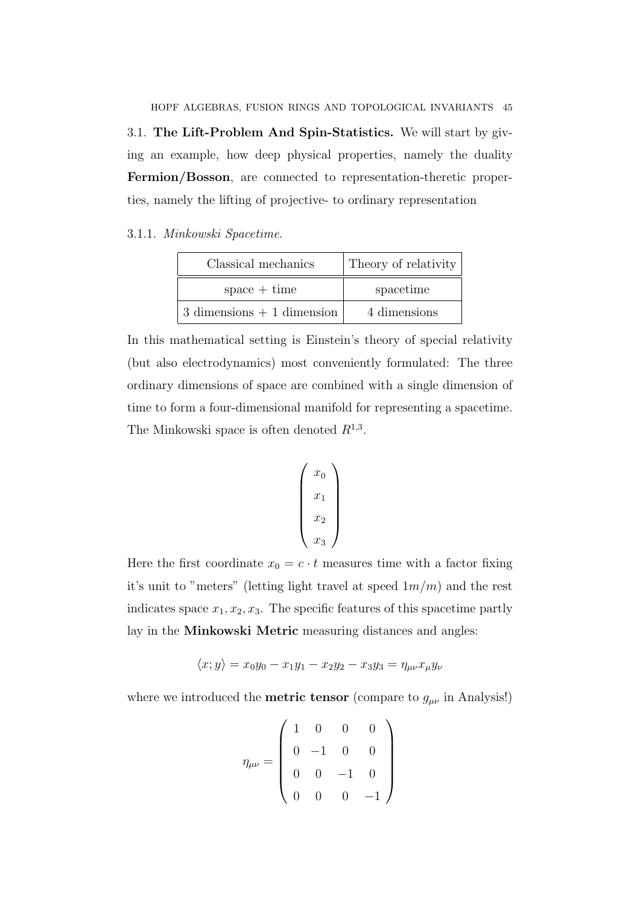### 3.1. **The Lift-Problem And Spin-Statistics.**

We will start by giving an example, how deep physical properties, namely the duality **Fermion/Bosson**, are connected to representation-theretic properties, namely the lifting of projective- to ordinary representation

#### 3.1.1. *Minkowski Spacetime.*

| Classical mechanics | Theory of relativity |
|---|---|
| space + time | spacetime |
| 3 dimensions + 1 dimension | 4 dimensions |

In this mathematical setting is Einstein's theory of special relativity (but also electrodynamics) most conveniently formulated: The three ordinary dimensions of space are combined with a single dimension of time to form a four-dimensional manifold for representing a spacetime. The Minkowski space is often denoted $R^{1,3}$.

$$\begin{pmatrix} x_0 \\ x_1 \\ x_2 \\ x_3 \end{pmatrix}$$

Here the first coordinate $x_0 = c \cdot t$ measures time with a factor fixing it's unit to "meters" (letting light travel at speed $1m/m$) and the rest indicates space $x_1, x_2, x_3$. The specific features of this spacetime partly lay in the **Minkowski Metric** measuring distances and angles:

$$\langle x; y \rangle = x_0 y_0 - x_1 y_1 - x_2 y_2 - x_3 y_3 = \eta_{\mu\nu} x_\mu y_\nu$$

where we introduced the **metric tensor** (compare to $g_{\mu\nu}$ in Analysis!)

$$\eta_{\mu\nu} = \begin{pmatrix} 1 & 0 & 0 & 0 \\ 0 & -1 & 0 & 0 \\ 0 & 0 & -1 & 0 \\ 0 & 0 & 0 & -1 \end{pmatrix}$$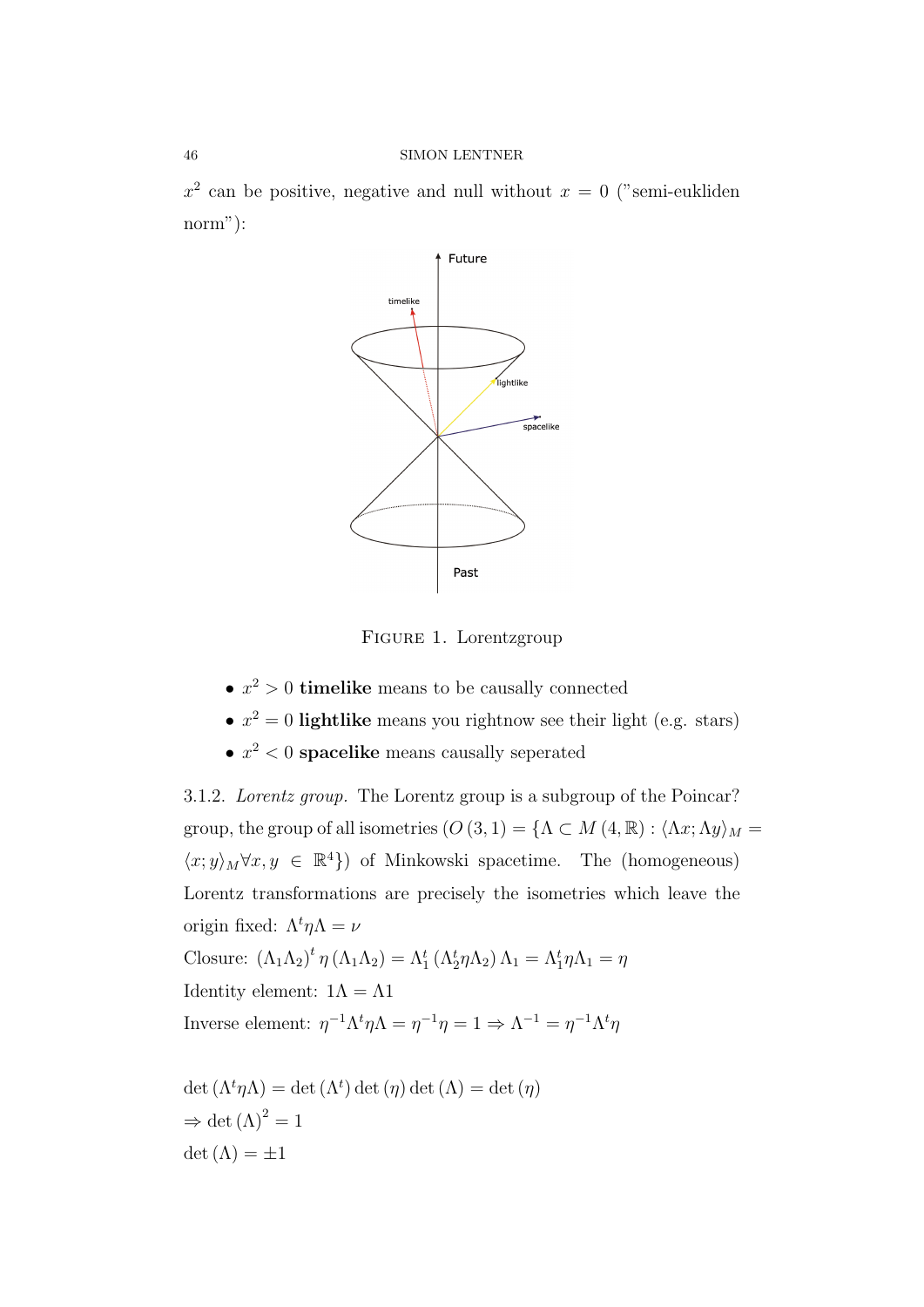$x^2$ can be positive, negative and null without $x = 0$ ("semi-eukliden norm"):

FIGURE 1. Lorentzgroup

- $x^2 > 0$ **timelike** means to be causally connected
- $x^2 = 0$ **lightlike** means you rightnow see their light (e.g. stars)
- $x^2 < 0$ **spacelike** means causally seperated

3.1.2. *Lorentz group.* The Lorentz group is a subgroup of the Poincar? group, the group of all isometries ($O(3,1) = \{\Lambda \subset M(4,\mathbb{R}) : \langle \Lambda x; \Lambda y \rangle_M = \langle x; y \rangle_M \forall x, y \in \mathbb{R}^4\}$) of Minkowski spacetime. The (homogeneous) Lorentz transformations are precisely the isometries which leave the origin fixed: $\Lambda^t \eta \Lambda = \nu$

Closure: $(\Lambda_1 \Lambda_2)^t \eta (\Lambda_1 \Lambda_2) = \Lambda_1^t (\Lambda_2^t \eta \Lambda_2) \Lambda_1 = \Lambda_1^t \eta \Lambda_1 = \eta$

Identity element: $1\Lambda = \Lambda 1$

Inverse element: $\eta^{-1} \Lambda^t \eta \Lambda = \eta^{-1} \eta = 1 \Rightarrow \Lambda^{-1} = \eta^{-1} \Lambda^t \eta$

$\det(\Lambda^t \eta \Lambda) = \det(\Lambda^t) \det(\eta) \det(\Lambda) = \det(\eta)$

$\Rightarrow \det(\Lambda)^2 = 1$

$\det(\Lambda) = \pm 1$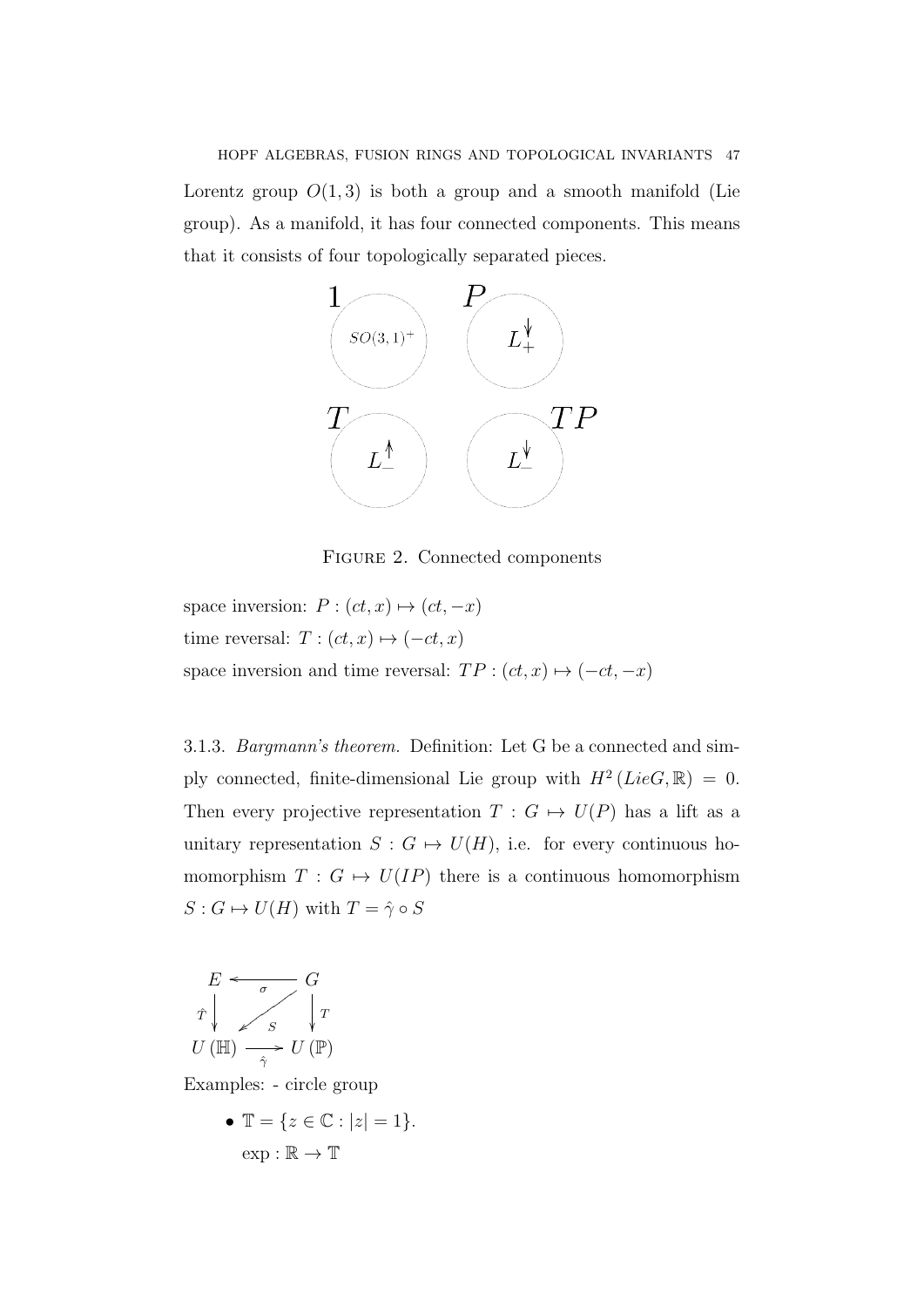Lorentz group $O(1,3)$ is both a group and a smooth manifold (Lie group). As a manifold, it has four connected components. This means that it consists of four topologically separated pieces.

FIGURE 2. Connected components

space inversion: $P : (ct, x) \mapsto (ct, -x)$

time reversal: $T : (ct, x) \mapsto (-ct, x)$

space inversion and time reversal: $TP : (ct, x) \mapsto (-ct, -x)$

3.1.3. *Bargmann's theorem.* Definition: Let G be a connected and simply connected, finite-dimensional Lie group with $H^2 (LieG, \mathbb{R}) = 0$. Then every projective representation $T : G \mapsto U(P)$ has a lift as a unitary representation $S : G \mapsto U(H)$, i.e. for every continuous homomorphism $T : G \mapsto U(IP)$ there is a continuous homomorphism $S : G \mapsto U(H)$ with $T = \hat{\gamma} \circ S$

$$
\begin{array}{ccc}
E & \xleftarrow{\sigma} & G \\
\hat{T} \downarrow & \swarrow_{S} & \downarrow T \\
U(\mathbb{H}) & \xrightarrow[\hat{\gamma}]{} & U(\mathbb{P})
\end{array}
$$

Examples: - circle group

- $\mathbb{T} = \{z \in \mathbb{C} : |z| = 1\}$.
  $\exp : \mathbb{R} \to \mathbb{T}$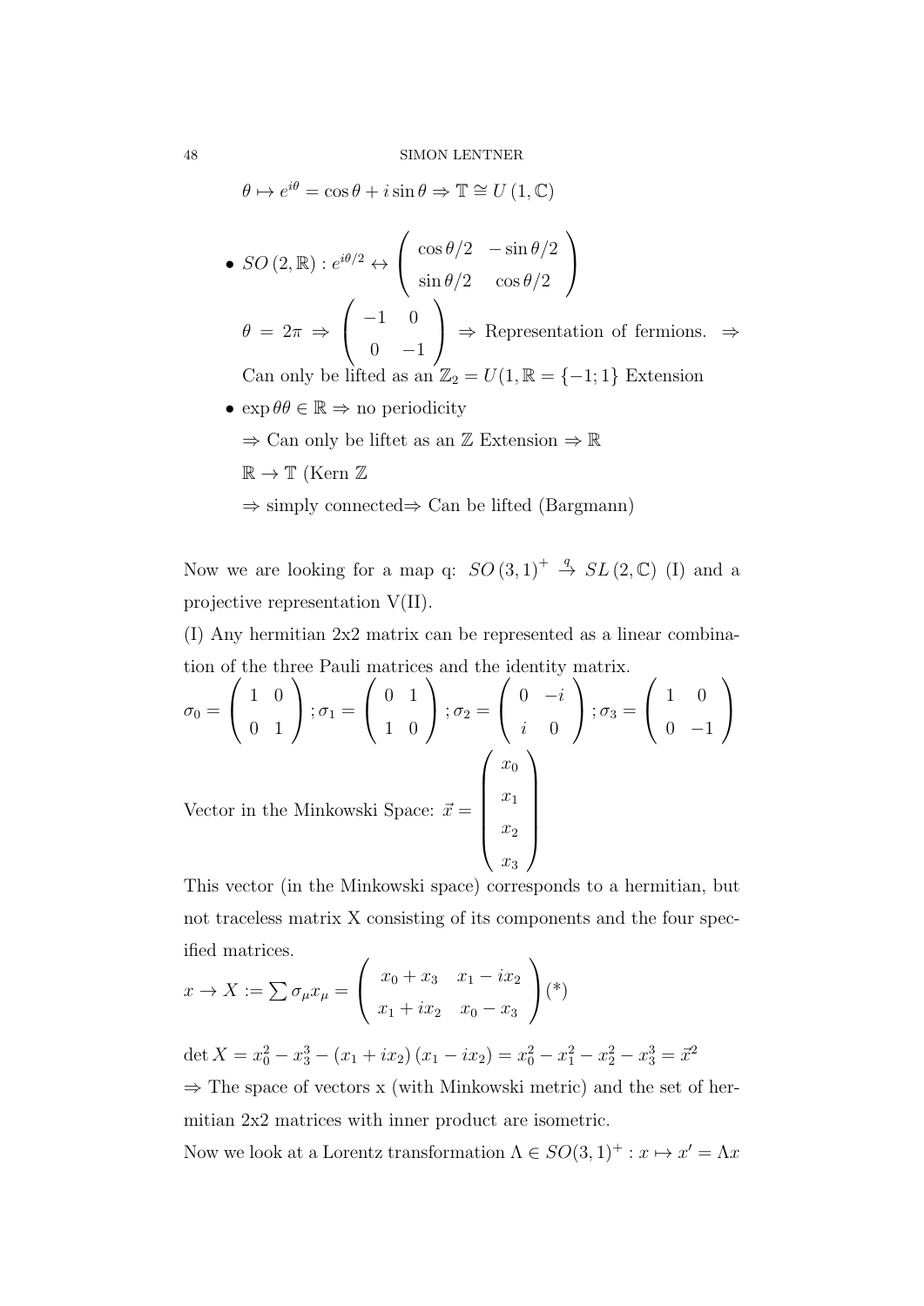$$\theta \mapsto e^{i\theta} = \cos\theta + i\sin\theta \Rightarrow \mathbb{T} \cong U(1,\mathbb{C})$$

- $SO(2,\mathbb{R}) : e^{i\theta/2} \leftrightarrow \begin{pmatrix} \cos\theta/2 & -\sin\theta/2 \\ \sin\theta/2 & \cos\theta/2 \end{pmatrix}$

  $\theta = 2\pi \Rightarrow \begin{pmatrix} -1 & 0 \\ 0 & -1 \end{pmatrix} \Rightarrow$ Representation of fermions. $\Rightarrow$ Can only be lifted as an $\mathbb{Z}_2 = U(1,\mathbb{R} = \{-1;1\}$ Extension
- $\exp\theta\theta \in \mathbb{R} \Rightarrow$ no periodicity

  $\Rightarrow$ Can only be liftet as an $\mathbb{Z}$ Extension $\Rightarrow \mathbb{R}$

  $\mathbb{R} \to \mathbb{T}$ (Kern $\mathbb{Z}$

  $\Rightarrow$ simply connected$\Rightarrow$ Can be lifted (Bargmann)

Now we are looking for a map q: $SO(3,1)^+ \xrightarrow{q} SL(2,\mathbb{C})$ (I) and a projective representation V(II).

(I) Any hermitian 2x2 matrix can be represented as a linear combination of the three Pauli matrices and the identity matrix.

$$\sigma_0 = \begin{pmatrix} 1 & 0 \\ 0 & 1 \end{pmatrix}; \sigma_1 = \begin{pmatrix} 0 & 1 \\ 1 & 0 \end{pmatrix}; \sigma_2 = \begin{pmatrix} 0 & -i \\ i & 0 \end{pmatrix}; \sigma_3 = \begin{pmatrix} 1 & 0 \\ 0 & -1 \end{pmatrix}$$

Vector in the Minkowski Space: $\vec{x} = \begin{pmatrix} x_0 \\ x_1 \\ x_2 \\ x_3 \end{pmatrix}$

This vector (in the Minkowski space) corresponds to a hermitian, but not traceless matrix X consisting of its components and the four specified matrices.

$$x \to X := \sum \sigma_\mu x_\mu = \begin{pmatrix} x_0 + x_3 & x_1 - ix_2 \\ x_1 + ix_2 & x_0 - x_3 \end{pmatrix} (*)$$

$\det X = x_0^2 - x_3^3 - (x_1 + ix_2)(x_1 - ix_2) = x_0^2 - x_1^2 - x_2^2 - x_3^3 = \vec{x}^2$

$\Rightarrow$ The space of vectors x (with Minkowski metric) and the set of hermitian 2x2 matrices with inner product are isometric.

Now we look at a Lorentz transformation $\Lambda \in SO(3,1)^+ : x \mapsto x' = \Lambda x$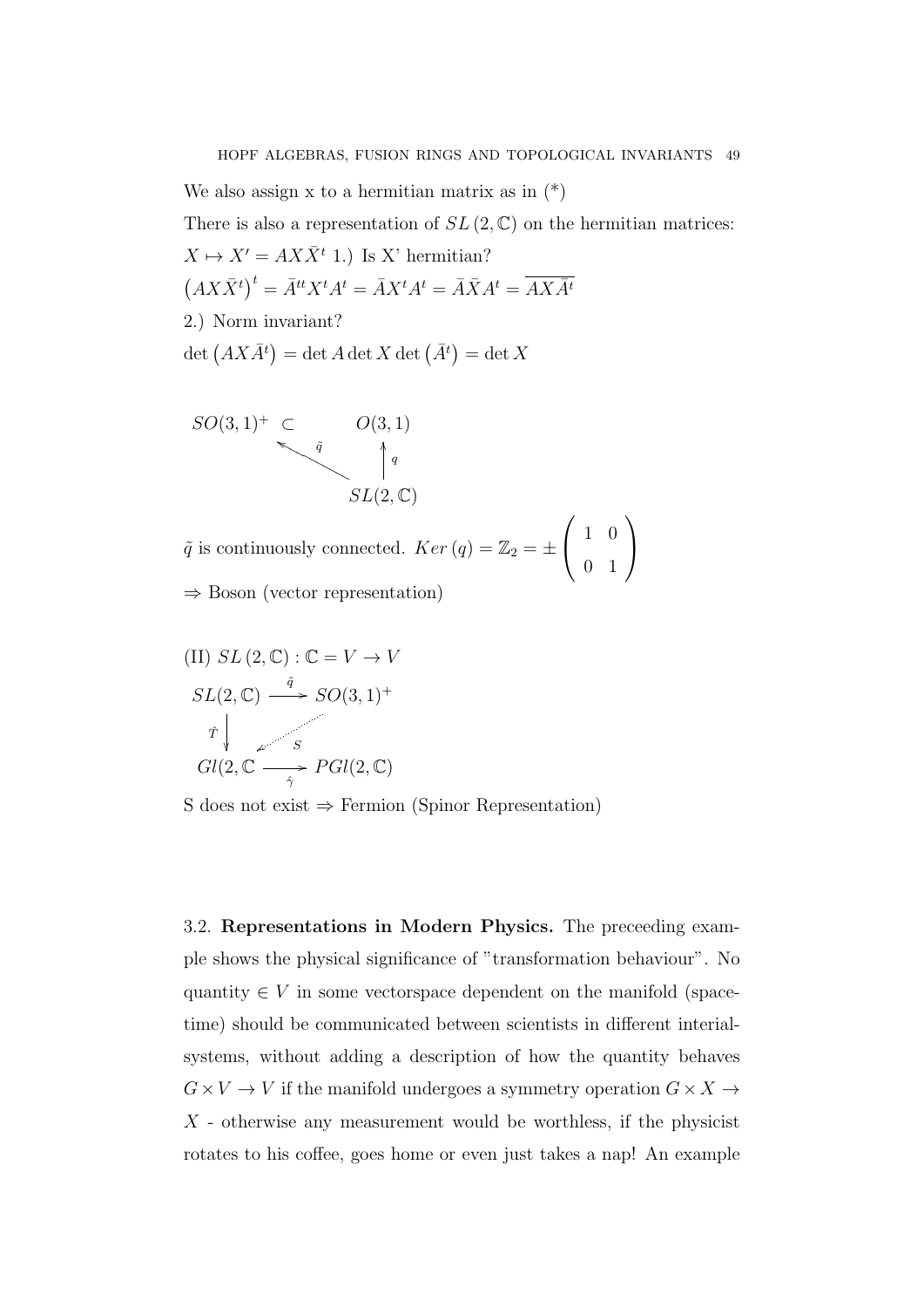We also assign x to a hermitian matrix as in (*)

There is also a representation of $SL(2,\mathbb{C})$ on the hermitian matrices:

$X \mapsto X' = AX\bar{X}^t$ 1.) Is X' hermitian?

$\left(AX\bar{X}^t\right)^t = \bar{A}^{tt}X^tA^t = \bar{A}X^tA^t = \bar{A}\bar{X}A^t = \overline{AX\bar{A}^t}$

2.) Norm invariant?

$\det\left(AX\bar{A}^t\right) = \det A \det X \det\left(\bar{A}^t\right) = \det X$

$$
\begin{array}{ccc}
SO(3,1)^+ & \subset & O(3,1) \\
 & \nwarrow^{\tilde{q}} & \uparrow q \\
 & & SL(2,\mathbb{C})
\end{array}
$$

$\tilde{q}$ is continuously connected. $Ker\,(q) = \mathbb{Z}_2 = \pm\begin{pmatrix} 1 & 0 \\ 0 & 1 \end{pmatrix}$

$\Rightarrow$ Boson (vector representation)

(II) $SL(2,\mathbb{C}) : \mathbb{C} = V \to V$

$$
\begin{array}{ccc}
SL(2,\mathbb{C}) & \xrightarrow{\tilde{q}} & SO(3,1)^+ \\
\hat{T}\downarrow & \swarrow_{S} & \\
Gl(2,\mathbb{C} & \xrightarrow[\hat{\gamma}]{} & PGl(2,\mathbb{C})
\end{array}
$$

S does not exist $\Rightarrow$ Fermion (Spinor Representation)

3.2. **Representations in Modern Physics.** The preceeding example shows the physical significance of "transformation behaviour". No quantity $\in V$ in some vectorspace dependent on the manifold (spacetime) should be communicated between scientists in different interial-systems, without adding a description of how the quantity behaves $G \times V \to V$ if the manifold undergoes a symmetry operation $G \times X \to X$ - otherwise any measurement would be worthless, if the physicist rotates to his coffee, goes home or even just takes a nap! An example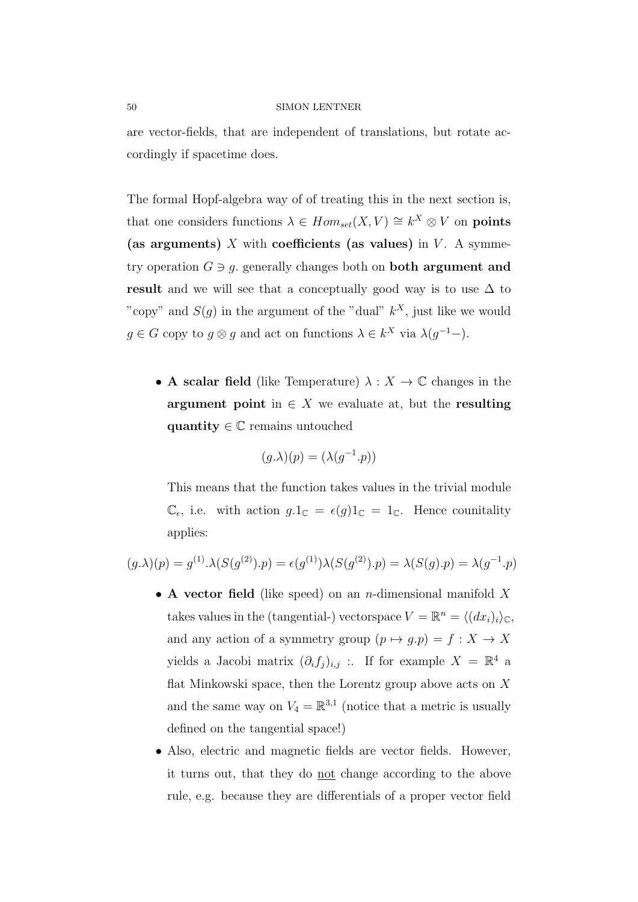are vector-fields, that are independent of translations, but rotate accordingly if spacetime does.

The formal Hopf-algebra way of of treating this in the next section is, that one considers functions $\lambda \in Hom_{set}(X, V) \cong k^X \otimes V$ on **points (as arguments)** $X$ with **coefficients (as values)** in $V$. A symmetry operation $G \ni g$. generally changes both on **both argument and result** and we will see that a conceptually good way is to use $\Delta$ to "copy" and $S(g)$ in the argument of the "dual" $k^X$, just like we would $g \in G$ copy to $g \otimes g$ and act on functions $\lambda \in k^X$ via $\lambda(g^{-1}-)$.

- **A scalar field** (like Temperature) $\lambda : X \to \mathbb{C}$ changes in the **argument point** in $\in X$ we evaluate at, but the **resulting quantity** $\in \mathbb{C}$ remains untouched

  $$(g.\lambda)(p) = (\lambda(g^{-1}.p))$$

  This means that the function takes values in the trivial module $\mathbb{C}_\epsilon$, i.e. with action $g.1_\mathbb{C} = \epsilon(g)1_\mathbb{C} = 1_\mathbb{C}$. Hence counitality applies:

$$(g.\lambda)(p) = g^{(1)}.\lambda(S(g^{(2)}).p) = \epsilon(g^{(1)})\lambda(S(g^{(2)}).p) = \lambda(S(g).p) = \lambda(g^{-1}.p)$$

- **A vector field** (like speed) on an $n$-dimensional manifold $X$ takes values in the (tangential-) vectorspace $V = \mathbb{R}^n = \langle (dx_i)_i \rangle_\mathbb{C}$, and any action of a symmetry group $(p \mapsto g.p) = f : X \to X$ yields a Jacobi matrix $(\partial_i f_j)_{i,j}$ :. If for example $X = \mathbb{R}^4$ a flat Minkowski space, then the Lorentz group above acts on $X$ and the same way on $V_4 = \mathbb{R}^{3,1}$ (notice that a metric is usually defined on the tangential space!)
- Also, electric and magnetic fields are vector fields. However, it turns out, that they do <u>not</u> change according to the above rule, e.g. because they are differentials of a proper vector field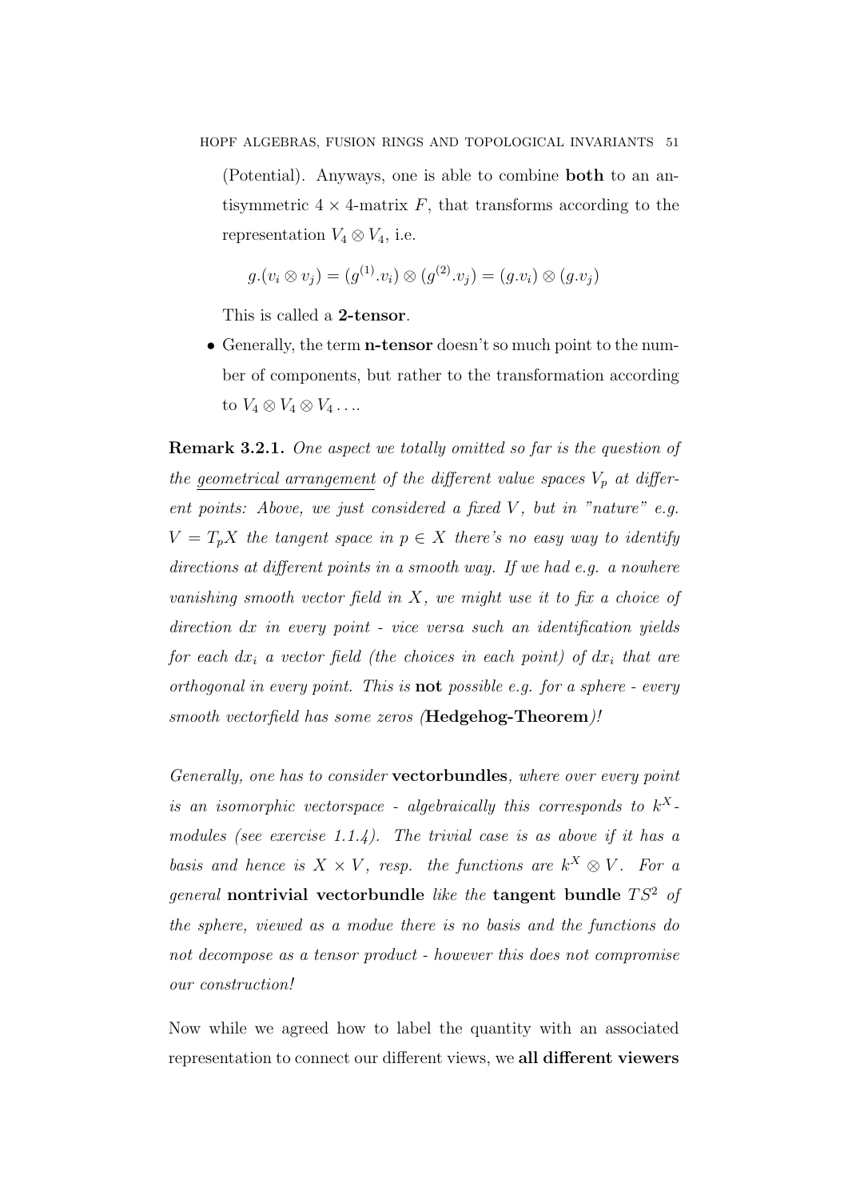(Potential). Anyways, one is able to combine **both** to an antisymmetric $4 \times 4$-matrix $F$, that transforms according to the representation $V_4 \otimes V_4$, i.e.

$$g.(v_i \otimes v_j) = (g^{(1)}.v_i) \otimes (g^{(2)}.v_j) = (g.v_i) \otimes (g.v_j)$$

This is called a **2-tensor**.

- Generally, the term **n-tensor** doesn't so much point to the number of components, but rather to the transformation according to $V_4 \otimes V_4 \otimes V_4 \ldots$.

**Remark 3.2.1.** *One aspect we totally omitted so far is the question of the* <u>*geometrical arrangement*</u> *of the different value spaces $V_p$ at different points: Above, we just considered a fixed $V$, but in "nature" e.g. $V = T_pX$ the tangent space in $p \in X$ there's no easy way to identify directions at different points in a smooth way. If we had e.g. a nowhere vanishing smooth vector field in $X$, we might use it to fix a choice of direction $dx$ in every point - vice versa such an identification yields for each $dx_i$ a vector field (the choices in each point) of $dx_i$ that are orthogonal in every point. This is* **not** *possible e.g. for a sphere - every smooth vectorfield has some zeros (***Hedgehog-Theorem***)!*

*Generally, one has to consider* **vectorbundles***, where over every point is an isomorphic vectorspace - algebraically this corresponds to $k^X$-modules (see exercise 1.1.4). The trivial case is as above if it has a basis and hence is $X \times V$, resp. the functions are $k^X \otimes V$. For a general* **nontrivial vectorbundle** *like the* **tangent bundle** *$TS^2$ of the sphere, viewed as a modue there is no basis and the functions do not decompose as a tensor product - however this does not compromise our construction!*

Now while we agreed how to label the quantity with an associated representation to connect our different views, we **all different viewers**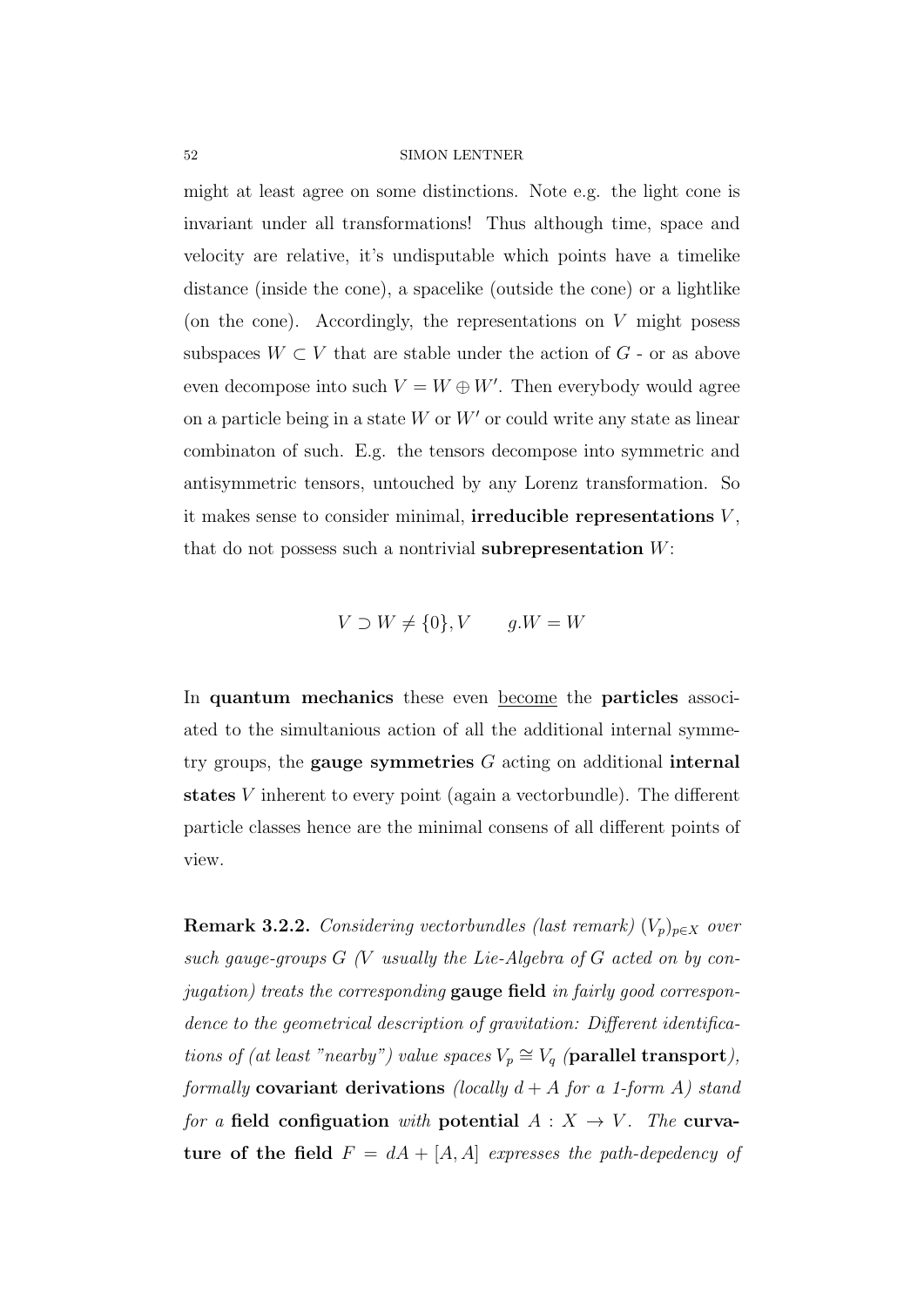might at least agree on some distinctions. Note e.g. the light cone is invariant under all transformations! Thus although time, space and velocity are relative, it's undisputable which points have a timelike distance (inside the cone), a spacelike (outside the cone) or a lightlike (on the cone). Accordingly, the representations on $V$ might posess subspaces $W \subset V$ that are stable under the action of $G$ - or as above even decompose into such $V = W \oplus W'$. Then everybody would agree on a particle being in a state $W$ or $W'$ or could write any state as linear combinaton of such. E.g. the tensors decompose into symmetric and antisymmetric tensors, untouched by any Lorenz transformation. So it makes sense to consider minimal, **irreducible representations** $V$, that do not possess such a nontrivial **subrepresentation** $W$:

$$V \supset W \neq \{0\}, V \qquad g.W = W$$

In **quantum mechanics** these even <u>become</u> the **particles** associated to the simultanious action of all the additional internal symmetry groups, the **gauge symmetries** $G$ acting on additional **internal states** $V$ inherent to every point (again a vectorbundle). The different particle classes hence are the minimal consens of all different points of view.

**Remark 3.2.2.** *Considering vectorbundles (last remark) $(V_p)_{p \in X}$ over such gauge-groups $G$ ($V$ usually the Lie-Algebra of $G$ acted on by conjugation) treats the corresponding* **gauge field** *in fairly good correspondence to the geometrical description of gravitation: Different identifications of (at least "nearby") value spaces $V_p \cong V_q$ (***parallel transport***), formally* **covariant derivations** *(locally $d + A$ for a 1-form $A$) stand for a* **field configuation** *with* **potential** *$A : X \to V$. The* **curvature of the field** *$F = dA + [A, A]$ expresses the path-depedency of*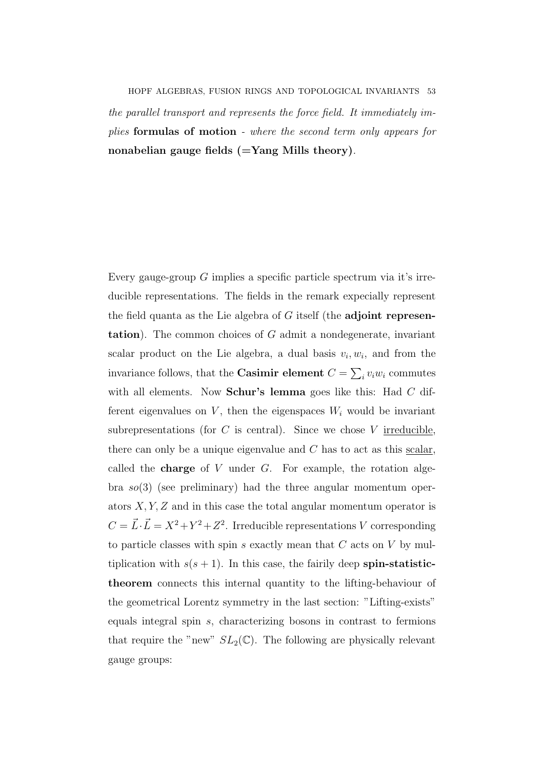*the parallel transport and represents the force field. It immediately implies* **formulas of motion** - *where the second term only appears for* **nonabelian gauge fields (=Yang Mills theory)**.

Every gauge-group $G$ implies a specific particle spectrum via it's irreducible representations. The fields in the remark expecially represent the field quanta as the Lie algebra of $G$ itself (the **adjoint representation**). The common choices of $G$ admit a nondegenerate, invariant scalar product on the Lie algebra, a dual basis $v_i, w_i$, and from the invariance follows, that the **Casimir element** $C = \sum_i v_i w_i$ commutes with all elements. Now **Schur's lemma** goes like this: Had $C$ different eigenvalues on $V$, then the eigenspaces $W_i$ would be invariant subrepresentations (for $C$ is central). Since we chose $V$ <u>irreducible</u>, there can only be a unique eigenvalue and $C$ has to act as this <u>scalar</u>, called the **charge** of $V$ under $G$. For example, the rotation algebra $so(3)$ (see preliminary) had the three angular momentum operators $X, Y, Z$ and in this case the total angular momentum operator is $C = \vec{L} \cdot \vec{L} = X^2 + Y^2 + Z^2$. Irreducible representations $V$ corresponding to particle classes with spin $s$ exactly mean that $C$ acts on $V$ by multiplication with $s(s+1)$. In this case, the fairily deep **spin-statistic-theorem** connects this internal quantity to the lifting-behaviour of the geometrical Lorentz symmetry in the last section: "Lifting-exists" equals integral spin $s$, characterizing bosons in contrast to fermions that require the "new" $SL_2(\mathbb{C})$. The following are physically relevant gauge groups: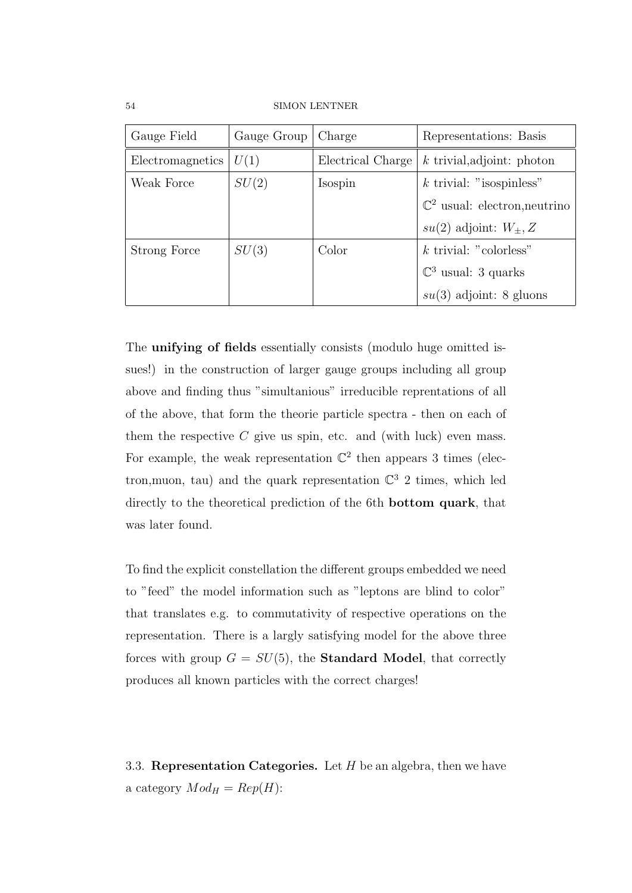| Gauge Field | Gauge Group | Charge | Representations: Basis |
|---|---|---|---|
| Electromagnetics | $U(1)$ | Electrical Charge | $k$ trivial,adjoint: photon |
| Weak Force | $SU(2)$ | Isospin | $k$ trivial: "isospinless" |
| | | | $\mathbb{C}^2$ usual: electron,neutrino |
| | | | $su(2)$ adjoint: $W_{\pm}, Z$ |
| Strong Force | $SU(3)$ | Color | $k$ trivial: "colorless" |
| | | | $\mathbb{C}^3$ usual: 3 quarks |
| | | | $su(3)$ adjoint: 8 gluons |

The **unifying of fields** essentially consists (modulo huge omitted issues!) in the construction of larger gauge groups including all group above and finding thus "simultanious" irreducible reprentations of all of the above, that form the theorie particle spectra - then on each of them the respective $C$ give us spin, etc. and (with luck) even mass. For example, the weak representation $\mathbb{C}^2$ then appears 3 times (electron,muon, tau) and the quark representation $\mathbb{C}^3$ 2 times, which led directly to the theoretical prediction of the 6th **bottom quark**, that was later found.

To find the explicit constellation the different groups embedded we need to "feed" the model information such as "leptons are blind to color" that translates e.g. to commutativity of respective operations on the representation. There is a largly satisfying model for the above three forces with group $G = SU(5)$, the **Standard Model**, that correctly produces all known particles with the correct charges!

3.3. **Representation Categories.** Let $H$ be an algebra, then we have a category $Mod_H = Rep(H)$: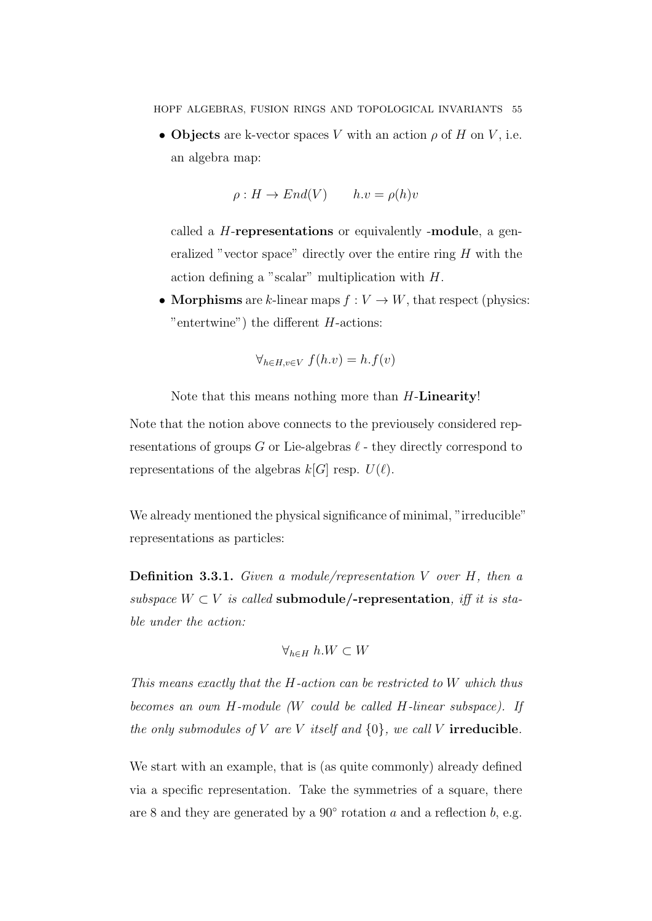- **Objects** are k-vector spaces $V$ with an action $\rho$ of $H$ on $V$, i.e. an algebra map:

$$\rho : H \to End(V) \qquad h.v = \rho(h)v$$

called a $H$-**representations** or equivalently -**module**, a generalized "vector space" directly over the entire ring $H$ with the action defining a "scalar" multiplication with $H$.

- **Morphisms** are $k$-linear maps $f : V \to W$, that respect (physics: "entertwine") the different $H$-actions:

$$\forall_{h \in H, v \in V} \; f(h.v) = h.f(v)$$

Note that this means nothing more than $H$-**Linearity**!

Note that the notion above connects to the previously considered representations of groups $G$ or Lie-algebras $\ell$ - they directly correspond to representations of the algebras $k[G]$ resp. $U(\ell)$.

We already mentioned the physical significance of minimal, "irreducible" representations as particles:

**Definition 3.3.1.** *Given a module/representation $V$ over $H$, then a subspace $W \subset V$ is called* **submodule/-representation***, iff it is stable under the action:*

$$\forall_{h \in H} \; h.W \subset W$$

*This means exactly that the $H$-action can be restricted to $W$ which thus becomes an own $H$-module ($W$ could be called $H$-linear subspace). If the only submodules of $V$ are $V$ itself and $\{0\}$, we call $V$* **irreducible**.

We start with an example, that is (as quite commonly) already defined via a specific representation. Take the symmetries of a square, there are 8 and they are generated by a $90°$ rotation $a$ and a reflection $b$, e.g.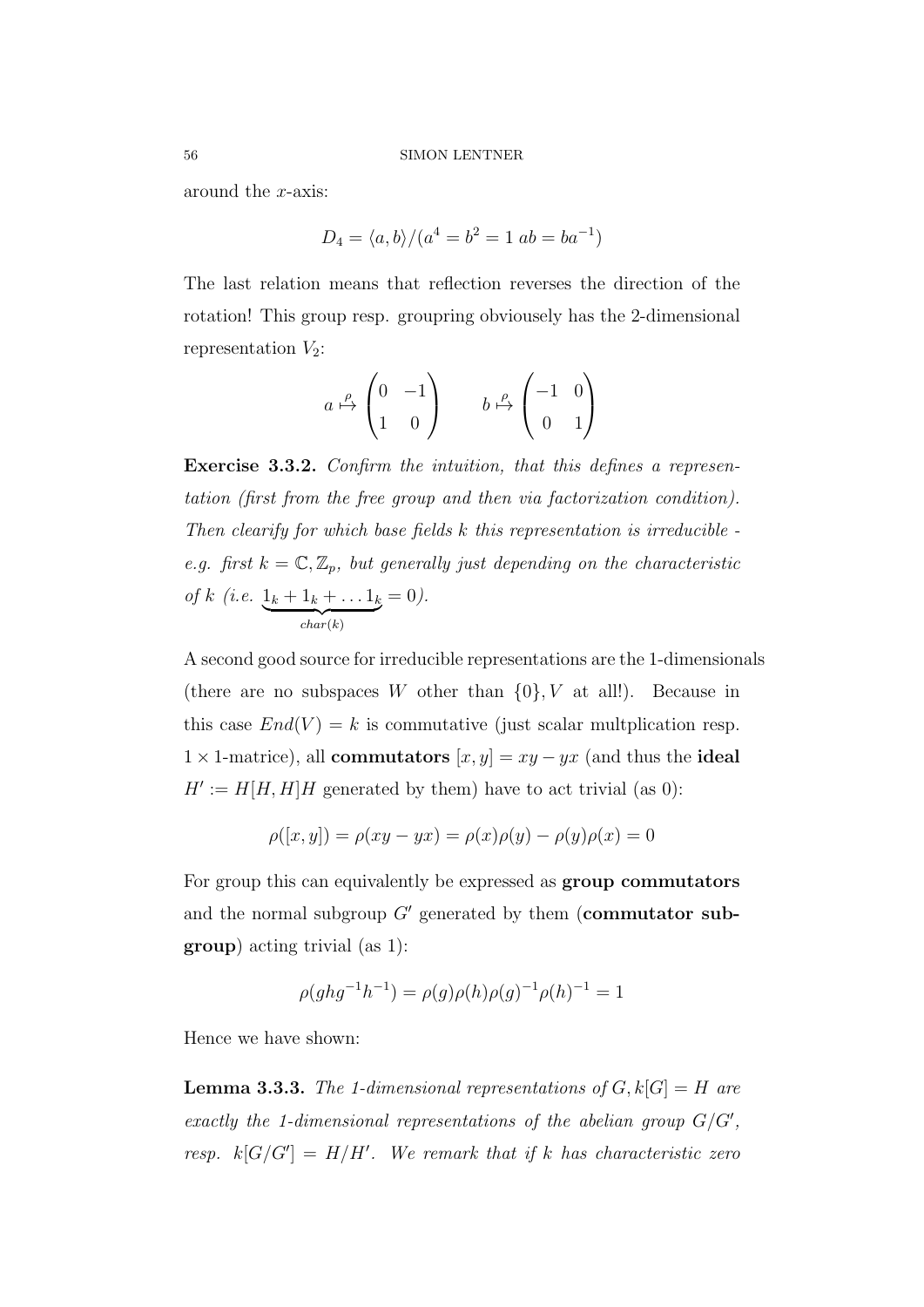around the $x$-axis:

$$D_4 = \langle a, b \rangle / (a^4 = b^2 = 1 \; ab = ba^{-1})$$

The last relation means that reflection reverses the direction of the rotation! This group resp. groupring obviousely has the 2-dimensional representation $V_2$:

$$a \overset{\rho}{\mapsto} \begin{pmatrix} 0 & -1 \\ 1 & 0 \end{pmatrix} \qquad b \overset{\rho}{\mapsto} \begin{pmatrix} -1 & 0 \\ 0 & 1 \end{pmatrix}$$

**Exercise 3.3.2.** *Confirm the intuition, that this defines a representation (first from the free group and then via factorization condition). Then clearify for which base fields $k$ this representation is irreducible - e.g. first $k = \mathbb{C}, \mathbb{Z}_p$, but generally just depending on the characteristic of $k$ (i.e. $\underbrace{1_k + 1_k + \ldots 1_k}_{char(k)} = 0$).*

A second good source for irreducible representations are the 1-dimensionals (there are no subspaces $W$ other than $\{0\}, V$ at all!). Because in this case $End(V) = k$ is commutative (just scalar multplication resp. $1 \times 1$-matrice), all **commutators** $[x, y] = xy - yx$ (and thus the **ideal** $H' := H[H, H]H$ generated by them) have to act trivial (as 0):

$$\rho([x, y]) = \rho(xy - yx) = \rho(x)\rho(y) - \rho(y)\rho(x) = 0$$

For group this can equivalently be expressed as **group commutators** and the normal subgroup $G'$ generated by them (**commutator subgroup**) acting trivial (as 1):

$$\rho(ghg^{-1}h^{-1}) = \rho(g)\rho(h)\rho(g)^{-1}\rho(h)^{-1} = 1$$

Hence we have shown:

**Lemma 3.3.3.** *The 1-dimensional representations of $G, k[G] = H$ are exactly the 1-dimensional representations of the abelian group $G/G'$, resp. $k[G/G'] = H/H'$. We remark that if $k$ has characteristic zero*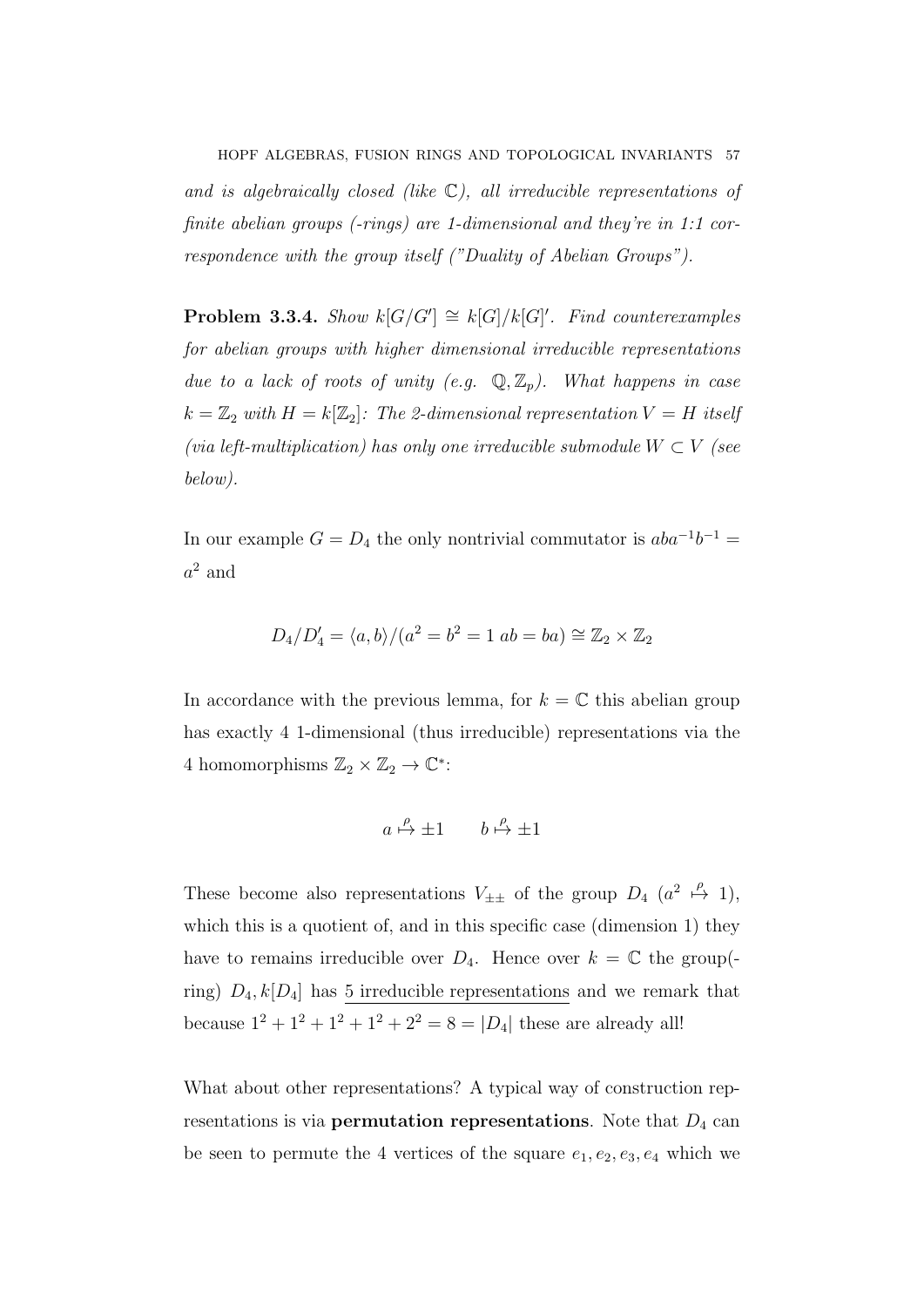*and is algebraically closed (like $\mathbb{C}$), all irreducible representations of finite abelian groups (-rings) are 1-dimensional and they're in 1:1 correspondence with the group itself ("Duality of Abelian Groups").*

**Problem 3.3.4.** *Show $k[G/G'] \cong k[G]/k[G]'$. Find counterexamples for abelian groups with higher dimensional irreducible representations due to a lack of roots of unity (e.g. $\mathbb{Q}, \mathbb{Z}_p$). What happens in case $k = \mathbb{Z}_2$ with $H = k[\mathbb{Z}_2]$: The 2-dimensional representation $V = H$ itself (via left-multiplication) has only one irreducible submodule $W \subset V$ (see below).*

In our example $G = D_4$ the only nontrivial commutator is $aba^{-1}b^{-1} = a^2$ and

$$D_4/D_4' = \langle a, b\rangle/(a^2 = b^2 = 1 \; ab = ba) \cong \mathbb{Z}_2 \times \mathbb{Z}_2$$

In accordance with the previous lemma, for $k = \mathbb{C}$ this abelian group has exactly 4 1-dimensional (thus irreducible) representations via the 4 homomorphisms $\mathbb{Z}_2 \times \mathbb{Z}_2 \to \mathbb{C}^*$:

$$a \overset{\rho}{\mapsto} \pm 1 \qquad b \overset{\rho}{\mapsto} \pm 1$$

These become also representations $V_{\pm\pm}$ of the group $D_4$ ($a^2 \overset{\rho}{\mapsto} 1$), which this is a quotient of, and in this specific case (dimension 1) they have to remains irreducible over $D_4$. Hence over $k = \mathbb{C}$ the group(-ring) $D_4, k[D_4]$ has <u>5 irreducible representations</u> and we remark that because $1^2 + 1^2 + 1^2 + 1^2 + 2^2 = 8 = |D_4|$ these are already all!

What about other representations? A typical way of construction representations is via **permutation representations**. Note that $D_4$ can be seen to permute the 4 vertices of the square $e_1, e_2, e_3, e_4$ which we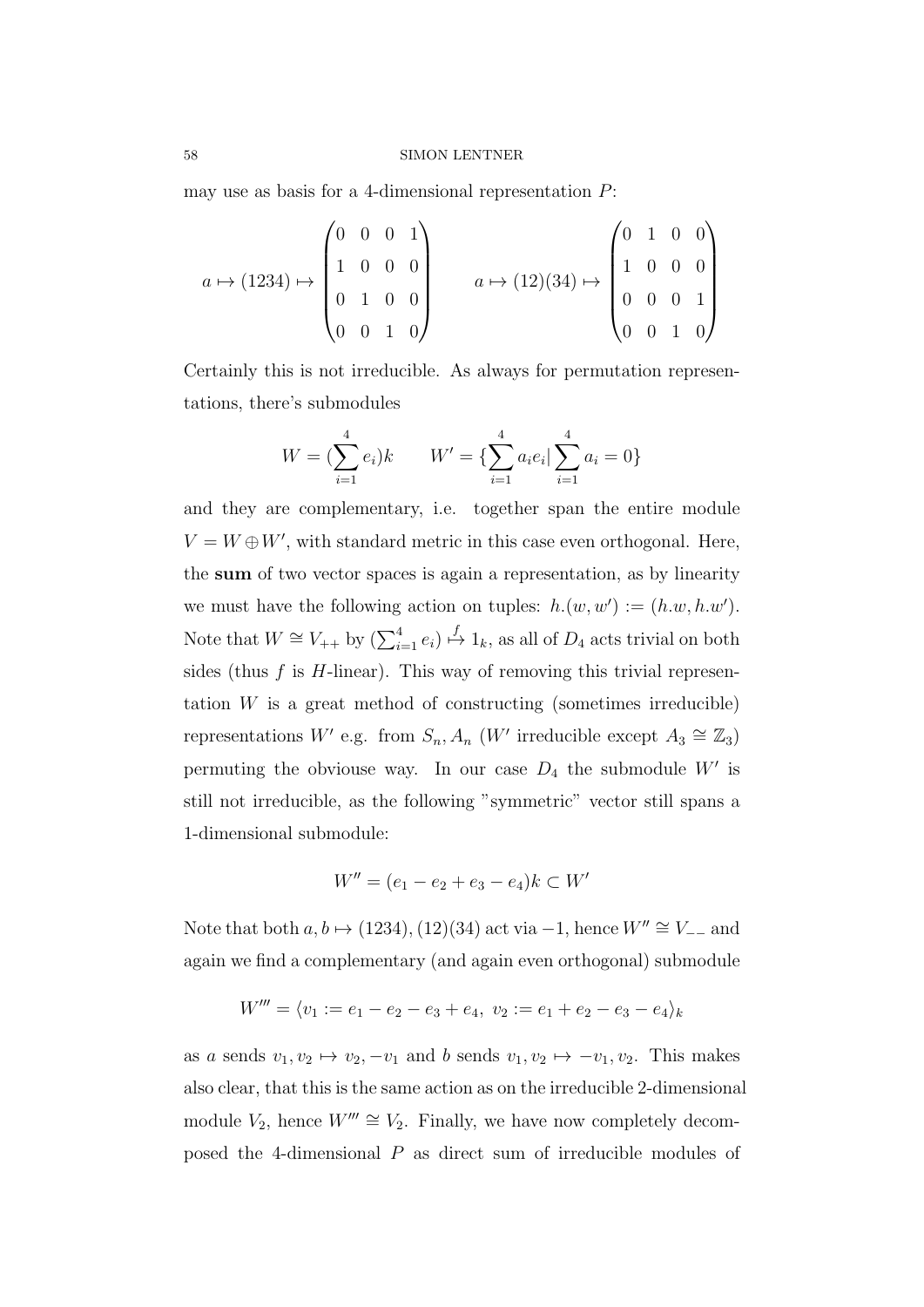may use as basis for a 4-dimensional representation $P$:

$$a \mapsto (1234) \mapsto \begin{pmatrix} 0 & 0 & 0 & 1 \\ 1 & 0 & 0 & 0 \\ 0 & 1 & 0 & 0 \\ 0 & 0 & 1 & 0 \end{pmatrix} \qquad a \mapsto (12)(34) \mapsto \begin{pmatrix} 0 & 1 & 0 & 0 \\ 1 & 0 & 0 & 0 \\ 0 & 0 & 0 & 1 \\ 0 & 0 & 1 & 0 \end{pmatrix}$$

Certainly this is not irreducible. As always for permutation representations, there's submodules

$$W = (\sum_{i=1}^{4} e_i)k \qquad W' = \{\sum_{i=1}^{4} a_i e_i | \sum_{i=1}^{4} a_i = 0\}$$

and they are complementary, i.e. together span the entire module $V = W \oplus W'$, with standard metric in this case even orthogonal. Here, the **sum** of two vector spaces is again a representation, as by linearity we must have the following action on tuples: $h.(w, w') := (h.w, h.w')$. Note that $W \cong V_{++}$ by $(\sum_{i=1}^{4} e_i) \overset{f}{\mapsto} 1_k$, as all of $D_4$ acts trivial on both sides (thus $f$ is $H$-linear). This way of removing this trivial representation $W$ is a great method of constructing (sometimes irreducible) representations $W'$ e.g. from $S_n, A_n$ ($W'$ irreducible except $A_3 \cong \mathbb{Z}_3$) permuting the obviouse way. In our case $D_4$ the submodule $W'$ is still not irreducible, as the following "symmetric" vector still spans a 1-dimensional submodule:

$$W'' = (e_1 - e_2 + e_3 - e_4)k \subset W'$$

Note that both $a, b \mapsto (1234), (12)(34)$ act via $-1$, hence $W'' \cong V_{--}$ and again we find a complementary (and again even orthogonal) submodule

$$W''' = \langle v_1 := e_1 - e_2 - e_3 + e_4,\ v_2 := e_1 + e_2 - e_3 - e_4 \rangle_k$$

as $a$ sends $v_1, v_2 \mapsto v_2, -v_1$ and $b$ sends $v_1, v_2 \mapsto -v_1, v_2$. This makes also clear, that this is the same action as on the irreducible 2-dimensional module $V_2$, hence $W''' \cong V_2$. Finally, we have now completely decomposed the 4-dimensional $P$ as direct sum of irreducible modules of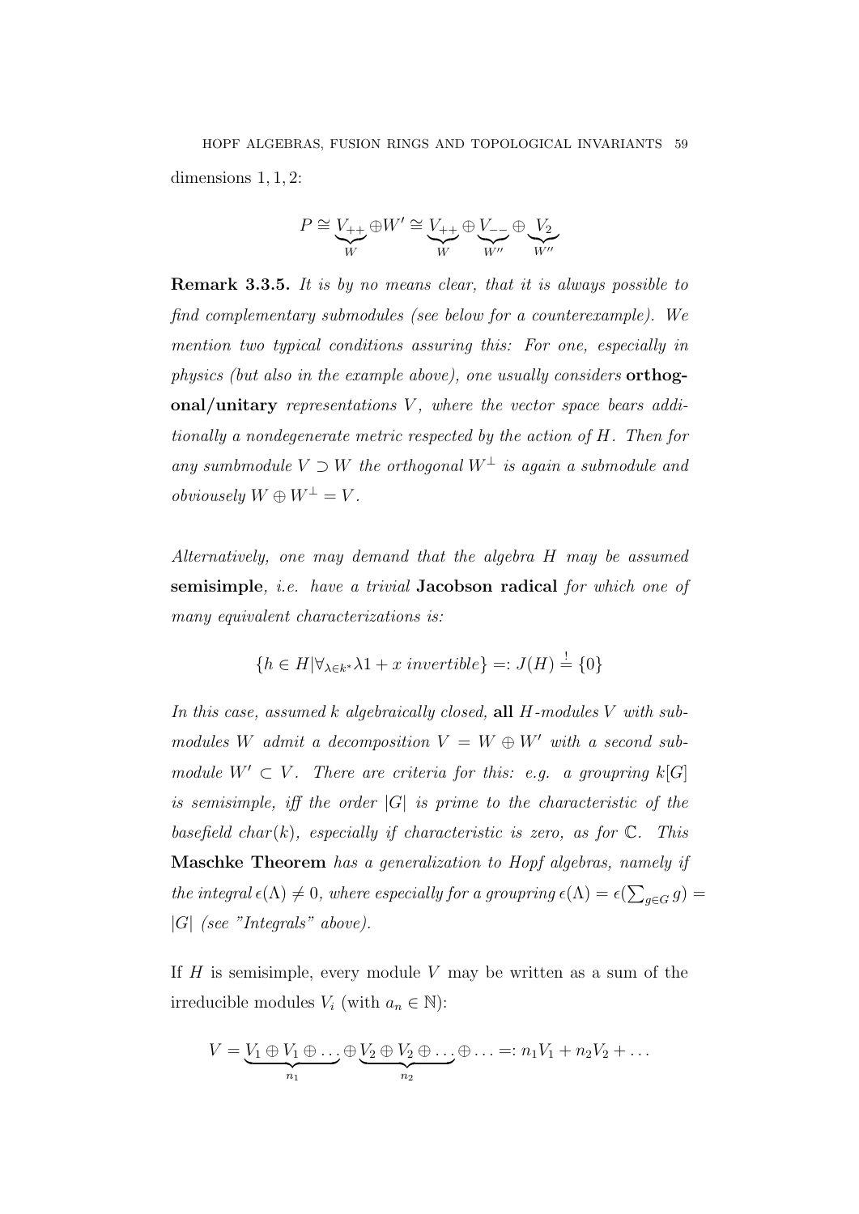dimensions 1, 1, 2:

$$P \cong \underbrace{V_{++}}_{W} \oplus W' \cong \underbrace{V_{++}}_{W} \oplus \underbrace{V_{--}}_{W''} \oplus \underbrace{V_2}_{W''}$$

**Remark 3.3.5.** *It is by no means clear, that it is always possible to find complementary submodules (see below for a counterexample). We mention two typical conditions assuring this: For one, especially in physics (but also in the example above), one usually considers* **orthogonal/unitary** *representations $V$, where the vector space bears additionally a nondegenerate metric respected by the action of $H$. Then for any sumbmodule $V \supset W$ the orthogonal $W^\perp$ is again a submodule and obviousely $W \oplus W^\perp = V$.*

*Alternatively, one may demand that the algebra $H$ may be assumed* **semisimple***, i.e. have a trivial* **Jacobson radical** *for which one of many equivalent characterizations is:*

$$\{h \in H | \forall_{\lambda \in k^*} \lambda 1 + x \text{ invertible}\} =: J(H) \stackrel{!}{=} \{0\}$$

*In this case, assumed $k$ algebraically closed,* **all** *$H$-modules $V$ with submodules $W$ admit a decomposition $V = W \oplus W'$ with a second submodule $W' \subset V$. There are criteria for this: e.g. a groupring $k[G]$ is semisimple, iff the order $|G|$ is prime to the characteristic of the basefield $char(k)$, especially if characteristic is zero, as for $\mathbb{C}$. This* **Maschke Theorem** *has a generalization to Hopf algebras, namely if the integral $\epsilon(\Lambda) \neq 0$, where especially for a groupring $\epsilon(\Lambda) = \epsilon(\sum_{g \in G} g) = |G|$ (see "Integrals" above).*

If $H$ is semisimple, every module $V$ may be written as a sum of the irreducible modules $V_i$ (with $a_n \in \mathbb{N}$):

$$V = \underbrace{V_1 \oplus V_1 \oplus \ldots}_{n_1} \oplus \underbrace{V_2 \oplus V_2 \oplus \ldots}_{n_2} \oplus \ldots =: n_1 V_1 + n_2 V_2 + \ldots$$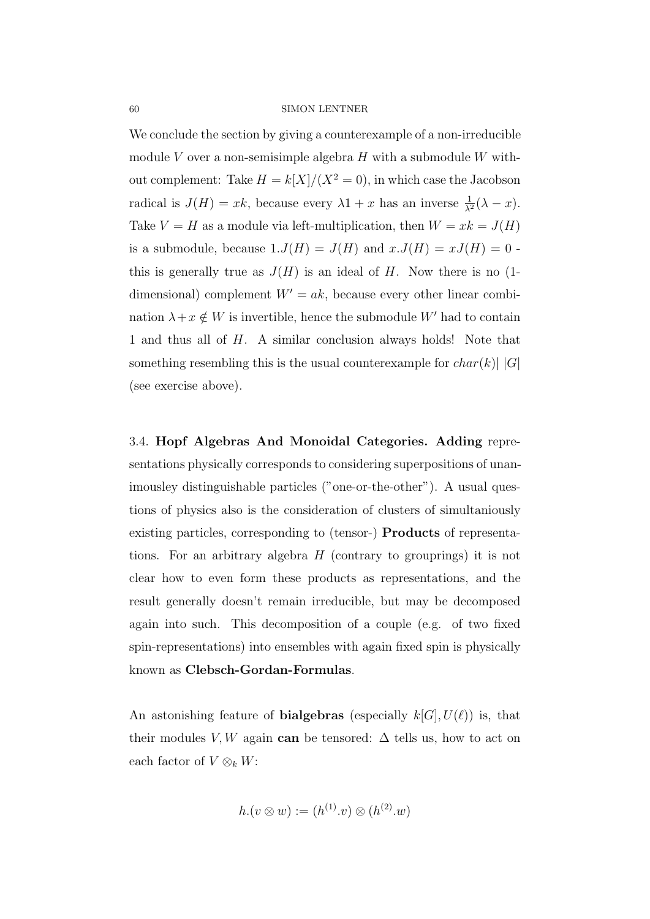We conclude the section by giving a counterexample of a non-irreducible module $V$ over a non-semisimple algebra $H$ with a submodule $W$ without complement: Take $H = k[X]/(X^2 = 0)$, in which case the Jacobson radical is $J(H) = xk$, because every $\lambda 1 + x$ has an inverse $\frac{1}{\lambda^2}(\lambda - x)$. Take $V = H$ as a module via left-multiplication, then $W = xk = J(H)$ is a submodule, because $1.J(H) = J(H)$ and $x.J(H) = xJ(H) = 0$ - this is generally true as $J(H)$ is an ideal of $H$. Now there is no (1-dimensional) complement $W' = ak$, because every other linear combination $\lambda + x \notin W$ is invertible, hence the submodule $W'$ had to contain 1 and thus all of $H$. A similar conclusion always holds! Note that something resembling this is the usual counterexample for $char(k)|\ |G|$ (see exercise above).

3.4. **Hopf Algebras And Monoidal Categories. Adding** representations physically corresponds to considering superpositions of unanimousley distinguishable particles ("one-or-the-other"). A usual questions of physics also is the consideration of clusters of simultaniously existing particles, corresponding to (tensor-) **Products** of representations. For an arbitrary algebra $H$ (contrary to grouprings) it is not clear how to even form these products as representations, and the result generally doesn't remain irreducible, but may be decomposed again into such. This decomposition of a couple (e.g. of two fixed spin-representations) into ensembles with again fixed spin is physically known as **Clebsch-Gordan-Formulas**.

An astonishing feature of **bialgebras** (especially $k[G], U(\ell)$) is, that their modules $V, W$ again **can** be tensored: $\Delta$ tells us, how to act on each factor of $V \otimes_k W$:

$$h.(v \otimes w) := (h^{(1)}.v) \otimes (h^{(2)}.w)$$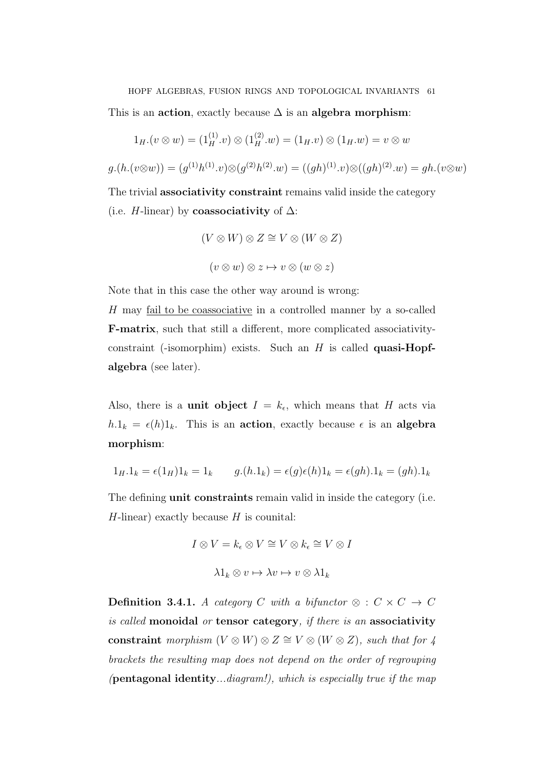This is an **action**, exactly because $\Delta$ is an **algebra morphism**:

$$1_H.(v \otimes w) = (1_H^{(1)}.v) \otimes (1_H^{(2)}.w) = (1_H.v) \otimes (1_H.w) = v \otimes w$$

$$g.(h.(v\otimes w)) = (g^{(1)}h^{(1)}.v)\otimes(g^{(2)}h^{(2)}.w) = ((gh)^{(1)}.v)\otimes((gh)^{(2)}.w) = gh.(v\otimes w)$$

The trivial **associativity constraint** remains valid inside the category (i.e. $H$-linear) by **coassociativity** of $\Delta$:

$$(V \otimes W) \otimes Z \cong V \otimes (W \otimes Z)$$

$$(v \otimes w) \otimes z \mapsto v \otimes (w \otimes z)$$

Note that in this case the other way around is wrong:
$H$ may <u>fail to be coassociative</u> in a controlled manner by a so-called **F-matrix**, such that still a different, more complicated associativity-constraint (-isomorphim) exists. Such an $H$ is called **quasi-Hopf-algebra** (see later).

Also, there is a **unit object** $I = k_\epsilon$, which means that $H$ acts via $h.1_k = \epsilon(h)1_k$. This is an **action**, exactly because $\epsilon$ is an **algebra morphism**:

$$1_H.1_k = \epsilon(1_H)1_k = 1_k \qquad g.(h.1_k) = \epsilon(g)\epsilon(h)1_k = \epsilon(gh).1_k = (gh).1_k$$

The defining **unit constraints** remain valid in inside the category (i.e. $H$-linear) exactly because $H$ is counital:

$$I \otimes V = k_\epsilon \otimes V \cong V \otimes k_\epsilon \cong V \otimes I$$

$$\lambda 1_k \otimes v \mapsto \lambda v \mapsto v \otimes \lambda 1_k$$

**Definition 3.4.1.** *A category $C$ with a bifunctor $\otimes : C \times C \to C$ is called* **monoidal** *or* **tensor category**, *if there is an* **associativity constraint** *morphism $(V \otimes W) \otimes Z \cong V \otimes (W \otimes Z)$, such that for 4 brackets the resulting map does not depend on the order of regrouping (***pentagonal identity***...diagram!), which is especially true if the map*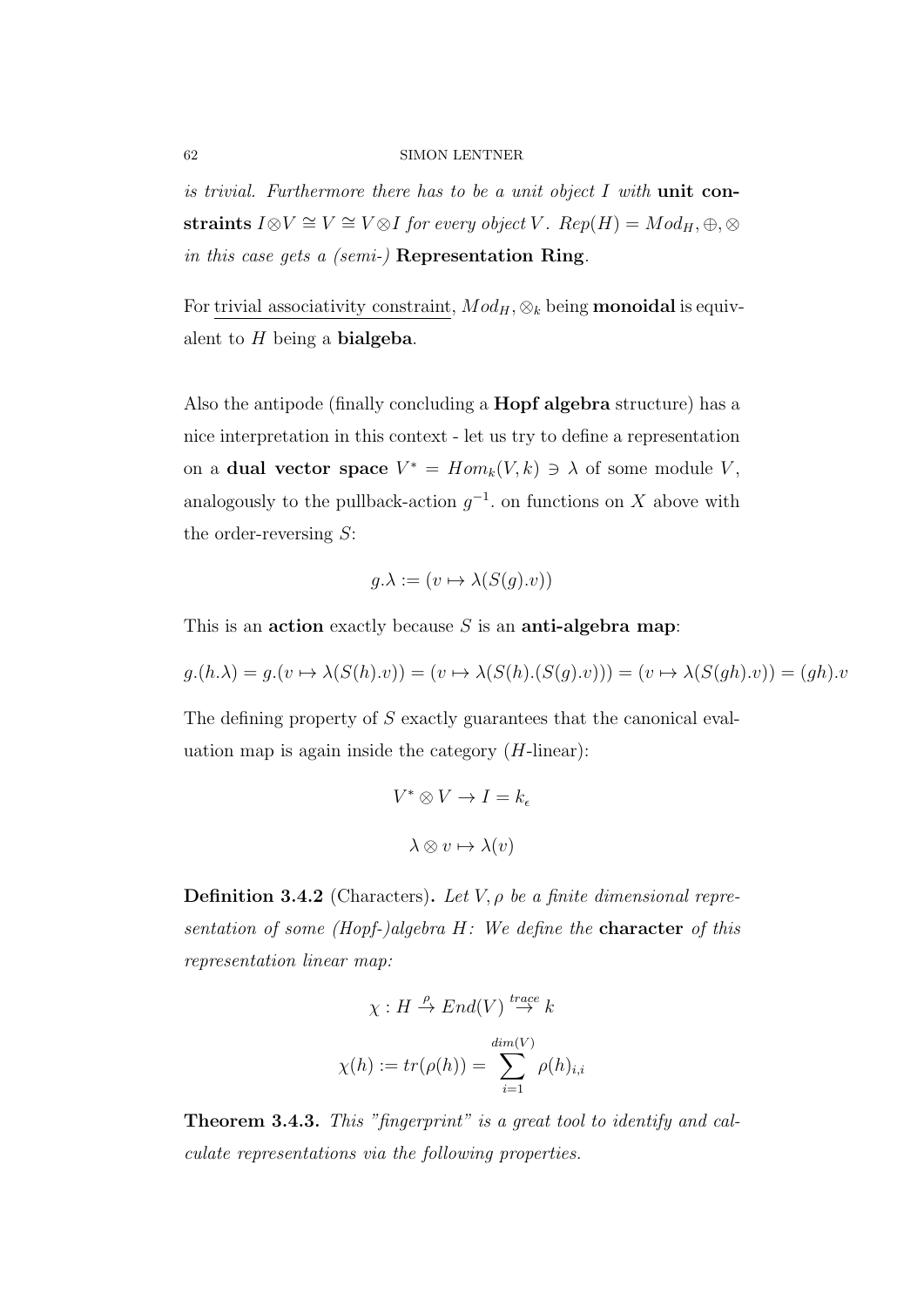*is trivial. Furthermore there has to be a unit object $I$ with* **unit constraints** $I \otimes V \cong V \cong V \otimes I$ *for every object* $V$. $Rep(H) = Mod_H, \oplus, \otimes$ *in this case gets a (semi-)* **Representation Ring**.

For <u>trivial associativity constraint</u>, $Mod_H, \otimes_k$ being **monoidal** is equivalent to $H$ being a **bialgeba**.

Also the antipode (finally concluding a **Hopf algebra** structure) has a nice interpretation in this context - let us try to define a representation on a **dual vector space** $V^* = Hom_k(V, k) \ni \lambda$ of some module $V$, analogously to the pullback-action $g^{-1}$. on functions on $X$ above with the order-reversing $S$:

$$g.\lambda := (v \mapsto \lambda(S(g).v))$$

This is an **action** exactly because $S$ is an **anti-algebra map**:

$$g.(h.\lambda) = g.(v \mapsto \lambda(S(h).v)) = (v \mapsto \lambda(S(h).(S(g).v))) = (v \mapsto \lambda(S(gh).v)) = (gh).v$$

The defining property of $S$ exactly guarantees that the canonical evaluation map is again inside the category ($H$-linear):

$$V^* \otimes V \to I = k_\epsilon$$

$$\lambda \otimes v \mapsto \lambda(v)$$

**Definition 3.4.2** (Characters). *Let $V, \rho$ be a finite dimensional representation of some (Hopf-)algebra $H$: We define the* **character** *of this representation linear map:*

$$\chi : H \xrightarrow{\rho} End(V) \xrightarrow{trace} k$$

$$\chi(h) := tr(\rho(h)) = \sum_{i=1}^{dim(V)} \rho(h)_{i,i}$$

**Theorem 3.4.3.** *This "fingerprint" is a great tool to identify and calculate representations via the following properties.*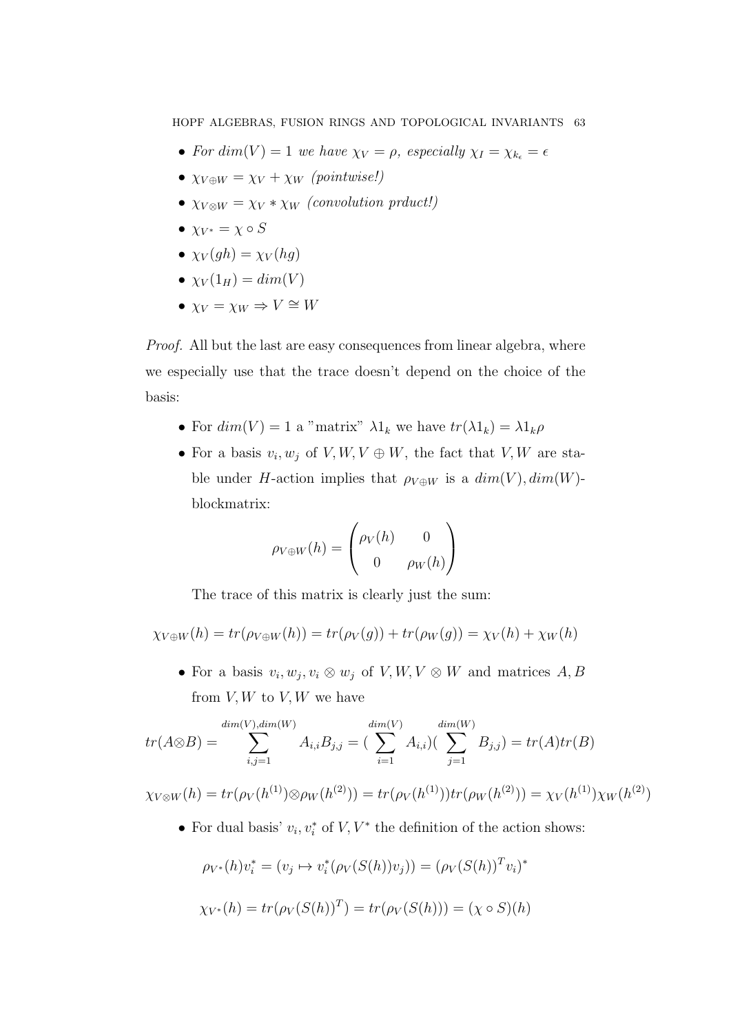- *For $dim(V) = 1$ we have $\chi_V = \rho$, especially $\chi_I = \chi_{k_\epsilon} = \epsilon$*
- $\chi_{V \oplus W} = \chi_V + \chi_W$ *(pointwise!)*
- $\chi_{V \otimes W} = \chi_V * \chi_W$ *(convolution prduct!)*
- $\chi_{V^*} = \chi \circ S$
- $\chi_V(gh) = \chi_V(hg)$
- $\chi_V(1_H) = dim(V)$
- $\chi_V = \chi_W \Rightarrow V \cong W$

*Proof.* All but the last are easy consequences from linear algebra, where we especially use that the trace doesn't depend on the choice of the basis:

- For $dim(V) = 1$ a "matrix" $\lambda 1_k$ we have $tr(\lambda 1_k) = \lambda 1_k \rho$
- For a basis $v_i, w_j$ of $V, W, V \oplus W$, the fact that $V, W$ are stable under $H$-action implies that $\rho_{V \oplus W}$ is a $dim(V), dim(W)$-blockmatrix:

  $$\rho_{V \oplus W}(h) = \begin{pmatrix} \rho_V(h) & 0 \\ 0 & \rho_W(h) \end{pmatrix}$$

  The trace of this matrix is clearly just the sum:

$$\chi_{V \oplus W}(h) = tr(\rho_{V \oplus W}(h)) = tr(\rho_V(g)) + tr(\rho_W(g)) = \chi_V(h) + \chi_W(h)$$

- For a basis $v_i, w_j, v_i \otimes w_j$ of $V, W, V \otimes W$ and matrices $A, B$ from $V, W$ to $V, W$ we have

$$tr(A \otimes B) = \sum_{i,j=1}^{dim(V), dim(W)} A_{i,i} B_{j,j} = (\sum_{i=1}^{dim(V)} A_{i,i})(\sum_{j=1}^{dim(W)} B_{j,j}) = tr(A)tr(B)$$

$$\chi_{V \otimes W}(h) = tr(\rho_V(h^{(1)}) \otimes \rho_W(h^{(2)})) = tr(\rho_V(h^{(1)}))tr(\rho_W(h^{(2)})) = \chi_V(h^{(1)})\chi_W(h^{(2)})$$

- For dual basis' $v_i, v_i^*$ of $V, V^*$ the definition of the action shows:

$$\rho_{V^*}(h)v_i^* = (v_j \mapsto v_i^*(\rho_V(S(h))v_j)) = (\rho_V(S(h))^T v_i)^*$$

$$\chi_{V^*}(h) = tr(\rho_V(S(h))^T) = tr(\rho_V(S(h))) = (\chi \circ S)(h)$$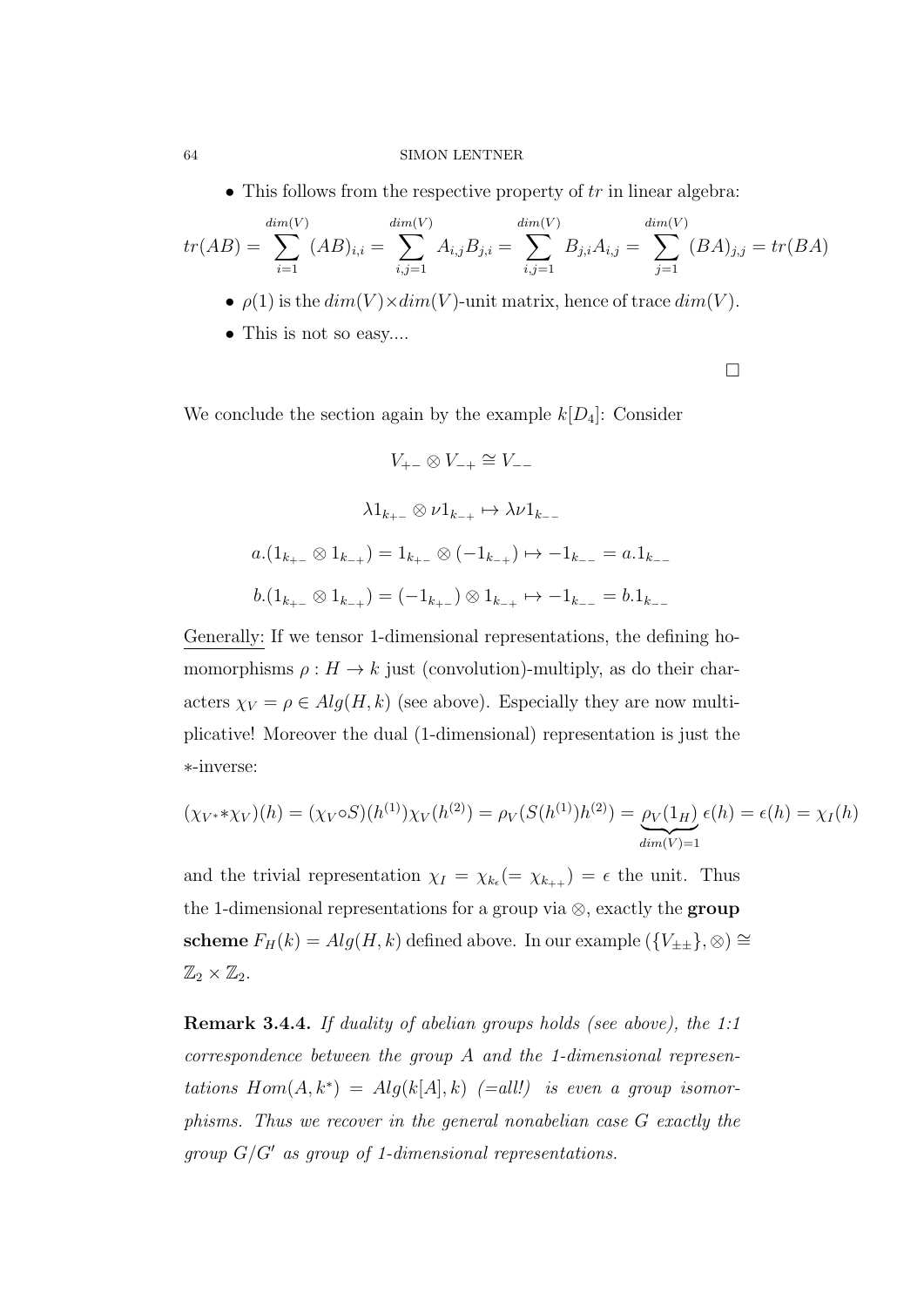- This follows from the respective property of $tr$ in linear algebra:

$$tr(AB) = \sum_{i=1}^{dim(V)} (AB)_{i,i} = \sum_{i,j=1}^{dim(V)} A_{i,j}B_{j,i} = \sum_{i,j=1}^{dim(V)} B_{j,i}A_{i,j} = \sum_{j=1}^{dim(V)} (BA)_{j,j} = tr(BA)$$

- $\rho(1)$ is the $dim(V)\times dim(V)$-unit matrix, hence of trace $dim(V)$.
- This is not so easy....

□

We conclude the section again by the example $k[D_4]$: Consider

$$V_{+-} \otimes V_{-+} \cong V_{--}$$

$$\lambda 1_{k_{+-}} \otimes \nu 1_{k_{-+}} \mapsto \lambda\nu 1_{k_{--}}$$

$$a.(1_{k_{+-}} \otimes 1_{k_{-+}}) = 1_{k_{+-}} \otimes (-1_{k_{-+}}) \mapsto -1_{k_{--}} = a.1_{k_{--}}$$

$$b.(1_{k_{+-}} \otimes 1_{k_{-+}}) = (-1_{k_{+-}}) \otimes 1_{k_{-+}} \mapsto -1_{k_{--}} = b.1_{k_{--}}$$

Generally: If we tensor 1-dimensional representations, the defining homomorphisms $\rho : H \to k$ just (convolution)-multiply, as do their characters $\chi_V = \rho \in Alg(H,k)$ (see above). Especially they are now multiplicative! Moreover the dual (1-dimensional) representation is just the $*$-inverse:

$$(\chi_{V^*} * \chi_V)(h) = (\chi_V \circ S)(h^{(1)})\chi_V(h^{(2)}) = \rho_V(S(h^{(1)})h^{(2)}) = \underbrace{\rho_V(1_H)}_{dim(V)=1}\epsilon(h) = \epsilon(h) = \chi_I(h)$$

and the trivial representation $\chi_I = \chi_{k_\epsilon} (= \chi_{k_{++}}) = \epsilon$ the unit. Thus the 1-dimensional representations for a group via $\otimes$, exactly the **group scheme** $F_H(k) = Alg(H,k)$ defined above. In our example $(\{V_{\pm\pm}\}, \otimes) \cong \mathbb{Z}_2 \times \mathbb{Z}_2$.

**Remark 3.4.4.** *If duality of abelian groups holds (see above), the 1:1 correspondence between the group $A$ and the 1-dimensional representations $Hom(A, k^*) = Alg(k[A], k)$ (=all!) is even a group isomorphisms. Thus we recover in the general nonabelian case $G$ exactly the group $G/G'$ as group of 1-dimensional representations.*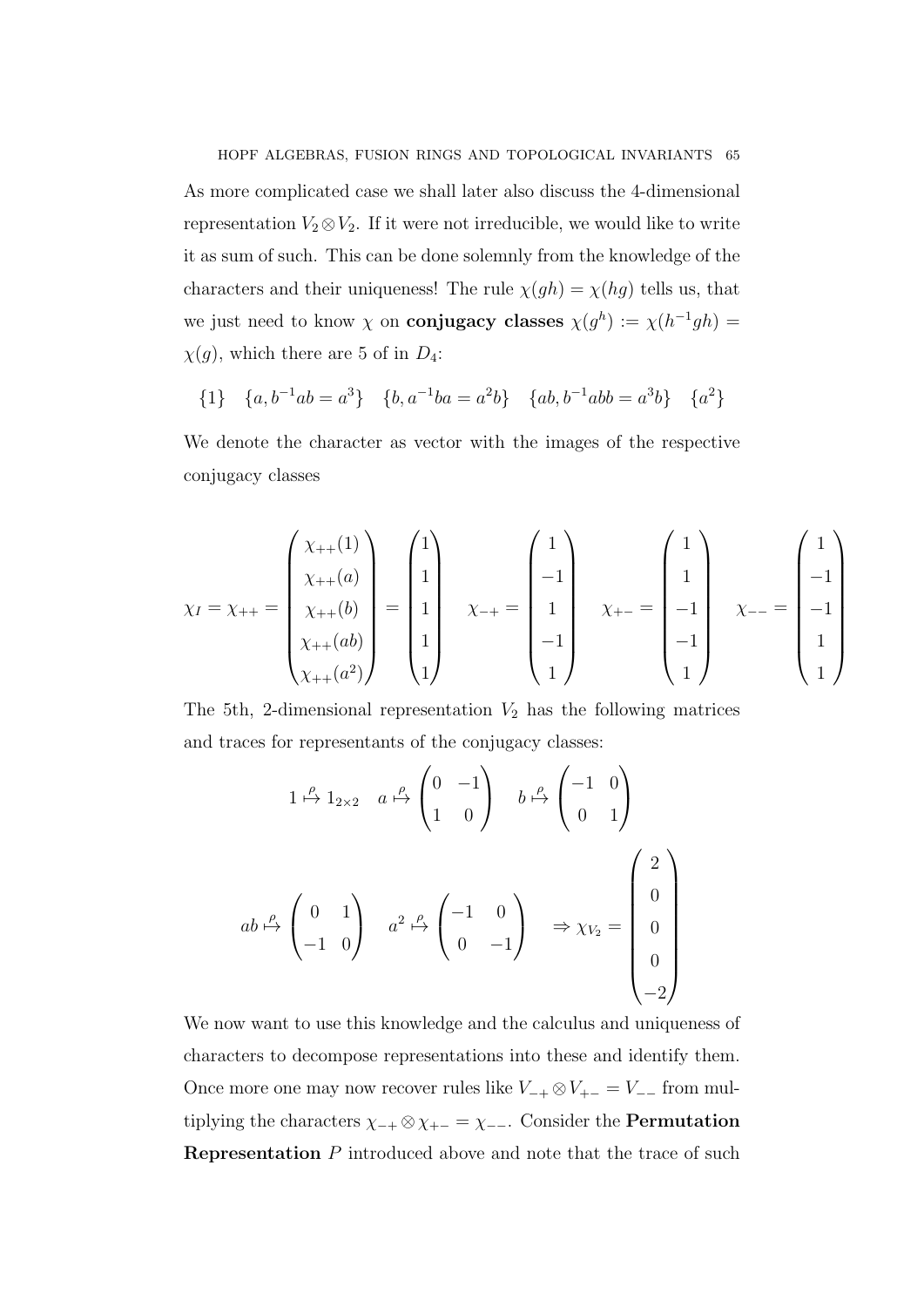As more complicated case we shall later also discuss the 4-dimensional representation $V_2 \otimes V_2$. If it were not irreducible, we would like to write it as sum of such. This can be done solemnly from the knowledge of the characters and their uniqueness! The rule $\chi(gh) = \chi(hg)$ tells us, that we just need to know $\chi$ on **conjugacy classes** $\chi(g^h) := \chi(h^{-1}gh) = \chi(g)$, which there are 5 of in $D_4$:

$$\{1\} \quad \{a, b^{-1}ab = a^3\} \quad \{b, a^{-1}ba = a^2b\} \quad \{ab, b^{-1}abb = a^3b\} \quad \{a^2\}$$

We denote the character as vector with the images of the respective conjugacy classes

$$\chi_I = \chi_{++} = \begin{pmatrix} \chi_{++}(1) \\ \chi_{++}(a) \\ \chi_{++}(b) \\ \chi_{++}(ab) \\ \chi_{++}(a^2) \end{pmatrix} = \begin{pmatrix} 1 \\ 1 \\ 1 \\ 1 \\ 1 \end{pmatrix} \quad \chi_{-+} = \begin{pmatrix} 1 \\ -1 \\ 1 \\ -1 \\ 1 \end{pmatrix} \quad \chi_{+-} = \begin{pmatrix} 1 \\ 1 \\ -1 \\ -1 \\ 1 \end{pmatrix} \quad \chi_{--} = \begin{pmatrix} 1 \\ -1 \\ -1 \\ 1 \\ 1 \end{pmatrix}$$

The 5th, 2-dimensional representation $V_2$ has the following matrices and traces for representants of the conjugacy classes:

$$1 \overset{\rho}{\mapsto} 1_{2\times 2} \quad a \overset{\rho}{\mapsto} \begin{pmatrix} 0 & -1 \\ 1 & 0 \end{pmatrix} \quad b \overset{\rho}{\mapsto} \begin{pmatrix} -1 & 0 \\ 0 & 1 \end{pmatrix}$$

$$ab \overset{\rho}{\mapsto} \begin{pmatrix} 0 & 1 \\ -1 & 0 \end{pmatrix} \quad a^2 \overset{\rho}{\mapsto} \begin{pmatrix} -1 & 0 \\ 0 & -1 \end{pmatrix} \quad \Rightarrow \chi_{V_2} = \begin{pmatrix} 2 \\ 0 \\ 0 \\ 0 \\ -2 \end{pmatrix}$$

We now want to use this knowledge and the calculus and uniqueness of characters to decompose representations into these and identify them. Once more one may now recover rules like $V_{-+} \otimes V_{+-} = V_{--}$ from multiplying the characters $\chi_{-+} \otimes \chi_{+-} = \chi_{--}$. Consider the **Permutation Representation** $P$ introduced above and note that the trace of such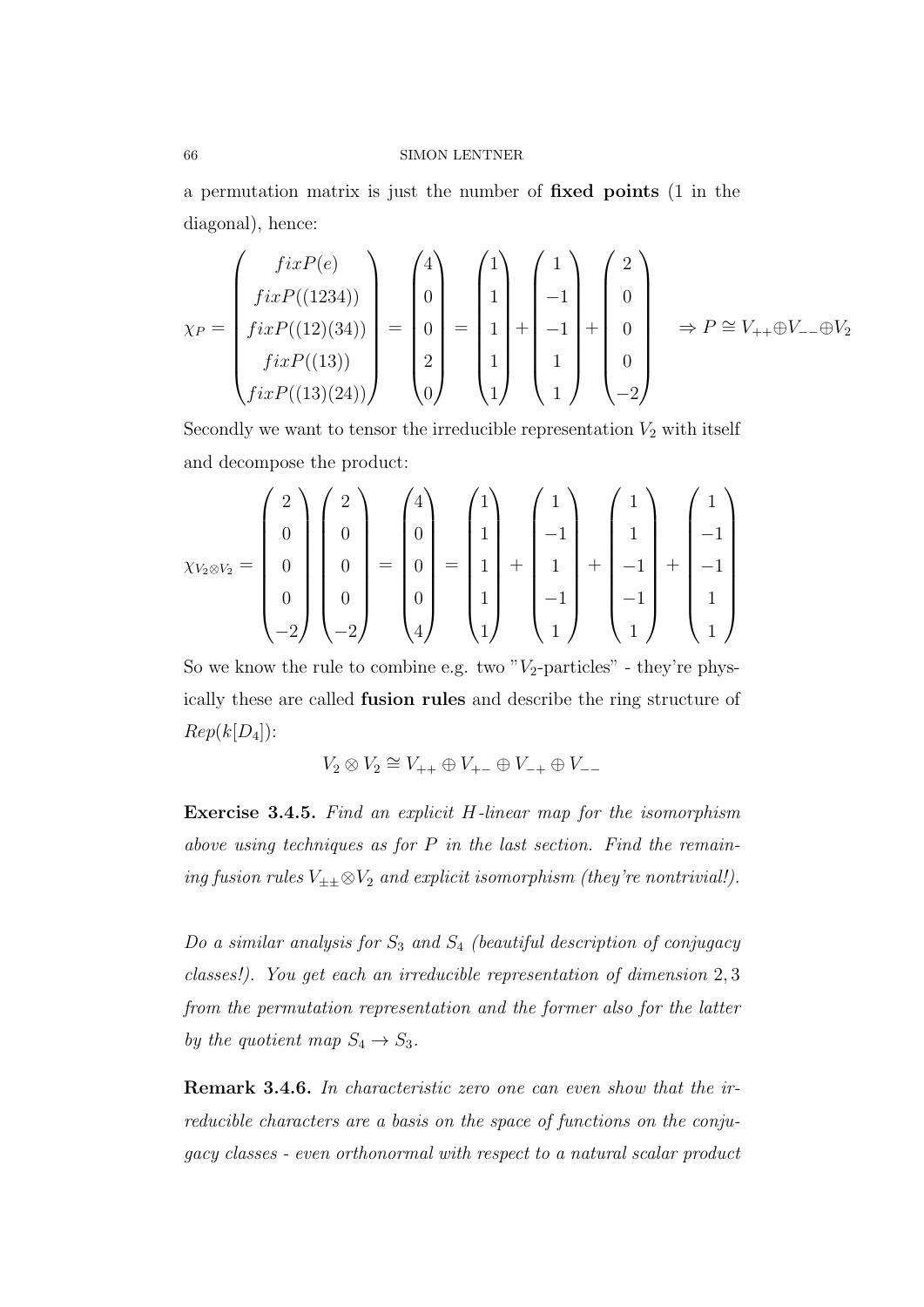a permutation matrix is just the number of **fixed points** (1 in the diagonal), hence:

$$\chi_P = \begin{pmatrix} fixP(e) \\ fixP((1234)) \\ fixP((12)(34)) \\ fixP((13)) \\ fixP((13)(24)) \end{pmatrix} = \begin{pmatrix} 4 \\ 0 \\ 0 \\ 2 \\ 0 \end{pmatrix} = \begin{pmatrix} 1 \\ 1 \\ 1 \\ 1 \\ 1 \end{pmatrix} + \begin{pmatrix} 1 \\ -1 \\ -1 \\ 1 \\ 1 \end{pmatrix} + \begin{pmatrix} 2 \\ 0 \\ 0 \\ 0 \\ -2 \end{pmatrix} \quad \Rightarrow P \cong V_{++} \oplus V_{--} \oplus V_2$$

Secondly we want to tensor the irreducible representation $V_2$ with itself and decompose the product:

$$\chi_{V_2 \otimes V_2} = \begin{pmatrix} 2 \\ 0 \\ 0 \\ 0 \\ -2 \end{pmatrix} \begin{pmatrix} 2 \\ 0 \\ 0 \\ 0 \\ -2 \end{pmatrix} = \begin{pmatrix} 4 \\ 0 \\ 0 \\ 0 \\ 4 \end{pmatrix} = \begin{pmatrix} 1 \\ 1 \\ 1 \\ 1 \\ 1 \end{pmatrix} + \begin{pmatrix} 1 \\ -1 \\ 1 \\ -1 \\ 1 \end{pmatrix} + \begin{pmatrix} 1 \\ 1 \\ -1 \\ -1 \\ 1 \end{pmatrix} + \begin{pmatrix} 1 \\ -1 \\ -1 \\ 1 \\ 1 \end{pmatrix}$$

So we know the rule to combine e.g. two "$V_2$-particles" - they're physically these are called **fusion rules** and describe the ring structure of $Rep(k[D_4])$:

$$V_2 \otimes V_2 \cong V_{++} \oplus V_{+-} \oplus V_{-+} \oplus V_{--}$$

**Exercise 3.4.5.** *Find an explicit $H$-linear map for the isomorphism above using techniques as for $P$ in the last section. Find the remaining fusion rules $V_{\pm\pm} \otimes V_2$ and explicit isomorphism (they're nontrivial!).*

*Do a similar analysis for $S_3$ and $S_4$ (beautiful description of conjugacy classes!). You get each an irreducible representation of dimension $2, 3$ from the permutation representation and the former also for the latter by the quotient map $S_4 \to S_3$.*

**Remark 3.4.6.** *In characteristic zero one can even show that the irreducible characters are a basis on the space of functions on the conjugacy classes - even orthonormal with respect to a natural scalar product*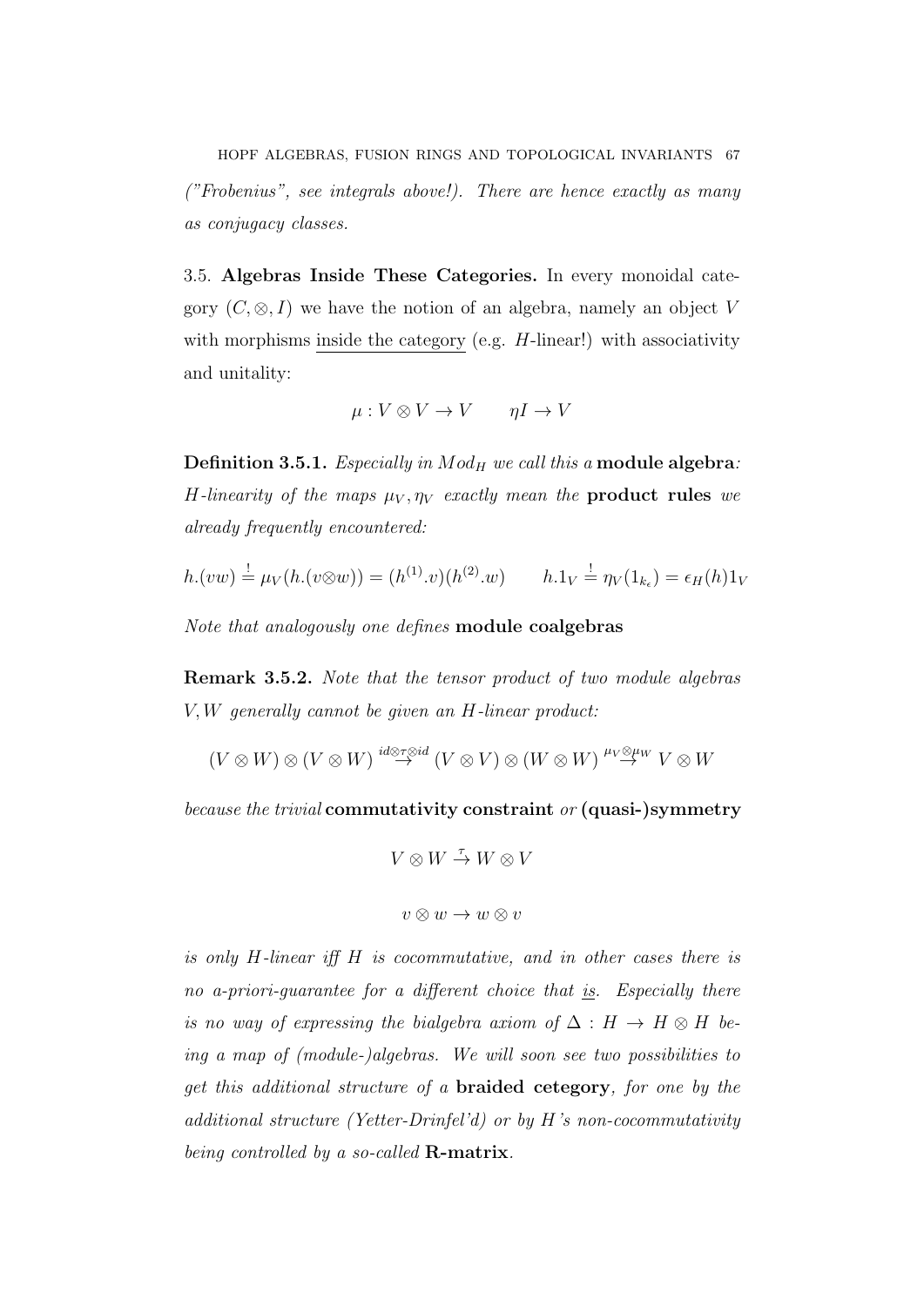*("Frobenius", see integrals above!). There are hence exactly as many as conjugacy classes.*

3.5. **Algebras Inside These Categories.** In every monoidal category $(C, \otimes, I)$ we have the notion of an algebra, namely an object $V$ with morphisms inside the category (e.g. $H$-linear!) with associativity and unitality:

$$\mu : V \otimes V \to V \qquad \eta I \to V$$

**Definition 3.5.1.** *Especially in $Mod_H$ we call this a* **module algebra***: $H$-linearity of the maps $\mu_V, \eta_V$ exactly mean the* **product rules** *we already frequently encountered:*

$$h.(vw) \stackrel{!}{=} \mu_V(h.(v \otimes w)) = (h^{(1)}.v)(h^{(2)}.w) \qquad h.1_V \stackrel{!}{=} \eta_V(1_{k_\epsilon}) = \epsilon_H(h)1_V$$

*Note that analogously one defines* **module coalgebras**

**Remark 3.5.2.** *Note that the tensor product of two module algebras $V, W$ generally cannot be given an $H$-linear product:*

$$(V \otimes W) \otimes (V \otimes W) \stackrel{id \otimes \tau \otimes id}{\to} (V \otimes V) \otimes (W \otimes W) \stackrel{\mu_V \otimes \mu_W}{\to} V \otimes W$$

*because the trivial* **commutativity constraint** *or* **(quasi-)symmetry**

$$V \otimes W \stackrel{\tau}{\to} W \otimes V$$

$$v \otimes w \to w \otimes v$$

*is only $H$-linear iff $H$ is cocommutative, and in other cases there is no a-priori-guarantee for a different choice that is. Especially there is no way of expressing the bialgebra axiom of $\Delta : H \to H \otimes H$ being a map of (module-)algebras. We will soon see two possibilities to get this additional structure of a* **braided cetegory***, for one by the additional structure (Yetter-Drinfel'd) or by $H$'s non-cocommutativity being controlled by a so-called* **R-matrix***.*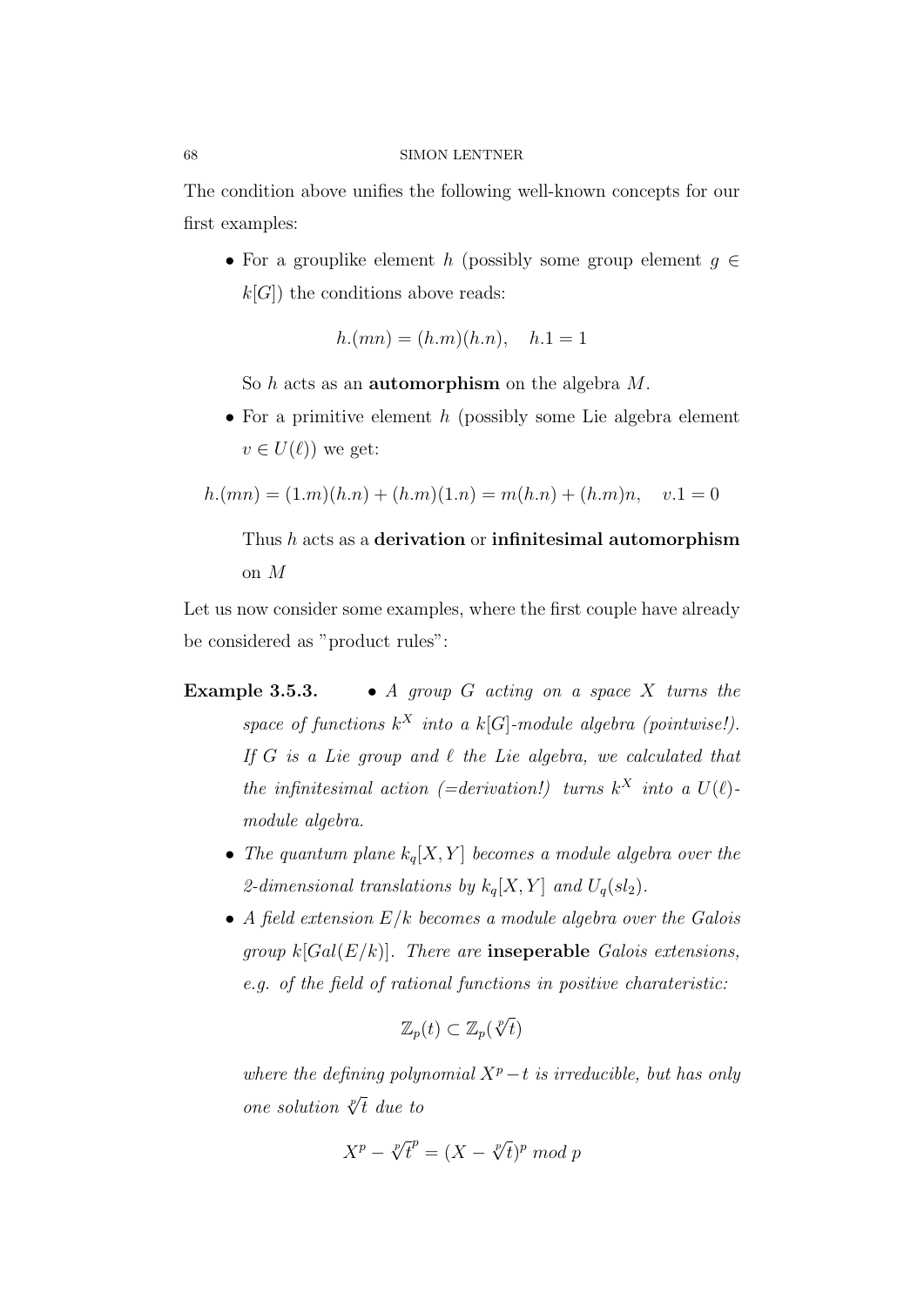The condition above unifies the following well-known concepts for our first examples:

- For a grouplike element $h$ (possibly some group element $g \in k[G]$) the conditions above reads:

$$h.(mn) = (h.m)(h.n), \quad h.1 = 1$$

  So $h$ acts as an **automorphism** on the algebra $M$.

- For a primitive element $h$ (possibly some Lie algebra element $v \in U(\ell)$) we get:

$$h.(mn) = (1.m)(h.n) + (h.m)(1.n) = m(h.n) + (h.m)n, \quad v.1 = 0$$

  Thus $h$ acts as a **derivation** or **infinitesimal automorphism** on $M$

Let us now consider some examples, where the first couple have already be considered as "product rules":

**Example 3.5.3.**

- *A group $G$ acting on a space $X$ turns the space of functions $k^X$ into a $k[G]$-module algebra (pointwise!). If $G$ is a Lie group and $\ell$ the Lie algebra, we calculated that the infinitesimal action (=derivation!) turns $k^X$ into a $U(\ell)$-module algebra.*
- *The quantum plane $k_q[X,Y]$ becomes a module algebra over the 2-dimensional translations by $k_q[X,Y]$ and $U_q(sl_2)$.*
- *A field extension $E/k$ becomes a module algebra over the Galois group $k[Gal(E/k)]$. There are* **inseperable** *Galois extensions, e.g. of the field of rational functions in positive charateristic:*

$$\mathbb{Z}_p(t) \subset \mathbb{Z}_p(\sqrt[p]{t})$$

  *where the defining polynomial $X^p - t$ is irreducible, but has only one solution $\sqrt[p]{t}$ due to*

$$X^p - \sqrt[p]{t}^p = (X - \sqrt[p]{t})^p \; mod \; p$$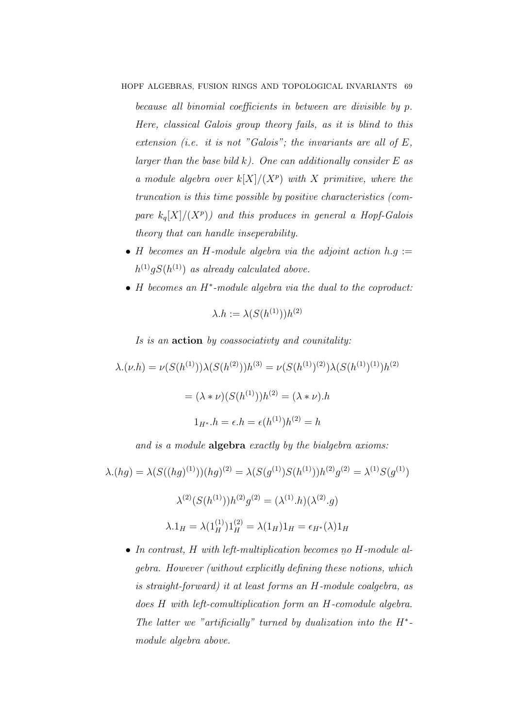*because all binomial coefficients in between are divisible by p. Here, classical Galois group theory fails, as it is blind to this extension (i.e. it is not "Galois"; the invariants are all of E, larger than the base bild k). One can additionally consider E as a module algebra over $k[X]/(X^p)$ with X primitive, where the truncation is this time possible by positive characteristics (compare $k_q[X]/(X^p)$) and this produces in general a Hopf-Galois theory that can handle inseperability.*

- *H becomes an H-module algebra via the adjoint action $h.g := h^{(1)}gS(h^{(1)})$ as already calculated above.*
- *H becomes an $H^*$-module algebra via the dual to the coproduct:*

$$\lambda.h := \lambda(S(h^{(1)}))h^{(2)}$$

*Is is an* **action** *by coassociativty and counitality:*

$$\lambda.(\nu.h) = \nu(S(h^{(1)}))\lambda(S(h^{(2)}))h^{(3)} = \nu(S(h^{(1)})^{(2)})\lambda(S(h^{(1)})^{(1)})h^{(2)}$$

$$= (\lambda * \nu)(S(h^{(1)}))h^{(2)} = (\lambda * \nu).h$$

$$1_{H^*}.h = \epsilon.h = \epsilon(h^{(1)})h^{(2)} = h$$

*and is a module* **algebra** *exactly by the bialgebra axioms:*

$$\lambda.(hg) = \lambda(S((hg)^{(1)}))(hg)^{(2)} = \lambda(S(g^{(1)})S(h^{(1)}))h^{(2)}g^{(2)} = \lambda^{(1)}S(g^{(1)})$$

$$\lambda^{(2)}(S(h^{(1)}))h^{(2)}g^{(2)} = (\lambda^{(1)}.h)(\lambda^{(2)}.g)$$

$$\lambda.1_H = \lambda(1_H^{(1)})1_H^{(2)} = \lambda(1_H)1_H = \epsilon_{H^*}(\lambda)1_H$$

- *In contrast, H with left-multiplication becomes no H-module algebra. However (without explicitly defining these notions, which is straight-forward) it at least forms an H-module coalgebra, as does H with left-comultiplication form an H-comodule algebra. The latter we "artificially" turned by dualization into the $H^*$-module algebra above.*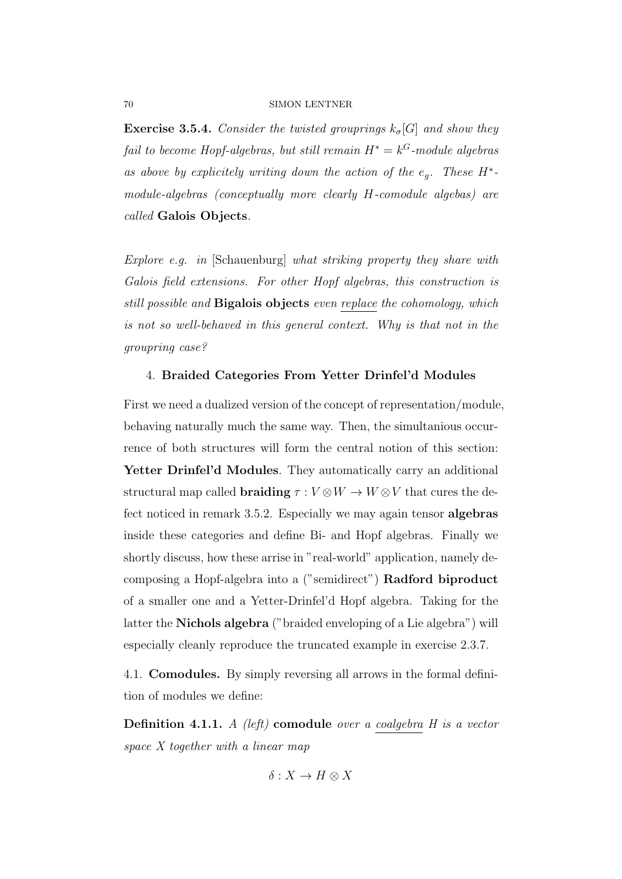**Exercise 3.5.4.** *Consider the twisted grouprings $k_\sigma[G]$ and show they fail to become Hopf-algebras, but still remain $H^* = k^G$-module algebras as above by explicitely writing down the action of the $e_g$. These $H^*$-module-algebras (conceptually more clearly $H$-comodule algebas) are called* **Galois Objects**.

*Explore e.g. in* [Schauenburg] *what striking property they share with Galois field extensions. For other Hopf algebras, this construction is still possible and* **Bigalois objects** *even* <u>*replace*</u> *the cohomology, which is not so well-behaved in this general context. Why is that not in the groupring case?*

## 4. Braided Categories From Yetter Drinfel'd Modules

First we need a dualized version of the concept of representation/module, behaving naturally much the same way. Then, the simultanious occurrence of both structures will form the central notion of this section: **Yetter Drinfel'd Modules**. They automatically carry an additional structural map called **braiding** $\tau : V \otimes W \to W \otimes V$ that cures the defect noticed in remark 3.5.2. Especially we may again tensor **algebras** inside these categories and define Bi- and Hopf algebras. Finally we shortly discuss, how these arise in "real-world" application, namely decomposing a Hopf-algebra into a ("semidirect") **Radford biproduct** of a smaller one and a Yetter-Drinfel'd Hopf algebra. Taking for the latter the **Nichols algebra** ("braided enveloping of a Lie algebra") will especially cleanly reproduce the truncated example in exercise 2.3.7.

### 4.1. Comodules.

By simply reversing all arrows in the formal definition of modules we define:

**Definition 4.1.1.** *A (left)* **comodule** *over a* <u>*coalgebra*</u> *$H$ is a vector space $X$ together with a linear map*

$$\delta : X \to H \otimes X$$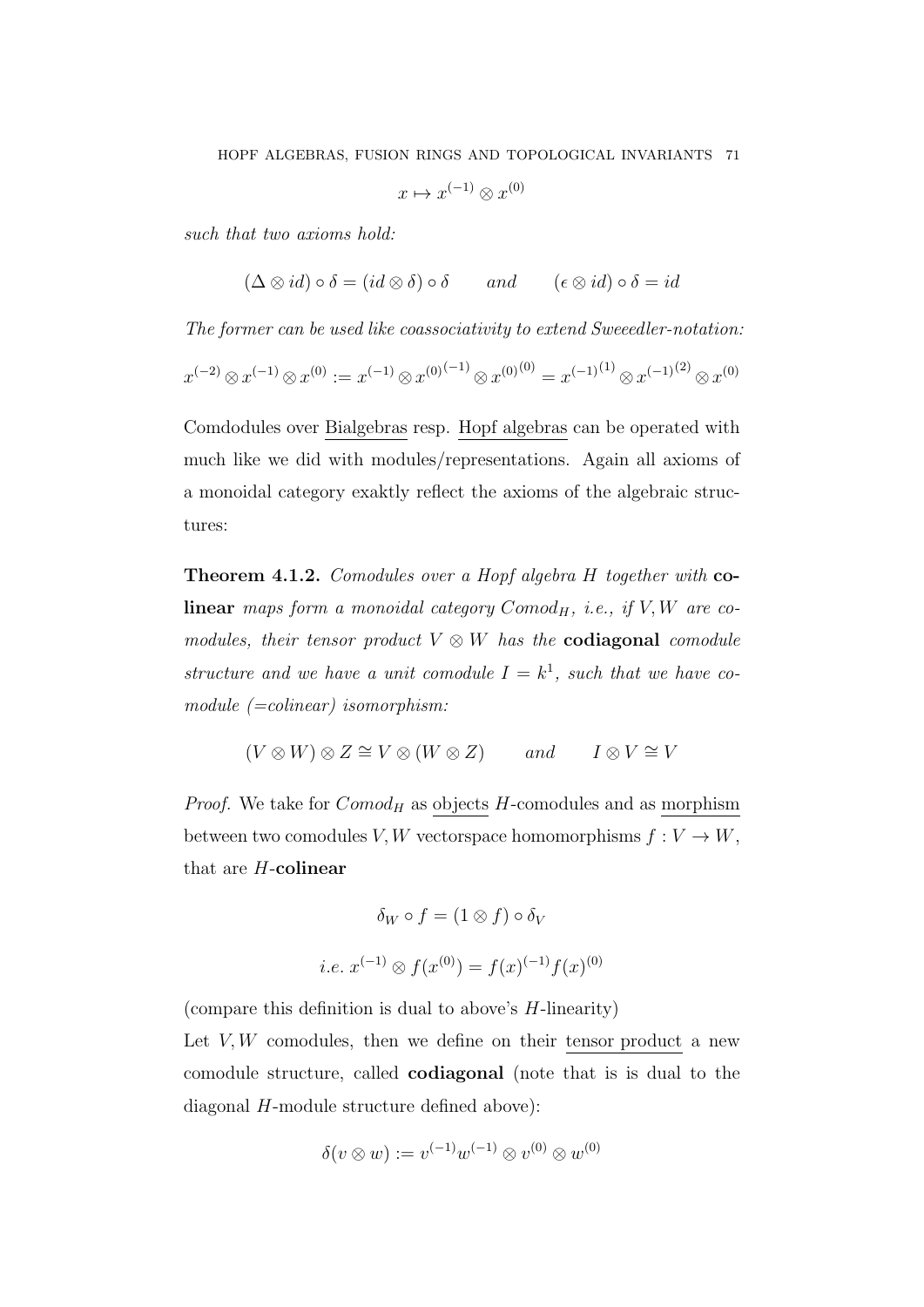$$x \mapsto x^{(-1)} \otimes x^{(0)}$$

*such that two axioms hold:*

$$(\Delta \otimes id) \circ \delta = (id \otimes \delta) \circ \delta \qquad and \qquad (\epsilon \otimes id) \circ \delta = id$$

*The former can be used like coassociativity to extend Sweeedler-notation:*

$$x^{(-2)} \otimes x^{(-1)} \otimes x^{(0)} := x^{(-1)} \otimes x^{(0)^{(-1)}} \otimes x^{(0)^{(0)}} = x^{(-1)^{(1)}} \otimes x^{(-1)^{(2)}} \otimes x^{(0)}$$

Comdodules over <u>Bialgebras</u> resp. <u>Hopf algebras</u> can be operated with much like we did with modules/representations. Again all axioms of a monoidal category exaktly reflect the axioms of the algebraic structures:

**Theorem 4.1.2.** *Comodules over a Hopf algebra $H$ together with* **colinear** *maps form a monoidal category $Comod_H$, i.e., if $V, W$ are comodules, their tensor product $V \otimes W$ has the* **codiagonal** *comodule structure and we have a unit comodule $I = k^1$, such that we have comodule (=colinear) isomorphism:*

$$(V \otimes W) \otimes Z \cong V \otimes (W \otimes Z) \qquad and \qquad I \otimes V \cong V$$

*Proof.* We take for $Comod_H$ as <u>objects</u> $H$-comodules and as <u>morphism</u> between two comodules $V, W$ vectorspace homomorphisms $f : V \to W$, that are $H$-**colinear**

$$\delta_W \circ f = (1 \otimes f) \circ \delta_V$$

$$i.e.\ x^{(-1)} \otimes f(x^{(0)}) = f(x)^{(-1)} f(x)^{(0)}$$

(compare this definition is dual to above's $H$-linearity)

Let $V, W$ comodules, then we define on their <u>tensor product</u> a new comodule structure, called **codiagonal** (note that is is dual to the diagonal $H$-module structure defined above):

$$\delta(v \otimes w) := v^{(-1)} w^{(-1)} \otimes v^{(0)} \otimes w^{(0)}$$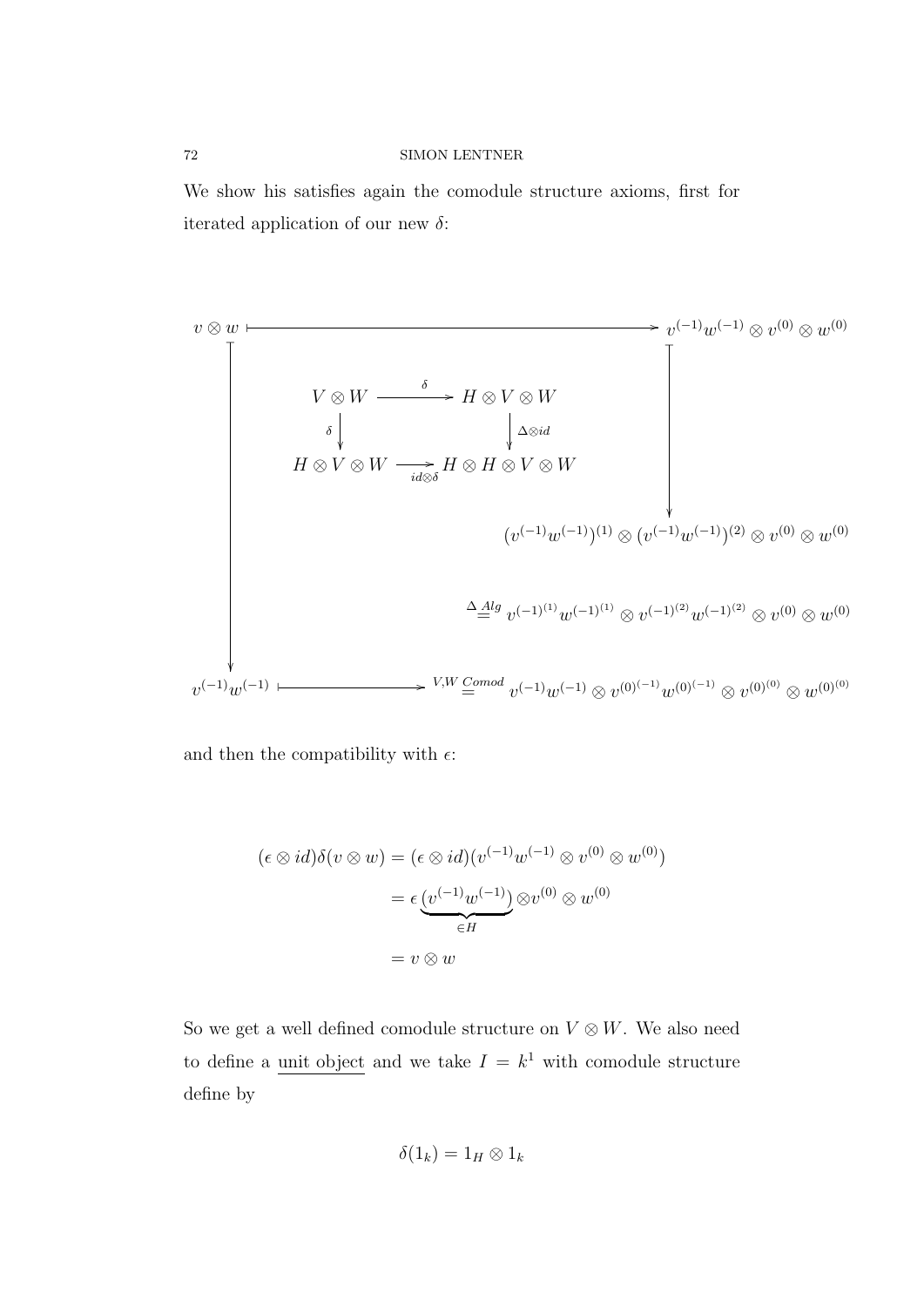We show his satisfies again the comodule structure axioms, first for iterated application of our new $\delta$:

$$\begin{array}{ccc}
v \otimes w & \longmapsto & v^{(-1)}w^{(-1)} \otimes v^{(0)} \otimes w^{(0)} \\
 & \begin{array}{ccc} V \otimes W & \xrightarrow{\delta} & H \otimes V \otimes W \\ \delta \downarrow & & \downarrow \Delta\otimes id \\ H \otimes V \otimes W & \xrightarrow[id\otimes\delta]{} & H \otimes H \otimes V \otimes W \end{array} & \\
\downarrow & & \downarrow \\
 & & (v^{(-1)}w^{(-1)})^{(1)} \otimes (v^{(-1)}w^{(-1)})^{(2)} \otimes v^{(0)} \otimes w^{(0)} \\
 & & \overset{\Delta\,Alg}{=} v^{(-1)^{(1)}}w^{(-1)^{(1)}} \otimes v^{(-1)^{(2)}}w^{(-1)^{(2)}} \otimes v^{(0)} \otimes w^{(0)} \\
v^{(-1)}w^{(-1)} & \longmapsto & \overset{V,W\,Comod}{=} v^{(-1)}w^{(-1)} \otimes v^{(0)^{(-1)}}w^{(0)^{(-1)}} \otimes v^{(0)^{(0)}} \otimes w^{(0)^{(0)}}
\end{array}$$

and then the compatibility with $\epsilon$:

$$\begin{aligned}
(\epsilon \otimes id)\delta(v \otimes w) &= (\epsilon \otimes id)(v^{(-1)}w^{(-1)} \otimes v^{(0)} \otimes w^{(0)}) \\
&= \epsilon\underbrace{(v^{(-1)}w^{(-1)})}_{\in H} \otimes v^{(0)} \otimes w^{(0)} \\
&= v \otimes w
\end{aligned}$$

So we get a well defined comodule structure on $V \otimes W$. We also need to define a <u>unit object</u> and we take $I = k^1$ with comodule structure define by

$$\delta(1_k) = 1_H \otimes 1_k$$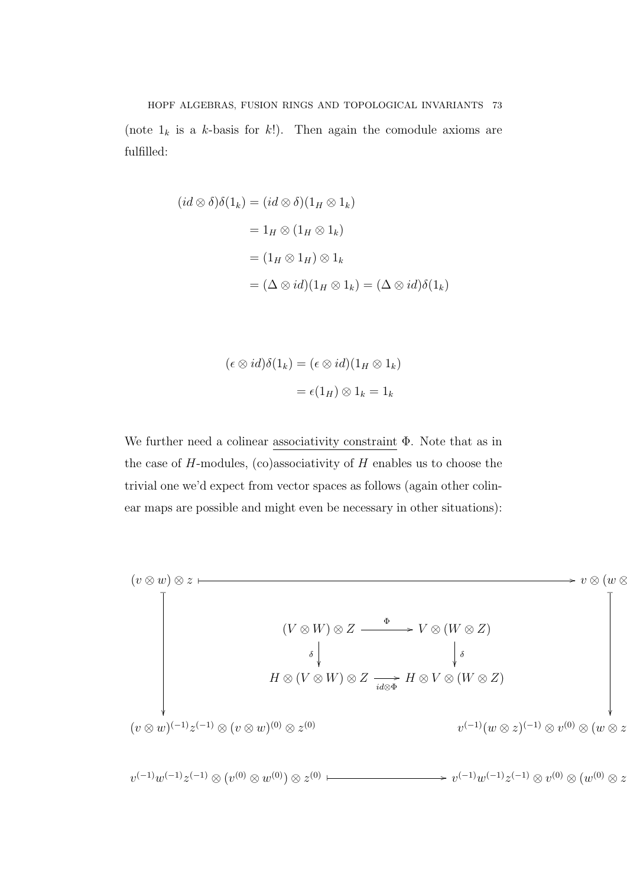(note $1_k$ is a $k$-basis for $k!$). Then again the comodule axioms are fulfilled:

$$
\begin{aligned}
(id \otimes \delta)\delta(1_k) &= (id \otimes \delta)(1_H \otimes 1_k) \\
&= 1_H \otimes (1_H \otimes 1_k) \\
&= (1_H \otimes 1_H) \otimes 1_k \\
&= (\Delta \otimes id)(1_H \otimes 1_k) = (\Delta \otimes id)\delta(1_k)
\end{aligned}
$$

$$
\begin{aligned}
(\epsilon \otimes id)\delta(1_k) &= (\epsilon \otimes id)(1_H \otimes 1_k) \\
&= \epsilon(1_H) \otimes 1_k = 1_k
\end{aligned}
$$

We further need a colinear <u>associativity constraint</u> $\Phi$. Note that as in the case of $H$-modules, (co)associativity of $H$ enables us to choose the trivial one we'd expect from vector spaces as follows (again other colinear maps are possible and might even be necessary in other situations):

$$
\begin{array}{ccc}
(v \otimes w) \otimes z & \longmapsto & v \otimes (w \otimes z) \\
& (V \otimes W) \otimes Z \xrightarrow{\Phi} V \otimes (W \otimes Z) & \\
\downarrow & \delta \downarrow \qquad\qquad \downarrow \delta & \downarrow \\
& H \otimes (V \otimes W) \otimes Z \xrightarrow[id \otimes \Phi]{} H \otimes V \otimes (W \otimes Z) & \\
(v \otimes w)^{(-1)} z^{(-1)} \otimes (v \otimes w)^{(0)} \otimes z^{(0)} & & v^{(-1)} (w \otimes z)^{(-1)} \otimes v^{(0)} \otimes (w \otimes z)^{(0)} \\
v^{(-1)} w^{(-1)} z^{(-1)} \otimes (v^{(0)} \otimes w^{(0)}) \otimes z^{(0)} & \longmapsto & v^{(-1)} w^{(-1)} z^{(-1)} \otimes v^{(0)} \otimes (w^{(0)} \otimes z^{(0)})
\end{array}
$$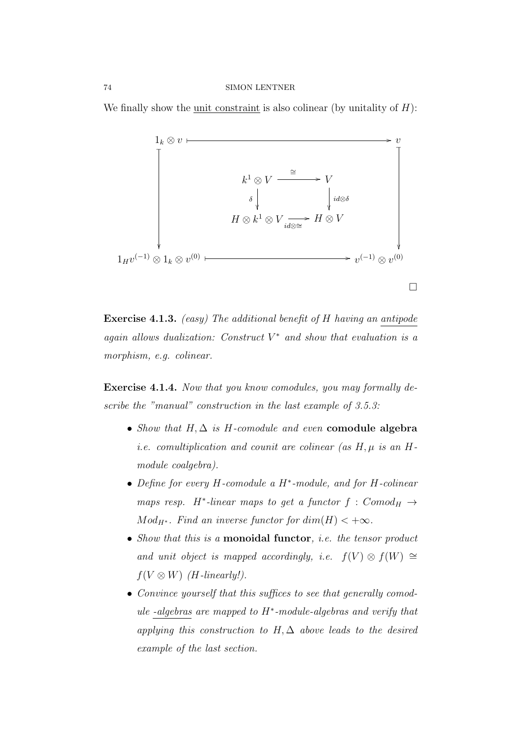We finally show the <u>unit constraint</u> is also colinear (by unitality of $H$):

$$
\begin{array}{ccc}
1_k \otimes v & \longmapsto & v \\
\downarrow & \begin{array}{ccc} k^1 \otimes V & \xrightarrow{\cong} & V \\ \delta \downarrow & & \downarrow id\otimes\delta \\ H \otimes k^1 \otimes V & \xrightarrow[id\otimes\cong]{} & H \otimes V \end{array} & \downarrow \\
1_H v^{(-1)} \otimes 1_k \otimes v^{(0)} & \longmapsto & v^{(-1)} \otimes v^{(0)}
\end{array}
$$

□

**Exercise 4.1.3.** *(easy) The additional benefit of $H$ having an <u>antipode</u> again allows dualization: Construct $V^*$ and show that evaluation is a morphism, e.g. colinear.*

**Exercise 4.1.4.** *Now that you know comodules, you may formally describe the "manual" construction in the last example of 3.5.3:*

- *Show that $H, \Delta$ is $H$-comodule and even* **comodule algebra** *i.e. comultiplication and counit are colinear (as $H, \mu$ is an $H$-module coalgebra).*
- *Define for every $H$-comodule a $H^*$-module, and for $H$-colinear maps resp. $H^*$-linear maps to get a functor $f : Comod_H \to Mod_{H^*}$. Find an inverse functor for $dim(H) < +\infty$.*
- *Show that this is a* **monoidal functor***, i.e. the tensor product and unit object is mapped accordingly, i.e. $f(V) \otimes f(W) \cong f(V \otimes W)$ ($H$-linearly!).*
- *Convince yourself that this suffices to see that generally comodule <u>-algebras</u> are mapped to $H^*$-module-algebras and verify that applying this construction to $H, \Delta$ above leads to the desired example of the last section.*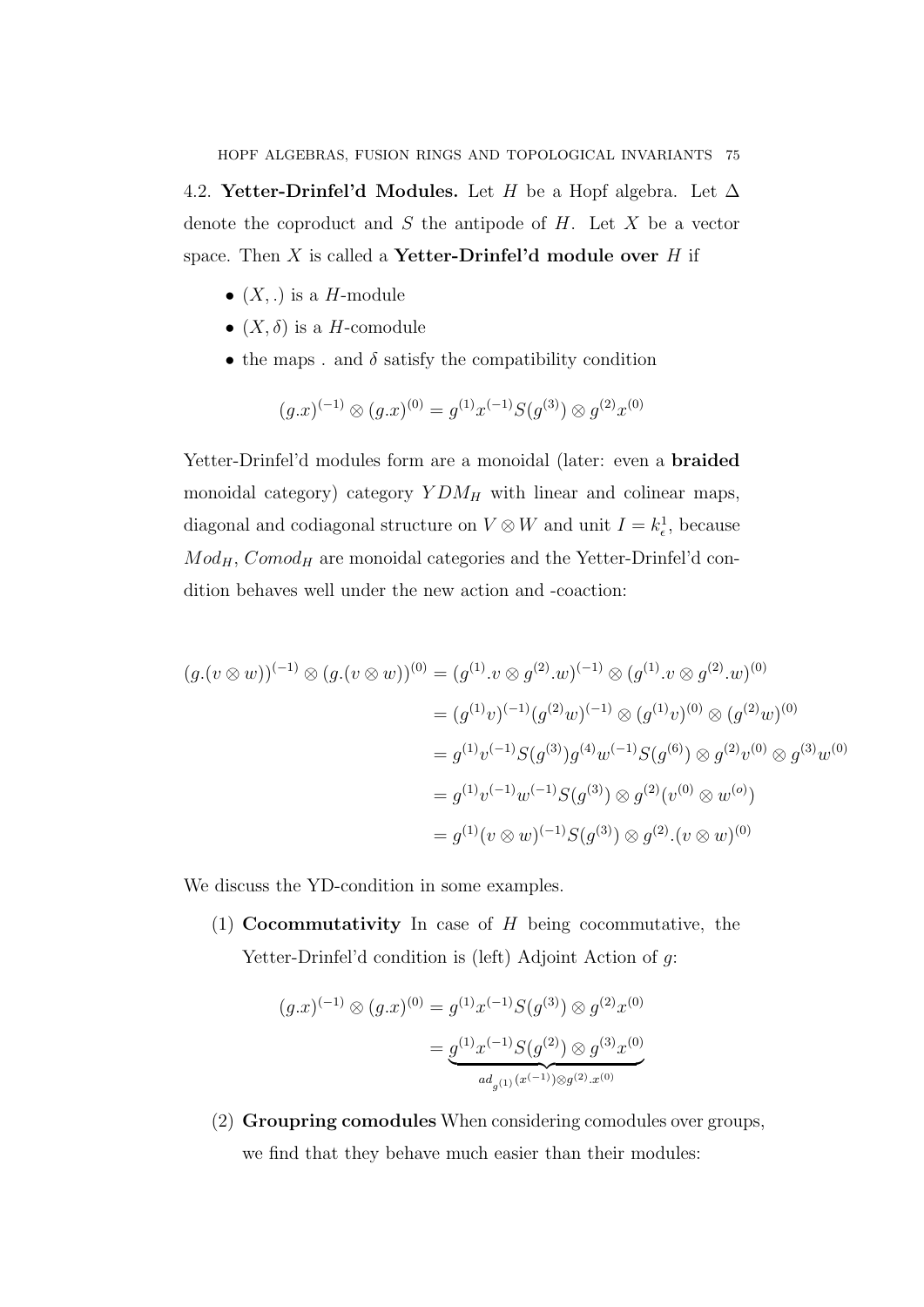4.2. **Yetter-Drinfel'd Modules.** Let $H$ be a Hopf algebra. Let $\Delta$ denote the coproduct and $S$ the antipode of $H$. Let $X$ be a vector space. Then $X$ is called a **Yetter-Drinfel'd module over** $H$ if

- $(X, .)$ is a $H$-module
- $(X, \delta)$ is a $H$-comodule
- the maps . and $\delta$ satisfy the compatibility condition

$$(g.x)^{(-1)} \otimes (g.x)^{(0)} = g^{(1)} x^{(-1)} S(g^{(3)}) \otimes g^{(2)} x^{(0)}$$

Yetter-Drinfel'd modules form are a monoidal (later: even a **braided** monoidal category) category $YDM_H$ with linear and colinear maps, diagonal and codiagonal structure on $V \otimes W$ and unit $I = k^1_\epsilon$, because $Mod_H$, $Comod_H$ are monoidal categories and the Yetter-Drinfel'd condition behaves well under the new action and -coaction:

$$\begin{aligned}
(g.(v \otimes w))^{(-1)} \otimes (g.(v \otimes w))^{(0)} &= (g^{(1)}.v \otimes g^{(2)}.w)^{(-1)} \otimes (g^{(1)}.v \otimes g^{(2)}.w)^{(0)} \\
&= (g^{(1)}v)^{(-1)} (g^{(2)}w)^{(-1)} \otimes (g^{(1)}v)^{(0)} \otimes (g^{(2)}w)^{(0)} \\
&= g^{(1)} v^{(-1)} S(g^{(3)}) g^{(4)} w^{(-1)} S(g^{(6)}) \otimes g^{(2)} v^{(0)} \otimes g^{(3)} w^{(0)} \\
&= g^{(1)} v^{(-1)} w^{(-1)} S(g^{(3)}) \otimes g^{(2)} (v^{(0)} \otimes w^{(o)}) \\
&= g^{(1)} (v \otimes w)^{(-1)} S(g^{(3)}) \otimes g^{(2)}.(v \otimes w)^{(0)}
\end{aligned}$$

We discuss the YD-condition in some examples.

(1) **Cocommutativity** In case of $H$ being cocommutative, the Yetter-Drinfel'd condition is (left) Adjoint Action of $g$:

$$\begin{aligned}
(g.x)^{(-1)} \otimes (g.x)^{(0)} &= g^{(1)} x^{(-1)} S(g^{(3)}) \otimes g^{(2)} x^{(0)} \\
&= \underbrace{g^{(1)} x^{(-1)} S(g^{(2)}) \otimes g^{(3)} x^{(0)}}_{ad_{g^{(1)}}(x^{(-1)}) \otimes g^{(2)}.x^{(0)}}
\end{aligned}$$

(2) **Groupring comodules** When considering comodules over groups, we find that they behave much easier than their modules: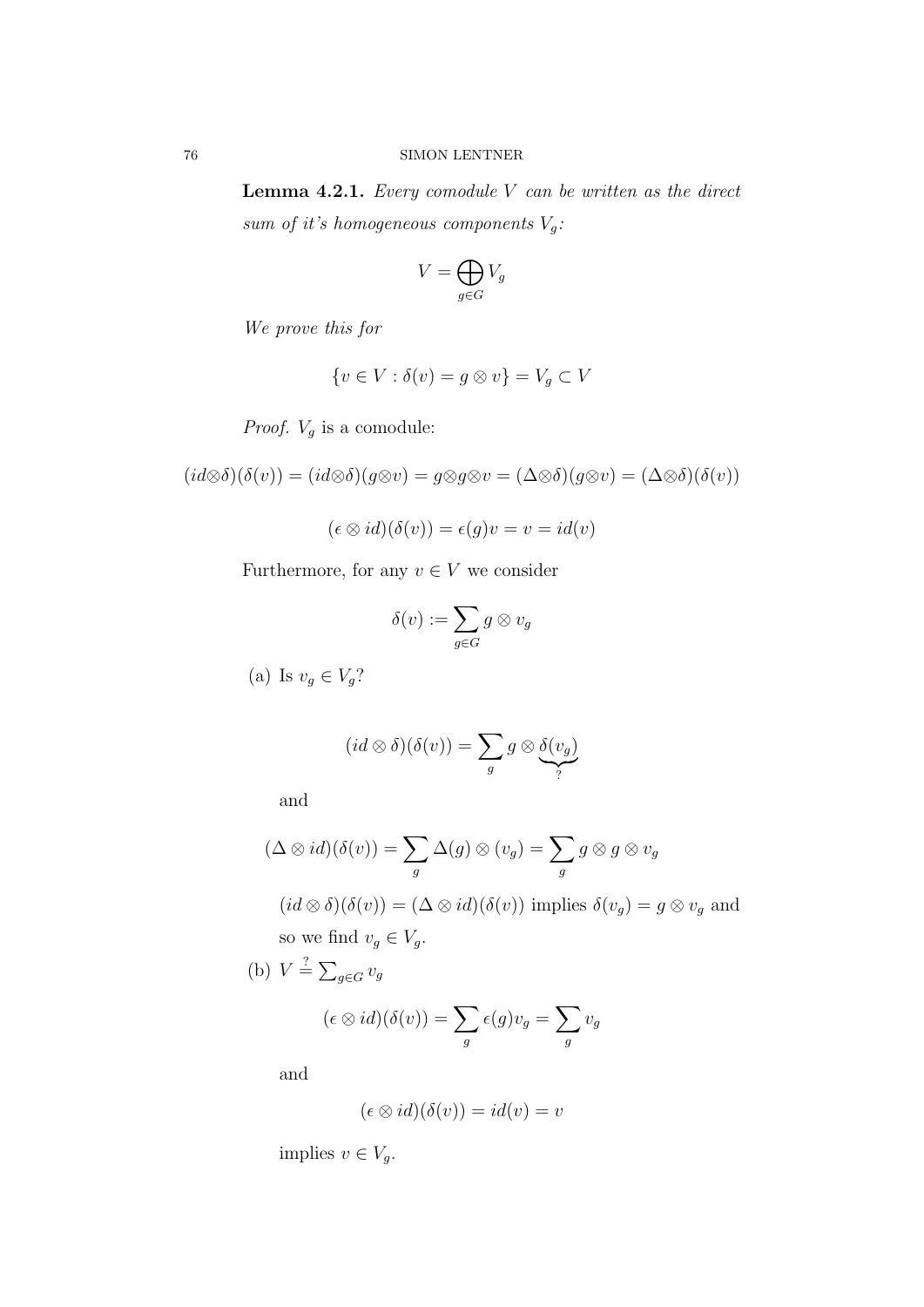**Lemma 4.2.1.** *Every comodule $V$ can be written as the direct sum of it's homogeneous components $V_g$:*

$$V = \bigoplus_{g \in G} V_g$$

*We prove this for*

$$\{v \in V : \delta(v) = g \otimes v\} = V_g \subset V$$

*Proof.* $V_g$ is a comodule:

$$(id \otimes \delta)(\delta(v)) = (id \otimes \delta)(g \otimes v) = g \otimes g \otimes v = (\Delta \otimes \delta)(g \otimes v) = (\Delta \otimes \delta)(\delta(v))$$

$$(\epsilon \otimes id)(\delta(v)) = \epsilon(g) v = v = id(v)$$

Furthermore, for any $v \in V$ we consider

$$\delta(v) := \sum_{g \in G} g \otimes v_g$$

(a) Is $v_g \in V_g$?

$$(id \otimes \delta)(\delta(v)) = \sum_g g \otimes \underbrace{\delta(v_g)}_{?}$$

and

$$(\Delta \otimes id)(\delta(v)) = \sum_g \Delta(g) \otimes (v_g) = \sum_g g \otimes g \otimes v_g$$

$(id \otimes \delta)(\delta(v)) = (\Delta \otimes id)(\delta(v))$ implies $\delta(v_g) = g \otimes v_g$ and so we find $v_g \in V_g$.

(b) $V \stackrel{?}{=} \sum_{g \in G} v_g$

$$(\epsilon \otimes id)(\delta(v)) = \sum_g \epsilon(g) v_g = \sum_g v_g$$

and

$$(\epsilon \otimes id)(\delta(v)) = id(v) = v$$

implies $v \in V_g$.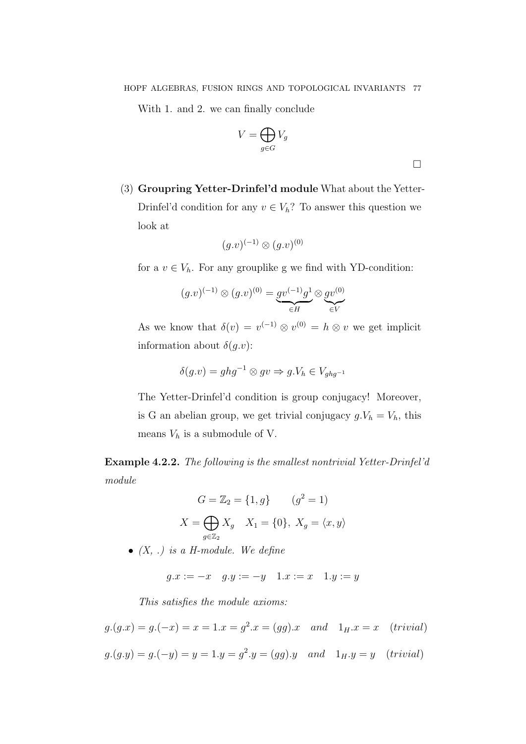With 1. and 2. we can finally conclude

$$V = \bigoplus_{g \in G} V_g$$

□

(3) **Groupring Yetter-Drinfel'd module** What about the Yetter-Drinfel'd condition for any $v \in V_h$? To answer this question we look at

$$(g.v)^{(-1)} \otimes (g.v)^{(0)}$$

for a $v \in V_h$. For any grouplike g we find with YD-condition:

$$(g.v)^{(-1)} \otimes (g.v)^{(0)} = \underbrace{gv^{(-1)}g^{1}}_{\in H} \otimes \underbrace{gv^{(0)}}_{\in V}$$

As we know that $\delta(v) = v^{(-1)} \otimes v^{(0)} = h \otimes v$ we get implicit information about $\delta(g.v)$:

$$\delta(g.v) = ghg^{-1} \otimes gv \Rightarrow g.V_h \in V_{ghg^{-1}}$$

The Yetter-Drinfel'd condition is group conjugacy! Moreover, is G an abelian group, we get trivial conjugacy $g.V_h = V_h$, this means $V_h$ is a submodule of V.

**Example 4.2.2.** *The following is the smallest nontrivial Yetter-Drinfel'd module*

$$G = \mathbb{Z}_2 = \{1, g\} \qquad (g^2 = 1)$$

$$X = \bigoplus_{g \in \mathbb{Z}_2} X_g \quad X_1 = \{0\},\ X_g = \langle x, y \rangle$$

- *(X, .) is a H-module. We define*

$$g.x := -x \quad g.y := -y \quad 1.x := x \quad 1.y := y$$

*This satisfies the module axioms:*

$$g.(g.x) = g.(-x) = x = 1.x = g^2.x = (gg).x \quad and \quad 1_H.x = x \quad (trivial)$$

$$g.(g.y) = g.(-y) = y = 1.y = g^2.y = (gg).y \quad and \quad 1_H.y = y \quad (trivial)$$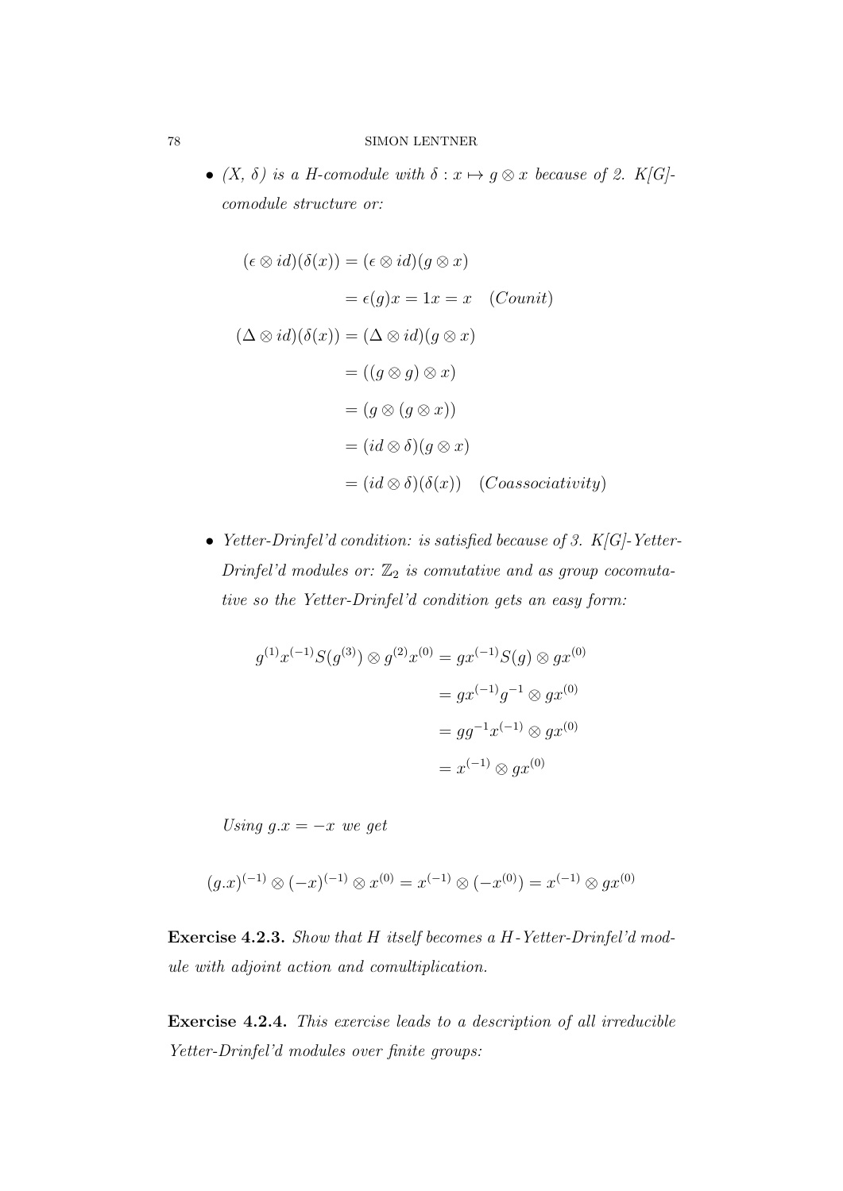- *(X, δ) is a H-comodule with $\delta : x \mapsto g \otimes x$ because of 2. K[G]-comodule structure or:*

$$\begin{aligned}
(\epsilon \otimes id)(\delta(x)) &= (\epsilon \otimes id)(g \otimes x) \\
&= \epsilon(g)x = 1x = x \quad (Counit) \\
(\Delta \otimes id)(\delta(x)) &= (\Delta \otimes id)(g \otimes x) \\
&= ((g \otimes g) \otimes x) \\
&= (g \otimes (g \otimes x)) \\
&= (id \otimes \delta)(g \otimes x) \\
&= (id \otimes \delta)(\delta(x)) \quad (Coassociativity)
\end{aligned}$$

- *Yetter-Drinfel'd condition: is satisfied because of 3. K[G]-Yetter-Drinfel'd modules or: $\mathbb{Z}_2$ is comutative and as group cocomutative so the Yetter-Drinfel'd condition gets an easy form:*

$$\begin{aligned}
g^{(1)}x^{(-1)}S(g^{(3)}) \otimes g^{(2)}x^{(0)} &= gx^{(-1)}S(g) \otimes gx^{(0)} \\
&= gx^{(-1)}g^{-1} \otimes gx^{(0)} \\
&= gg^{-1}x^{(-1)} \otimes gx^{(0)} \\
&= x^{(-1)} \otimes gx^{(0)}
\end{aligned}$$

*Using $g.x = -x$ we get*

$$(g.x)^{(-1)} \otimes (-x)^{(-1)} \otimes x^{(0)} = x^{(-1)} \otimes (-x^{(0)}) = x^{(-1)} \otimes gx^{(0)}$$

**Exercise 4.2.3.** *Show that H itself becomes a H-Yetter-Drinfel'd module with adjoint action and comultiplication.*

**Exercise 4.2.4.** *This exercise leads to a description of all irreducible Yetter-Drinfel'd modules over finite groups:*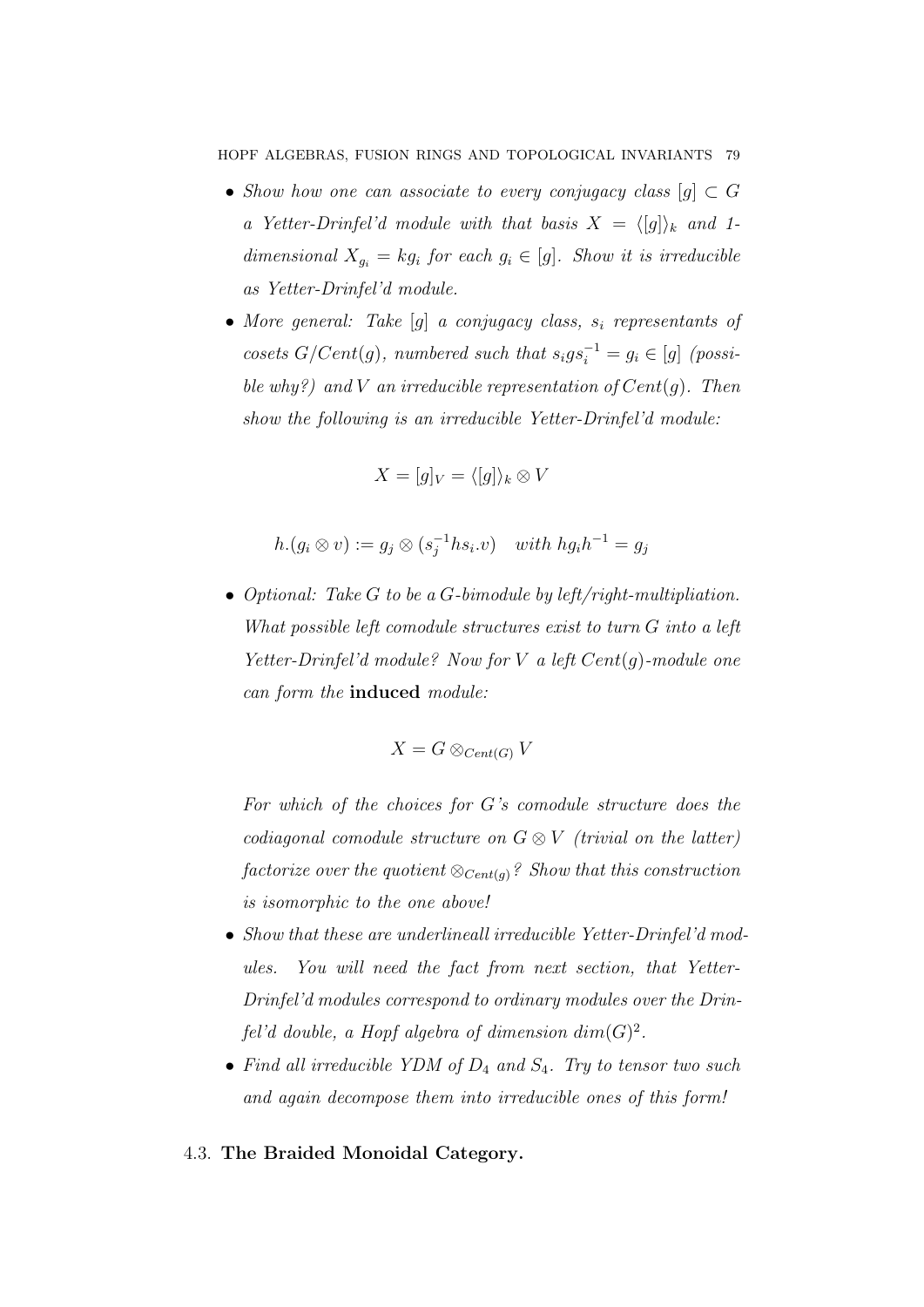- *Show how one can associate to every conjugacy class $[g] \subset G$ a Yetter-Drinfel'd module with that basis $X = \langle [g] \rangle_k$ and 1-dimensional $X_{g_i} = kg_i$ for each $g_i \in [g]$. Show it is irreducible as Yetter-Drinfel'd module.*
- *More general: Take $[g]$ a conjugacy class, $s_i$ representants of cosets $G/Cent(g)$, numbered such that $s_i g s_i^{-1} = g_i \in [g]$ (possible why?) and $V$ an irreducible representation of $Cent(g)$. Then show the following is an irreducible Yetter-Drinfel'd module:*

$$X = [g]_V = \langle [g] \rangle_k \otimes V$$

$$h.(g_i \otimes v) := g_j \otimes (s_j^{-1} h s_i . v) \quad \textit{with } h g_i h^{-1} = g_j$$

- *Optional: Take $G$ to be a $G$-bimodule by left/right-multipliation. What possible left comodule structures exist to turn $G$ into a left Yetter-Drinfel'd module? Now for $V$ a left $Cent(g)$-module one can form the* **induced** *module:*

$$X = G \otimes_{Cent(G)} V$$

*For which of the choices for $G$'s comodule structure does the codiagonal comodule structure on $G \otimes V$ (trivial on the latter) factorize over the quotient $\otimes_{Cent(g)}$? Show that this construction is isomorphic to the one above!*
- *Show that these are underlineall irreducible Yetter-Drinfel'd modules. You will need the fact from next section, that Yetter-Drinfel'd modules correspond to ordinary modules over the Drinfel'd double, a Hopf algebra of dimension $dim(G)^2$.*
- *Find all irreducible YDM of $D_4$ and $S_4$. Try to tensor two such and again decompose them into irreducible ones of this form!*

## 4.3. **The Braided Monoidal Category.**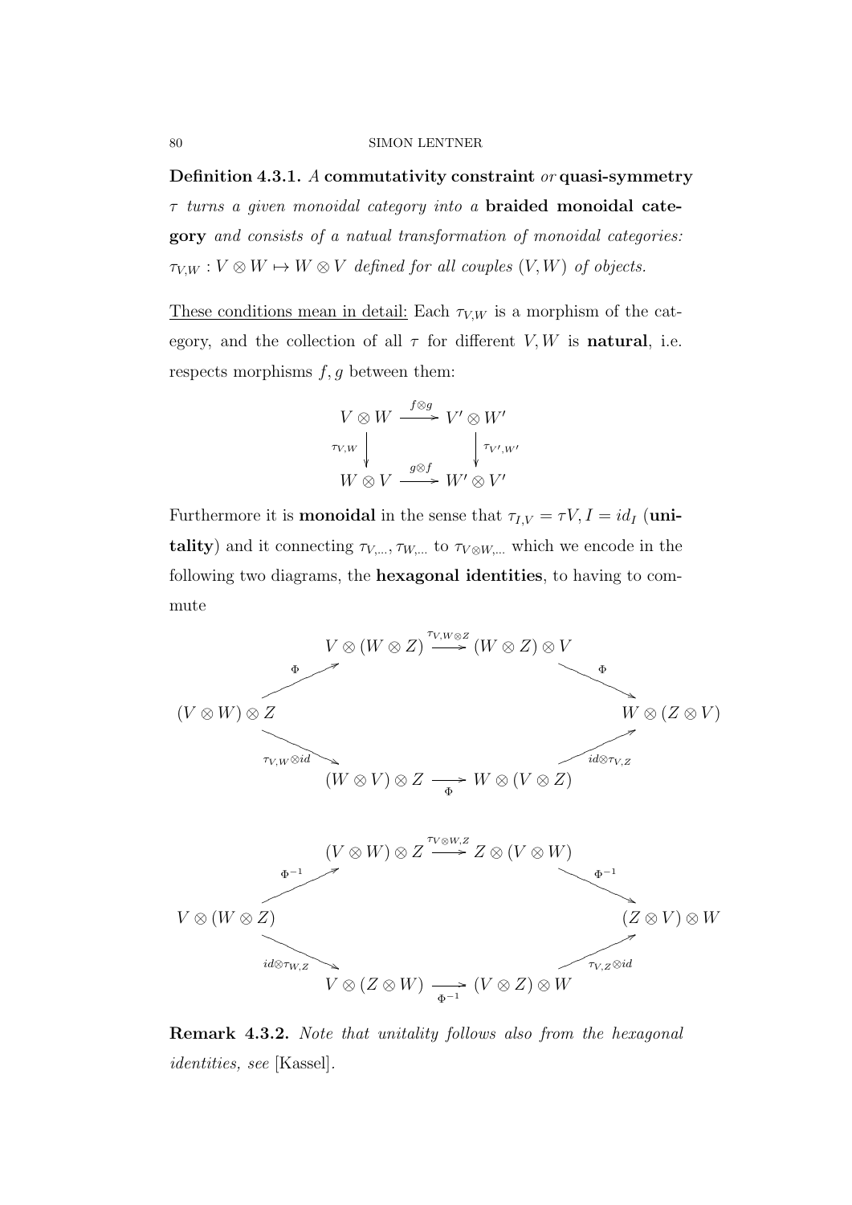**Definition 4.3.1.** *A* **commutativity constraint** *or* **quasi-symmetry** *$\tau$ turns a given monoidal category into a* **braided monoidal category** *and consists of a natual transformation of monoidal categories: $\tau_{V,W} : V \otimes W \mapsto W \otimes V$ defined for all couples $(V, W)$ of objects.*

<u>These conditions mean in detail:</u> Each $\tau_{V,W}$ is a morphism of the category, and the collection of all $\tau$ for different $V, W$ is **natural**, i.e. respects morphisms $f, g$ between them:

$$\begin{array}{ccc} V \otimes W & \xrightarrow{f \otimes g} & V' \otimes W' \\ \tau_{V,W} \downarrow & & \downarrow \tau_{V',W'} \\ W \otimes V & \xrightarrow{g \otimes f} & W' \otimes V' \end{array}$$

Furthermore it is **monoidal** in the sense that $\tau_{I,V} = \tau V, I = id_I$ (**unitality**) and it connecting $\tau_{V,\ldots}, \tau_{W,\ldots}$ to $\tau_{V \otimes W,\ldots}$ which we encode in the following two diagrams, the **hexagonal identities**, to having to commute

$$\begin{array}{ccccc} & V \otimes (W \otimes Z) & \xrightarrow{\tau_{V,W \otimes Z}} & (W \otimes Z) \otimes V & \\ \Phi \nearrow & & & & \searrow \Phi \\ (V \otimes W) \otimes Z & & & & W \otimes (Z \otimes V) \\ \tau_{V,W} \otimes id \searrow & & & & \nearrow id \otimes \tau_{V,Z} \\ & (W \otimes V) \otimes Z & \xrightarrow{\Phi} & W \otimes (V \otimes Z) & \end{array}$$

$$\begin{array}{ccccc} & (V \otimes W) \otimes Z & \xrightarrow{\tau_{V \otimes W,Z}} & Z \otimes (V \otimes W) & \\ \Phi^{-1} \nearrow & & & & \searrow \Phi^{-1} \\ V \otimes (W \otimes Z) & & & & (Z \otimes V) \otimes W \\ id \otimes \tau_{W,Z} \searrow & & & & \nearrow \tau_{V,Z} \otimes id \\ & V \otimes (Z \otimes W) & \xrightarrow{\Phi^{-1}} & (V \otimes Z) \otimes W & \end{array}$$

**Remark 4.3.2.** *Note that unitality follows also from the hexagonal identities, see* [Kassel].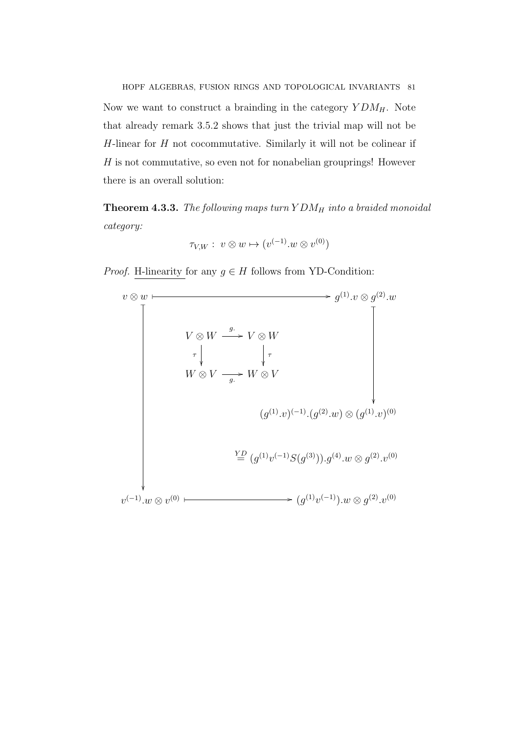Now we want to construct a brainding in the category $YDM_H$. Note that already remark 3.5.2 shows that just the trivial map will not be $H$-linear for $H$ not cocommutative. Similarly it will not be colinear if $H$ is not commutative, so even not for nonabelian grouprings! However there is an overall solution:

**Theorem 4.3.3.** *The following maps turn $YDM_H$ into a braided monoidal category:*

$$\tau_{V,W}: \; v \otimes w \mapsto (v^{(-1)}.w \otimes v^{(0)})$$

*Proof.* <u>H-linearity</u> for any $g \in H$ follows from YD-Condition:

$$\begin{array}{ccc}
v \otimes w & \longmapsto & g^{(1)}.v \otimes g^{(2)}.w \\
 & & \downarrow \\
 & \begin{array}{ccc} V \otimes W & \xrightarrow{g.} & V \otimes W \\ \tau \downarrow & & \downarrow \tau \\ W \otimes V & \xrightarrow[g.]{} & W \otimes V \end{array} & (g^{(1)}.v)^{(-1)}.(g^{(2)}.w) \otimes (g^{(1)}.v)^{(0)} \\
\downarrow & & \overset{YD}{=} (g^{(1)}v^{(-1)}S(g^{(3)})).g^{(4)}.w \otimes g^{(2)}.v^{(0)} \\
v^{(-1)}.w \otimes v^{(0)} & \longmapsto & (g^{(1)}v^{(-1)}).w \otimes g^{(2)}.v^{(0)}
\end{array}$$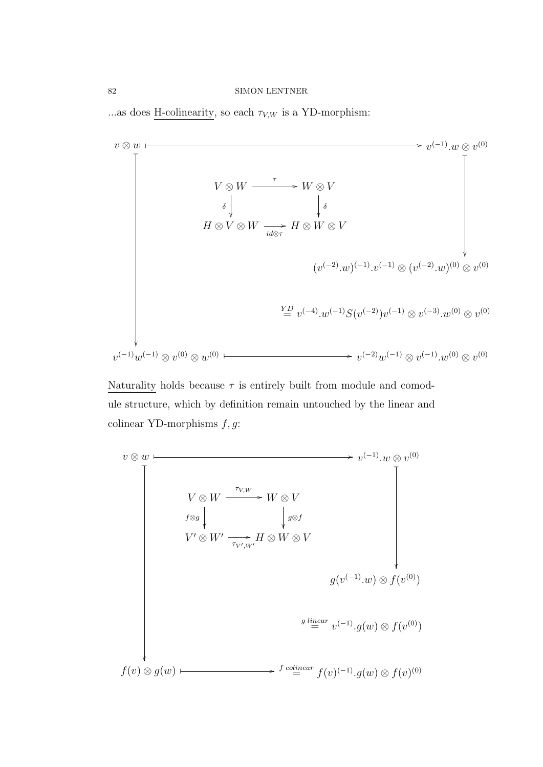...as does <u>H-colinearity</u>, so each $\tau_{V,W}$ is a YD-morphism:

$$
\begin{array}{ccc}
v \otimes w & \longmapsto & v^{(-1)}.w \otimes v^{(0)} \\
& \begin{array}{ccc} V \otimes W & \xrightarrow{\tau} & W \otimes V \\ \downarrow \delta & & \downarrow \delta \\ H \otimes V \otimes W & \xrightarrow[id \otimes \tau]{} & H \otimes W \otimes V \end{array} & \\
\big\downarrow & & \big\downarrow \\
& & (v^{(-2)}.w)^{(-1)}.v^{(-1)} \otimes (v^{(-2)}.w)^{(0)} \otimes v^{(0)} \\
& & \overset{YD}{=} v^{(-4)}.w^{(-1)}S(v^{(-2)})v^{(-1)} \otimes v^{(-3)}.w^{(0)} \otimes v^{(0)} \\
v^{(-1)}w^{(-1)} \otimes v^{(0)} \otimes w^{(0)} & \longmapsto & v^{(-2)}w^{(-1)} \otimes v^{(-1)}.w^{(0)} \otimes v^{(0)}
\end{array}
$$

<u>Naturality</u> holds because $\tau$ is entirely built from module and comodule structure, which by definition remain untouched by the linear and colinear YD-morphisms $f, g$:

$$
\begin{array}{ccc}
v \otimes w & \longmapsto & v^{(-1)}.w \otimes v^{(0)} \\
& \begin{array}{ccc} V \otimes W & \xrightarrow{\tau_{V,W}} & W \otimes V \\ \downarrow f \otimes g & & \downarrow g \otimes f \\ V' \otimes W' & \xrightarrow[\tau_{V',W'}]{} & H \otimes W \otimes V \end{array} & \\
\big\downarrow & & \big\downarrow \\
& & g(v^{(-1)}.w) \otimes f(v^{(0)}) \\
& & \overset{g\ linear}{=} v^{(-1)}.g(w) \otimes f(v^{(0)}) \\
f(v) \otimes g(w) & \longmapsto & \overset{f\ colinear}{=} f(v)^{(-1)}.g(w) \otimes f(v)^{(0)}
\end{array}
$$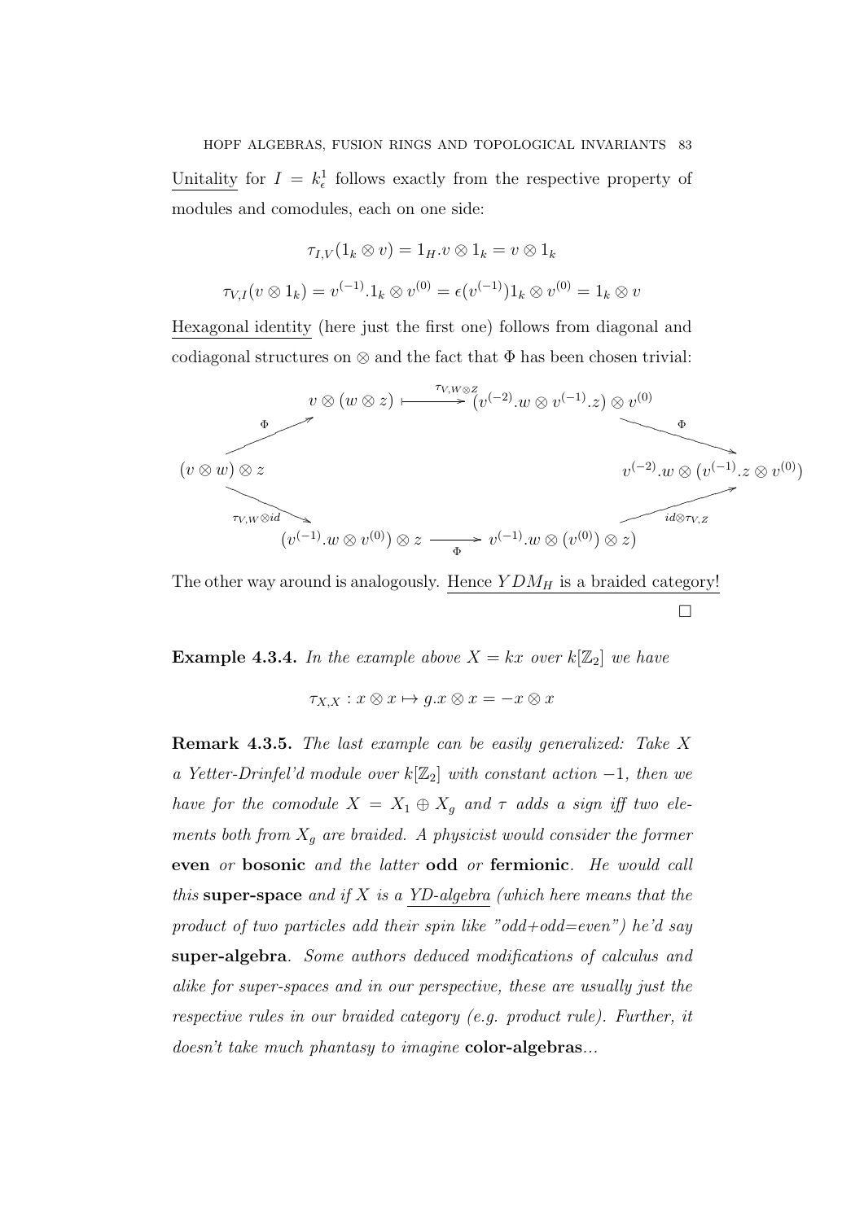Unitality for $I = k^1_\epsilon$ follows exactly from the respective property of modules and comodules, each on one side:

$$\tau_{I,V}(1_k \otimes v) = 1_H.v \otimes 1_k = v \otimes 1_k$$

$$\tau_{V,I}(v \otimes 1_k) = v^{(-1)}.1_k \otimes v^{(0)} = \epsilon(v^{(-1)})1_k \otimes v^{(0)} = 1_k \otimes v$$

Hexagonal identity (here just the first one) follows from diagonal and codiagonal structures on $\otimes$ and the fact that $\Phi$ has been chosen trivial:

$$\begin{array}{ccccc}
 & v \otimes (w \otimes z) & \xmapsto{\tau_{V,W\otimes Z}} & (v^{(-2)}.w \otimes v^{(-1)}.z) \otimes v^{(0)} & \\
\nearrow^{\Phi} & & & & \searrow^{\Phi} \\
(v \otimes w) \otimes z & & & & v^{(-2)}.w \otimes (v^{(-1)}.z \otimes v^{(0)}) \\
\searrow_{\tau_{V,W}\otimes id} & & & & \nearrow_{id \otimes \tau_{V,Z}} \\
 & (v^{(-1)}.w \otimes v^{(0)}) \otimes z & \xrightarrow{\Phi} & v^{(-1)}.w \otimes (v^{(0)} \otimes z) &
\end{array}$$

The other way around is analogously. Hence $YDM_H$ is a braided category!

□

**Example 4.3.4.** *In the example above $X = kx$ over $k[\mathbb{Z}_2]$ we have*

$$\tau_{X,X} : x \otimes x \mapsto g.x \otimes x = -x \otimes x$$

**Remark 4.3.5.** *The last example can be easily generalized: Take $X$ a Yetter-Drinfel'd module over $k[\mathbb{Z}_2]$ with constant action $-1$, then we have for the comodule $X = X_1 \oplus X_g$ and $\tau$ adds a sign iff two elements both from $X_g$ are braided. A physicist would consider the former* **even** *or* **bosonic** *and the latter* **odd** *or* **fermionic**. *He would call this* **super-space** *and if $X$ is a YD-algebra (which here means that the product of two particles add their spin like "odd+odd=even") he'd say* **super-algebra**. *Some authors deduced modifications of calculus and alike for super-spaces and in our perspective, these are usually just the respective rules in our braided category (e.g. product rule). Further, it doesn't take much phantasy to imagine* **color-algebras**...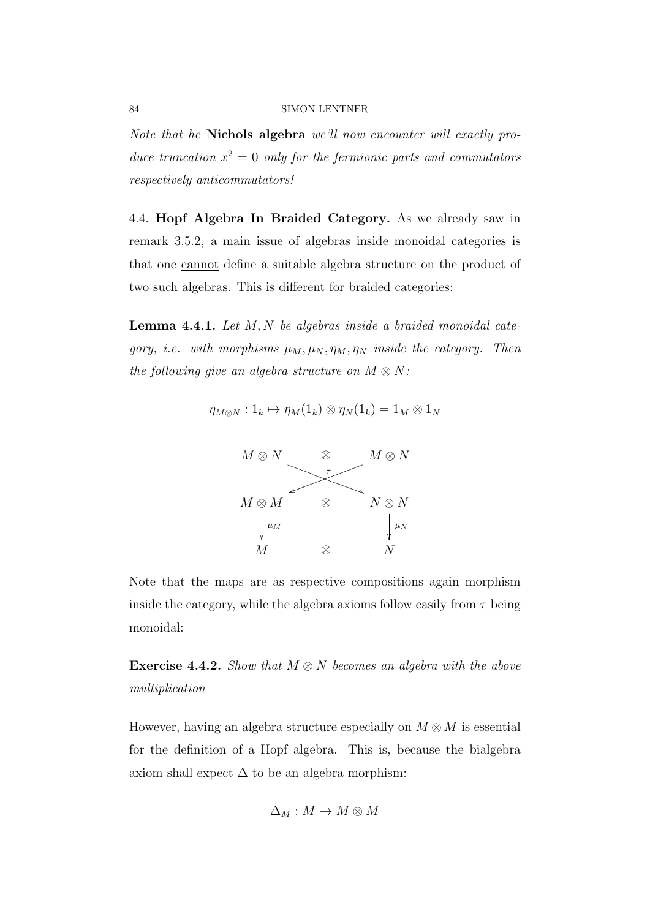*Note that he* **Nichols algebra** *we'll now encounter will exactly produce truncation $x^2 = 0$ only for the fermionic parts and commutators respectively anticommutators!*

4.4. **Hopf Algebra In Braided Category.** As we already saw in remark 3.5.2, a main issue of algebras inside monoidal categories is that one <u>cannot</u> define a suitable algebra structure on the product of two such algebras. This is different for braided categories:

**Lemma 4.4.1.** *Let $M, N$ be algebras inside a braided monoidal category, i.e. with morphisms $\mu_M, \mu_N, \eta_M, \eta_N$ inside the category. Then the following give an algebra structure on $M \otimes N$:*

$$\eta_{M \otimes N} : 1_k \mapsto \eta_M(1_k) \otimes \eta_N(1_k) = 1_M \otimes 1_N$$

$$\begin{array}{ccc}
M \otimes N & \otimes & M \otimes N \\
 & \searrow\!\!\!\!\swarrow^{\tau} & \\
M \otimes M & \otimes & N \otimes N \\
\downarrow \mu_M & & \downarrow \mu_N \\
M & \otimes & N
\end{array}$$

Note that the maps are as respective compositions again morphism inside the category, while the algebra axioms follow easily from $\tau$ being monoidal:

**Exercise 4.4.2.** *Show that $M \otimes N$ becomes an algebra with the above multiplication*

However, having an algebra structure especially on $M \otimes M$ is essential for the definition of a Hopf algebra. This is, because the bialgebra axiom shall expect $\Delta$ to be an algebra morphism:

$$\Delta_M : M \to M \otimes M$$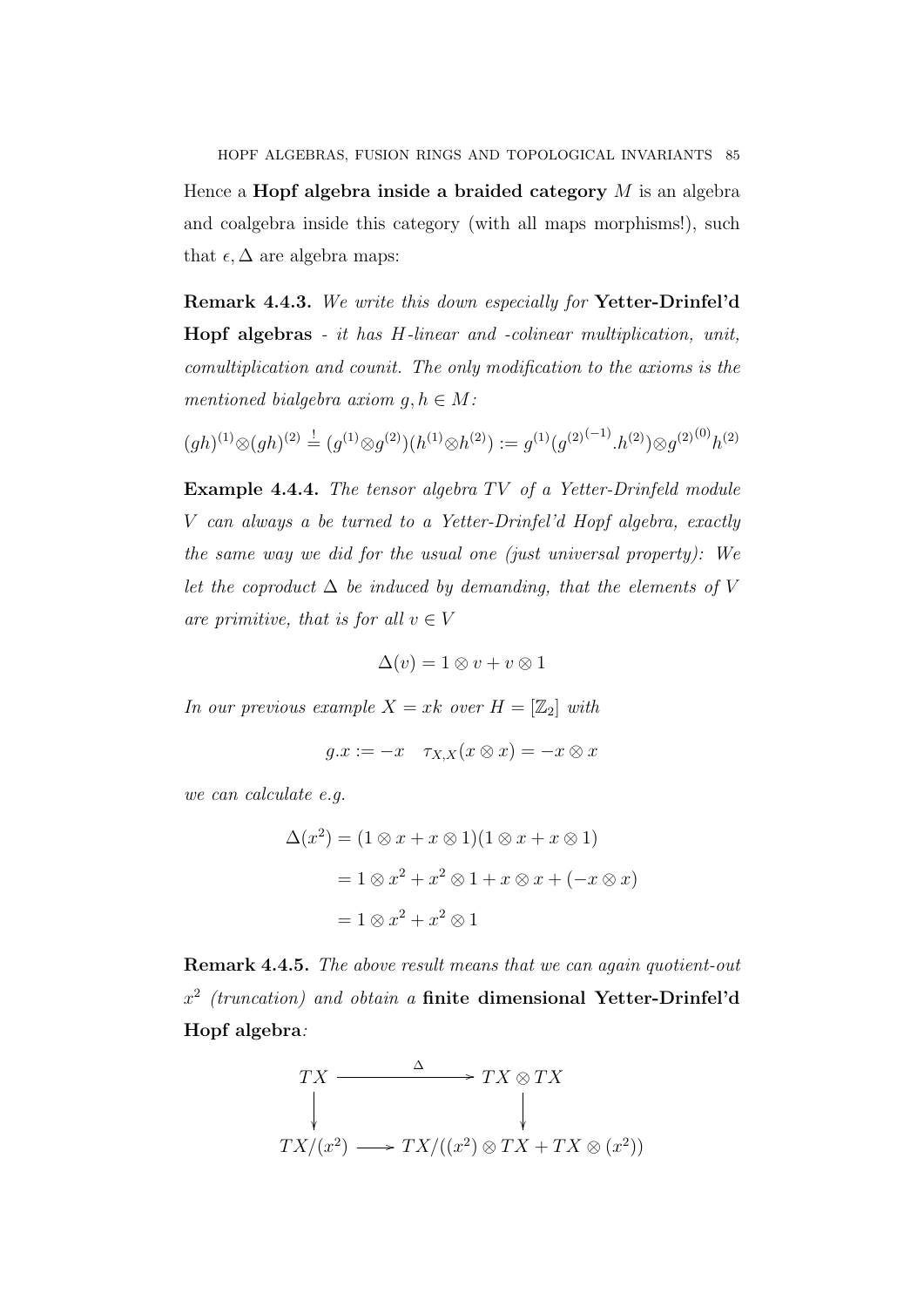Hence a **Hopf algebra inside a braided category** $M$ is an algebra and coalgebra inside this category (with all maps morphisms!), such that $\epsilon, \Delta$ are algebra maps:

**Remark 4.4.3.** *We write this down especially for* **Yetter-Drinfel'd Hopf algebras** *- it has $H$-linear and -colinear multiplication, unit, comultiplication and counit. The only modification to the axioms is the mentioned bialgebra axiom $g, h \in M$:*

$$(gh)^{(1)} \otimes (gh)^{(2)} \stackrel{!}{=} (g^{(1)} \otimes g^{(2)})(h^{(1)} \otimes h^{(2)}) := g^{(1)}(g^{(2)^{(-1)}}.h^{(2)}) \otimes g^{(2)^{(0)}} h^{(2)}$$

**Example 4.4.4.** *The tensor algebra $TV$ of a Yetter-Drinfeld module $V$ can always a be turned to a Yetter-Drinfel'd Hopf algebra, exactly the same way we did for the usual one (just universal property): We let the coproduct $\Delta$ be induced by demanding, that the elements of $V$ are primitive, that is for all $v \in V$*

$$\Delta(v) = 1 \otimes v + v \otimes 1$$

*In our previous example $X = xk$ over $H = [\mathbb{Z}_2]$ with*

$$g.x := -x \quad \tau_{X,X}(x \otimes x) = -x \otimes x$$

*we can calculate e.g.*

$$\begin{aligned}
\Delta(x^2) &= (1 \otimes x + x \otimes 1)(1 \otimes x + x \otimes 1) \\
&= 1 \otimes x^2 + x^2 \otimes 1 + x \otimes x + (-x \otimes x) \\
&= 1 \otimes x^2 + x^2 \otimes 1
\end{aligned}$$

**Remark 4.4.5.** *The above result means that we can again quotient-out $x^2$ (truncation) and obtain a* **finite dimensional Yetter-Drinfel'd Hopf algebra***:*

$$\begin{array}{ccc}
TX & \xrightarrow{\quad\Delta\quad} & TX \otimes TX \\
\downarrow & & \downarrow \\
TX/(x^2) & \longrightarrow & TX/((x^2) \otimes TX + TX \otimes (x^2))
\end{array}$$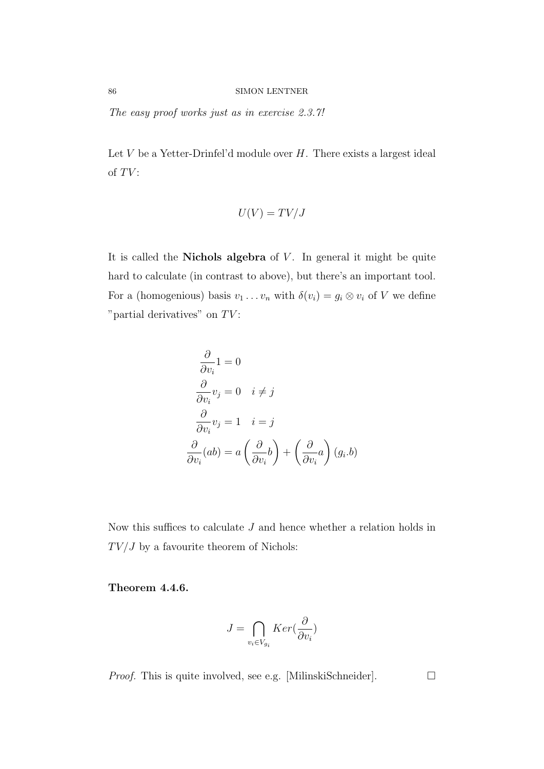*The easy proof works just as in exercise 2.3.7!*

Let $V$ be a Yetter-Drinfel'd module over $H$. There exists a largest ideal of $TV$:

$$U(V) = TV/J$$

It is called the **Nichols algebra** of $V$. In general it might be quite hard to calculate (in contrast to above), but there's an important tool. For a (homogenious) basis $v_1 \dots v_n$ with $\delta(v_i) = g_i \otimes v_i$ of $V$ we define "partial derivatives" on $TV$:

$$\begin{aligned}
\frac{\partial}{\partial v_i} 1 &= 0 \\
\frac{\partial}{\partial v_i} v_j &= 0 \quad i \neq j \\
\frac{\partial}{\partial v_i} v_j &= 1 \quad i = j \\
\frac{\partial}{\partial v_i}(ab) &= a \left( \frac{\partial}{\partial v_i} b \right) + \left( \frac{\partial}{\partial v_i} a \right) (g_i.b)
\end{aligned}$$

Now this suffices to calculate $J$ and hence whether a relation holds in $TV/J$ by a favourite theorem of Nichols:

**Theorem 4.4.6.**

$$J = \bigcap_{v_i \in V_{g_i}} Ker(\frac{\partial}{\partial v_i})$$

*Proof.* This is quite involved, see e.g. [MilinskiSchneider]. □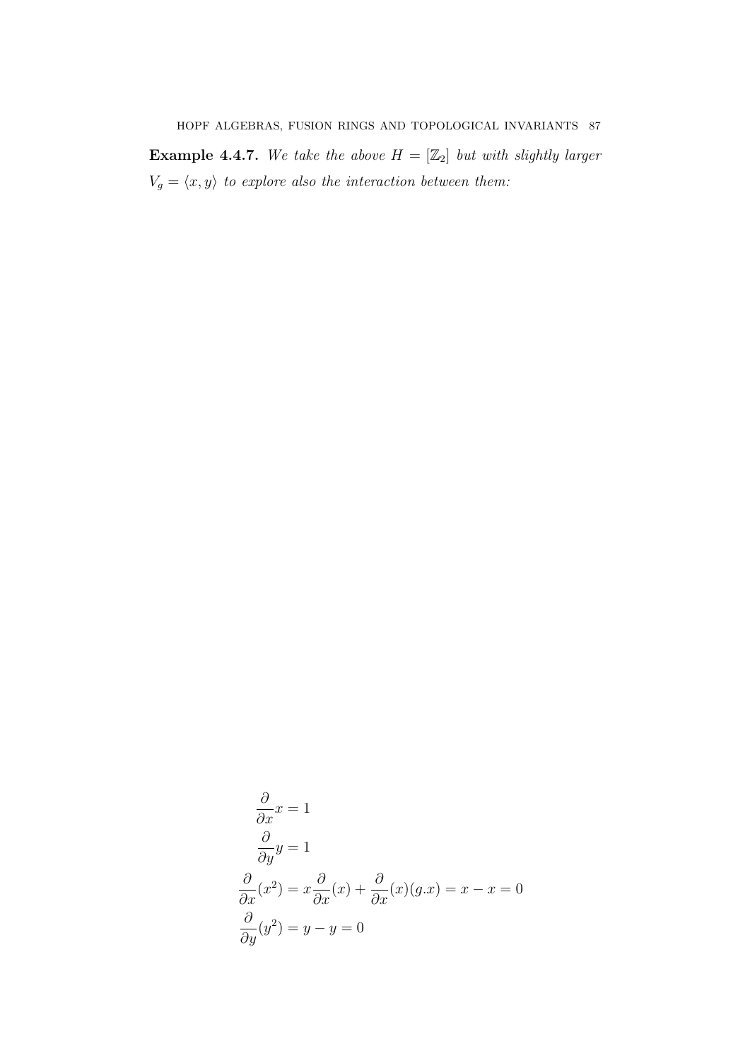**Example 4.4.7.** *We take the above $H = [\mathbb{Z}_2]$ but with slightly larger $V_g = \langle x, y\rangle$ to explore also the interaction between them:*

$$
\begin{aligned}
\frac{\partial}{\partial x} x &= 1 \\
\frac{\partial}{\partial y} y &= 1 \\
\frac{\partial}{\partial x}(x^2) &= x\frac{\partial}{\partial x}(x) + \frac{\partial}{\partial x}(x)(g.x) = x - x = 0 \\
\frac{\partial}{\partial y}(y^2) &= y - y = 0
\end{aligned}
$$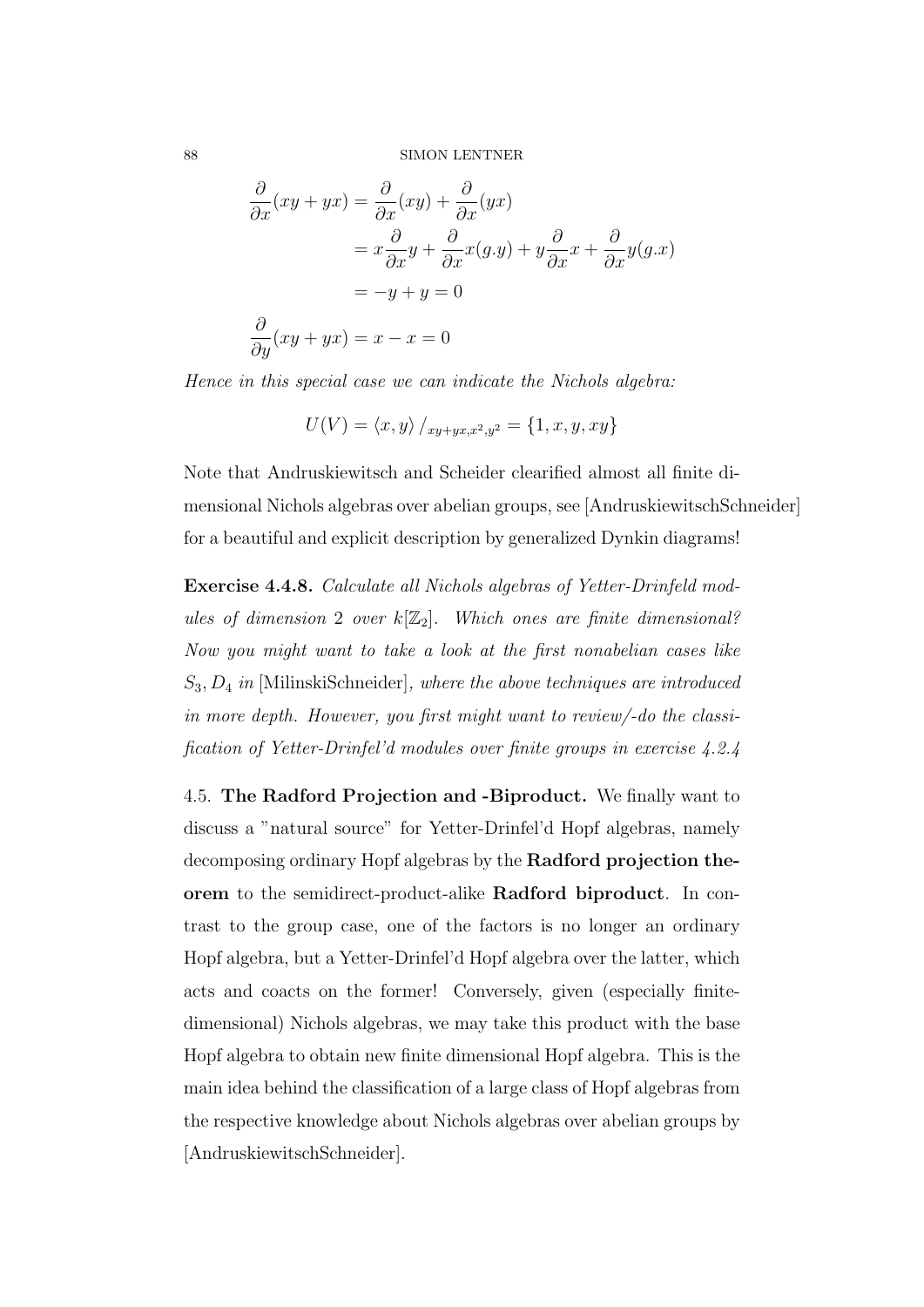$$
\begin{aligned}
\frac{\partial}{\partial x}(xy+yx) &= \frac{\partial}{\partial x}(xy) + \frac{\partial}{\partial x}(yx) \\
&= x\frac{\partial}{\partial x}y + \frac{\partial}{\partial x}x(g.y) + y\frac{\partial}{\partial x}x + \frac{\partial}{\partial x}y(g.x) \\
&= -y + y = 0 \\
\frac{\partial}{\partial y}(xy+yx) &= x - x = 0
\end{aligned}
$$

*Hence in this special case we can indicate the Nichols algebra:*

$$
U(V) = \langle x, y \rangle \,/_{xy+yx, x^2, y^2} = \{1, x, y, xy\}
$$

Note that Andruskiewitsch and Scheider clearified almost all finite dimensional Nichols algebras over abelian groups, see [AndruskiewitschSchneider] for a beautiful and explicit description by generalized Dynkin diagrams!

**Exercise 4.4.8.** *Calculate all Nichols algebras of Yetter-Drinfeld modules of dimension 2 over $k[\mathbb{Z}_2]$. Which ones are finite dimensional? Now you might want to take a look at the first nonabelian cases like $S_3, D_4$ in* [MilinskiSchneider]*, where the above techniques are introduced in more depth. However, you first might want to review/-do the classification of Yetter-Drinfel'd modules over finite groups in exercise 4.2.4*

## 4.5. The Radford Projection and -Biproduct.

We finally want to discuss a "natural source" for Yetter-Drinfel'd Hopf algebras, namely decomposing ordinary Hopf algebras by the **Radford projection theorem** to the semidirect-product-alike **Radford biproduct**. In contrast to the group case, one of the factors is no longer an ordinary Hopf algebra, but a Yetter-Drinfel'd Hopf algebra over the latter, which acts and coacts on the former! Conversely, given (especially finite-dimensional) Nichols algebras, we may take this product with the base Hopf algebra to obtain new finite dimensional Hopf algebra. This is the main idea behind the classification of a large class of Hopf algebras from the respective knowledge about Nichols algebras over abelian groups by [AndruskiewitschSchneider].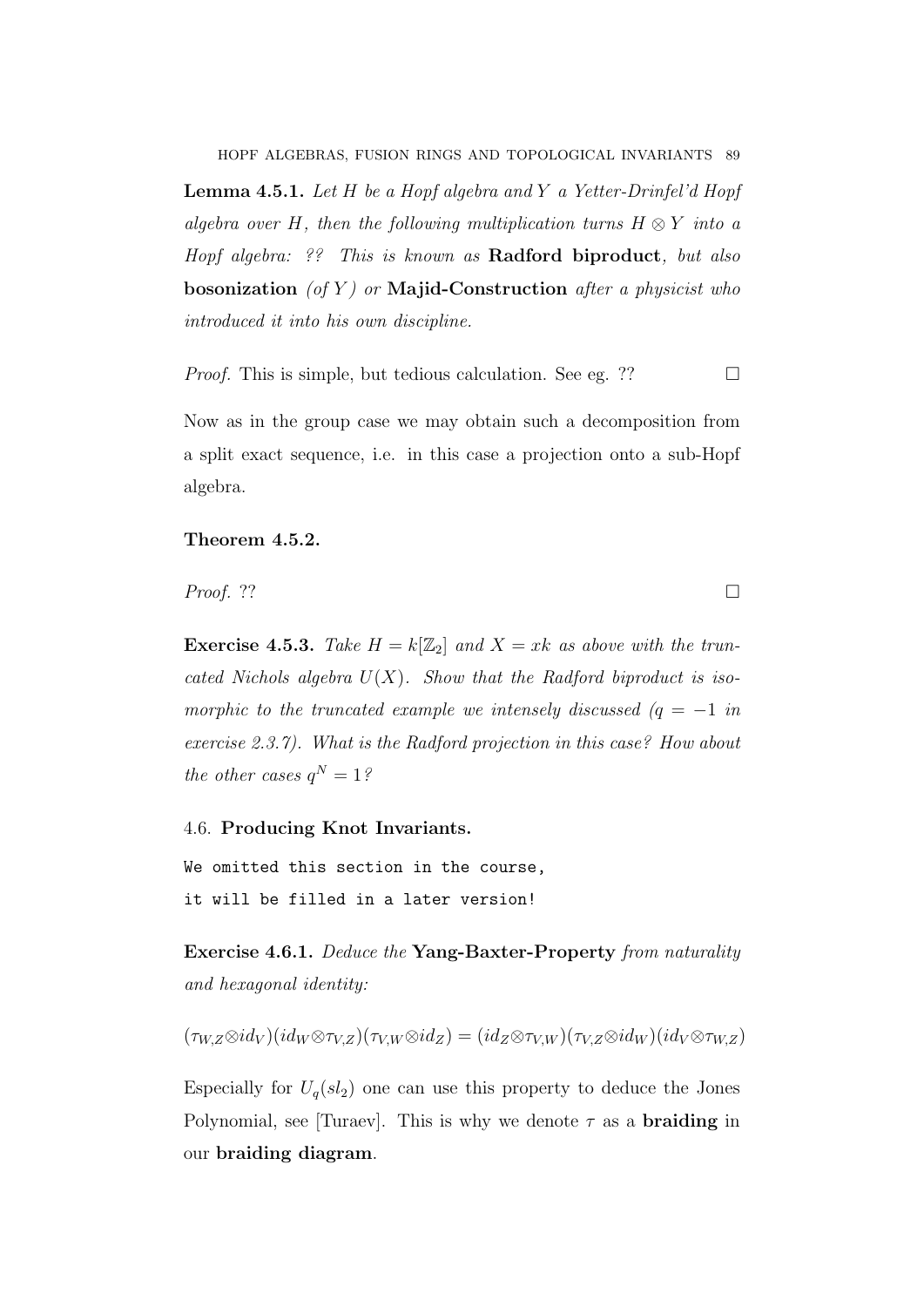**Lemma 4.5.1.** *Let $H$ be a Hopf algebra and $Y$ a Yetter-Drinfel'd Hopf algebra over $H$, then the following multiplication turns $H \otimes Y$ into a Hopf algebra: ?? This is known as* **Radford biproduct***, but also* **bosonization** *(of $Y$) or* **Majid-Construction** *after a physicist who introduced it into his own discipline.*

*Proof.* This is simple, but tedious calculation. See eg. ?? □

Now as in the group case we may obtain such a decomposition from a split exact sequence, i.e. in this case a projection onto a sub-Hopf algebra.

**Theorem 4.5.2.**

*Proof.* ?? □

**Exercise 4.5.3.** *Take $H = k[\mathbb{Z}_2]$ and $X = xk$ as above with the truncated Nichols algebra $U(X)$. Show that the Radford biproduct is isomorphic to the truncated example we intensely discussed ($q = -1$ in exercise 2.3.7). What is the Radford projection in this case? How about the other cases $q^N = 1$?*

## 4.6. Producing Knot Invariants.

```
We omitted this section in the course,
it will be filled in a later version!
```

**Exercise 4.6.1.** *Deduce the* **Yang-Baxter-Property** *from naturality and hexagonal identity:*

$$(\tau_{W,Z} \otimes id_V)(id_W \otimes \tau_{V,Z})(\tau_{V,W} \otimes id_Z) = (id_Z \otimes \tau_{V,W})(\tau_{V,Z} \otimes id_W)(id_V \otimes \tau_{W,Z})$$

Especially for $U_q(sl_2)$ one can use this property to deduce the Jones Polynomial, see [Turaev]. This is why we denote $\tau$ as a **braiding** in our **braiding diagram**.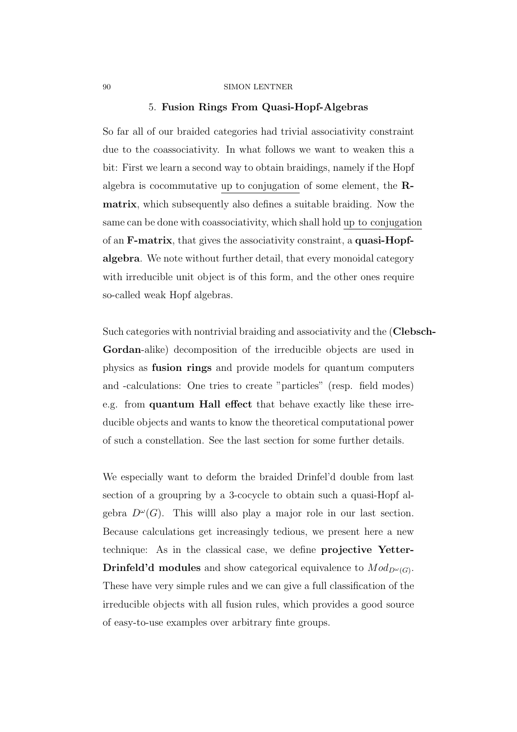## 5. **Fusion Rings From Quasi-Hopf-Algebras**

So far all of our braided categories had trivial associativity constraint due to the coassociativity. In what follows we want to weaken this a bit: First we learn a second way to obtain braidings, namely if the Hopf algebra is cocommutative up to conjugation of some element, the **R-matrix**, which subsequently also defines a suitable braiding. Now the same can be done with coassociativity, which shall hold up to conjugation of an **F-matrix**, that gives the associativity constraint, a **quasi-Hopf-algebra**. We note without further detail, that every monoidal category with irreducible unit object is of this form, and the other ones require so-called weak Hopf algebras.

Such categories with nontrivial braiding and associativity and the (**Clebsch-Gordan**-alike) decomposition of the irreducible objects are used in physics as **fusion rings** and provide models for quantum computers and -calculations: One tries to create "particles" (resp. field modes) e.g. from **quantum Hall effect** that behave exactly like these irreducible objects and wants to know the theoretical computational power of such a constellation. See the last section for some further details.

We especially want to deform the braided Drinfel'd double from last section of a groupring by a 3-cocycle to obtain such a quasi-Hopf algebra $D^\omega(G)$. This willl also play a major role in our last section. Because calculations get increasingly tedious, we present here a new technique: As in the classical case, we define **projective Yetter-Drinfeld'd modules** and show categorical equivalence to $Mod_{D^\omega(G)}$. These have very simple rules and we can give a full classification of the irreducible objects with all fusion rules, which provides a good source of easy-to-use examples over arbitrary finte groups.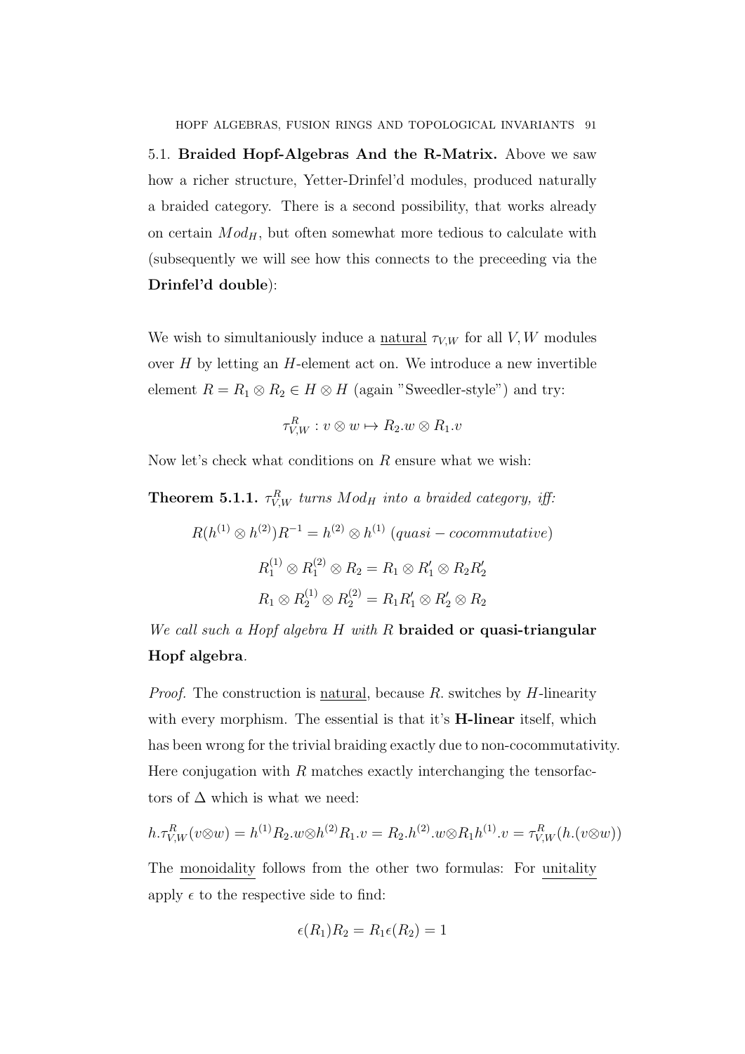### 5.1. Braided Hopf-Algebras And the R-Matrix.

Above we saw how a richer structure, Yetter-Drinfel'd modules, produced naturally a braided category. There is a second possibility, that works already on certain $Mod_H$, but often somewhat more tedious to calculate with (subsequently we will see how this connects to the preceeding via the **Drinfel'd double**):

We wish to simultaniously induce a <u>natural</u> $\tau_{V,W}$ for all $V, W$ modules over $H$ by letting an $H$-element act on. We introduce a new invertible element $R = R_1 \otimes R_2 \in H \otimes H$ (again "Sweedler-style") and try:

$$\tau^R_{V,W} : v \otimes w \mapsto R_2.w \otimes R_1.v$$

Now let's check what conditions on $R$ ensure what we wish:

**Theorem 5.1.1.** *$\tau^R_{V,W}$ turns $Mod_H$ into a braided category, iff:*

$$R(h^{(1)} \otimes h^{(2)})R^{-1} = h^{(2)} \otimes h^{(1)} \ (quasi-cocommutative)$$

$$R_1^{(1)} \otimes R_1^{(2)} \otimes R_2 = R_1 \otimes R_1' \otimes R_2 R_2'$$

$$R_1 \otimes R_2^{(1)} \otimes R_2^{(2)} = R_1 R_1' \otimes R_2' \otimes R_2$$

*We call such a Hopf algebra $H$ with $R$* **braided or quasi-triangular Hopf algebra**.

*Proof.* The construction is <u>natural</u>, because $R.$ switches by $H$-linearity with every morphism. The essential is that it's **H-linear** itself, which has been wrong for the trivial braiding exactly due to non-cocommutativity. Here conjugation with $R$ matches exactly interchanging the tensorfactors of $\Delta$ which is what we need:

$$h.\tau^R_{V,W}(v \otimes w) = h^{(1)}R_2.w \otimes h^{(2)}R_1.v = R_2.h^{(2)}.w \otimes R_1 h^{(1)}.v = \tau^R_{V,W}(h.(v \otimes w))$$

The <u>monoidality</u> follows from the other two formulas: For <u>unitality</u> apply $\epsilon$ to the respective side to find:

$$\epsilon(R_1)R_2 = R_1\epsilon(R_2) = 1$$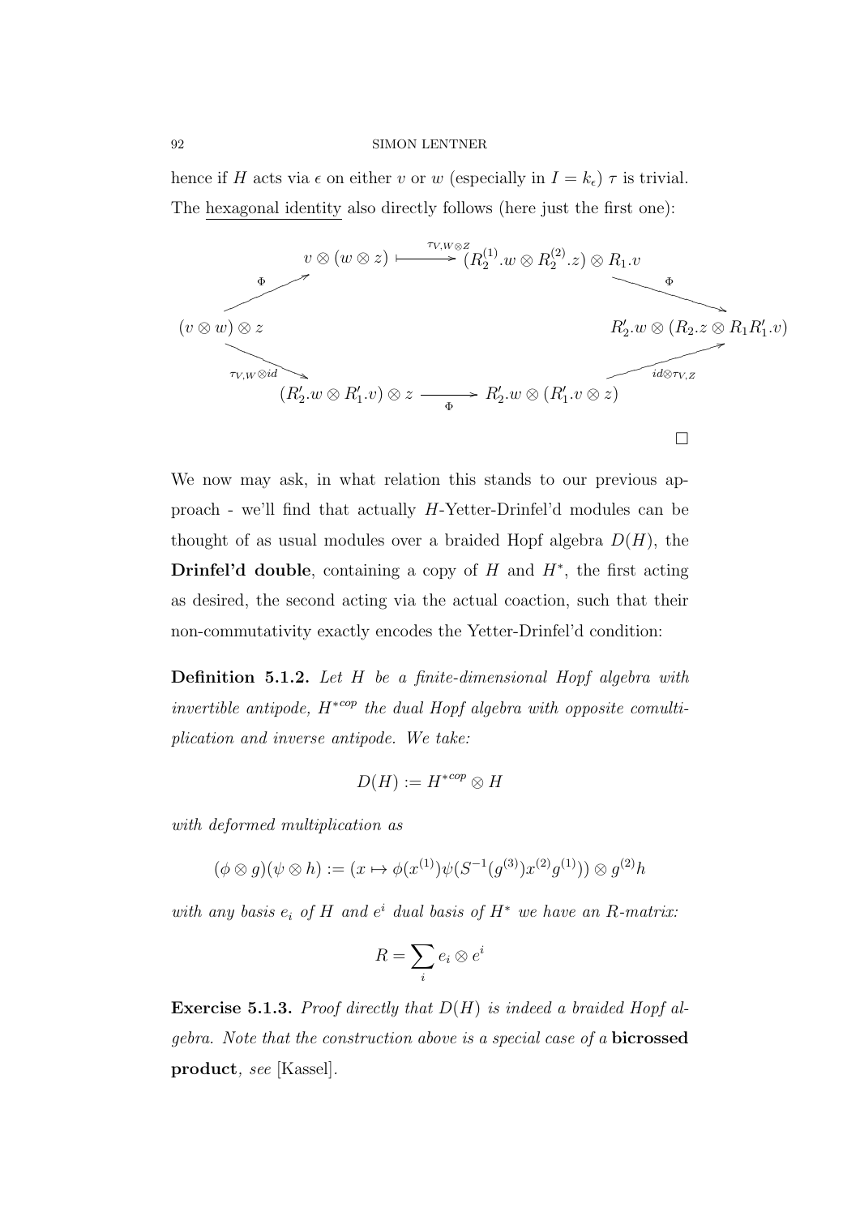hence if $H$ acts via $\epsilon$ on either $v$ or $w$ (especially in $I = k_\epsilon$) $\tau$ is trivial. The hexagonal identity also directly follows (here just the first one):

$$
\begin{array}{ccccc}
 & v \otimes (w \otimes z) & \xrightarrow{\tau_{V,W\otimes Z}} & (R_2^{(1)}.w \otimes R_2^{(2)}.z) \otimes R_1.v & \\
\nearrow^{\Phi} & & & & \searrow^{\Phi} \\
(v \otimes w) \otimes z & & & & R_2'.w \otimes (R_2.z \otimes R_1 R_1'.v) \\
\searrow_{\tau_{V,W}\otimes id} & & & & \nearrow_{id \otimes \tau_{V,Z}} \\
 & (R_2'.w \otimes R_1'.v) \otimes z & \xrightarrow{\Phi} & R_2'.w \otimes (R_1'.v \otimes z) &
\end{array}
$$

□

We now may ask, in what relation this stands to our previous approach - we'll find that actually $H$-Yetter-Drinfel'd modules can be thought of as usual modules over a braided Hopf algebra $D(H)$, the **Drinfel'd double**, containing a copy of $H$ and $H^*$, the first acting as desired, the second acting via the actual coaction, such that their non-commutativity exactly encodes the Yetter-Drinfel'd condition:

**Definition 5.1.2.** *Let $H$ be a finite-dimensional Hopf algebra with invertible antipode, $H^{*cop}$ the dual Hopf algebra with opposite comultiplication and inverse antipode. We take:*

$$D(H) := H^{*cop} \otimes H$$

*with deformed multiplication as*

$$(\phi \otimes g)(\psi \otimes h) := (x \mapsto \phi(x^{(1)})\psi(S^{-1}(g^{(3)})x^{(2)}g^{(1)})) \otimes g^{(2)}h$$

*with any basis $e_i$ of $H$ and $e^i$ dual basis of $H^*$ we have an $R$-matrix:*

$$R = \sum_i e_i \otimes e^i$$

**Exercise 5.1.3.** *Proof directly that $D(H)$ is indeed a braided Hopf algebra. Note that the construction above is a special case of a* **bicrossed product***, see* [Kassel].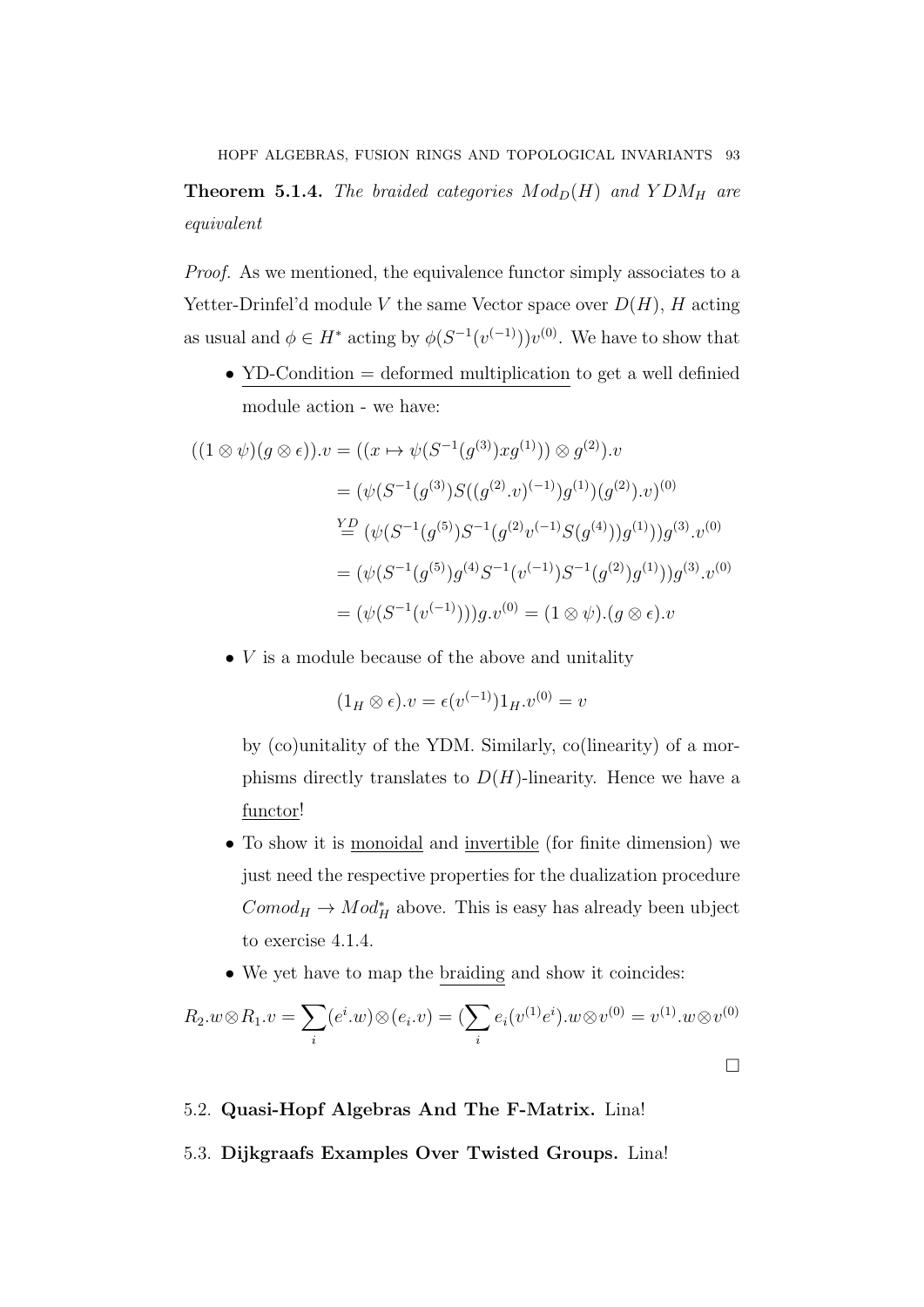**Theorem 5.1.4.** *The braided categories $Mod_D(H)$ and $YDM_H$ are equivalent*

*Proof.* As we mentioned, the equivalence functor simply associates to a Yetter-Drinfel'd module $V$ the same Vector space over $D(H)$, $H$ acting as usual and $\phi \in H^*$ acting by $\phi(S^{-1}(v^{(-1)}))v^{(0)}$. We have to show that

- YD-Condition = deformed multiplication to get a well definied module action - we have:

$$
\begin{aligned}
((1 \otimes \psi)(g \otimes \epsilon)).v &= ((x \mapsto \psi(S^{-1}(g^{(3)})xg^{(1)})) \otimes g^{(2)}).v \\
&= (\psi(S^{-1}(g^{(3)})S((g^{(2)}.v)^{(-1)})g^{(1)})(g^{(2)}).v)^{(0)} \\
&\overset{YD}{=} (\psi(S^{-1}(g^{(5)})S^{-1}(g^{(2)}v^{(-1)}S(g^{(4)}))g^{(1)}))g^{(3)}.v^{(0)} \\
&= (\psi(S^{-1}(g^{(5)})g^{(4)}S^{-1}(v^{(-1)})S^{-1}(g^{(2)})g^{(1)}))g^{(3)}.v^{(0)} \\
&= (\psi(S^{-1}(v^{(-1)})))g.v^{(0)} = (1 \otimes \psi).(g \otimes \epsilon).v
\end{aligned}
$$

- $V$ is a module because of the above and unitality

  $$(1_H \otimes \epsilon).v = \epsilon(v^{(-1)})1_H.v^{(0)} = v$$

  by (co)unitality of the YDM. Similarly, co(linearity) of a morphisms directly translates to $D(H)$-linearity. Hence we have a functor!

- To show it is monoidal and invertible (for finite dimension) we just need the respective properties for the dualization procedure $Comod_H \to Mod_H^*$ above. This is easy has already been ubject to exercise 4.1.4.

- We yet have to map the braiding and show it coincides:

$$R_2.w \otimes R_1.v = \sum_i (e^i.w) \otimes (e_i.v) = (\sum_i e_i(v^{(1)}e^i).w \otimes v^{(0)} = v^{(1)}.w \otimes v^{(0)}$$

□

## 5.2. Quasi-Hopf Algebras And The F-Matrix. Lina!

## 5.3. Dijkgraafs Examples Over Twisted Groups. Lina!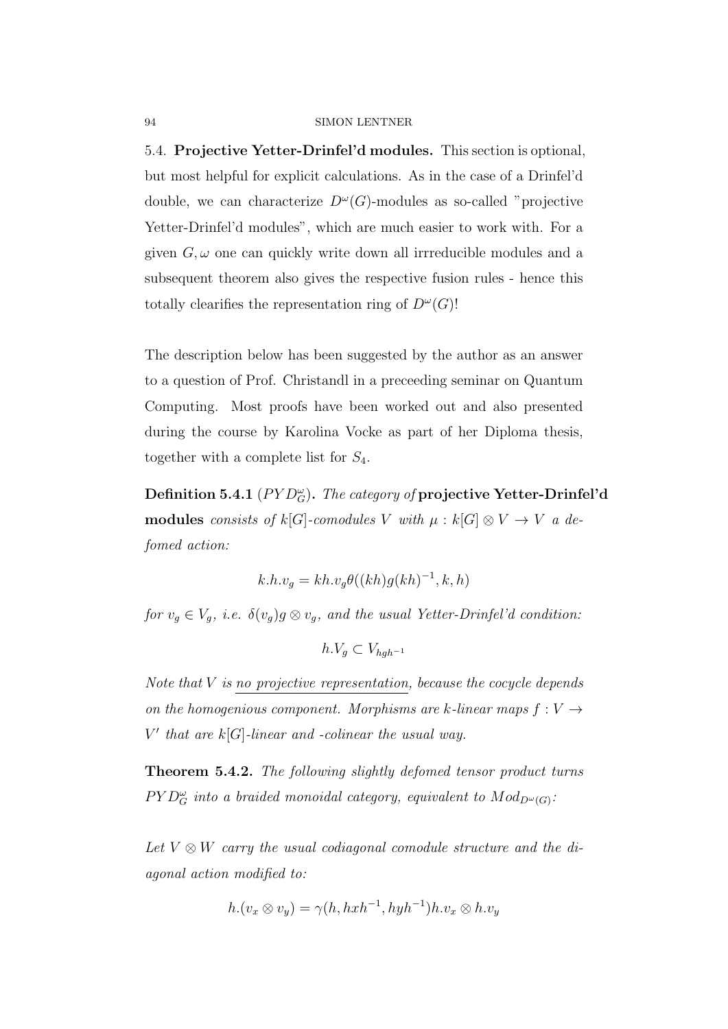5.4. **Projective Yetter-Drinfel'd modules.** This section is optional, but most helpful for explicit calculations. As in the case of a Drinfel'd double, we can characterize $D^\omega(G)$-modules as so-called "projective Yetter-Drinfel'd modules", which are much easier to work with. For a given $G, \omega$ one can quickly write down all irrreducible modules and a subsequent theorem also gives the respective fusion rules - hence this totally clearifies the representation ring of $D^\omega(G)$!

The description below has been suggested by the author as an answer to a question of Prof. Christandl in a preceeding seminar on Quantum Computing. Most proofs have been worked out and also presented during the course by Karolina Vocke as part of her Diploma thesis, together with a complete list for $S_4$.

**Definition 5.4.1** ($PYD_G^\omega$). *The category of* **projective Yetter-Drinfel'd modules** *consists of $k[G]$-comodules $V$ with $\mu : k[G] \otimes V \to V$ a defomed action:*

$$k.h.v_g = kh.v_g\theta((kh)g(kh)^{-1}, k, h)$$

*for $v_g \in V_g$, i.e. $\delta(v_g)g \otimes v_g$, and the usual Yetter-Drinfel'd condition:*

$$h.V_g \subset V_{hgh^{-1}}$$

*Note that $V$ is* <u>*no projective representation*</u>*, because the cocycle depends on the homogenious component. Morphisms are $k$-linear maps $f : V \to V'$ that are $k[G]$-linear and -colinear the usual way.*

**Theorem 5.4.2.** *The following slightly defomed tensor product turns $PYD_G^\omega$ into a braided monoidal category, equivalent to $Mod_{D^\omega(G)}$:*

*Let $V \otimes W$ carry the usual codiagonal comodule structure and the diagonal action modified to:*

$$h.(v_x \otimes v_y) = \gamma(h, hxh^{-1}, hyh^{-1})h.v_x \otimes h.v_y$$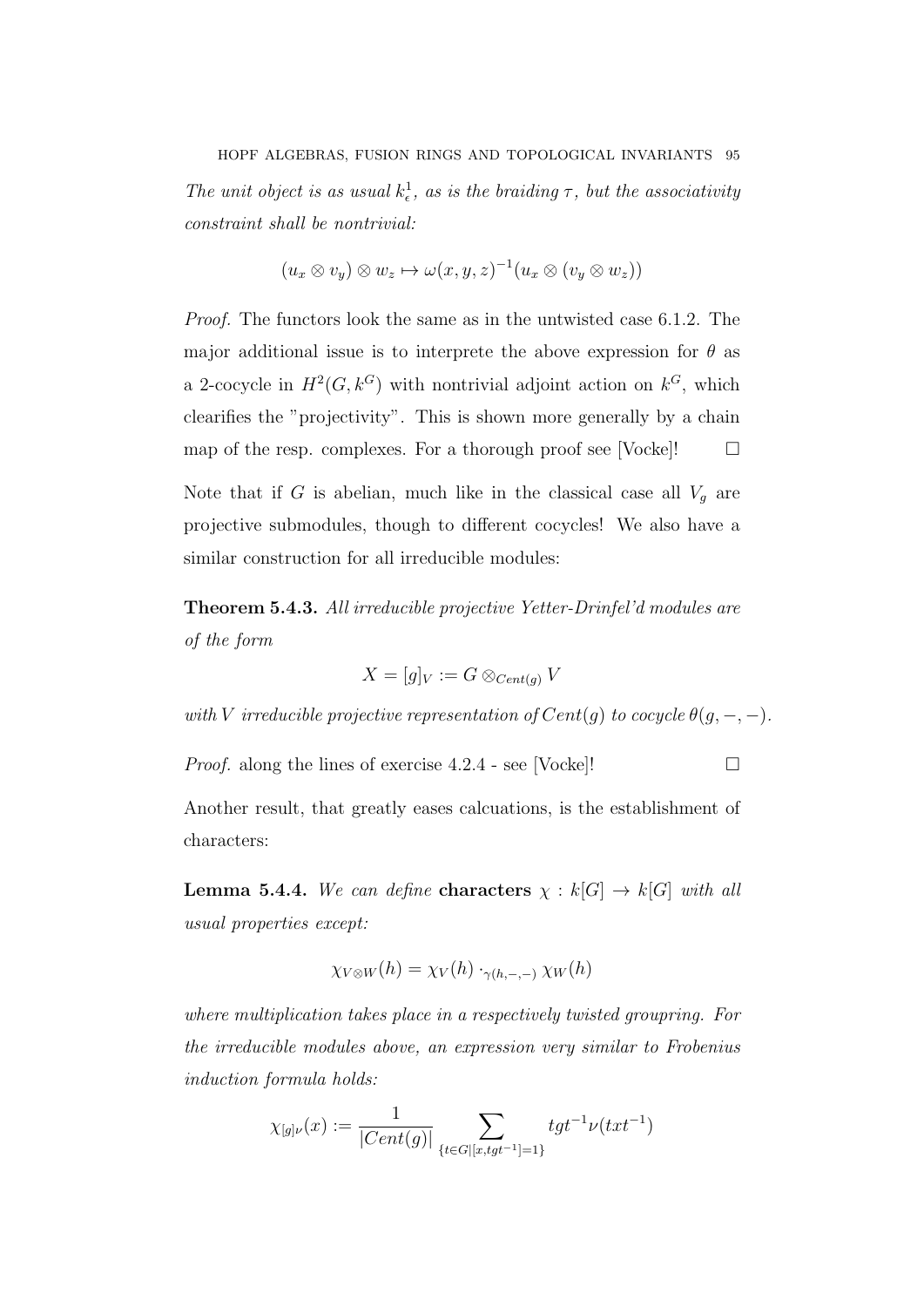*The unit object is as usual $k^1_\epsilon$, as is the braiding $\tau$, but the associativity constraint shall be nontrivial:*

$$(u_x \otimes v_y) \otimes w_z \mapsto \omega(x,y,z)^{-1}(u_x \otimes (v_y \otimes w_z))$$

*Proof.* The functors look the same as in the untwisted case 6.1.2. The major additional issue is to interprete the above expression for $\theta$ as a 2-cocycle in $H^2(G, k^G)$ with nontrivial adjoint action on $k^G$, which clearifies the "projectivity". This is shown more generally by a chain map of the resp. complexes. For a thorough proof see [Vocke]! □

Note that if $G$ is abelian, much like in the classical case all $V_g$ are projective submodules, though to different cocycles! We also have a similar construction for all irreducible modules:

**Theorem 5.4.3.** *All irreducible projective Yetter-Drinfel'd modules are of the form*

$$X = [g]_V := G \otimes_{Cent(g)} V$$

*with $V$ irreducible projective representation of $Cent(g)$ to cocycle $\theta(g,-,-)$.*

*Proof.* along the lines of exercise 4.2.4 - see [Vocke]! □

Another result, that greatly eases calcuations, is the establishment of characters:

**Lemma 5.4.4.** *We can define* **characters** $\chi : k[G] \to k[G]$ *with all usual properties except:*

$$\chi_{V\otimes W}(h) = \chi_V(h) \cdot_{\gamma(h,-,-)} \chi_W(h)$$

*where multiplication takes place in a respectively twisted groupring. For the irreducible modules above, an expression very similar to Frobenius induction formula holds:*

$$\chi_{[g]^\nu}(x) := \frac{1}{|Cent(g)|} \sum_{\{t \in G | [x, tgt^{-1}]=1\}} tgt^{-1}\nu(txt^{-1})$$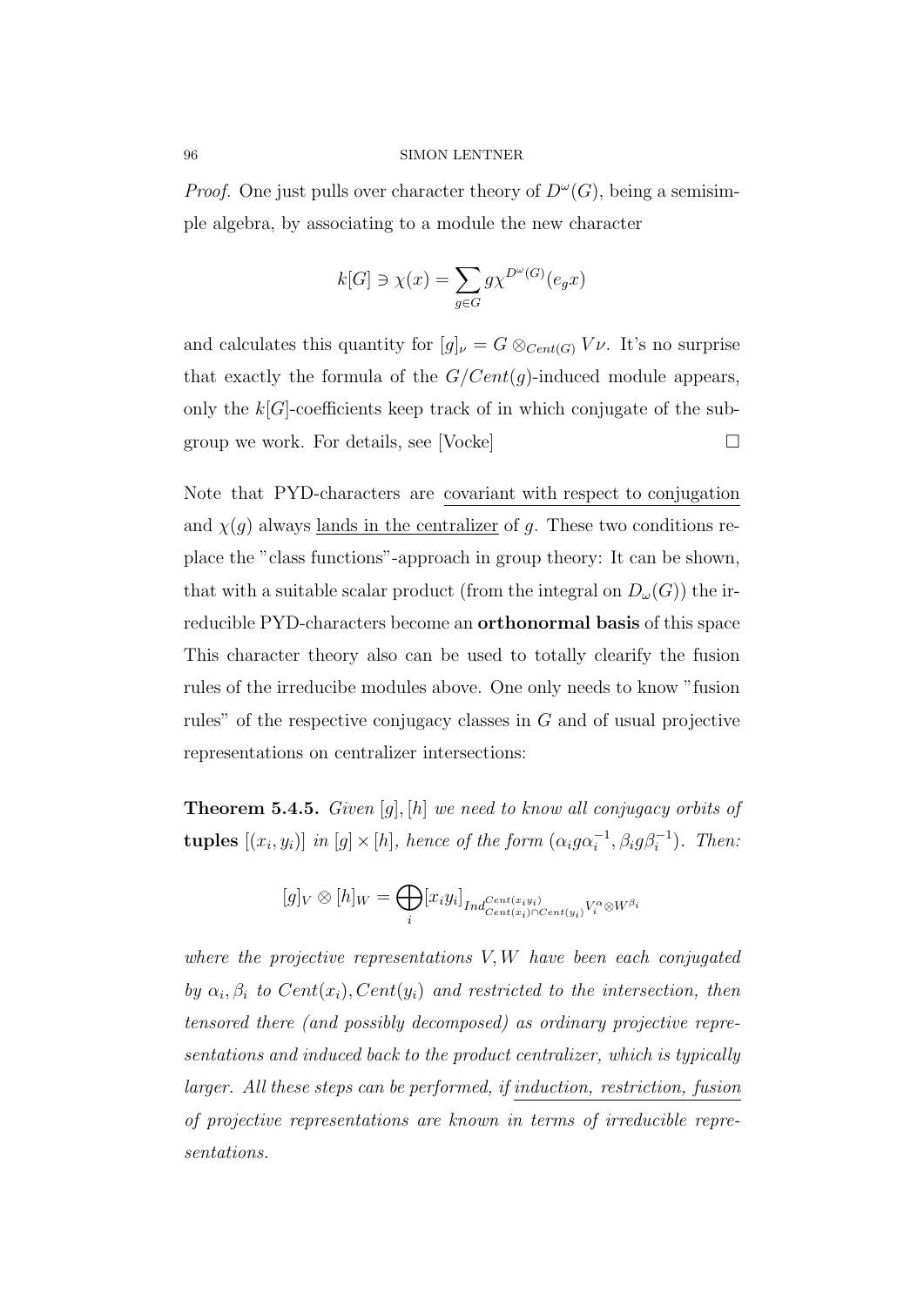*Proof.* One just pulls over character theory of $D^\omega(G)$, being a semisimple algebra, by associating to a module the new character

$$k[G] \ni \chi(x) = \sum_{g \in G} g\chi^{D^\omega(G)}(e_g x)$$

and calculates this quantity for $[g]_\nu = G \otimes_{Cent(G)} V\nu$. It's no surprise that exactly the formula of the $G/Cent(g)$-induced module appears, only the $k[G]$-coefficients keep track of in which conjugate of the subgroup we work. For details, see [Vocke] □

Note that PYD-characters are covariant with respect to conjugation and $\chi(g)$ always lands in the centralizer of $g$. These two conditions replace the "class functions"-approach in group theory: It can be shown, that with a suitable scalar product (from the integral on $D_\omega(G)$) the irreducible PYD-characters become an **orthonormal basis** of this space This character theory also can be used to totally clearify the fusion rules of the irreducibe modules above. One only needs to know "fusion rules" of the respective conjugacy classes in $G$ and of usual projective representations on centralizer intersections:

**Theorem 5.4.5.** *Given $[g], [h]$ we need to know all conjugacy orbits of* **tuples** $[(x_i, y_i)]$ *in $[g] \times [h]$, hence of the form $(\alpha_i g \alpha_i^{-1}, \beta_i g \beta_i^{-1})$. Then:*

$$[g]_V \otimes [h]_W = \bigoplus_i [x_i y_i]_{Ind_{Cent(x_i) \cap Cent(y_i)}^{Cent(x_i y_i)} V_i^{\alpha} \otimes W^{\beta_i}}$$

*where the projective representations $V, W$ have been each conjugated by $\alpha_i, \beta_i$ to $Cent(x_i), Cent(y_i)$ and restricted to the intersection, then tensored there (and possibly decomposed) as ordinary projective representations and induced back to the product centralizer, which is typically larger. All these steps can be performed, if induction, restriction, fusion of projective representations are known in terms of irreducible representations.*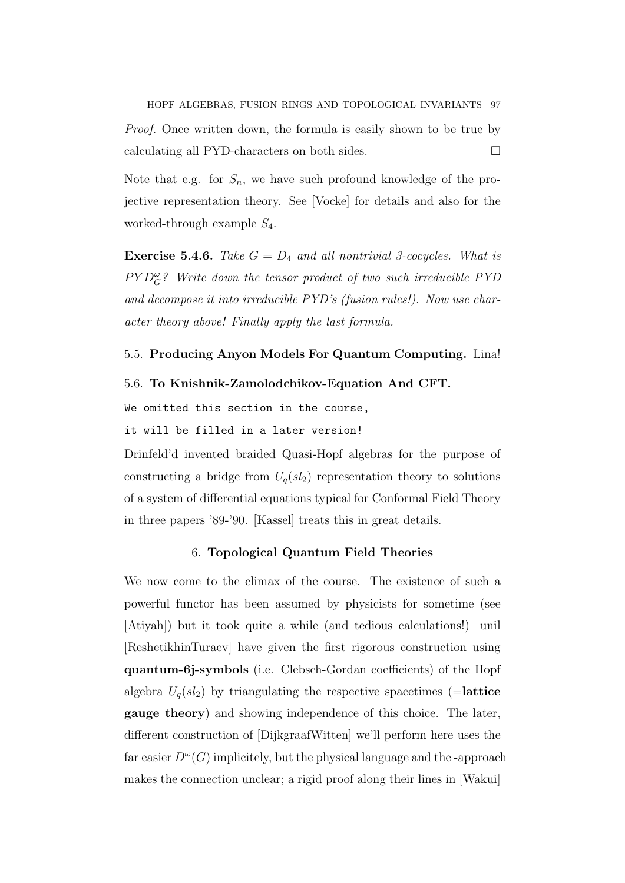*Proof.* Once written down, the formula is easily shown to be true by calculating all PYD-characters on both sides. □

Note that e.g. for $S_n$, we have such profound knowledge of the projective representation theory. See [Vocke] for details and also for the worked-through example $S_4$.

**Exercise 5.4.6.** *Take $G = D_4$ and all nontrivial 3-cocycles. What is $PYD_G^\omega$? Write down the tensor product of two such irreducible PYD and decompose it into irreducible PYD's (fusion rules!). Now use character theory above! Finally apply the last formula.*

### 5.5. **Producing Anyon Models For Quantum Computing.** Lina!

### 5.6. **To Knishnik-Zamolodchikov-Equation And CFT.**

```
We omitted this section in the course,
it will be filled in a later version!
```

Drinfeld'd invented braided Quasi-Hopf algebras for the purpose of constructing a bridge from $U_q(sl_2)$ representation theory to solutions of a system of differential equations typical for Conformal Field Theory in three papers '89-'90. [Kassel] treats this in great details.

## 6. **Topological Quantum Field Theories**

We now come to the climax of the course. The existence of such a powerful functor has been assumed by physicists for sometime (see [Atiyah]) but it took quite a while (and tedious calculations!) unil [ReshetikhinTuraev] have given the first rigorous construction using **quantum-6j-symbols** (i.e. Clebsch-Gordan coefficients) of the Hopf algebra $U_q(sl_2)$ by triangulating the respective spacetimes (=**lattice gauge theory**) and showing independence of this choice. The later, different construction of [DijkgraafWitten] we'll perform here uses the far easier $D^\omega(G)$ implicitely, but the physical language and the -approach makes the connection unclear; a rigid proof along their lines in [Wakui]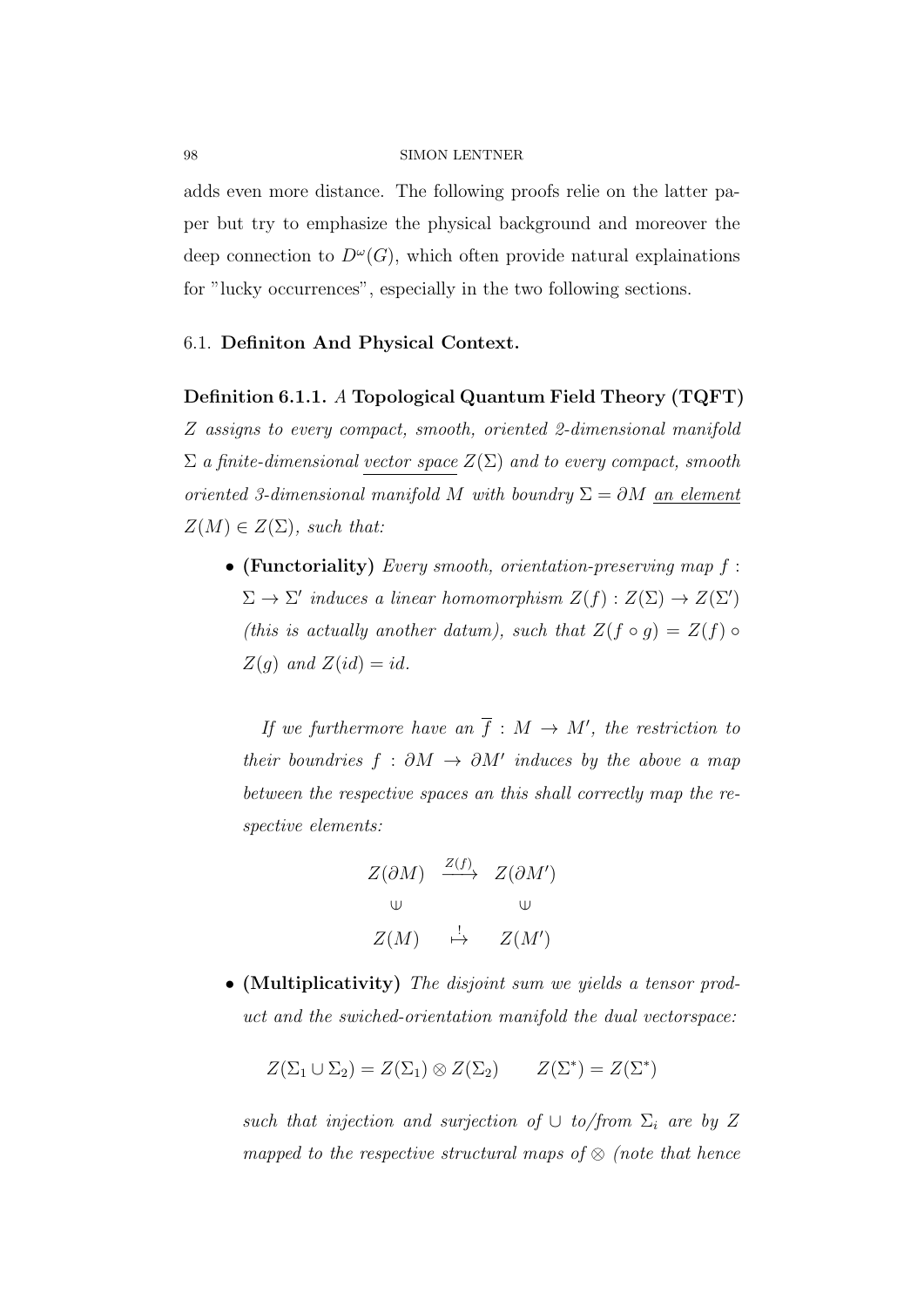adds even more distance. The following proofs relie on the latter paper but try to emphasize the physical background and moreover the deep connection to $D^\omega(G)$, which often provide natural explainations for "lucky occurrences", especially in the two following sections.

## 6.1. Definiton And Physical Context.

**Definition 6.1.1.** *A* **Topological Quantum Field Theory (TQFT)** *$Z$ assigns to every compact, smooth, oriented 2-dimensional manifold $\Sigma$ a finite-dimensional vector space $Z(\Sigma)$ and to every compact, smooth oriented 3-dimensional manifold $M$ with boundry $\Sigma = \partial M$ an element $Z(M) \in Z(\Sigma)$, such that:*

- **(Functoriality)** *Every smooth, orientation-preserving map $f : \Sigma \to \Sigma'$ induces a linear homomorphism $Z(f) : Z(\Sigma) \to Z(\Sigma')$ (this is actually another datum), such that $Z(f \circ g) = Z(f) \circ Z(g)$ and $Z(id) = id$.*

  *If we furthermore have an $\overline{f} : M \to M'$, the restriction to their boundries $f : \partial M \to \partial M'$ induces by the above a map between the respective spaces an this shall correctly map the respective elements:*

$$\begin{array}{ccc} Z(\partial M) & \xrightarrow{Z(f)} & Z(\partial M') \\ \cup & & \cup \\ Z(M) & \overset{!}{\mapsto} & Z(M') \end{array}$$

- **(Multiplicativity)** *The disjoint sum we yields a tensor product and the swiched-orientation manifold the dual vectorspace:*

$$Z(\Sigma_1 \cup \Sigma_2) = Z(\Sigma_1) \otimes Z(\Sigma_2) \qquad Z(\Sigma^*) = Z(\Sigma^*)$$

  *such that injection and surjection of $\cup$ to/from $\Sigma_i$ are by $Z$ mapped to the respective structural maps of $\otimes$ (note that hence*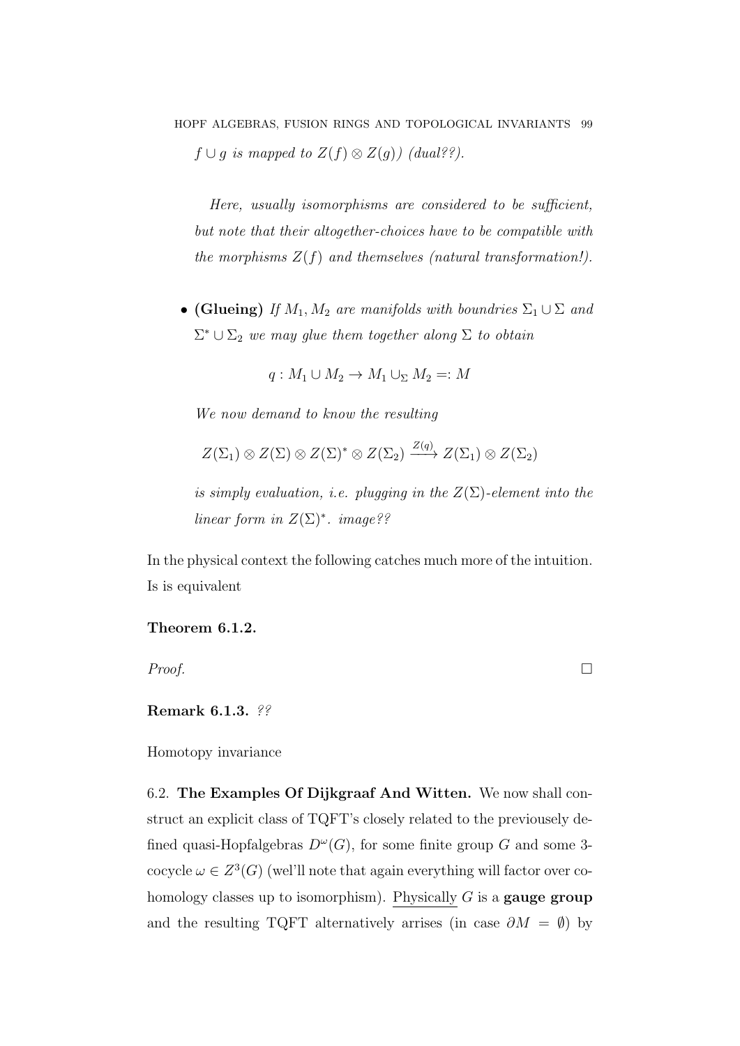*$f \cup g$ is mapped to $Z(f) \otimes Z(g)$) (dual??).*

*Here, usually isomorphisms are considered to be sufficient, but note that their altogether-choices have to be compatible with the morphisms $Z(f)$ and themselves (natural transformation!).*

- **(Glueing)** *If $M_1, M_2$ are manifolds with boundries $\Sigma_1 \cup \Sigma$ and $\Sigma^* \cup \Sigma_2$ we may glue them together along $\Sigma$ to obtain*

  $$q : M_1 \cup M_2 \to M_1 \cup_\Sigma M_2 =: M$$

  *We now demand to know the resulting*

  $$Z(\Sigma_1) \otimes Z(\Sigma) \otimes Z(\Sigma)^* \otimes Z(\Sigma_2) \xrightarrow{Z(q)} Z(\Sigma_1) \otimes Z(\Sigma_2)$$

  *is simply evaluation, i.e. plugging in the $Z(\Sigma)$-element into the linear form in $Z(\Sigma)^*$. image??*

In the physical context the following catches much more of the intuition. Is is equivalent

**Theorem 6.1.2.**

*Proof.* □

**Remark 6.1.3.** *??*

Homotopy invariance

6.2. **The Examples Of Dijkgraaf And Witten.** We now shall construct an explicit class of TQFT's closely related to the previousely defined quasi-Hopfalgebras $D^\omega(G)$, for some finite group $G$ and some 3-cocycle $\omega \in Z^3(G)$ (wel'll note that again everything will factor over cohomology classes up to isomorphism). Physically $G$ is a **gauge group** and the resulting TQFT alternatively arrises (in case $\partial M = \emptyset$) by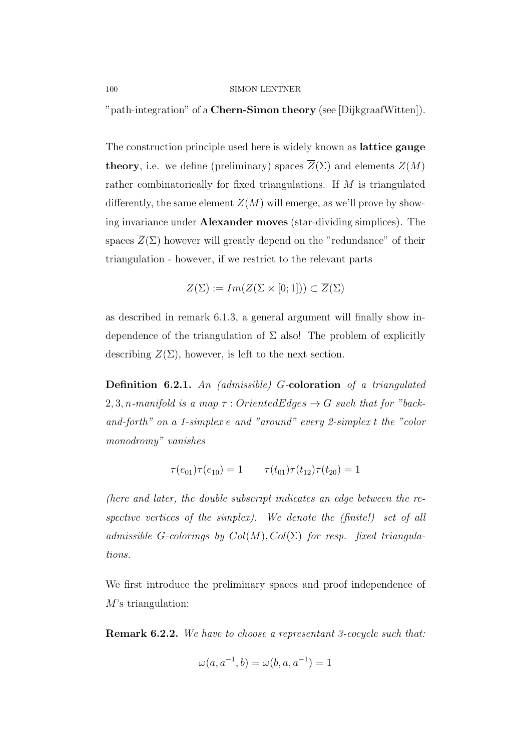"path-integration" of a **Chern-Simon theory** (see [DijkgraafWitten]).

The construction principle used here is widely known as **lattice gauge theory**, i.e. we define (preliminary) spaces $\overline{Z}(\Sigma)$ and elements $Z(M)$ rather combinatorically for fixed triangulations. If $M$ is triangulated differently, the same element $Z(M)$ will emerge, as we'll prove by showing invariance under **Alexander moves** (star-dividing simplices). The spaces $\overline{Z}(\Sigma)$ however will greatly depend on the "redundance" of their triangulation - however, if we restrict to the relevant parts

$$Z(\Sigma) := Im(Z(\Sigma \times [0;1])) \subset \overline{Z}(\Sigma)$$

as described in remark 6.1.3, a general argument will finally show independence of the triangulation of $\Sigma$ also! The problem of explicitly describing $Z(\Sigma)$, however, is left to the next section.

**Definition 6.2.1.** *An (admissible) $G$-**coloration** of a triangulated $2, 3, n$-manifold is a map $\tau : OrientedEdges \to G$ such that for "back-and-forth" on a 1-simplex $e$ and "around" every 2-simplex $t$ the "color monodromy" vanishes*

$$\tau(e_{01})\tau(e_{10}) = 1 \qquad \tau(t_{01})\tau(t_{12})\tau(t_{20}) = 1$$

*(here and later, the double subscript indicates an edge between the respective vertices of the simplex). We denote the (finite!) set of all admissible $G$-colorings by $Col(M), Col(\Sigma)$ for resp. fixed triangulations.*

We first introduce the preliminary spaces and proof independence of $M$'s triangulation:

**Remark 6.2.2.** *We have to choose a representant 3-cocycle such that:*

$$\omega(a, a^{-1}, b) = \omega(b, a, a^{-1}) = 1$$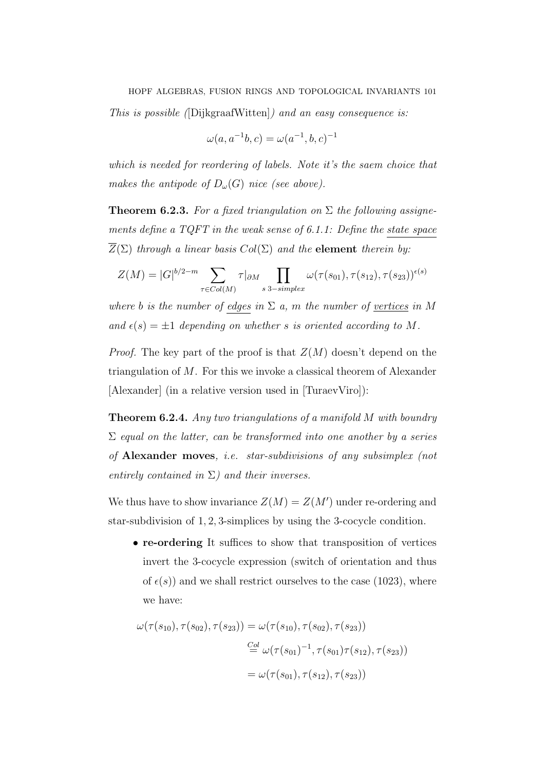*This is possible (*[DijkgraafWitten]*) and an easy consequence is:*

$$\omega(a, a^{-1}b, c) = \omega(a^{-1}, b, c)^{-1}$$

*which is needed for reordering of labels. Note it's the saem choice that makes the antipode of $D_\omega(G)$ nice (see above).*

**Theorem 6.2.3.** *For a fixed triangulation on $\Sigma$ the following assignements define a TQFT in the weak sense of 6.1.1: Define the* <u>*state space*</u> *$\overline{Z}(\Sigma)$ through a linear basis $Col(\Sigma)$ and the* **element** *therein by:*

$$Z(M) = |G|^{b/2-m} \sum_{\tau \in Col(M)} \tau|_{\partial M} \prod_{s\ 3-simplex} \omega(\tau(s_{01}), \tau(s_{12}), \tau(s_{23}))^{\epsilon(s)}$$

*where $b$ is the number of* <u>*edges*</u> *in $\Sigma$ a, $m$ the number of* <u>*vertices*</u> *in $M$ and $\epsilon(s) = \pm 1$ depending on whether $s$ is oriented according to $M$.*

*Proof.* The key part of the proof is that $Z(M)$ doesn't depend on the triangulation of $M$. For this we invoke a classical theorem of Alexander [Alexander] (in a relative version used in [TuraevViro]):

**Theorem 6.2.4.** *Any two triangulations of a manifold $M$ with boundry $\Sigma$ equal on the latter, can be transformed into one another by a series of* **Alexander moves***, i.e. star-subdivisions of any subsimplex (not entirely contained in $\Sigma$) and their inverses.*

We thus have to show invariance $Z(M) = Z(M')$ under re-ordering and star-subdivision of $1, 2, 3$-simplices by using the 3-cocycle condition.

- **re-ordering** It suffices to show that transposition of vertices invert the 3-cocycle expression (switch of orientation and thus of $\epsilon(s)$) and we shall restrict ourselves to the case (1023), where we have:

$$\begin{aligned}
\omega(\tau(s_{10}), \tau(s_{02}), \tau(s_{23})) &= \omega(\tau(s_{10}), \tau(s_{02}), \tau(s_{23})) \\
&\overset{Col}{=} \omega(\tau(s_{01})^{-1}, \tau(s_{01})\tau(s_{12}), \tau(s_{23})) \\
&= \omega(\tau(s_{01}), \tau(s_{12}), \tau(s_{23}))
\end{aligned}$$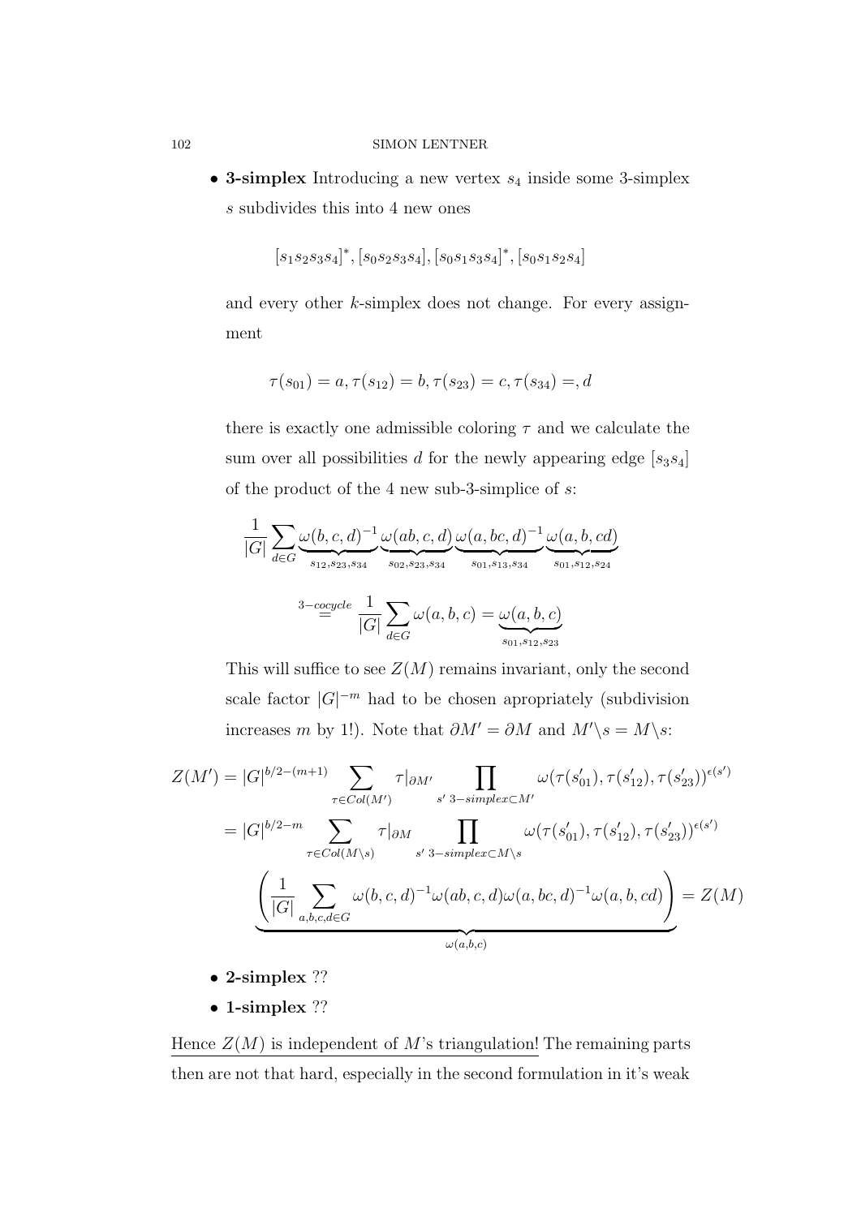- **3-simplex** Introducing a new vertex $s_4$ inside some 3-simplex $s$ subdivides this into 4 new ones

  $$[s_1s_2s_3s_4]^*, [s_0s_2s_3s_4], [s_0s_1s_3s_4]^*, [s_0s_1s_2s_4]$$

  and every other $k$-simplex does not change. For every assignment

  $$\tau(s_{01}) = a, \tau(s_{12}) = b, \tau(s_{23}) = c, \tau(s_{34}) =, d$$

  there is exactly one admissible coloring $\tau$ and we calculate the sum over all possibilities $d$ for the newly appearing edge $[s_3s_4]$ of the product of the 4 new sub-3-simplice of $s$:

  $$\frac{1}{|G|}\sum_{d\in G}\underbrace{\omega(b,c,d)^{-1}}_{s_{12},s_{23},s_{34}}\underbrace{\omega(ab,c,d)}_{s_{02},s_{23},s_{34}}\underbrace{\omega(a,bc,d)^{-1}}_{s_{01},s_{13},s_{34}}\underbrace{\omega(a,b,cd)}_{s_{01},s_{12},s_{24}}$$

  $$\overset{3-cocycle}{=}\frac{1}{|G|}\sum_{d\in G}\omega(a,b,c) = \underbrace{\omega(a,b,c)}_{s_{01},s_{12},s_{23}}$$

  This will suffice to see $Z(M)$ remains invariant, only the second scale factor $|G|^{-m}$ had to be chosen apropriately (subdivision increases $m$ by 1!). Note that $\partial M' = \partial M$ and $M'\backslash s = M\backslash s$:

$$Z(M') = |G|^{b/2-(m+1)}\sum_{\tau\in Col(M')}\tau|_{\partial M'}\prod_{s'\ 3-simplex\subset M'}\omega(\tau(s'_{01}),\tau(s'_{12}),\tau(s'_{23}))^{\epsilon(s')}$$

$$= |G|^{b/2-m}\sum_{\tau\in Col(M\backslash s)}\tau|_{\partial M}\prod_{s'\ 3-simplex\subset M\backslash s}\omega(\tau(s'_{01}),\tau(s'_{12}),\tau(s'_{23}))^{\epsilon(s')}$$

$$\underbrace{\left(\frac{1}{|G|}\sum_{a,b,c,d\in G}\omega(b,c,d)^{-1}\omega(ab,c,d)\omega(a,bc,d)^{-1}\omega(a,b,cd)\right)}_{\omega(a,b,c)} = Z(M)$$

- **2-simplex** ??
- **1-simplex** ??

Hence $Z(M)$ is independent of $M$'s triangulation! The remaining parts then are not that hard, especially in the second formulation in it's weak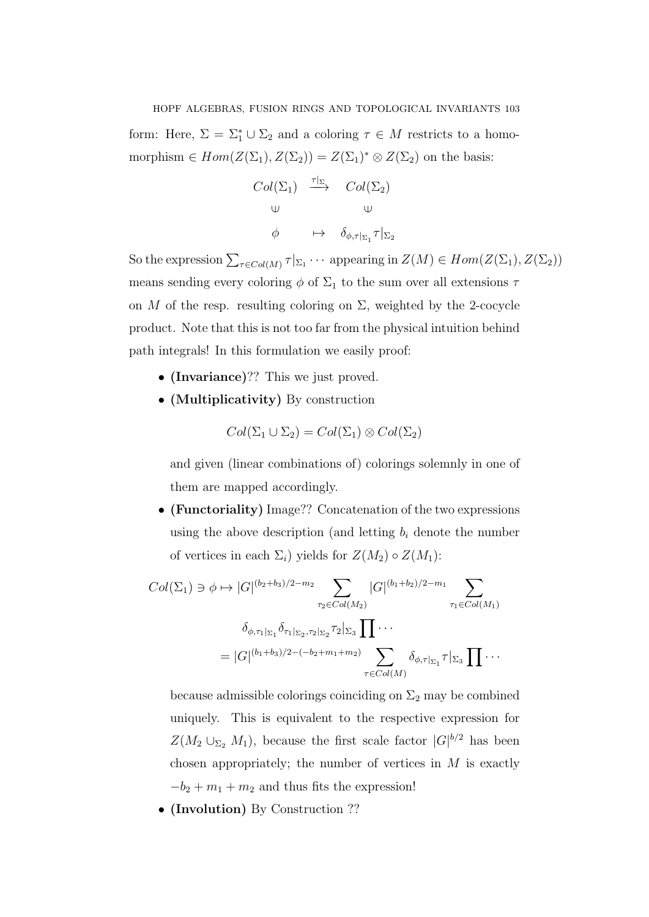form: Here, $\Sigma = \Sigma_1^* \cup \Sigma_2$ and a coloring $\tau \in M$ restricts to a homomorphism $\in Hom(Z(\Sigma_1), Z(\Sigma_2)) = Z(\Sigma_1)^* \otimes Z(\Sigma_2)$ on the basis:

$$\begin{array}{ccc} Col(\Sigma_1) & \xrightarrow{\tau|_\Sigma} & Col(\Sigma_2) \\ \cup & & \cup \\ \phi & \mapsto & \delta_{\phi,\tau|_{\Sigma_1}} \tau|_{\Sigma_2} \end{array}$$

So the expression $\sum_{\tau \in Col(M)} \tau|_{\Sigma_1} \cdots$ appearing in $Z(M) \in Hom(Z(\Sigma_1), Z(\Sigma_2))$ means sending every coloring $\phi$ of $\Sigma_1$ to the sum over all extensions $\tau$ on $M$ of the resp. resulting coloring on $\Sigma$, weighted by the 2-cocycle product. Note that this is not too far from the physical intuition behind path integrals! In this formulation we easily proof:

- **(Invariance)**?? This we just proved.
- **(Multiplicativity)** By construction

  $$Col(\Sigma_1 \cup \Sigma_2) = Col(\Sigma_1) \otimes Col(\Sigma_2)$$

  and given (linear combinations of) colorings solemnly in one of them are mapped accordingly.
- **(Functoriality)** Image?? Concatenation of the two expressions using the above description (and letting $b_i$ denote the number of vertices in each $\Sigma_i$) yields for $Z(M_2) \circ Z(M_1)$:

$$Col(\Sigma_1) \ni \phi \mapsto |G|^{(b_2+b_3)/2-m_2} \sum_{\tau_2 \in Col(M_2)} |G|^{(b_1+b_2)/2-m_1} \sum_{\tau_1 \in Col(M_1)}$$
$$\delta_{\phi,\tau_1|_{\Sigma_1}} \delta_{\tau_1|_{\Sigma_2},\tau_2|_{\Sigma_2}} \tau_2|_{\Sigma_3} \prod \cdots$$
$$= |G|^{(b_1+b_3)/2-(-b_2+m_1+m_2)} \sum_{\tau \in Col(M)} \delta_{\phi,\tau|_{\Sigma_1}} \tau|_{\Sigma_3} \prod \cdots$$

  because admissible colorings coinciding on $\Sigma_2$ may be combined uniquely. This is equivalent to the respective expression for $Z(M_2 \cup_{\Sigma_2} M_1)$, because the first scale factor $|G|^{b/2}$ has been chosen appropriately; the number of vertices in $M$ is exactly $-b_2 + m_1 + m_2$ and thus fits the expression!
- **(Involution)** By Construction ??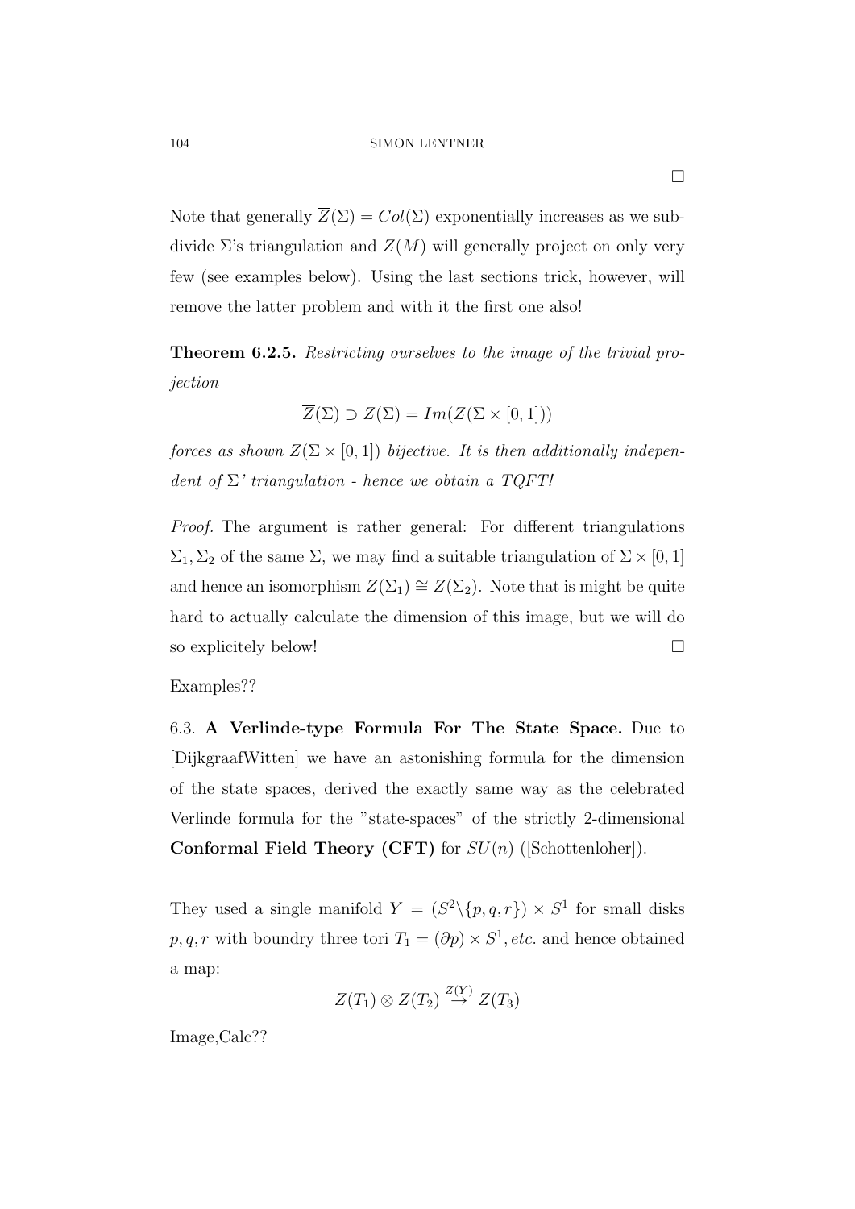□

Note that generally $\overline{Z}(\Sigma) = Col(\Sigma)$ exponentially increases as we subdivide $\Sigma$'s triangulation and $Z(M)$ will generally project on only very few (see examples below). Using the last sections trick, however, will remove the latter problem and with it the first one also!

**Theorem 6.2.5.** *Restricting ourselves to the image of the trivial projection*

$$\overline{Z}(\Sigma) \supset Z(\Sigma) = Im(Z(\Sigma \times [0,1]))$$

*forces as shown* $Z(\Sigma \times [0,1])$ *bijective. It is then additionally independent of* $\Sigma$*' triangulation - hence we obtain a TQFT!*

*Proof.* The argument is rather general: For different triangulations $\Sigma_1, \Sigma_2$ of the same $\Sigma$, we may find a suitable triangulation of $\Sigma \times [0,1]$ and hence an isomorphism $Z(\Sigma_1) \cong Z(\Sigma_2)$. Note that is might be quite hard to actually calculate the dimension of this image, but we will do so explicitely below! □

Examples??

6.3. **A Verlinde-type Formula For The State Space.** Due to [DijkgraafWitten] we have an astonishing formula for the dimension of the state spaces, derived the exactly same way as the celebrated Verlinde formula for the "state-spaces" of the strictly 2-dimensional **Conformal Field Theory (CFT)** for $SU(n)$ ([Schottenloher]).

They used a single manifold $Y = (S^2 \backslash \{p,q,r\}) \times S^1$ for small disks $p, q, r$ with boundry three tori $T_1 = (\partial p) \times S^1, etc.$ and hence obtained a map:

$$Z(T_1) \otimes Z(T_2) \overset{Z(Y)}{\to} Z(T_3)$$

Image,Calc??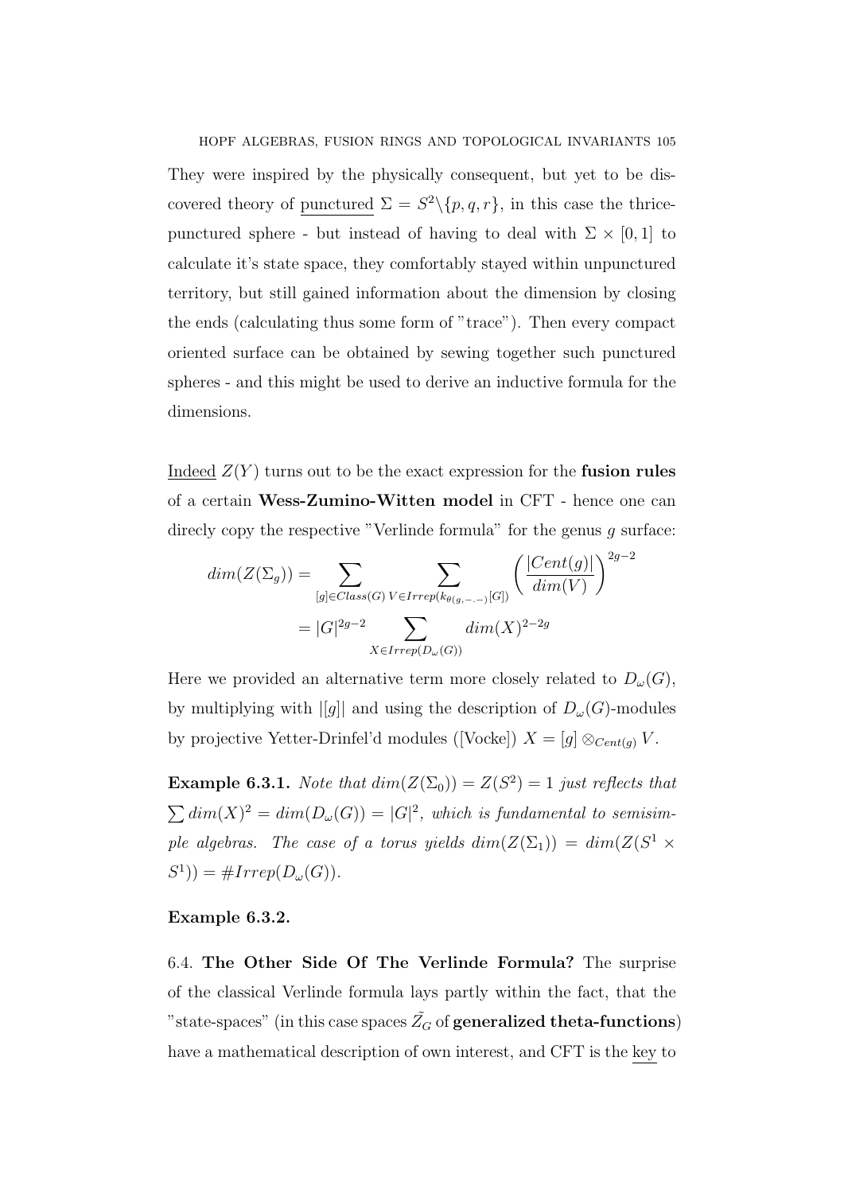They were inspired by the physically consequent, but yet to be discovered theory of punctured $\Sigma = S^2 \backslash \{p, q, r\}$, in this case the thrice-punctured sphere - but instead of having to deal with $\Sigma \times [0, 1]$ to calculate it's state space, they comfortably stayed within unpunctured territory, but still gained information about the dimension by closing the ends (calculating thus some form of "trace"). Then every compact oriented surface can be obtained by sewing together such punctured spheres - and this might be used to derive an inductive formula for the dimensions.

Indeed $Z(Y)$ turns out to be the exact expression for the **fusion rules** of a certain **Wess-Zumino-Witten model** in CFT - hence one can direcly copy the respective "Verlinde formula" for the genus $g$ surface:

$$
\begin{aligned}
dim(Z(\Sigma_g)) &= \sum_{[g] \in Class(G)} \sum_{V \in Irrep(k_{\theta(g,-,-)}[G])} \left( \frac{|Cent(g)|}{dim(V)} \right)^{2g-2} \\
&= |G|^{2g-2} \sum_{X \in Irrep(D_\omega(G))} dim(X)^{2-2g}
\end{aligned}
$$

Here we provided an alternative term more closely related to $D_\omega(G)$, by multiplying with $|[g]|$ and using the description of $D_\omega(G)$-modules by projective Yetter-Drinfel'd modules ([Vocke]) $X = [g] \otimes_{Cent(g)} V$.

**Example 6.3.1.** *Note that $dim(Z(\Sigma_0)) = Z(S^2) = 1$ just reflects that $\sum dim(X)^2 = dim(D_\omega(G)) = |G|^2$, which is fundamental to semisimple algebras. The case of a torus yields $dim(Z(\Sigma_1)) = dim(Z(S^1 \times S^1)) = \#Irrep(D_\omega(G))$.*

**Example 6.3.2.**

6.4. **The Other Side Of The Verlinde Formula?** The surprise of the classical Verlinde formula lays partly within the fact, that the "state-spaces" (in this case spaces $\tilde{Z}_G$ of **generalized theta-functions**) have a mathematical description of own interest, and CFT is the key to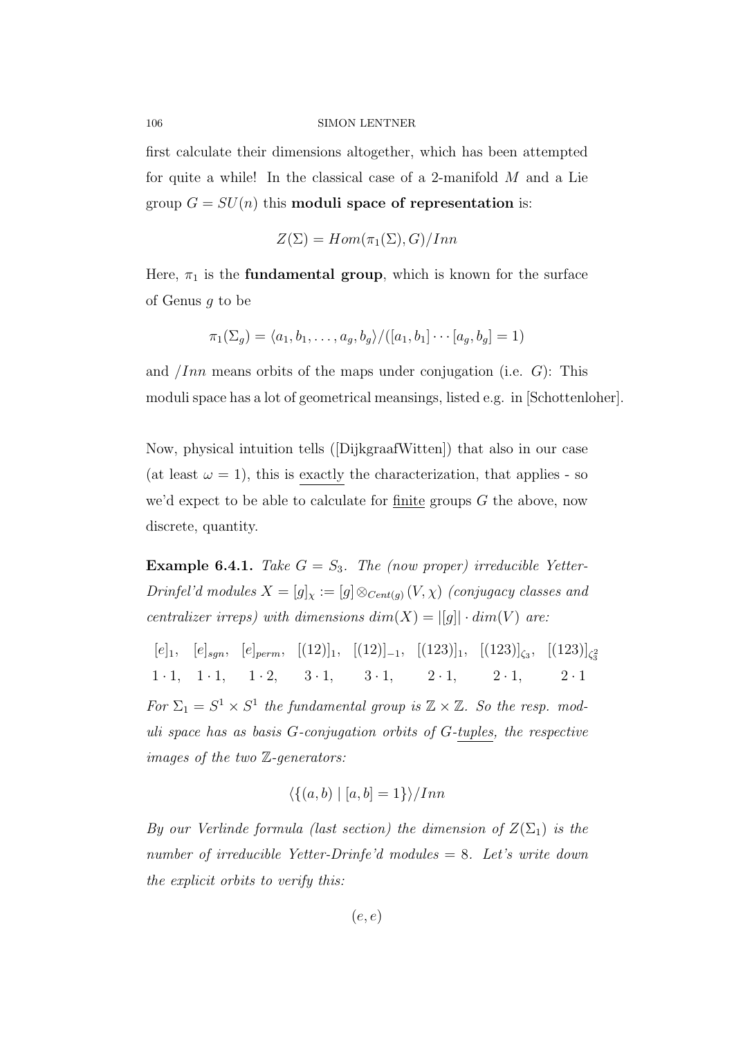first calculate their dimensions altogether, which has been attempted for quite a while! In the classical case of a 2-manifold $M$ and a Lie group $G = SU(n)$ this **moduli space of representation** is:

$$Z(\Sigma) = Hom(\pi_1(\Sigma), G)/Inn$$

Here, $\pi_1$ is the **fundamental group**, which is known for the surface of Genus $g$ to be

$$\pi_1(\Sigma_g) = \langle a_1, b_1, \ldots, a_g, b_g \rangle / ([a_1, b_1] \cdots [a_g, b_g] = 1)$$

and $/Inn$ means orbits of the maps under conjugation (i.e. $G$): This moduli space has a lot of geometrical meansings, listed e.g. in [Schottenloher].

Now, physical intuition tells ([DijkgraafWitten]) that also in our case (at least $\omega = 1$), this is exactly the characterization, that applies - so we'd expect to be able to calculate for finite groups $G$ the above, now discrete, quantity.

**Example 6.4.1.** *Take $G = S_3$. The (now proper) irreducible Yetter-Drinfel'd modules $X = [g]_\chi := [g] \otimes_{Cent(g)} (V, \chi)$ (conjugacy classes and centralizer irreps) with dimensions $dim(X) = |[g]| \cdot dim(V)$ are:*

| $[e]_1$, | $[e]_{sgn}$, | $[e]_{perm}$, | $[(12)]_1$, | $[(12)]_{-1}$, | $[(123)]_1$, | $[(123)]_{\zeta_3}$, | $[(123)]_{\zeta_3^2}$ |
|---|---|---|---|---|---|---|---|
| $1 \cdot 1$, | $1 \cdot 1$, | $1 \cdot 2$, | $3 \cdot 1$, | $3 \cdot 1$, | $2 \cdot 1$, | $2 \cdot 1$, | $2 \cdot 1$ |

*For $\Sigma_1 = S^1 \times S^1$ the fundamental group is $\mathbb{Z} \times \mathbb{Z}$. So the resp. moduli space has as basis $G$-conjugation orbits of $G$-tuples, the respective images of the two $\mathbb{Z}$-generators:*

$$\langle \{(a, b) \mid [a, b] = 1\} \rangle / Inn$$

*By our Verlinde formula (last section) the dimension of $Z(\Sigma_1)$ is the number of irreducible Yetter-Drinfe'd modules $= 8$. Let's write down the explicit orbits to verify this:*

$$(e, e)$$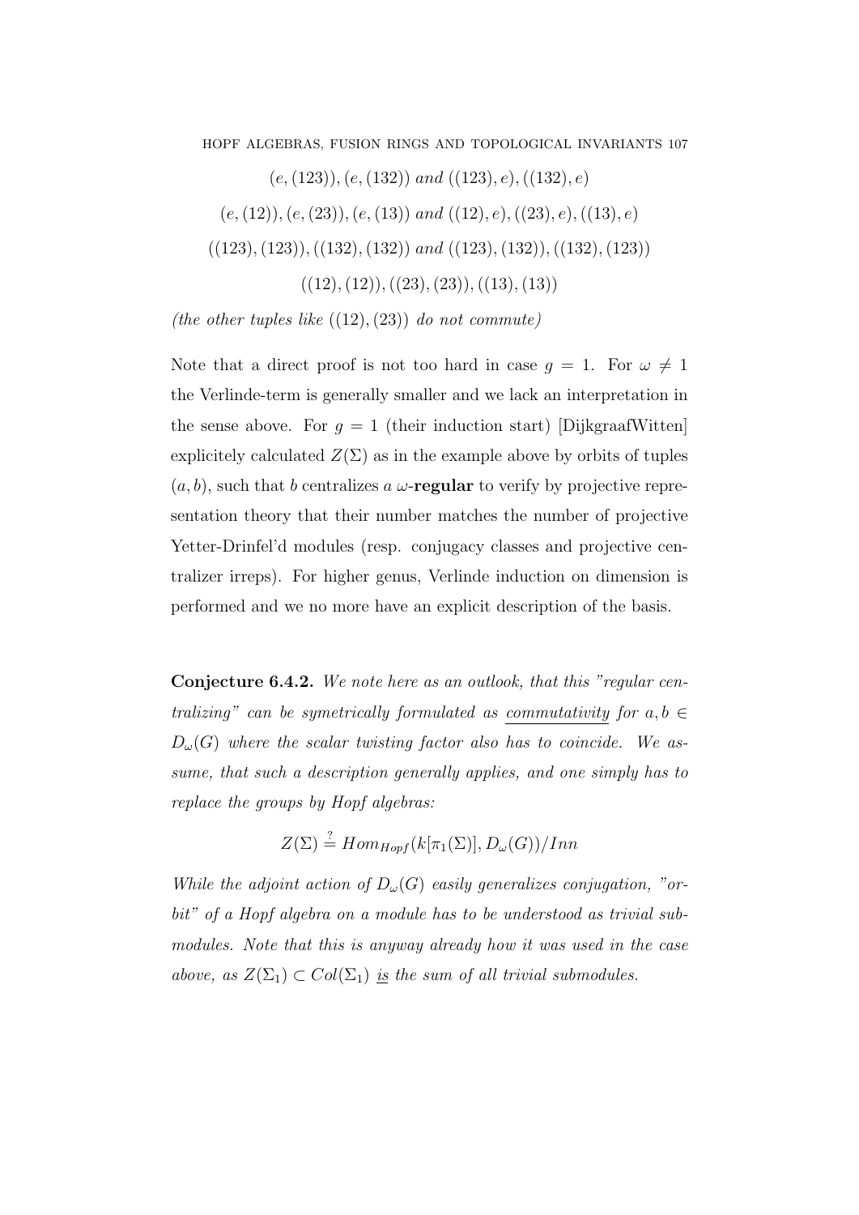$$(e,(123)),(e,(132)) \text{ and } ((123),e),((132),e)$$

$$(e,(12)),(e,(23)),(e,(13)) \text{ and } ((12),e),((23),e),((13),e)$$

$$((123),(123)),((132),(132)) \text{ and } ((123),(132)),((132),(123))$$

$$((12),(12)),((23),(23)),((13),(13))$$

*(the other tuples like $((12),(23))$ do not commute)*

Note that a direct proof is not too hard in case $g = 1$. For $\omega \neq 1$ the Verlinde-term is generally smaller and we lack an interpretation in the sense above. For $g = 1$ (their induction start) [DijkgraafWitten] explicitely calculated $Z(\Sigma)$ as in the example above by orbits of tuples $(a, b)$, such that $b$ centralizes $a$ $\omega$-**regular** to verify by projective representation theory that their number matches the number of projective Yetter-Drinfel'd modules (resp. conjugacy classes and projective centralizer irreps). For higher genus, Verlinde induction on dimension is performed and we no more have an explicit description of the basis.

**Conjecture 6.4.2.** *We note here as an outlook, that this "regular centralizing" can be symetrically formulated as* <u>*commutativity*</u> *for $a, b \in D_\omega(G)$ where the scalar twisting factor also has to coincide. We assume, that such a description generally applies, and one simply has to replace the groups by Hopf algebras:*

$$Z(\Sigma) \stackrel{?}{=} Hom_{Hopf}(k[\pi_1(\Sigma)], D_\omega(G))/Inn$$

*While the adjoint action of $D_\omega(G)$ easily generalizes conjugation, "orbit" of a Hopf algebra on a module has to be understood as trivial submodules. Note that this is anyway already how it was used in the case above, as $Z(\Sigma_1) \subset Col(\Sigma_1)$* <u>*is*</u> *the sum of all trivial submodules.*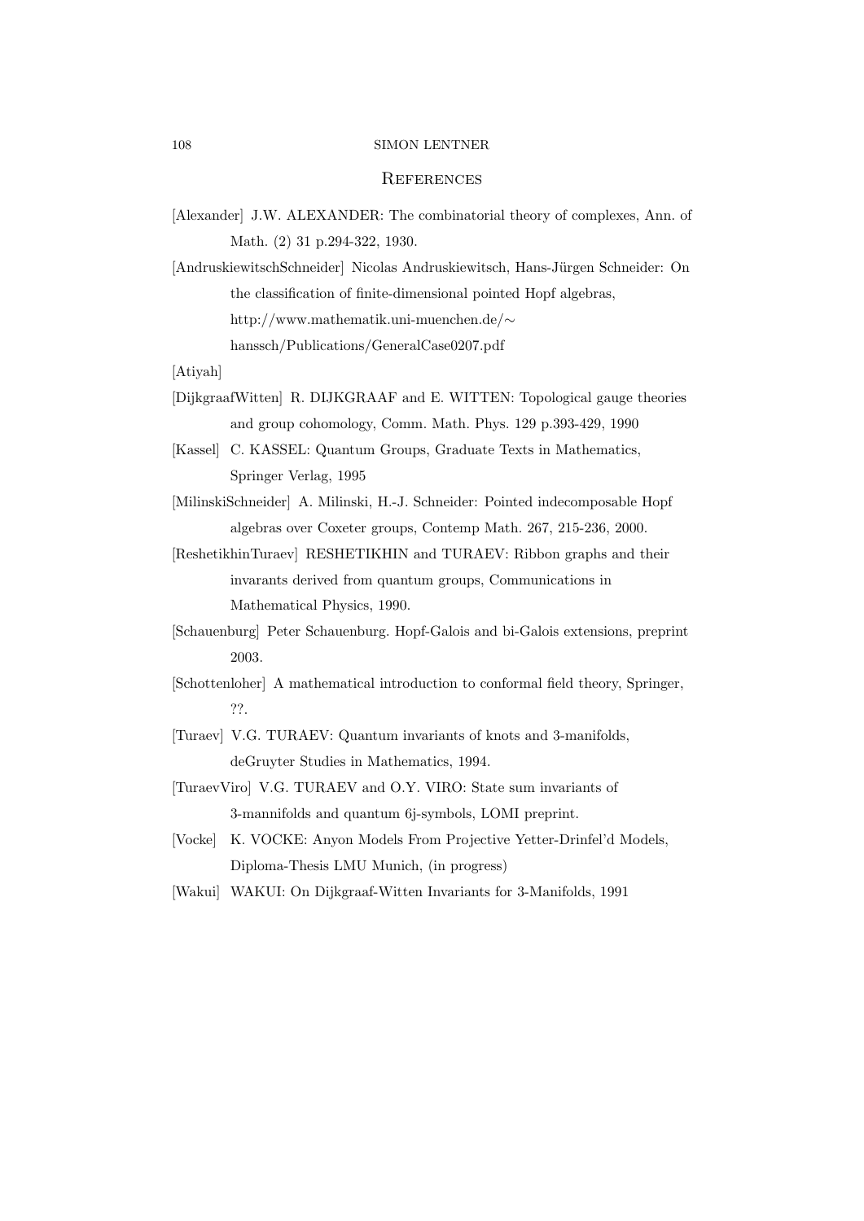## References

[Alexander] J.W. ALEXANDER: The combinatorial theory of complexes, Ann. of Math. (2) 31 p.294-322, 1930.

[AndruskiewitschSchneider] Nicolas Andruskiewitsch, Hans-Jürgen Schneider: On the classification of finite-dimensional pointed Hopf algebras, http://www.mathematik.uni-muenchen.de/∼ hanssch/Publications/GeneralCase0207.pdf

[Atiyah]

[DijkgraafWitten] R. DIJKGRAAF and E. WITTEN: Topological gauge theories and group cohomology, Comm. Math. Phys. 129 p.393-429, 1990

[Kassel] C. KASSEL: Quantum Groups, Graduate Texts in Mathematics, Springer Verlag, 1995

[MilinskiSchneider] A. Milinski, H.-J. Schneider: Pointed indecomposable Hopf algebras over Coxeter groups, Contemp Math. 267, 215-236, 2000.

[ReshetikhinTuraev] RESHETIKHIN and TURAEV: Ribbon graphs and their invarants derived from quantum groups, Communications in Mathematical Physics, 1990.

[Schauenburg] Peter Schauenburg. Hopf-Galois and bi-Galois extensions, preprint 2003.

[Schottenloher] A mathematical introduction to conformal field theory, Springer, ??.

[Turaev] V.G. TURAEV: Quantum invariants of knots and 3-manifolds, deGruyter Studies in Mathematics, 1994.

[TuraevViro] V.G. TURAEV and O.Y. VIRO: State sum invariants of 3-mannifolds and quantum 6j-symbols, LOMI preprint.

[Vocke] K. VOCKE: Anyon Models From Projective Yetter-Drinfel'd Models, Diploma-Thesis LMU Munich, (in progress)

[Wakui] WAKUI: On Dijkgraaf-Witten Invariants for 3-Manifolds, 1991